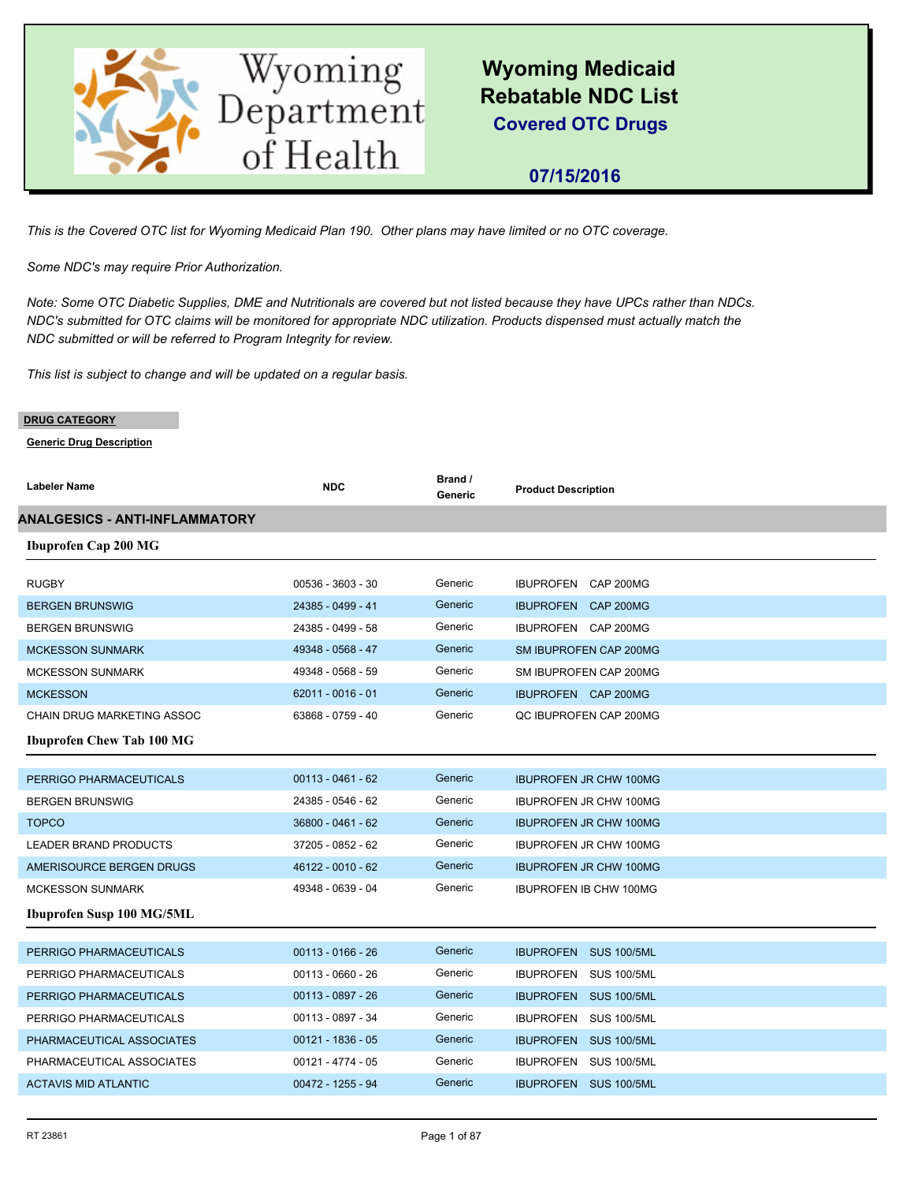# Wyoming Department of Health

## Wyoming Medicaid Rebatable NDC List

### Covered OTC Drugs

**07/15/2016**

*This is the Covered OTC list for Wyoming Medicaid Plan 190. Other plans may have limited or no OTC coverage.*

*Some NDC's may require Prior Authorization.*

*Note: Some OTC Diabetic Supplies, DME and Nutritionals are covered but not listed because they have UPCs rather than NDCs. NDC's submitted for OTC claims will be monitored for appropriate NDC utilization. Products dispensed must actually match the NDC submitted or will be referred to Program Integrity for review.*

*This list is subject to change and will be updated on a regular basis.*

**DRUG CATEGORY**

**Generic Drug Description**

| Labeler Name | NDC | Brand / Generic | Product Description |
|---|---|---|---|
| **ANALGESICS - ANTI-INFLAMMATORY** | | | |
| **Ibuprofen Cap 200 MG** | | | |
| RUGBY | 00536 - 3603 - 30 | Generic | IBUPROFEN CAP 200MG |
| BERGEN BRUNSWIG | 24385 - 0499 - 41 | Generic | IBUPROFEN CAP 200MG |
| BERGEN BRUNSWIG | 24385 - 0499 - 58 | Generic | IBUPROFEN CAP 200MG |
| MCKESSON SUNMARK | 49348 - 0568 - 47 | Generic | SM IBUPROFEN CAP 200MG |
| MCKESSON SUNMARK | 49348 - 0568 - 59 | Generic | SM IBUPROFEN CAP 200MG |
| MCKESSON | 62011 - 0016 - 01 | Generic | IBUPROFEN CAP 200MG |
| CHAIN DRUG MARKETING ASSOC | 63868 - 0759 - 40 | Generic | QC IBUPROFEN CAP 200MG |
| **Ibuprofen Chew Tab 100 MG** | | | |
| PERRIGO PHARMACEUTICALS | 00113 - 0461 - 62 | Generic | IBUPROFEN JR CHW 100MG |
| BERGEN BRUNSWIG | 24385 - 0546 - 62 | Generic | IBUPROFEN JR CHW 100MG |
| TOPCO | 36800 - 0461 - 62 | Generic | IBUPROFEN JR CHW 100MG |
| LEADER BRAND PRODUCTS | 37205 - 0852 - 62 | Generic | IBUPROFEN JR CHW 100MG |
| AMERISOURCE BERGEN DRUGS | 46122 - 0010 - 62 | Generic | IBUPROFEN JR CHW 100MG |
| MCKESSON SUNMARK | 49348 - 0639 - 04 | Generic | IBUPROFEN IB CHW 100MG |
| **Ibuprofen Susp 100 MG/5ML** | | | |
| PERRIGO PHARMACEUTICALS | 00113 - 0166 - 26 | Generic | IBUPROFEN SUS 100/5ML |
| PERRIGO PHARMACEUTICALS | 00113 - 0660 - 26 | Generic | IBUPROFEN SUS 100/5ML |
| PERRIGO PHARMACEUTICALS | 00113 - 0897 - 26 | Generic | IBUPROFEN SUS 100/5ML |
| PERRIGO PHARMACEUTICALS | 00113 - 0897 - 34 | Generic | IBUPROFEN SUS 100/5ML |
| PHARMACEUTICAL ASSOCIATES | 00121 - 1836 - 05 | Generic | IBUPROFEN SUS 100/5ML |
| PHARMACEUTICAL ASSOCIATES | 00121 - 4774 - 05 | Generic | IBUPROFEN SUS 100/5ML |
| ACTAVIS MID ATLANTIC | 00472 - 1255 - 94 | Generic | IBUPROFEN SUS 100/5ML |

RT 23861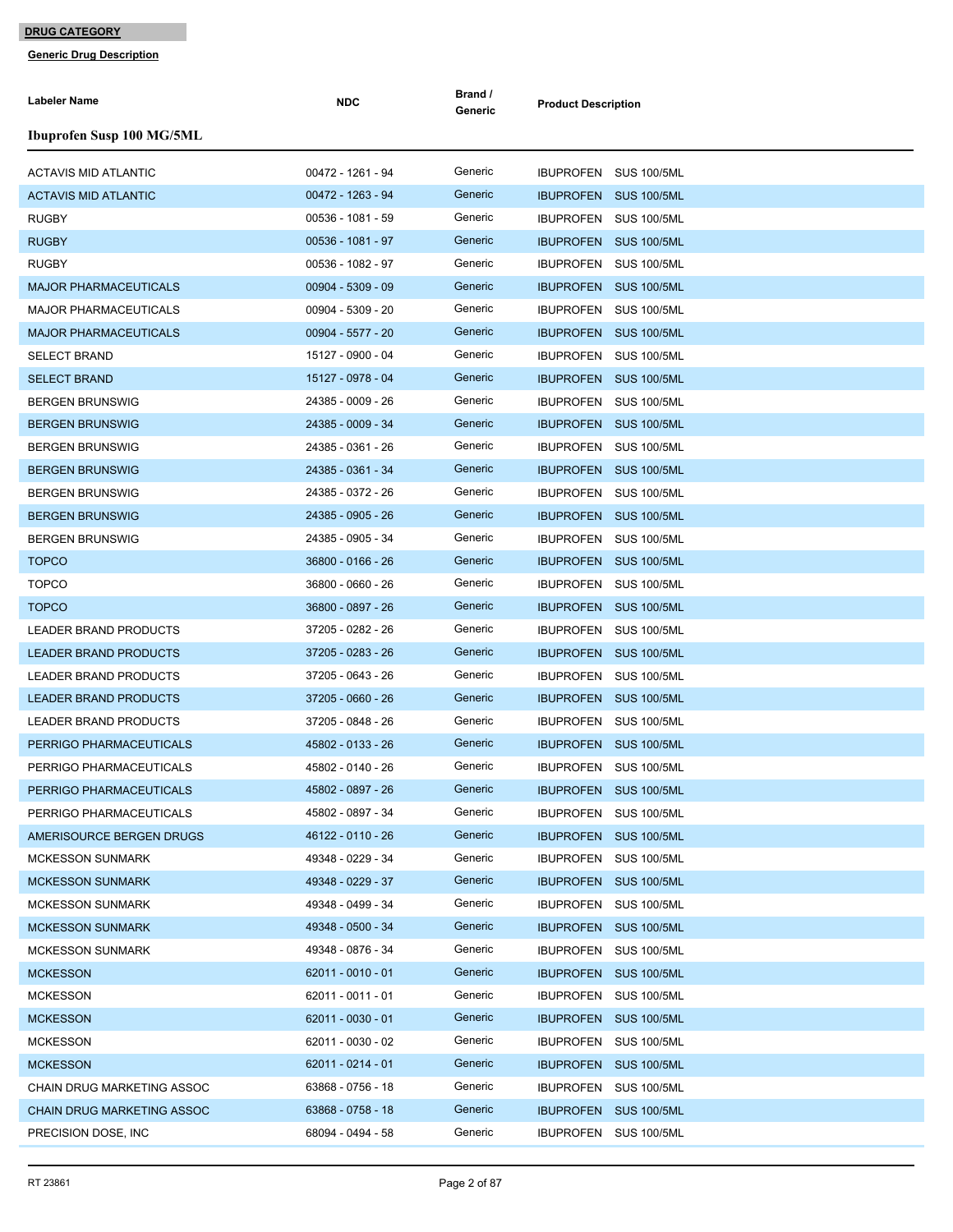**DRUG CATEGORY**

**Generic Drug Description**

**Ibuprofen Susp 100 MG/5ML**

| Labeler Name | NDC | Brand / Generic | Product Description |
|---|---|---|---|
| ACTAVIS MID ATLANTIC | 00472 - 1261 - 94 | Generic | IBUPROFEN SUS 100/5ML |
| ACTAVIS MID ATLANTIC | 00472 - 1263 - 94 | Generic | IBUPROFEN SUS 100/5ML |
| RUGBY | 00536 - 1081 - 59 | Generic | IBUPROFEN SUS 100/5ML |
| RUGBY | 00536 - 1081 - 97 | Generic | IBUPROFEN SUS 100/5ML |
| RUGBY | 00536 - 1082 - 97 | Generic | IBUPROFEN SUS 100/5ML |
| MAJOR PHARMACEUTICALS | 00904 - 5309 - 09 | Generic | IBUPROFEN SUS 100/5ML |
| MAJOR PHARMACEUTICALS | 00904 - 5309 - 20 | Generic | IBUPROFEN SUS 100/5ML |
| MAJOR PHARMACEUTICALS | 00904 - 5577 - 20 | Generic | IBUPROFEN SUS 100/5ML |
| SELECT BRAND | 15127 - 0900 - 04 | Generic | IBUPROFEN SUS 100/5ML |
| SELECT BRAND | 15127 - 0978 - 04 | Generic | IBUPROFEN SUS 100/5ML |
| BERGEN BRUNSWIG | 24385 - 0009 - 26 | Generic | IBUPROFEN SUS 100/5ML |
| BERGEN BRUNSWIG | 24385 - 0009 - 34 | Generic | IBUPROFEN SUS 100/5ML |
| BERGEN BRUNSWIG | 24385 - 0361 - 26 | Generic | IBUPROFEN SUS 100/5ML |
| BERGEN BRUNSWIG | 24385 - 0361 - 34 | Generic | IBUPROFEN SUS 100/5ML |
| BERGEN BRUNSWIG | 24385 - 0372 - 26 | Generic | IBUPROFEN SUS 100/5ML |
| BERGEN BRUNSWIG | 24385 - 0905 - 26 | Generic | IBUPROFEN SUS 100/5ML |
| BERGEN BRUNSWIG | 24385 - 0905 - 34 | Generic | IBUPROFEN SUS 100/5ML |
| TOPCO | 36800 - 0166 - 26 | Generic | IBUPROFEN SUS 100/5ML |
| TOPCO | 36800 - 0660 - 26 | Generic | IBUPROFEN SUS 100/5ML |
| TOPCO | 36800 - 0897 - 26 | Generic | IBUPROFEN SUS 100/5ML |
| LEADER BRAND PRODUCTS | 37205 - 0282 - 26 | Generic | IBUPROFEN SUS 100/5ML |
| LEADER BRAND PRODUCTS | 37205 - 0283 - 26 | Generic | IBUPROFEN SUS 100/5ML |
| LEADER BRAND PRODUCTS | 37205 - 0643 - 26 | Generic | IBUPROFEN SUS 100/5ML |
| LEADER BRAND PRODUCTS | 37205 - 0660 - 26 | Generic | IBUPROFEN SUS 100/5ML |
| LEADER BRAND PRODUCTS | 37205 - 0848 - 26 | Generic | IBUPROFEN SUS 100/5ML |
| PERRIGO PHARMACEUTICALS | 45802 - 0133 - 26 | Generic | IBUPROFEN SUS 100/5ML |
| PERRIGO PHARMACEUTICALS | 45802 - 0140 - 26 | Generic | IBUPROFEN SUS 100/5ML |
| PERRIGO PHARMACEUTICALS | 45802 - 0897 - 26 | Generic | IBUPROFEN SUS 100/5ML |
| PERRIGO PHARMACEUTICALS | 45802 - 0897 - 34 | Generic | IBUPROFEN SUS 100/5ML |
| AMERISOURCE BERGEN DRUGS | 46122 - 0110 - 26 | Generic | IBUPROFEN SUS 100/5ML |
| MCKESSON SUNMARK | 49348 - 0229 - 34 | Generic | IBUPROFEN SUS 100/5ML |
| MCKESSON SUNMARK | 49348 - 0229 - 37 | Generic | IBUPROFEN SUS 100/5ML |
| MCKESSON SUNMARK | 49348 - 0499 - 34 | Generic | IBUPROFEN SUS 100/5ML |
| MCKESSON SUNMARK | 49348 - 0500 - 34 | Generic | IBUPROFEN SUS 100/5ML |
| MCKESSON SUNMARK | 49348 - 0876 - 34 | Generic | IBUPROFEN SUS 100/5ML |
| MCKESSON | 62011 - 0010 - 01 | Generic | IBUPROFEN SUS 100/5ML |
| MCKESSON | 62011 - 0011 - 01 | Generic | IBUPROFEN SUS 100/5ML |
| MCKESSON | 62011 - 0030 - 01 | Generic | IBUPROFEN SUS 100/5ML |
| MCKESSON | 62011 - 0030 - 02 | Generic | IBUPROFEN SUS 100/5ML |
| MCKESSON | 62011 - 0214 - 01 | Generic | IBUPROFEN SUS 100/5ML |
| CHAIN DRUG MARKETING ASSOC | 63868 - 0756 - 18 | Generic | IBUPROFEN SUS 100/5ML |
| CHAIN DRUG MARKETING ASSOC | 63868 - 0758 - 18 | Generic | IBUPROFEN SUS 100/5ML |
| PRECISION DOSE, INC | 68094 - 0494 - 58 | Generic | IBUPROFEN SUS 100/5ML |

RT 23861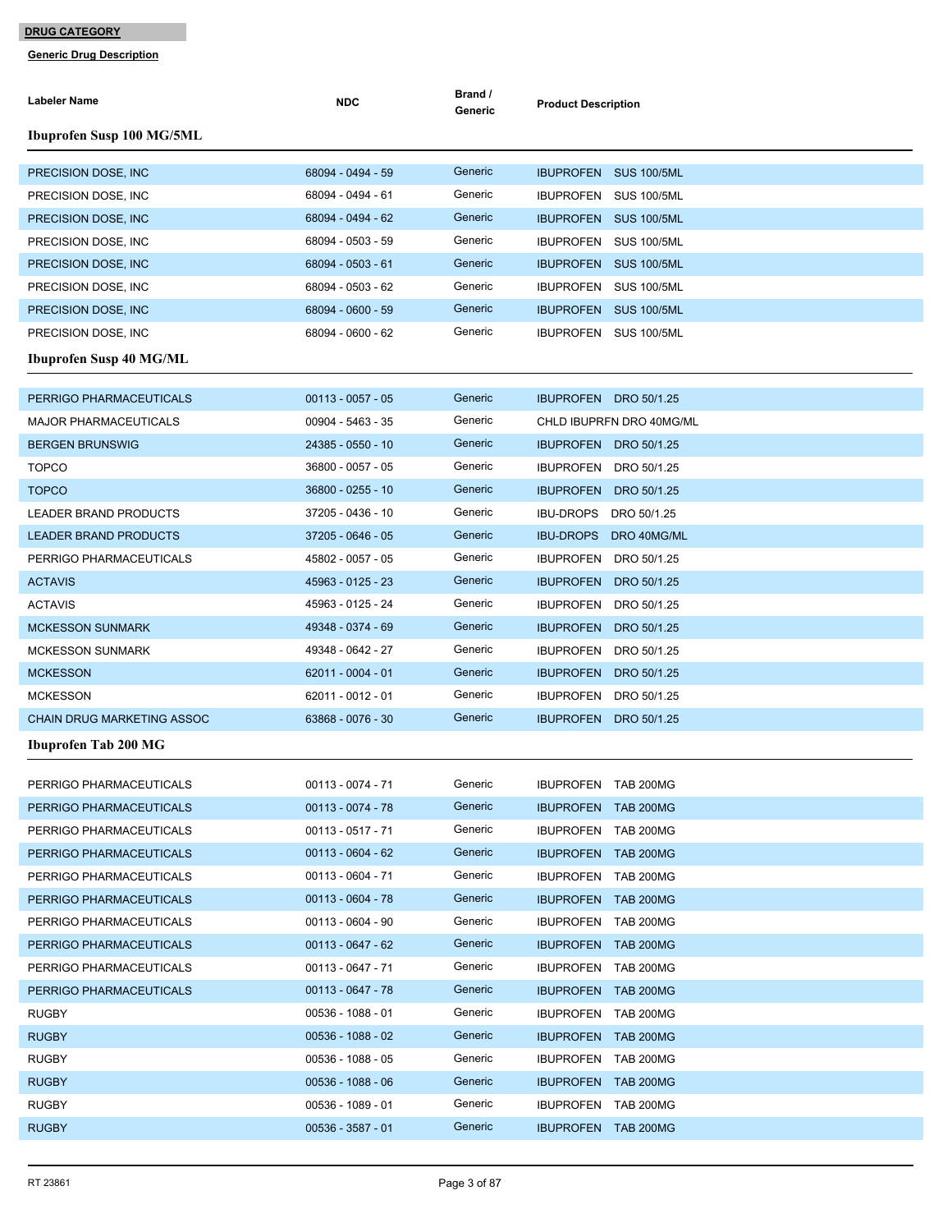**DRUG CATEGORY**

**Generic Drug Description**

| Labeler Name | NDC | Brand / Generic | Product Description |
|---|---|---|---|
| **Ibuprofen Susp 100 MG/5ML** | | | |
| PRECISION DOSE, INC | 68094 - 0494 - 59 | Generic | IBUPROFEN SUS 100/5ML |
| PRECISION DOSE, INC | 68094 - 0494 - 61 | Generic | IBUPROFEN SUS 100/5ML |
| PRECISION DOSE, INC | 68094 - 0494 - 62 | Generic | IBUPROFEN SUS 100/5ML |
| PRECISION DOSE, INC | 68094 - 0503 - 59 | Generic | IBUPROFEN SUS 100/5ML |
| PRECISION DOSE, INC | 68094 - 0503 - 61 | Generic | IBUPROFEN SUS 100/5ML |
| PRECISION DOSE, INC | 68094 - 0503 - 62 | Generic | IBUPROFEN SUS 100/5ML |
| PRECISION DOSE, INC | 68094 - 0600 - 59 | Generic | IBUPROFEN SUS 100/5ML |
| PRECISION DOSE, INC | 68094 - 0600 - 62 | Generic | IBUPROFEN SUS 100/5ML |
| **Ibuprofen Susp 40 MG/ML** | | | |
| PERRIGO PHARMACEUTICALS | 00113 - 0057 - 05 | Generic | IBUPROFEN DRO 50/1.25 |
| MAJOR PHARMACEUTICALS | 00904 - 5463 - 35 | Generic | CHLD IBUPRFN DRO 40MG/ML |
| BERGEN BRUNSWIG | 24385 - 0550 - 10 | Generic | IBUPROFEN DRO 50/1.25 |
| TOPCO | 36800 - 0057 - 05 | Generic | IBUPROFEN DRO 50/1.25 |
| TOPCO | 36800 - 0255 - 10 | Generic | IBUPROFEN DRO 50/1.25 |
| LEADER BRAND PRODUCTS | 37205 - 0436 - 10 | Generic | IBU-DROPS DRO 50/1.25 |
| LEADER BRAND PRODUCTS | 37205 - 0646 - 05 | Generic | IBU-DROPS DRO 40MG/ML |
| PERRIGO PHARMACEUTICALS | 45802 - 0057 - 05 | Generic | IBUPROFEN DRO 50/1.25 |
| ACTAVIS | 45963 - 0125 - 23 | Generic | IBUPROFEN DRO 50/1.25 |
| ACTAVIS | 45963 - 0125 - 24 | Generic | IBUPROFEN DRO 50/1.25 |
| MCKESSON SUNMARK | 49348 - 0374 - 69 | Generic | IBUPROFEN DRO 50/1.25 |
| MCKESSON SUNMARK | 49348 - 0642 - 27 | Generic | IBUPROFEN DRO 50/1.25 |
| MCKESSON | 62011 - 0004 - 01 | Generic | IBUPROFEN DRO 50/1.25 |
| MCKESSON | 62011 - 0012 - 01 | Generic | IBUPROFEN DRO 50/1.25 |
| CHAIN DRUG MARKETING ASSOC | 63868 - 0076 - 30 | Generic | IBUPROFEN DRO 50/1.25 |
| **Ibuprofen Tab 200 MG** | | | |
| PERRIGO PHARMACEUTICALS | 00113 - 0074 - 71 | Generic | IBUPROFEN TAB 200MG |
| PERRIGO PHARMACEUTICALS | 00113 - 0074 - 78 | Generic | IBUPROFEN TAB 200MG |
| PERRIGO PHARMACEUTICALS | 00113 - 0517 - 71 | Generic | IBUPROFEN TAB 200MG |
| PERRIGO PHARMACEUTICALS | 00113 - 0604 - 62 | Generic | IBUPROFEN TAB 200MG |
| PERRIGO PHARMACEUTICALS | 00113 - 0604 - 71 | Generic | IBUPROFEN TAB 200MG |
| PERRIGO PHARMACEUTICALS | 00113 - 0604 - 78 | Generic | IBUPROFEN TAB 200MG |
| PERRIGO PHARMACEUTICALS | 00113 - 0604 - 90 | Generic | IBUPROFEN TAB 200MG |
| PERRIGO PHARMACEUTICALS | 00113 - 0647 - 62 | Generic | IBUPROFEN TAB 200MG |
| PERRIGO PHARMACEUTICALS | 00113 - 0647 - 71 | Generic | IBUPROFEN TAB 200MG |
| PERRIGO PHARMACEUTICALS | 00113 - 0647 - 78 | Generic | IBUPROFEN TAB 200MG |
| RUGBY | 00536 - 1088 - 01 | Generic | IBUPROFEN TAB 200MG |
| RUGBY | 00536 - 1088 - 02 | Generic | IBUPROFEN TAB 200MG |
| RUGBY | 00536 - 1088 - 05 | Generic | IBUPROFEN TAB 200MG |
| RUGBY | 00536 - 1088 - 06 | Generic | IBUPROFEN TAB 200MG |
| RUGBY | 00536 - 1089 - 01 | Generic | IBUPROFEN TAB 200MG |
| RUGBY | 00536 - 3587 - 01 | Generic | IBUPROFEN TAB 200MG |

RT 23861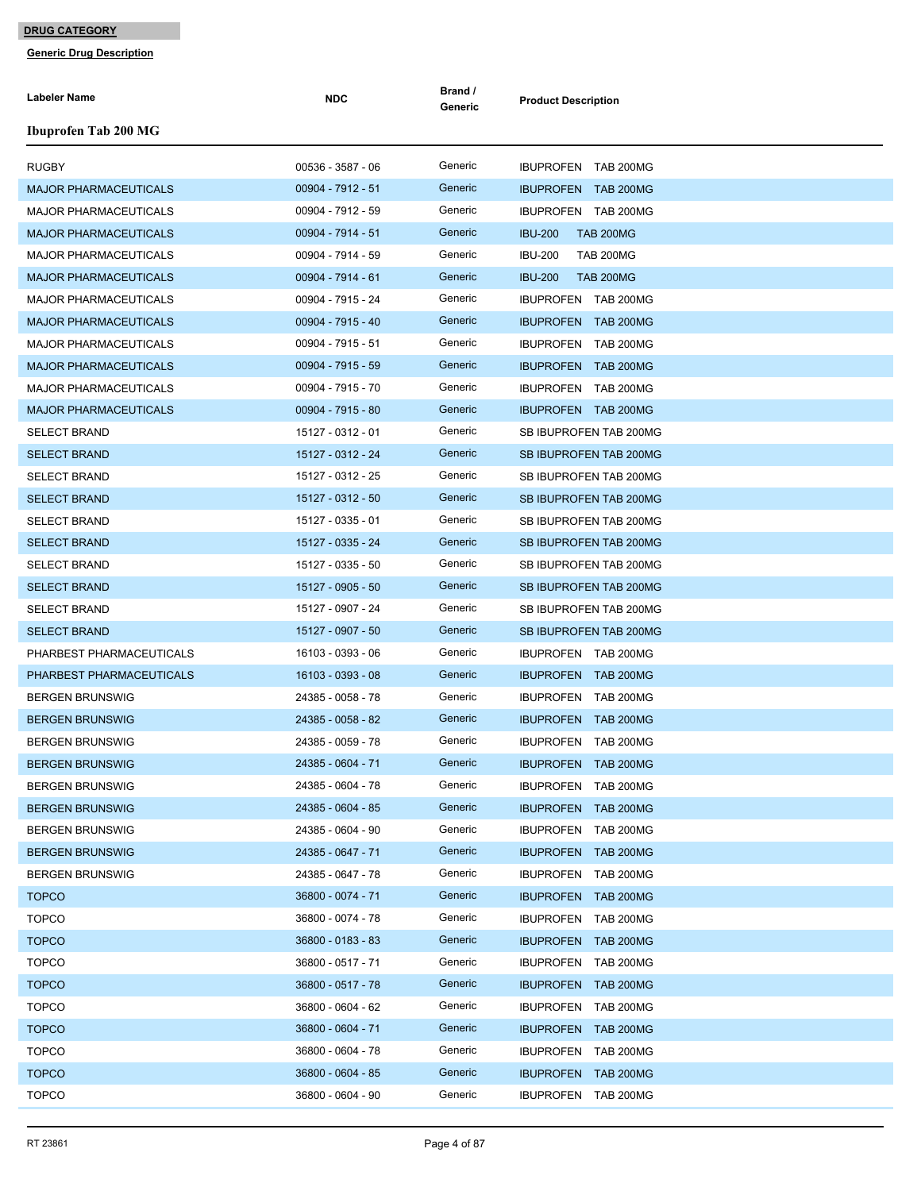**DRUG CATEGORY**

**Generic Drug Description**

### Ibuprofen Tab 200 MG

| Labeler Name | NDC | Brand / Generic | Product Description |
|---|---|---|---|
| RUGBY | 00536 - 3587 - 06 | Generic | IBUPROFEN TAB 200MG |
| MAJOR PHARMACEUTICALS | 00904 - 7912 - 51 | Generic | IBUPROFEN TAB 200MG |
| MAJOR PHARMACEUTICALS | 00904 - 7912 - 59 | Generic | IBUPROFEN TAB 200MG |
| MAJOR PHARMACEUTICALS | 00904 - 7914 - 51 | Generic | IBU-200 TAB 200MG |
| MAJOR PHARMACEUTICALS | 00904 - 7914 - 59 | Generic | IBU-200 TAB 200MG |
| MAJOR PHARMACEUTICALS | 00904 - 7914 - 61 | Generic | IBU-200 TAB 200MG |
| MAJOR PHARMACEUTICALS | 00904 - 7915 - 24 | Generic | IBUPROFEN TAB 200MG |
| MAJOR PHARMACEUTICALS | 00904 - 7915 - 40 | Generic | IBUPROFEN TAB 200MG |
| MAJOR PHARMACEUTICALS | 00904 - 7915 - 51 | Generic | IBUPROFEN TAB 200MG |
| MAJOR PHARMACEUTICALS | 00904 - 7915 - 59 | Generic | IBUPROFEN TAB 200MG |
| MAJOR PHARMACEUTICALS | 00904 - 7915 - 70 | Generic | IBUPROFEN TAB 200MG |
| MAJOR PHARMACEUTICALS | 00904 - 7915 - 80 | Generic | IBUPROFEN TAB 200MG |
| SELECT BRAND | 15127 - 0312 - 01 | Generic | SB IBUPROFEN TAB 200MG |
| SELECT BRAND | 15127 - 0312 - 24 | Generic | SB IBUPROFEN TAB 200MG |
| SELECT BRAND | 15127 - 0312 - 25 | Generic | SB IBUPROFEN TAB 200MG |
| SELECT BRAND | 15127 - 0312 - 50 | Generic | SB IBUPROFEN TAB 200MG |
| SELECT BRAND | 15127 - 0335 - 01 | Generic | SB IBUPROFEN TAB 200MG |
| SELECT BRAND | 15127 - 0335 - 24 | Generic | SB IBUPROFEN TAB 200MG |
| SELECT BRAND | 15127 - 0335 - 50 | Generic | SB IBUPROFEN TAB 200MG |
| SELECT BRAND | 15127 - 0905 - 50 | Generic | SB IBUPROFEN TAB 200MG |
| SELECT BRAND | 15127 - 0907 - 24 | Generic | SB IBUPROFEN TAB 200MG |
| SELECT BRAND | 15127 - 0907 - 50 | Generic | SB IBUPROFEN TAB 200MG |
| PHARBEST PHARMACEUTICALS | 16103 - 0393 - 06 | Generic | IBUPROFEN TAB 200MG |
| PHARBEST PHARMACEUTICALS | 16103 - 0393 - 08 | Generic | IBUPROFEN TAB 200MG |
| BERGEN BRUNSWIG | 24385 - 0058 - 78 | Generic | IBUPROFEN TAB 200MG |
| BERGEN BRUNSWIG | 24385 - 0058 - 82 | Generic | IBUPROFEN TAB 200MG |
| BERGEN BRUNSWIG | 24385 - 0059 - 78 | Generic | IBUPROFEN TAB 200MG |
| BERGEN BRUNSWIG | 24385 - 0604 - 71 | Generic | IBUPROFEN TAB 200MG |
| BERGEN BRUNSWIG | 24385 - 0604 - 78 | Generic | IBUPROFEN TAB 200MG |
| BERGEN BRUNSWIG | 24385 - 0604 - 85 | Generic | IBUPROFEN TAB 200MG |
| BERGEN BRUNSWIG | 24385 - 0604 - 90 | Generic | IBUPROFEN TAB 200MG |
| BERGEN BRUNSWIG | 24385 - 0647 - 71 | Generic | IBUPROFEN TAB 200MG |
| BERGEN BRUNSWIG | 24385 - 0647 - 78 | Generic | IBUPROFEN TAB 200MG |
| TOPCO | 36800 - 0074 - 71 | Generic | IBUPROFEN TAB 200MG |
| TOPCO | 36800 - 0074 - 78 | Generic | IBUPROFEN TAB 200MG |
| TOPCO | 36800 - 0183 - 83 | Generic | IBUPROFEN TAB 200MG |
| TOPCO | 36800 - 0517 - 71 | Generic | IBUPROFEN TAB 200MG |
| TOPCO | 36800 - 0517 - 78 | Generic | IBUPROFEN TAB 200MG |
| TOPCO | 36800 - 0604 - 62 | Generic | IBUPROFEN TAB 200MG |
| TOPCO | 36800 - 0604 - 71 | Generic | IBUPROFEN TAB 200MG |
| TOPCO | 36800 - 0604 - 78 | Generic | IBUPROFEN TAB 200MG |
| TOPCO | 36800 - 0604 - 85 | Generic | IBUPROFEN TAB 200MG |
| TOPCO | 36800 - 0604 - 90 | Generic | IBUPROFEN TAB 200MG |

RT 23861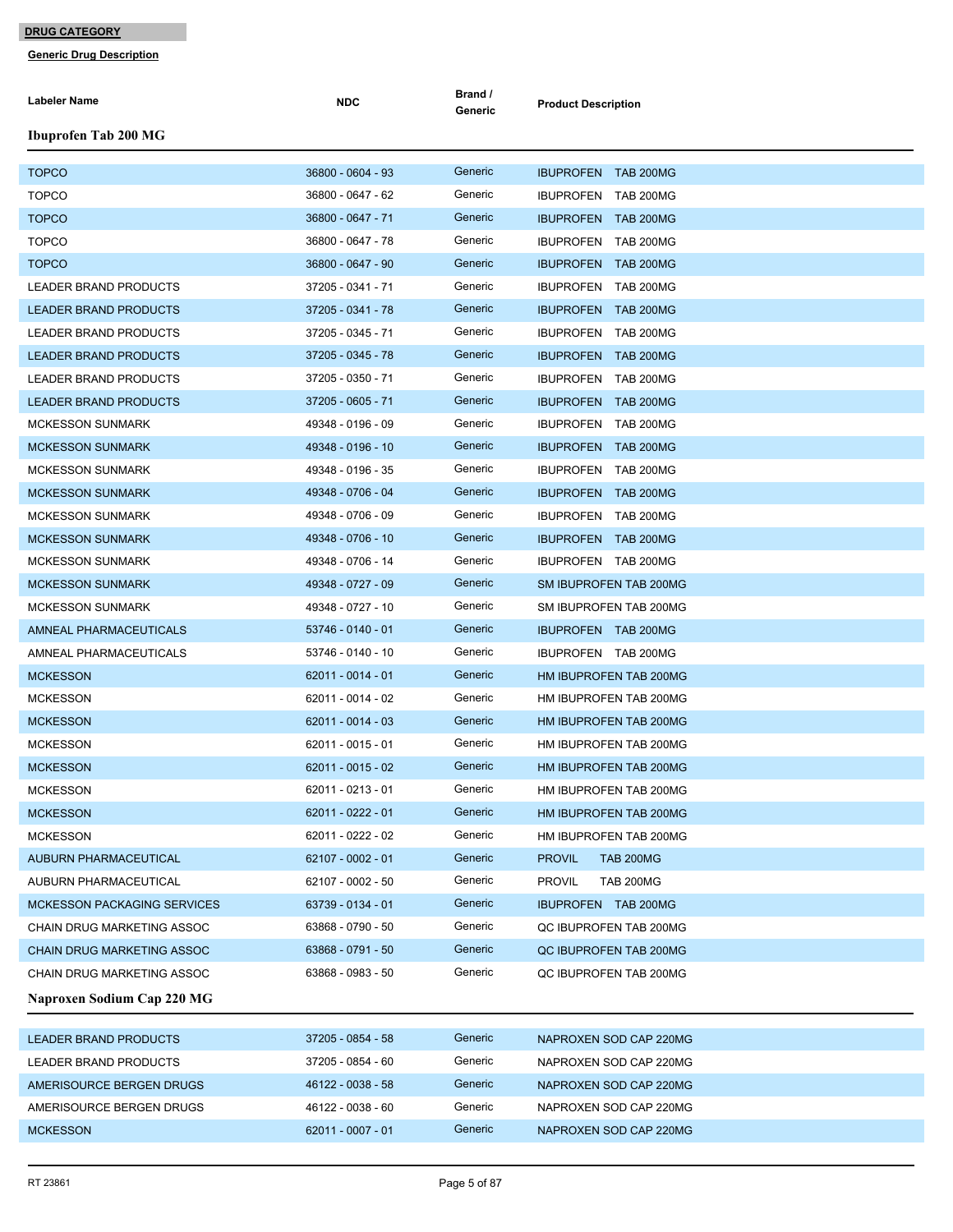**DRUG CATEGORY**

**Generic Drug Description**

| Labeler Name | NDC | Brand / Generic | Product Description |
|---|---|---|---|

### Ibuprofen Tab 200 MG

| Labeler Name | NDC | Brand / Generic | Product Description |
|---|---|---|---|
| TOPCO | 36800 - 0604 - 93 | Generic | IBUPROFEN TAB 200MG |
| TOPCO | 36800 - 0647 - 62 | Generic | IBUPROFEN TAB 200MG |
| TOPCO | 36800 - 0647 - 71 | Generic | IBUPROFEN TAB 200MG |
| TOPCO | 36800 - 0647 - 78 | Generic | IBUPROFEN TAB 200MG |
| TOPCO | 36800 - 0647 - 90 | Generic | IBUPROFEN TAB 200MG |
| LEADER BRAND PRODUCTS | 37205 - 0341 - 71 | Generic | IBUPROFEN TAB 200MG |
| LEADER BRAND PRODUCTS | 37205 - 0341 - 78 | Generic | IBUPROFEN TAB 200MG |
| LEADER BRAND PRODUCTS | 37205 - 0345 - 71 | Generic | IBUPROFEN TAB 200MG |
| LEADER BRAND PRODUCTS | 37205 - 0345 - 78 | Generic | IBUPROFEN TAB 200MG |
| LEADER BRAND PRODUCTS | 37205 - 0350 - 71 | Generic | IBUPROFEN TAB 200MG |
| LEADER BRAND PRODUCTS | 37205 - 0605 - 71 | Generic | IBUPROFEN TAB 200MG |
| MCKESSON SUNMARK | 49348 - 0196 - 09 | Generic | IBUPROFEN TAB 200MG |
| MCKESSON SUNMARK | 49348 - 0196 - 10 | Generic | IBUPROFEN TAB 200MG |
| MCKESSON SUNMARK | 49348 - 0196 - 35 | Generic | IBUPROFEN TAB 200MG |
| MCKESSON SUNMARK | 49348 - 0706 - 04 | Generic | IBUPROFEN TAB 200MG |
| MCKESSON SUNMARK | 49348 - 0706 - 09 | Generic | IBUPROFEN TAB 200MG |
| MCKESSON SUNMARK | 49348 - 0706 - 10 | Generic | IBUPROFEN TAB 200MG |
| MCKESSON SUNMARK | 49348 - 0706 - 14 | Generic | IBUPROFEN TAB 200MG |
| MCKESSON SUNMARK | 49348 - 0727 - 09 | Generic | SM IBUPROFEN TAB 200MG |
| MCKESSON SUNMARK | 49348 - 0727 - 10 | Generic | SM IBUPROFEN TAB 200MG |
| AMNEAL PHARMACEUTICALS | 53746 - 0140 - 01 | Generic | IBUPROFEN TAB 200MG |
| AMNEAL PHARMACEUTICALS | 53746 - 0140 - 10 | Generic | IBUPROFEN TAB 200MG |
| MCKESSON | 62011 - 0014 - 01 | Generic | HM IBUPROFEN TAB 200MG |
| MCKESSON | 62011 - 0014 - 02 | Generic | HM IBUPROFEN TAB 200MG |
| MCKESSON | 62011 - 0014 - 03 | Generic | HM IBUPROFEN TAB 200MG |
| MCKESSON | 62011 - 0015 - 01 | Generic | HM IBUPROFEN TAB 200MG |
| MCKESSON | 62011 - 0015 - 02 | Generic | HM IBUPROFEN TAB 200MG |
| MCKESSON | 62011 - 0213 - 01 | Generic | HM IBUPROFEN TAB 200MG |
| MCKESSON | 62011 - 0222 - 01 | Generic | HM IBUPROFEN TAB 200MG |
| MCKESSON | 62011 - 0222 - 02 | Generic | HM IBUPROFEN TAB 200MG |
| AUBURN PHARMACEUTICAL | 62107 - 0002 - 01 | Generic | PROVIL TAB 200MG |
| AUBURN PHARMACEUTICAL | 62107 - 0002 - 50 | Generic | PROVIL TAB 200MG |
| MCKESSON PACKAGING SERVICES | 63739 - 0134 - 01 | Generic | IBUPROFEN TAB 200MG |
| CHAIN DRUG MARKETING ASSOC | 63868 - 0790 - 50 | Generic | QC IBUPROFEN TAB 200MG |
| CHAIN DRUG MARKETING ASSOC | 63868 - 0791 - 50 | Generic | QC IBUPROFEN TAB 200MG |
| CHAIN DRUG MARKETING ASSOC | 63868 - 0983 - 50 | Generic | QC IBUPROFEN TAB 200MG |

### Naproxen Sodium Cap 220 MG

| Labeler Name | NDC | Brand / Generic | Product Description |
|---|---|---|---|
| LEADER BRAND PRODUCTS | 37205 - 0854 - 58 | Generic | NAPROXEN SOD CAP 220MG |
| LEADER BRAND PRODUCTS | 37205 - 0854 - 60 | Generic | NAPROXEN SOD CAP 220MG |
| AMERISOURCE BERGEN DRUGS | 46122 - 0038 - 58 | Generic | NAPROXEN SOD CAP 220MG |
| AMERISOURCE BERGEN DRUGS | 46122 - 0038 - 60 | Generic | NAPROXEN SOD CAP 220MG |
| MCKESSON | 62011 - 0007 - 01 | Generic | NAPROXEN SOD CAP 220MG |

RT 23861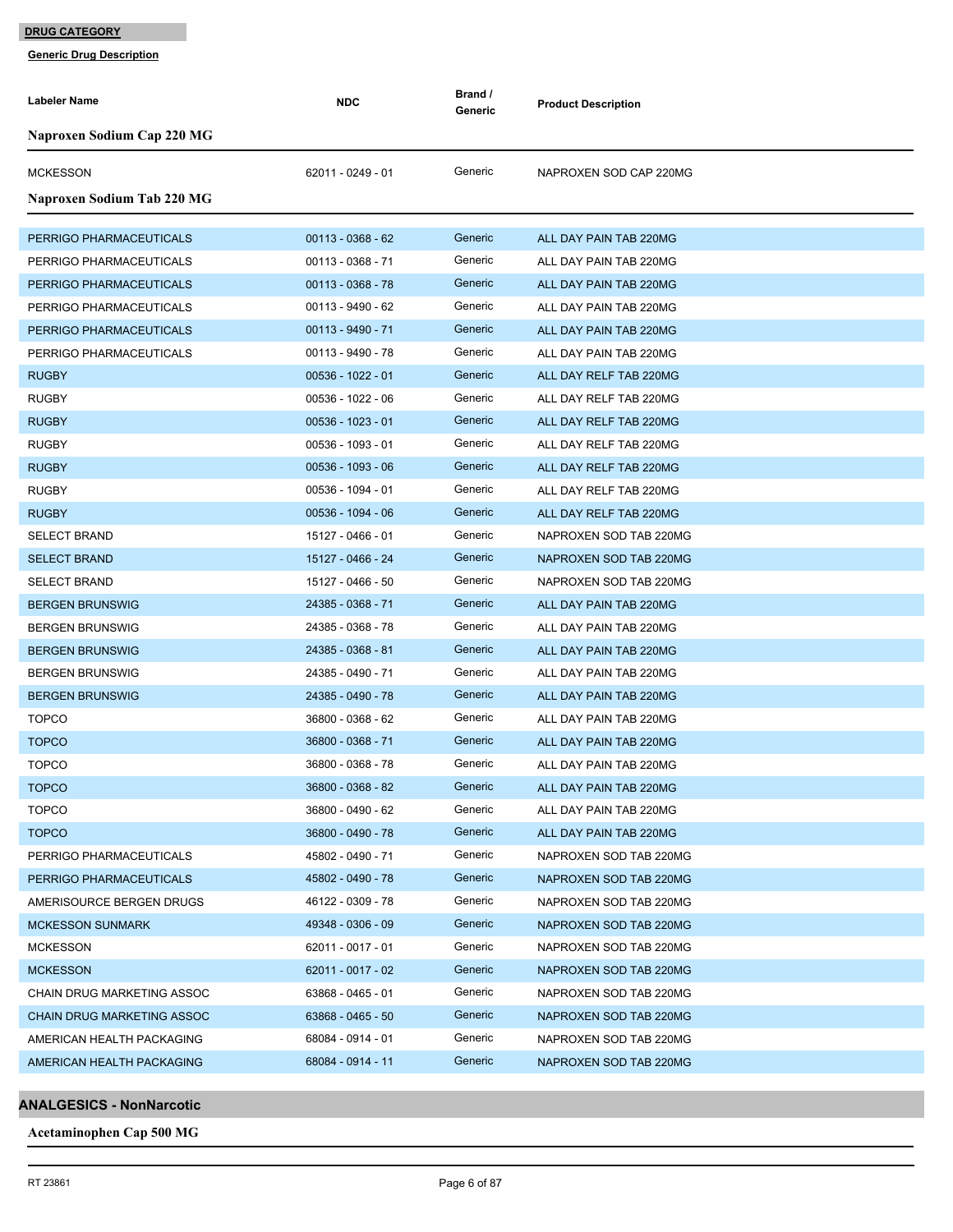**DRUG CATEGORY**

**Generic Drug Description**

| Labeler Name | NDC | Brand / Generic | Product Description |
|---|---|---|---|
| **Naproxen Sodium Cap 220 MG** | | | |
| MCKESSON | 62011 - 0249 - 01 | Generic | NAPROXEN SOD CAP 220MG |
| **Naproxen Sodium Tab 220 MG** | | | |
| PERRIGO PHARMACEUTICALS | 00113 - 0368 - 62 | Generic | ALL DAY PAIN TAB 220MG |
| PERRIGO PHARMACEUTICALS | 00113 - 0368 - 71 | Generic | ALL DAY PAIN TAB 220MG |
| PERRIGO PHARMACEUTICALS | 00113 - 0368 - 78 | Generic | ALL DAY PAIN TAB 220MG |
| PERRIGO PHARMACEUTICALS | 00113 - 9490 - 62 | Generic | ALL DAY PAIN TAB 220MG |
| PERRIGO PHARMACEUTICALS | 00113 - 9490 - 71 | Generic | ALL DAY PAIN TAB 220MG |
| PERRIGO PHARMACEUTICALS | 00113 - 9490 - 78 | Generic | ALL DAY PAIN TAB 220MG |
| RUGBY | 00536 - 1022 - 01 | Generic | ALL DAY RELF TAB 220MG |
| RUGBY | 00536 - 1022 - 06 | Generic | ALL DAY RELF TAB 220MG |
| RUGBY | 00536 - 1023 - 01 | Generic | ALL DAY RELF TAB 220MG |
| RUGBY | 00536 - 1093 - 01 | Generic | ALL DAY RELF TAB 220MG |
| RUGBY | 00536 - 1093 - 06 | Generic | ALL DAY RELF TAB 220MG |
| RUGBY | 00536 - 1094 - 01 | Generic | ALL DAY RELF TAB 220MG |
| RUGBY | 00536 - 1094 - 06 | Generic | ALL DAY RELF TAB 220MG |
| SELECT BRAND | 15127 - 0466 - 01 | Generic | NAPROXEN SOD TAB 220MG |
| SELECT BRAND | 15127 - 0466 - 24 | Generic | NAPROXEN SOD TAB 220MG |
| SELECT BRAND | 15127 - 0466 - 50 | Generic | NAPROXEN SOD TAB 220MG |
| BERGEN BRUNSWIG | 24385 - 0368 - 71 | Generic | ALL DAY PAIN TAB 220MG |
| BERGEN BRUNSWIG | 24385 - 0368 - 78 | Generic | ALL DAY PAIN TAB 220MG |
| BERGEN BRUNSWIG | 24385 - 0368 - 81 | Generic | ALL DAY PAIN TAB 220MG |
| BERGEN BRUNSWIG | 24385 - 0490 - 71 | Generic | ALL DAY PAIN TAB 220MG |
| BERGEN BRUNSWIG | 24385 - 0490 - 78 | Generic | ALL DAY PAIN TAB 220MG |
| TOPCO | 36800 - 0368 - 62 | Generic | ALL DAY PAIN TAB 220MG |
| TOPCO | 36800 - 0368 - 71 | Generic | ALL DAY PAIN TAB 220MG |
| TOPCO | 36800 - 0368 - 78 | Generic | ALL DAY PAIN TAB 220MG |
| TOPCO | 36800 - 0368 - 82 | Generic | ALL DAY PAIN TAB 220MG |
| TOPCO | 36800 - 0490 - 62 | Generic | ALL DAY PAIN TAB 220MG |
| TOPCO | 36800 - 0490 - 78 | Generic | ALL DAY PAIN TAB 220MG |
| PERRIGO PHARMACEUTICALS | 45802 - 0490 - 71 | Generic | NAPROXEN SOD TAB 220MG |
| PERRIGO PHARMACEUTICALS | 45802 - 0490 - 78 | Generic | NAPROXEN SOD TAB 220MG |
| AMERISOURCE BERGEN DRUGS | 46122 - 0309 - 78 | Generic | NAPROXEN SOD TAB 220MG |
| MCKESSON SUNMARK | 49348 - 0306 - 09 | Generic | NAPROXEN SOD TAB 220MG |
| MCKESSON | 62011 - 0017 - 01 | Generic | NAPROXEN SOD TAB 220MG |
| MCKESSON | 62011 - 0017 - 02 | Generic | NAPROXEN SOD TAB 220MG |
| CHAIN DRUG MARKETING ASSOC | 63868 - 0465 - 01 | Generic | NAPROXEN SOD TAB 220MG |
| CHAIN DRUG MARKETING ASSOC | 63868 - 0465 - 50 | Generic | NAPROXEN SOD TAB 220MG |
| AMERICAN HEALTH PACKAGING | 68084 - 0914 - 01 | Generic | NAPROXEN SOD TAB 220MG |
| AMERICAN HEALTH PACKAGING | 68084 - 0914 - 11 | Generic | NAPROXEN SOD TAB 220MG |

## ANALGESICS - NonNarcotic

**Acetaminophen Cap 500 MG**

RT 23861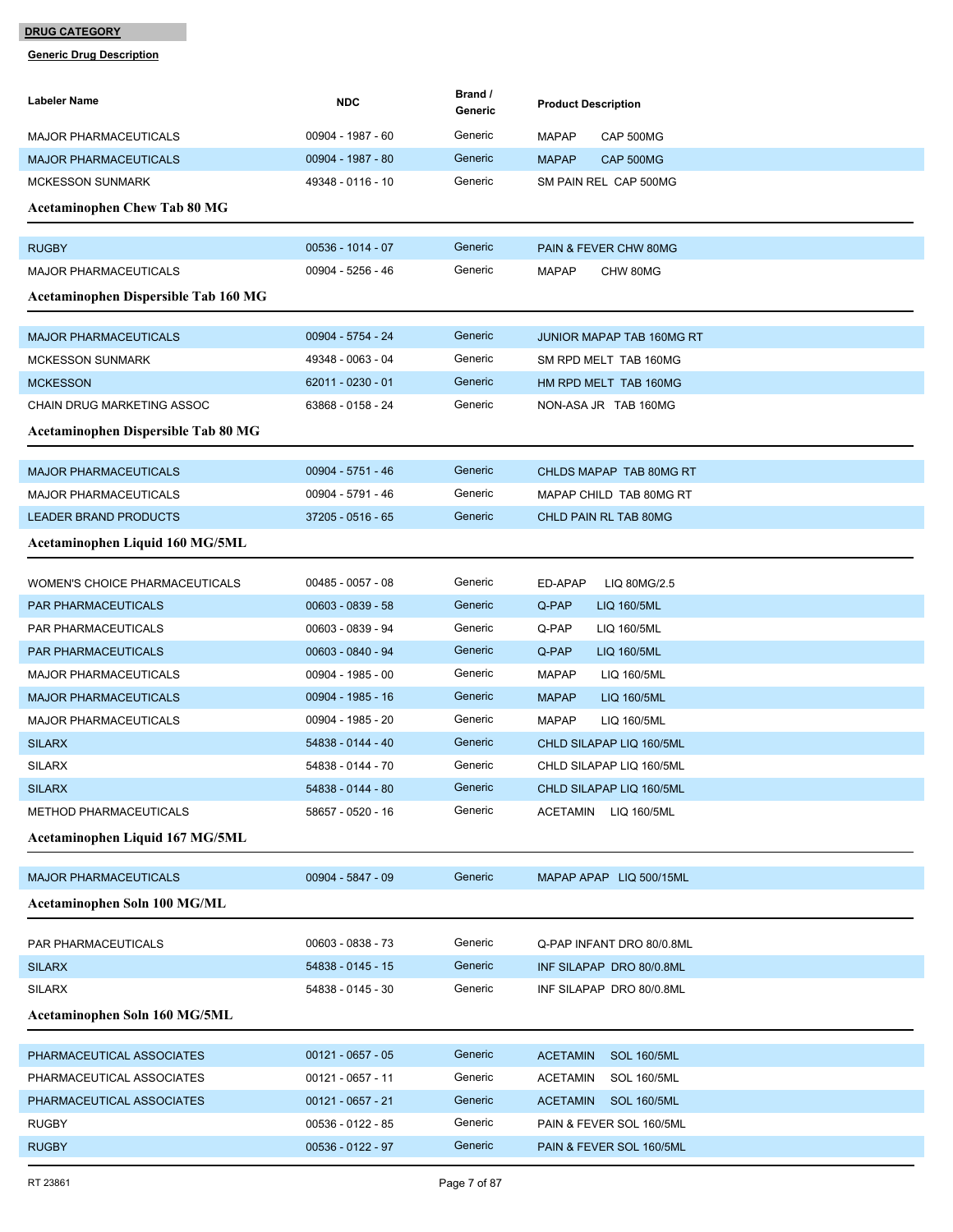**DRUG CATEGORY**

**Generic Drug Description**

| Labeler Name | NDC | Brand / Generic | Product Description |
|---|---|---|---|
| MAJOR PHARMACEUTICALS | 00904 - 1987 - 60 | Generic | MAPAP CAP 500MG |
| MAJOR PHARMACEUTICALS | 00904 - 1987 - 80 | Generic | MAPAP CAP 500MG |
| MCKESSON SUNMARK | 49348 - 0116 - 10 | Generic | SM PAIN REL CAP 500MG |

### Acetaminophen Chew Tab 80 MG

| Labeler Name | NDC | Brand / Generic | Product Description |
|---|---|---|---|
| RUGBY | 00536 - 1014 - 07 | Generic | PAIN & FEVER CHW 80MG |
| MAJOR PHARMACEUTICALS | 00904 - 5256 - 46 | Generic | MAPAP CHW 80MG |

### Acetaminophen Dispersible Tab 160 MG

| Labeler Name | NDC | Brand / Generic | Product Description |
|---|---|---|---|
| MAJOR PHARMACEUTICALS | 00904 - 5754 - 24 | Generic | JUNIOR MAPAP TAB 160MG RT |
| MCKESSON SUNMARK | 49348 - 0063 - 04 | Generic | SM RPD MELT TAB 160MG |
| MCKESSON | 62011 - 0230 - 01 | Generic | HM RPD MELT TAB 160MG |
| CHAIN DRUG MARKETING ASSOC | 63868 - 0158 - 24 | Generic | NON-ASA JR TAB 160MG |

### Acetaminophen Dispersible Tab 80 MG

| Labeler Name | NDC | Brand / Generic | Product Description |
|---|---|---|---|
| MAJOR PHARMACEUTICALS | 00904 - 5751 - 46 | Generic | CHLDS MAPAP TAB 80MG RT |
| MAJOR PHARMACEUTICALS | 00904 - 5791 - 46 | Generic | MAPAP CHILD TAB 80MG RT |
| LEADER BRAND PRODUCTS | 37205 - 0516 - 65 | Generic | CHLD PAIN RL TAB 80MG |

### Acetaminophen Liquid 160 MG/5ML

| Labeler Name | NDC | Brand / Generic | Product Description |
|---|---|---|---|
| WOMEN'S CHOICE PHARMACEUTICALS | 00485 - 0057 - 08 | Generic | ED-APAP LIQ 80MG/2.5 |
| PAR PHARMACEUTICALS | 00603 - 0839 - 58 | Generic | Q-PAP LIQ 160/5ML |
| PAR PHARMACEUTICALS | 00603 - 0839 - 94 | Generic | Q-PAP LIQ 160/5ML |
| PAR PHARMACEUTICALS | 00603 - 0840 - 94 | Generic | Q-PAP LIQ 160/5ML |
| MAJOR PHARMACEUTICALS | 00904 - 1985 - 00 | Generic | MAPAP LIQ 160/5ML |
| MAJOR PHARMACEUTICALS | 00904 - 1985 - 16 | Generic | MAPAP LIQ 160/5ML |
| MAJOR PHARMACEUTICALS | 00904 - 1985 - 20 | Generic | MAPAP LIQ 160/5ML |
| SILARX | 54838 - 0144 - 40 | Generic | CHLD SILAPAP LIQ 160/5ML |
| SILARX | 54838 - 0144 - 70 | Generic | CHLD SILAPAP LIQ 160/5ML |
| SILARX | 54838 - 0144 - 80 | Generic | CHLD SILAPAP LIQ 160/5ML |
| METHOD PHARMACEUTICALS | 58657 - 0520 - 16 | Generic | ACETAMIN LIQ 160/5ML |

### Acetaminophen Liquid 167 MG/5ML

| Labeler Name | NDC | Brand / Generic | Product Description |
|---|---|---|---|
| MAJOR PHARMACEUTICALS | 00904 - 5847 - 09 | Generic | MAPAP APAP LIQ 500/15ML |

### Acetaminophen Soln 100 MG/ML

| Labeler Name | NDC | Brand / Generic | Product Description |
|---|---|---|---|
| PAR PHARMACEUTICALS | 00603 - 0838 - 73 | Generic | Q-PAP INFANT DRO 80/0.8ML |
| SILARX | 54838 - 0145 - 15 | Generic | INF SILAPAP DRO 80/0.8ML |
| SILARX | 54838 - 0145 - 30 | Generic | INF SILAPAP DRO 80/0.8ML |

### Acetaminophen Soln 160 MG/5ML

| Labeler Name | NDC | Brand / Generic | Product Description |
|---|---|---|---|
| PHARMACEUTICAL ASSOCIATES | 00121 - 0657 - 05 | Generic | ACETAMIN SOL 160/5ML |
| PHARMACEUTICAL ASSOCIATES | 00121 - 0657 - 11 | Generic | ACETAMIN SOL 160/5ML |
| PHARMACEUTICAL ASSOCIATES | 00121 - 0657 - 21 | Generic | ACETAMIN SOL 160/5ML |
| RUGBY | 00536 - 0122 - 85 | Generic | PAIN & FEVER SOL 160/5ML |
| RUGBY | 00536 - 0122 - 97 | Generic | PAIN & FEVER SOL 160/5ML |

RT 23861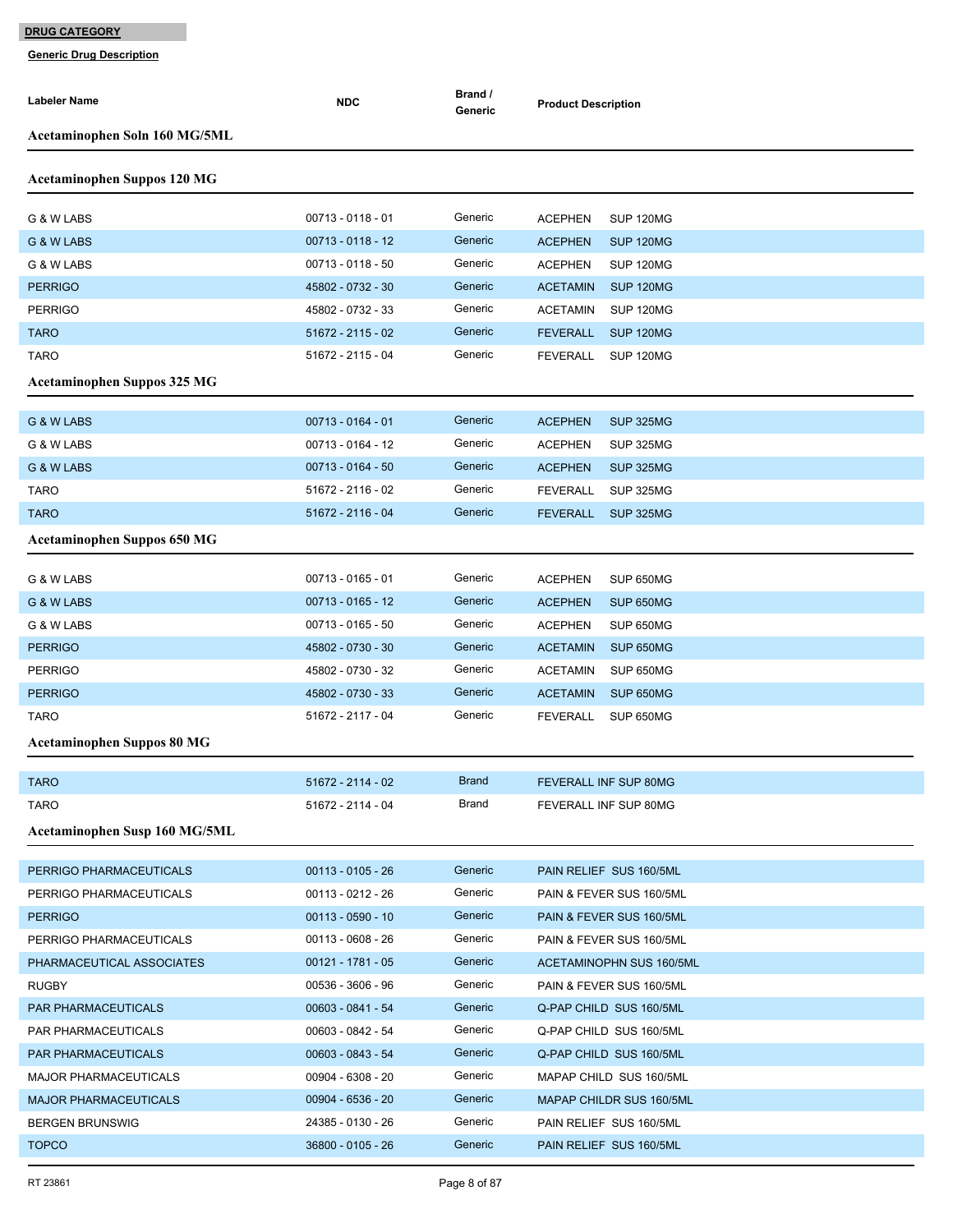**DRUG CATEGORY**

**Generic Drug Description**

| Labeler Name | NDC | Brand / Generic | Product Description |
|---|---|---|---|
| **Acetaminophen Soln 160 MG/5ML** | | | |
| **Acetaminophen Suppos 120 MG** | | | |
| G & W LABS | 00713 - 0118 - 01 | Generic | ACEPHEN SUP 120MG |
| G & W LABS | 00713 - 0118 - 12 | Generic | ACEPHEN SUP 120MG |
| G & W LABS | 00713 - 0118 - 50 | Generic | ACEPHEN SUP 120MG |
| PERRIGO | 45802 - 0732 - 30 | Generic | ACETAMIN SUP 120MG |
| PERRIGO | 45802 - 0732 - 33 | Generic | ACETAMIN SUP 120MG |
| TARO | 51672 - 2115 - 02 | Generic | FEVERALL SUP 120MG |
| TARO | 51672 - 2115 - 04 | Generic | FEVERALL SUP 120MG |
| **Acetaminophen Suppos 325 MG** | | | |
| G & W LABS | 00713 - 0164 - 01 | Generic | ACEPHEN SUP 325MG |
| G & W LABS | 00713 - 0164 - 12 | Generic | ACEPHEN SUP 325MG |
| G & W LABS | 00713 - 0164 - 50 | Generic | ACEPHEN SUP 325MG |
| TARO | 51672 - 2116 - 02 | Generic | FEVERALL SUP 325MG |
| TARO | 51672 - 2116 - 04 | Generic | FEVERALL SUP 325MG |
| **Acetaminophen Suppos 650 MG** | | | |
| G & W LABS | 00713 - 0165 - 01 | Generic | ACEPHEN SUP 650MG |
| G & W LABS | 00713 - 0165 - 12 | Generic | ACEPHEN SUP 650MG |
| G & W LABS | 00713 - 0165 - 50 | Generic | ACEPHEN SUP 650MG |
| PERRIGO | 45802 - 0730 - 30 | Generic | ACETAMIN SUP 650MG |
| PERRIGO | 45802 - 0730 - 32 | Generic | ACETAMIN SUP 650MG |
| PERRIGO | 45802 - 0730 - 33 | Generic | ACETAMIN SUP 650MG |
| TARO | 51672 - 2117 - 04 | Generic | FEVERALL SUP 650MG |
| **Acetaminophen Suppos 80 MG** | | | |
| TARO | 51672 - 2114 - 02 | Brand | FEVERALL INF SUP 80MG |
| TARO | 51672 - 2114 - 04 | Brand | FEVERALL INF SUP 80MG |
| **Acetaminophen Susp 160 MG/5ML** | | | |
| PERRIGO PHARMACEUTICALS | 00113 - 0105 - 26 | Generic | PAIN RELIEF SUS 160/5ML |
| PERRIGO PHARMACEUTICALS | 00113 - 0212 - 26 | Generic | PAIN & FEVER SUS 160/5ML |
| PERRIGO | 00113 - 0590 - 10 | Generic | PAIN & FEVER SUS 160/5ML |
| PERRIGO PHARMACEUTICALS | 00113 - 0608 - 26 | Generic | PAIN & FEVER SUS 160/5ML |
| PHARMACEUTICAL ASSOCIATES | 00121 - 1781 - 05 | Generic | ACETAMINOPHN SUS 160/5ML |
| RUGBY | 00536 - 3606 - 96 | Generic | PAIN & FEVER SUS 160/5ML |
| PAR PHARMACEUTICALS | 00603 - 0841 - 54 | Generic | Q-PAP CHILD SUS 160/5ML |
| PAR PHARMACEUTICALS | 00603 - 0842 - 54 | Generic | Q-PAP CHILD SUS 160/5ML |
| PAR PHARMACEUTICALS | 00603 - 0843 - 54 | Generic | Q-PAP CHILD SUS 160/5ML |
| MAJOR PHARMACEUTICALS | 00904 - 6308 - 20 | Generic | MAPAP CHILD SUS 160/5ML |
| MAJOR PHARMACEUTICALS | 00904 - 6536 - 20 | Generic | MAPAP CHILDR SUS 160/5ML |
| BERGEN BRUNSWIG | 24385 - 0130 - 26 | Generic | PAIN RELIEF SUS 160/5ML |
| TOPCO | 36800 - 0105 - 26 | Generic | PAIN RELIEF SUS 160/5ML |

RT 23861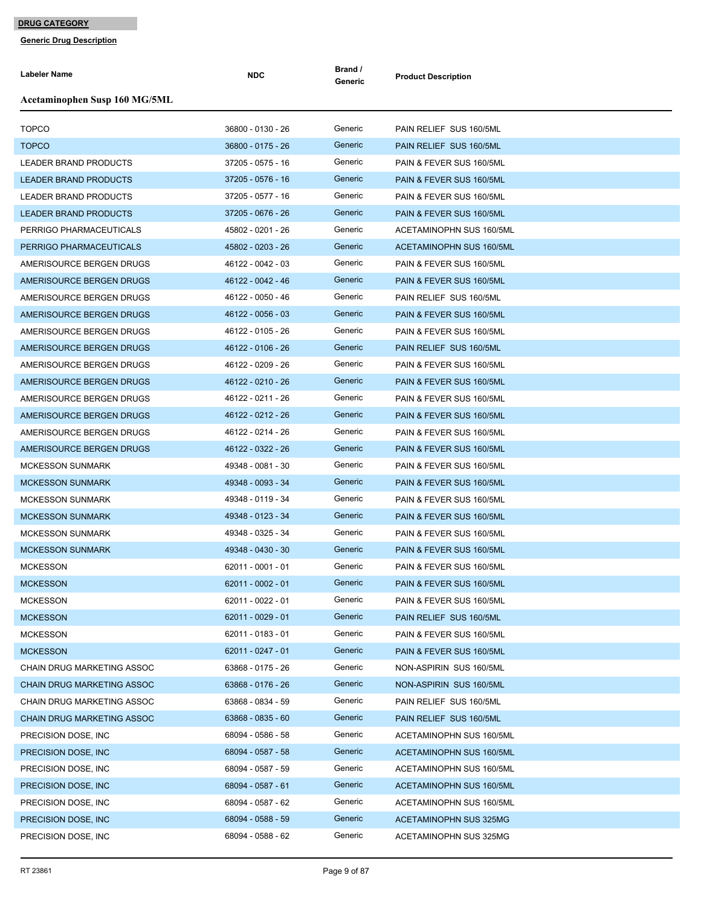**DRUG CATEGORY**

**Generic Drug Description**

| Labeler Name | NDC | Brand / Generic | Product Description |
|---|---|---|---|
| **Acetaminophen Susp 160 MG/5ML** | | | |
| TOPCO | 36800 - 0130 - 26 | Generic | PAIN RELIEF SUS 160/5ML |
| TOPCO | 36800 - 0175 - 26 | Generic | PAIN RELIEF SUS 160/5ML |
| LEADER BRAND PRODUCTS | 37205 - 0575 - 16 | Generic | PAIN & FEVER SUS 160/5ML |
| LEADER BRAND PRODUCTS | 37205 - 0576 - 16 | Generic | PAIN & FEVER SUS 160/5ML |
| LEADER BRAND PRODUCTS | 37205 - 0577 - 16 | Generic | PAIN & FEVER SUS 160/5ML |
| LEADER BRAND PRODUCTS | 37205 - 0676 - 26 | Generic | PAIN & FEVER SUS 160/5ML |
| PERRIGO PHARMACEUTICALS | 45802 - 0201 - 26 | Generic | ACETAMINOPHN SUS 160/5ML |
| PERRIGO PHARMACEUTICALS | 45802 - 0203 - 26 | Generic | ACETAMINOPHN SUS 160/5ML |
| AMERISOURCE BERGEN DRUGS | 46122 - 0042 - 03 | Generic | PAIN & FEVER SUS 160/5ML |
| AMERISOURCE BERGEN DRUGS | 46122 - 0042 - 46 | Generic | PAIN & FEVER SUS 160/5ML |
| AMERISOURCE BERGEN DRUGS | 46122 - 0050 - 46 | Generic | PAIN RELIEF SUS 160/5ML |
| AMERISOURCE BERGEN DRUGS | 46122 - 0056 - 03 | Generic | PAIN & FEVER SUS 160/5ML |
| AMERISOURCE BERGEN DRUGS | 46122 - 0105 - 26 | Generic | PAIN & FEVER SUS 160/5ML |
| AMERISOURCE BERGEN DRUGS | 46122 - 0106 - 26 | Generic | PAIN RELIEF SUS 160/5ML |
| AMERISOURCE BERGEN DRUGS | 46122 - 0209 - 26 | Generic | PAIN & FEVER SUS 160/5ML |
| AMERISOURCE BERGEN DRUGS | 46122 - 0210 - 26 | Generic | PAIN & FEVER SUS 160/5ML |
| AMERISOURCE BERGEN DRUGS | 46122 - 0211 - 26 | Generic | PAIN & FEVER SUS 160/5ML |
| AMERISOURCE BERGEN DRUGS | 46122 - 0212 - 26 | Generic | PAIN & FEVER SUS 160/5ML |
| AMERISOURCE BERGEN DRUGS | 46122 - 0214 - 26 | Generic | PAIN & FEVER SUS 160/5ML |
| AMERISOURCE BERGEN DRUGS | 46122 - 0322 - 26 | Generic | PAIN & FEVER SUS 160/5ML |
| MCKESSON SUNMARK | 49348 - 0081 - 30 | Generic | PAIN & FEVER SUS 160/5ML |
| MCKESSON SUNMARK | 49348 - 0093 - 34 | Generic | PAIN & FEVER SUS 160/5ML |
| MCKESSON SUNMARK | 49348 - 0119 - 34 | Generic | PAIN & FEVER SUS 160/5ML |
| MCKESSON SUNMARK | 49348 - 0123 - 34 | Generic | PAIN & FEVER SUS 160/5ML |
| MCKESSON SUNMARK | 49348 - 0325 - 34 | Generic | PAIN & FEVER SUS 160/5ML |
| MCKESSON SUNMARK | 49348 - 0430 - 30 | Generic | PAIN & FEVER SUS 160/5ML |
| MCKESSON | 62011 - 0001 - 01 | Generic | PAIN & FEVER SUS 160/5ML |
| MCKESSON | 62011 - 0002 - 01 | Generic | PAIN & FEVER SUS 160/5ML |
| MCKESSON | 62011 - 0022 - 01 | Generic | PAIN & FEVER SUS 160/5ML |
| MCKESSON | 62011 - 0029 - 01 | Generic | PAIN RELIEF SUS 160/5ML |
| MCKESSON | 62011 - 0183 - 01 | Generic | PAIN & FEVER SUS 160/5ML |
| MCKESSON | 62011 - 0247 - 01 | Generic | PAIN & FEVER SUS 160/5ML |
| CHAIN DRUG MARKETING ASSOC | 63868 - 0175 - 26 | Generic | NON-ASPIRIN SUS 160/5ML |
| CHAIN DRUG MARKETING ASSOC | 63868 - 0176 - 26 | Generic | NON-ASPIRIN SUS 160/5ML |
| CHAIN DRUG MARKETING ASSOC | 63868 - 0834 - 59 | Generic | PAIN RELIEF SUS 160/5ML |
| CHAIN DRUG MARKETING ASSOC | 63868 - 0835 - 60 | Generic | PAIN RELIEF SUS 160/5ML |
| PRECISION DOSE, INC | 68094 - 0586 - 58 | Generic | ACETAMINOPHN SUS 160/5ML |
| PRECISION DOSE, INC | 68094 - 0587 - 58 | Generic | ACETAMINOPHN SUS 160/5ML |
| PRECISION DOSE, INC | 68094 - 0587 - 59 | Generic | ACETAMINOPHN SUS 160/5ML |
| PRECISION DOSE, INC | 68094 - 0587 - 61 | Generic | ACETAMINOPHN SUS 160/5ML |
| PRECISION DOSE, INC | 68094 - 0587 - 62 | Generic | ACETAMINOPHN SUS 160/5ML |
| PRECISION DOSE, INC | 68094 - 0588 - 59 | Generic | ACETAMINOPHN SUS 325MG |
| PRECISION DOSE, INC | 68094 - 0588 - 62 | Generic | ACETAMINOPHN SUS 325MG |

RT 23861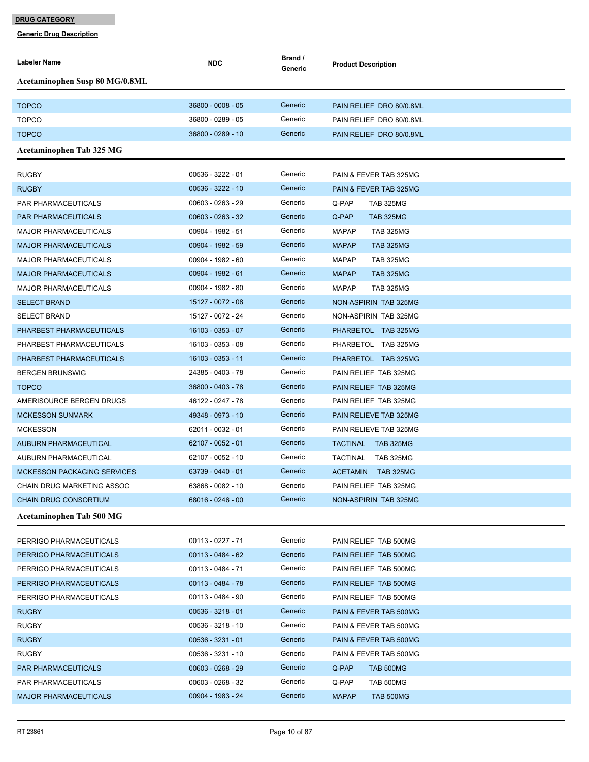**DRUG CATEGORY**

**Generic Drug Description**

| Labeler Name | NDC | Brand / Generic | Product Description |
|---|---|---|---|
| **Acetaminophen Susp 80 MG/0.8ML** | | | |
| TOPCO | 36800 - 0008 - 05 | Generic | PAIN RELIEF DRO 80/0.8ML |
| TOPCO | 36800 - 0289 - 05 | Generic | PAIN RELIEF DRO 80/0.8ML |
| TOPCO | 36800 - 0289 - 10 | Generic | PAIN RELIEF DRO 80/0.8ML |
| **Acetaminophen Tab 325 MG** | | | |
| RUGBY | 00536 - 3222 - 01 | Generic | PAIN & FEVER TAB 325MG |
| RUGBY | 00536 - 3222 - 10 | Generic | PAIN & FEVER TAB 325MG |
| PAR PHARMACEUTICALS | 00603 - 0263 - 29 | Generic | Q-PAP TAB 325MG |
| PAR PHARMACEUTICALS | 00603 - 0263 - 32 | Generic | Q-PAP TAB 325MG |
| MAJOR PHARMACEUTICALS | 00904 - 1982 - 51 | Generic | MAPAP TAB 325MG |
| MAJOR PHARMACEUTICALS | 00904 - 1982 - 59 | Generic | MAPAP TAB 325MG |
| MAJOR PHARMACEUTICALS | 00904 - 1982 - 60 | Generic | MAPAP TAB 325MG |
| MAJOR PHARMACEUTICALS | 00904 - 1982 - 61 | Generic | MAPAP TAB 325MG |
| MAJOR PHARMACEUTICALS | 00904 - 1982 - 80 | Generic | MAPAP TAB 325MG |
| SELECT BRAND | 15127 - 0072 - 08 | Generic | NON-ASPIRIN TAB 325MG |
| SELECT BRAND | 15127 - 0072 - 24 | Generic | NON-ASPIRIN TAB 325MG |
| PHARBEST PHARMACEUTICALS | 16103 - 0353 - 07 | Generic | PHARBETOL TAB 325MG |
| PHARBEST PHARMACEUTICALS | 16103 - 0353 - 08 | Generic | PHARBETOL TAB 325MG |
| PHARBEST PHARMACEUTICALS | 16103 - 0353 - 11 | Generic | PHARBETOL TAB 325MG |
| BERGEN BRUNSWIG | 24385 - 0403 - 78 | Generic | PAIN RELIEF TAB 325MG |
| TOPCO | 36800 - 0403 - 78 | Generic | PAIN RELIEF TAB 325MG |
| AMERISOURCE BERGEN DRUGS | 46122 - 0247 - 78 | Generic | PAIN RELIEF TAB 325MG |
| MCKESSON SUNMARK | 49348 - 0973 - 10 | Generic | PAIN RELIEVE TAB 325MG |
| MCKESSON | 62011 - 0032 - 01 | Generic | PAIN RELIEVE TAB 325MG |
| AUBURN PHARMACEUTICAL | 62107 - 0052 - 01 | Generic | TACTINAL TAB 325MG |
| AUBURN PHARMACEUTICAL | 62107 - 0052 - 10 | Generic | TACTINAL TAB 325MG |
| MCKESSON PACKAGING SERVICES | 63739 - 0440 - 01 | Generic | ACETAMIN TAB 325MG |
| CHAIN DRUG MARKETING ASSOC | 63868 - 0082 - 10 | Generic | PAIN RELIEF TAB 325MG |
| CHAIN DRUG CONSORTIUM | 68016 - 0246 - 00 | Generic | NON-ASPIRIN TAB 325MG |
| **Acetaminophen Tab 500 MG** | | | |
| PERRIGO PHARMACEUTICALS | 00113 - 0227 - 71 | Generic | PAIN RELIEF TAB 500MG |
| PERRIGO PHARMACEUTICALS | 00113 - 0484 - 62 | Generic | PAIN RELIEF TAB 500MG |
| PERRIGO PHARMACEUTICALS | 00113 - 0484 - 71 | Generic | PAIN RELIEF TAB 500MG |
| PERRIGO PHARMACEUTICALS | 00113 - 0484 - 78 | Generic | PAIN RELIEF TAB 500MG |
| PERRIGO PHARMACEUTICALS | 00113 - 0484 - 90 | Generic | PAIN RELIEF TAB 500MG |
| RUGBY | 00536 - 3218 - 01 | Generic | PAIN & FEVER TAB 500MG |
| RUGBY | 00536 - 3218 - 10 | Generic | PAIN & FEVER TAB 500MG |
| RUGBY | 00536 - 3231 - 01 | Generic | PAIN & FEVER TAB 500MG |
| RUGBY | 00536 - 3231 - 10 | Generic | PAIN & FEVER TAB 500MG |
| PAR PHARMACEUTICALS | 00603 - 0268 - 29 | Generic | Q-PAP TAB 500MG |
| PAR PHARMACEUTICALS | 00603 - 0268 - 32 | Generic | Q-PAP TAB 500MG |
| MAJOR PHARMACEUTICALS | 00904 - 1983 - 24 | Generic | MAPAP TAB 500MG |

RT 23861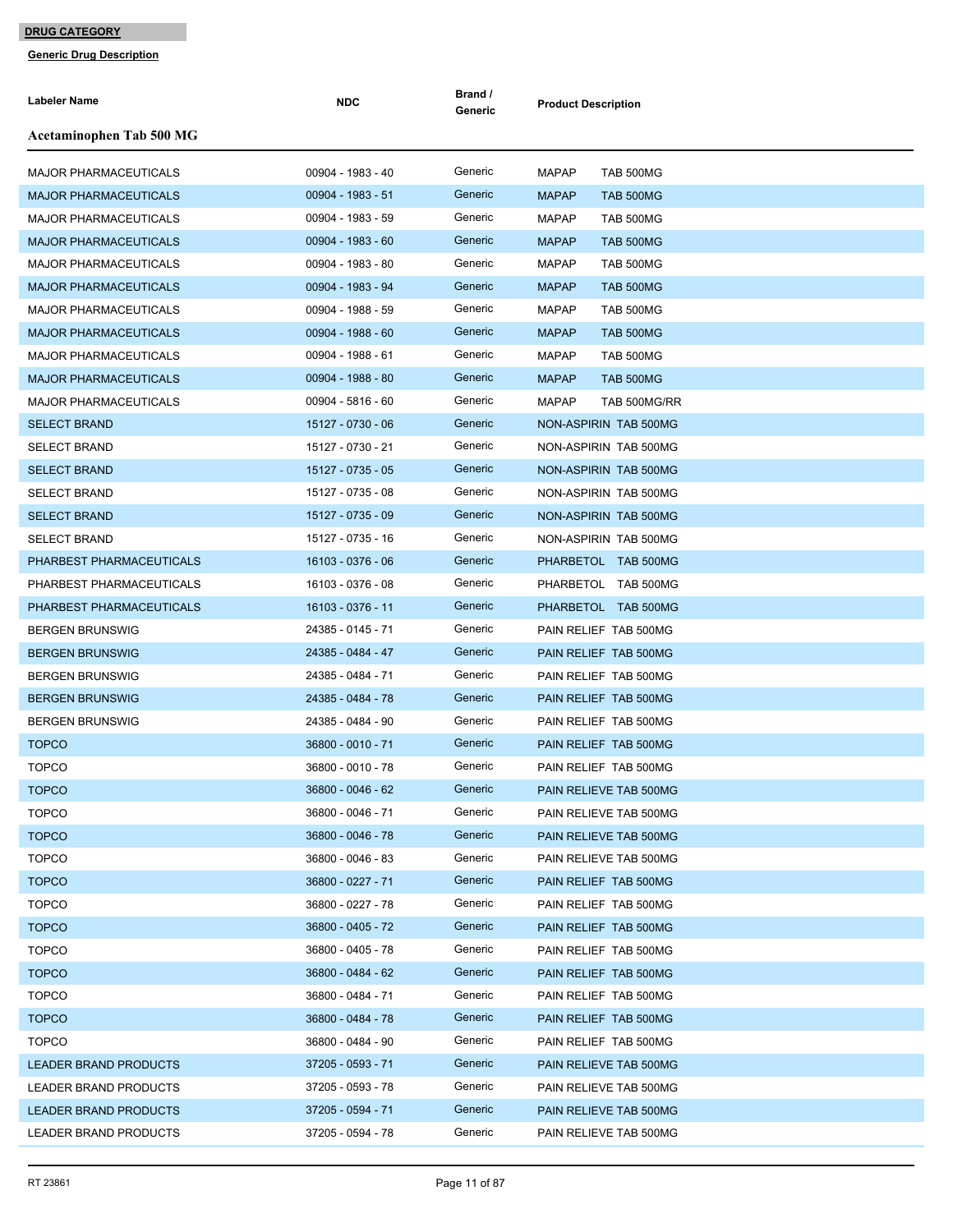**DRUG CATEGORY**

**Generic Drug Description**

| Labeler Name | NDC | Brand / Generic | Product Description |
|---|---|---|---|

### Acetaminophen Tab 500 MG

| Labeler Name | NDC | Brand / Generic | Product Description |
|---|---|---|---|
| MAJOR PHARMACEUTICALS | 00904 - 1983 - 40 | Generic | MAPAP TAB 500MG |
| MAJOR PHARMACEUTICALS | 00904 - 1983 - 51 | Generic | MAPAP TAB 500MG |
| MAJOR PHARMACEUTICALS | 00904 - 1983 - 59 | Generic | MAPAP TAB 500MG |
| MAJOR PHARMACEUTICALS | 00904 - 1983 - 60 | Generic | MAPAP TAB 500MG |
| MAJOR PHARMACEUTICALS | 00904 - 1983 - 80 | Generic | MAPAP TAB 500MG |
| MAJOR PHARMACEUTICALS | 00904 - 1983 - 94 | Generic | MAPAP TAB 500MG |
| MAJOR PHARMACEUTICALS | 00904 - 1988 - 59 | Generic | MAPAP TAB 500MG |
| MAJOR PHARMACEUTICALS | 00904 - 1988 - 60 | Generic | MAPAP TAB 500MG |
| MAJOR PHARMACEUTICALS | 00904 - 1988 - 61 | Generic | MAPAP TAB 500MG |
| MAJOR PHARMACEUTICALS | 00904 - 1988 - 80 | Generic | MAPAP TAB 500MG |
| MAJOR PHARMACEUTICALS | 00904 - 5816 - 60 | Generic | MAPAP TAB 500MG/RR |
| SELECT BRAND | 15127 - 0730 - 06 | Generic | NON-ASPIRIN TAB 500MG |
| SELECT BRAND | 15127 - 0730 - 21 | Generic | NON-ASPIRIN TAB 500MG |
| SELECT BRAND | 15127 - 0735 - 05 | Generic | NON-ASPIRIN TAB 500MG |
| SELECT BRAND | 15127 - 0735 - 08 | Generic | NON-ASPIRIN TAB 500MG |
| SELECT BRAND | 15127 - 0735 - 09 | Generic | NON-ASPIRIN TAB 500MG |
| SELECT BRAND | 15127 - 0735 - 16 | Generic | NON-ASPIRIN TAB 500MG |
| PHARBEST PHARMACEUTICALS | 16103 - 0376 - 06 | Generic | PHARBETOL TAB 500MG |
| PHARBEST PHARMACEUTICALS | 16103 - 0376 - 08 | Generic | PHARBETOL TAB 500MG |
| PHARBEST PHARMACEUTICALS | 16103 - 0376 - 11 | Generic | PHARBETOL TAB 500MG |
| BERGEN BRUNSWIG | 24385 - 0145 - 71 | Generic | PAIN RELIEF TAB 500MG |
| BERGEN BRUNSWIG | 24385 - 0484 - 47 | Generic | PAIN RELIEF TAB 500MG |
| BERGEN BRUNSWIG | 24385 - 0484 - 71 | Generic | PAIN RELIEF TAB 500MG |
| BERGEN BRUNSWIG | 24385 - 0484 - 78 | Generic | PAIN RELIEF TAB 500MG |
| BERGEN BRUNSWIG | 24385 - 0484 - 90 | Generic | PAIN RELIEF TAB 500MG |
| TOPCO | 36800 - 0010 - 71 | Generic | PAIN RELIEF TAB 500MG |
| TOPCO | 36800 - 0010 - 78 | Generic | PAIN RELIEF TAB 500MG |
| TOPCO | 36800 - 0046 - 62 | Generic | PAIN RELIEVE TAB 500MG |
| TOPCO | 36800 - 0046 - 71 | Generic | PAIN RELIEVE TAB 500MG |
| TOPCO | 36800 - 0046 - 78 | Generic | PAIN RELIEVE TAB 500MG |
| TOPCO | 36800 - 0046 - 83 | Generic | PAIN RELIEVE TAB 500MG |
| TOPCO | 36800 - 0227 - 71 | Generic | PAIN RELIEF TAB 500MG |
| TOPCO | 36800 - 0227 - 78 | Generic | PAIN RELIEF TAB 500MG |
| TOPCO | 36800 - 0405 - 72 | Generic | PAIN RELIEF TAB 500MG |
| TOPCO | 36800 - 0405 - 78 | Generic | PAIN RELIEF TAB 500MG |
| TOPCO | 36800 - 0484 - 62 | Generic | PAIN RELIEF TAB 500MG |
| TOPCO | 36800 - 0484 - 71 | Generic | PAIN RELIEF TAB 500MG |
| TOPCO | 36800 - 0484 - 78 | Generic | PAIN RELIEF TAB 500MG |
| TOPCO | 36800 - 0484 - 90 | Generic | PAIN RELIEF TAB 500MG |
| LEADER BRAND PRODUCTS | 37205 - 0593 - 71 | Generic | PAIN RELIEVE TAB 500MG |
| LEADER BRAND PRODUCTS | 37205 - 0593 - 78 | Generic | PAIN RELIEVE TAB 500MG |
| LEADER BRAND PRODUCTS | 37205 - 0594 - 71 | Generic | PAIN RELIEVE TAB 500MG |
| LEADER BRAND PRODUCTS | 37205 - 0594 - 78 | Generic | PAIN RELIEVE TAB 500MG |

RT 23861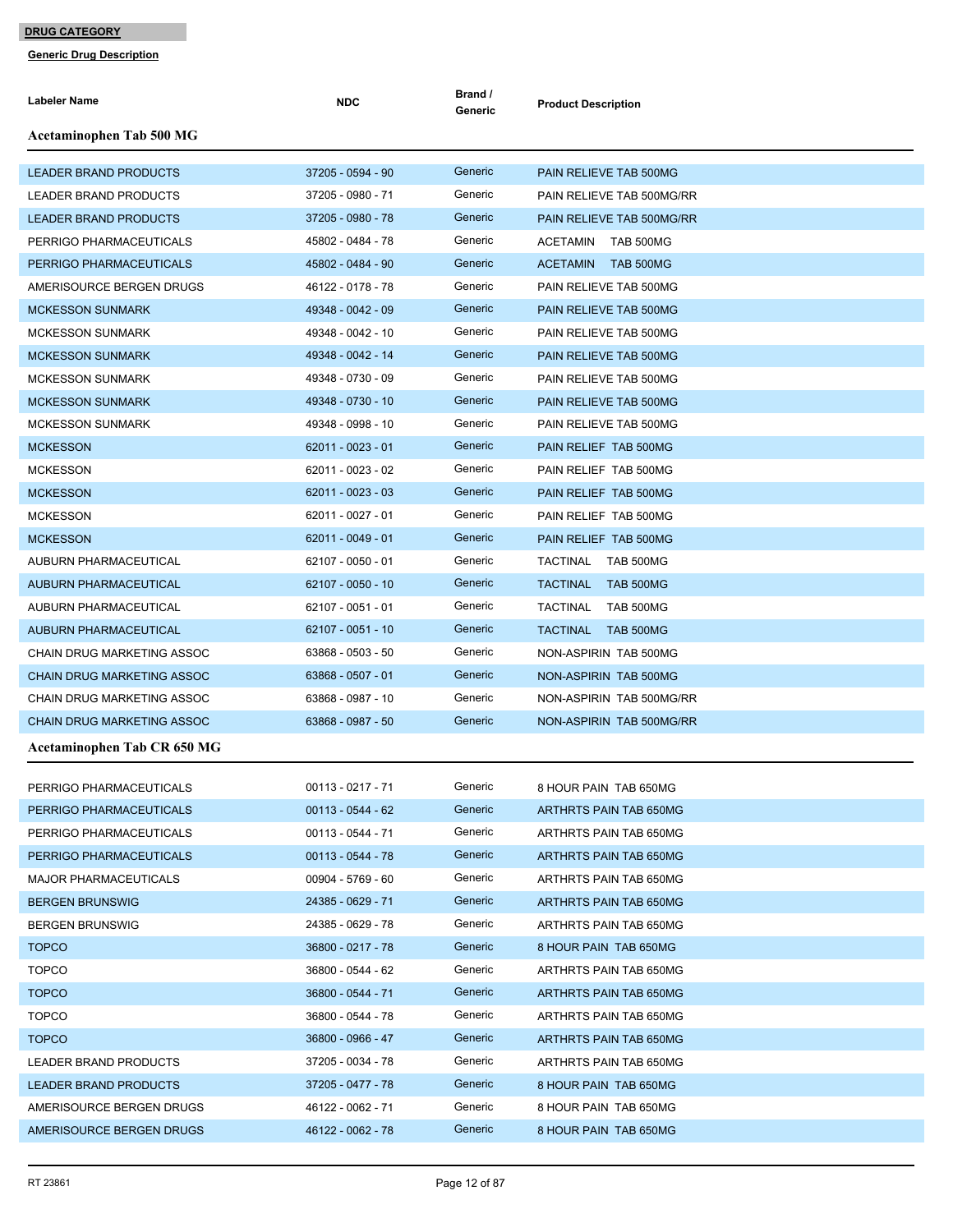**DRUG CATEGORY**

**Generic Drug Description**

### Acetaminophen Tab 500 MG

| Labeler Name | NDC | Brand / Generic | Product Description |
|---|---|---|---|
| LEADER BRAND PRODUCTS | 37205 - 0594 - 90 | Generic | PAIN RELIEVE TAB 500MG |
| LEADER BRAND PRODUCTS | 37205 - 0980 - 71 | Generic | PAIN RELIEVE TAB 500MG/RR |
| LEADER BRAND PRODUCTS | 37205 - 0980 - 78 | Generic | PAIN RELIEVE TAB 500MG/RR |
| PERRIGO PHARMACEUTICALS | 45802 - 0484 - 78 | Generic | ACETAMIN TAB 500MG |
| PERRIGO PHARMACEUTICALS | 45802 - 0484 - 90 | Generic | ACETAMIN TAB 500MG |
| AMERISOURCE BERGEN DRUGS | 46122 - 0178 - 78 | Generic | PAIN RELIEVE TAB 500MG |
| MCKESSON SUNMARK | 49348 - 0042 - 09 | Generic | PAIN RELIEVE TAB 500MG |
| MCKESSON SUNMARK | 49348 - 0042 - 10 | Generic | PAIN RELIEVE TAB 500MG |
| MCKESSON SUNMARK | 49348 - 0042 - 14 | Generic | PAIN RELIEVE TAB 500MG |
| MCKESSON SUNMARK | 49348 - 0730 - 09 | Generic | PAIN RELIEVE TAB 500MG |
| MCKESSON SUNMARK | 49348 - 0730 - 10 | Generic | PAIN RELIEVE TAB 500MG |
| MCKESSON SUNMARK | 49348 - 0998 - 10 | Generic | PAIN RELIEVE TAB 500MG |
| MCKESSON | 62011 - 0023 - 01 | Generic | PAIN RELIEF TAB 500MG |
| MCKESSON | 62011 - 0023 - 02 | Generic | PAIN RELIEF TAB 500MG |
| MCKESSON | 62011 - 0023 - 03 | Generic | PAIN RELIEF TAB 500MG |
| MCKESSON | 62011 - 0027 - 01 | Generic | PAIN RELIEF TAB 500MG |
| MCKESSON | 62011 - 0049 - 01 | Generic | PAIN RELIEF TAB 500MG |
| AUBURN PHARMACEUTICAL | 62107 - 0050 - 01 | Generic | TACTINAL TAB 500MG |
| AUBURN PHARMACEUTICAL | 62107 - 0050 - 10 | Generic | TACTINAL TAB 500MG |
| AUBURN PHARMACEUTICAL | 62107 - 0051 - 01 | Generic | TACTINAL TAB 500MG |
| AUBURN PHARMACEUTICAL | 62107 - 0051 - 10 | Generic | TACTINAL TAB 500MG |
| CHAIN DRUG MARKETING ASSOC | 63868 - 0503 - 50 | Generic | NON-ASPIRIN TAB 500MG |
| CHAIN DRUG MARKETING ASSOC | 63868 - 0507 - 01 | Generic | NON-ASPIRIN TAB 500MG |
| CHAIN DRUG MARKETING ASSOC | 63868 - 0987 - 10 | Generic | NON-ASPIRIN TAB 500MG/RR |
| CHAIN DRUG MARKETING ASSOC | 63868 - 0987 - 50 | Generic | NON-ASPIRIN TAB 500MG/RR |

### Acetaminophen Tab CR 650 MG

| Labeler Name | NDC | Brand / Generic | Product Description |
|---|---|---|---|
| PERRIGO PHARMACEUTICALS | 00113 - 0217 - 71 | Generic | 8 HOUR PAIN TAB 650MG |
| PERRIGO PHARMACEUTICALS | 00113 - 0544 - 62 | Generic | ARTHRTS PAIN TAB 650MG |
| PERRIGO PHARMACEUTICALS | 00113 - 0544 - 71 | Generic | ARTHRTS PAIN TAB 650MG |
| PERRIGO PHARMACEUTICALS | 00113 - 0544 - 78 | Generic | ARTHRTS PAIN TAB 650MG |
| MAJOR PHARMACEUTICALS | 00904 - 5769 - 60 | Generic | ARTHRTS PAIN TAB 650MG |
| BERGEN BRUNSWIG | 24385 - 0629 - 71 | Generic | ARTHRTS PAIN TAB 650MG |
| BERGEN BRUNSWIG | 24385 - 0629 - 78 | Generic | ARTHRTS PAIN TAB 650MG |
| TOPCO | 36800 - 0217 - 78 | Generic | 8 HOUR PAIN TAB 650MG |
| TOPCO | 36800 - 0544 - 62 | Generic | ARTHRTS PAIN TAB 650MG |
| TOPCO | 36800 - 0544 - 71 | Generic | ARTHRTS PAIN TAB 650MG |
| TOPCO | 36800 - 0544 - 78 | Generic | ARTHRTS PAIN TAB 650MG |
| TOPCO | 36800 - 0966 - 47 | Generic | ARTHRTS PAIN TAB 650MG |
| LEADER BRAND PRODUCTS | 37205 - 0034 - 78 | Generic | ARTHRTS PAIN TAB 650MG |
| LEADER BRAND PRODUCTS | 37205 - 0477 - 78 | Generic | 8 HOUR PAIN TAB 650MG |
| AMERISOURCE BERGEN DRUGS | 46122 - 0062 - 71 | Generic | 8 HOUR PAIN TAB 650MG |
| AMERISOURCE BERGEN DRUGS | 46122 - 0062 - 78 | Generic | 8 HOUR PAIN TAB 650MG |

RT 23861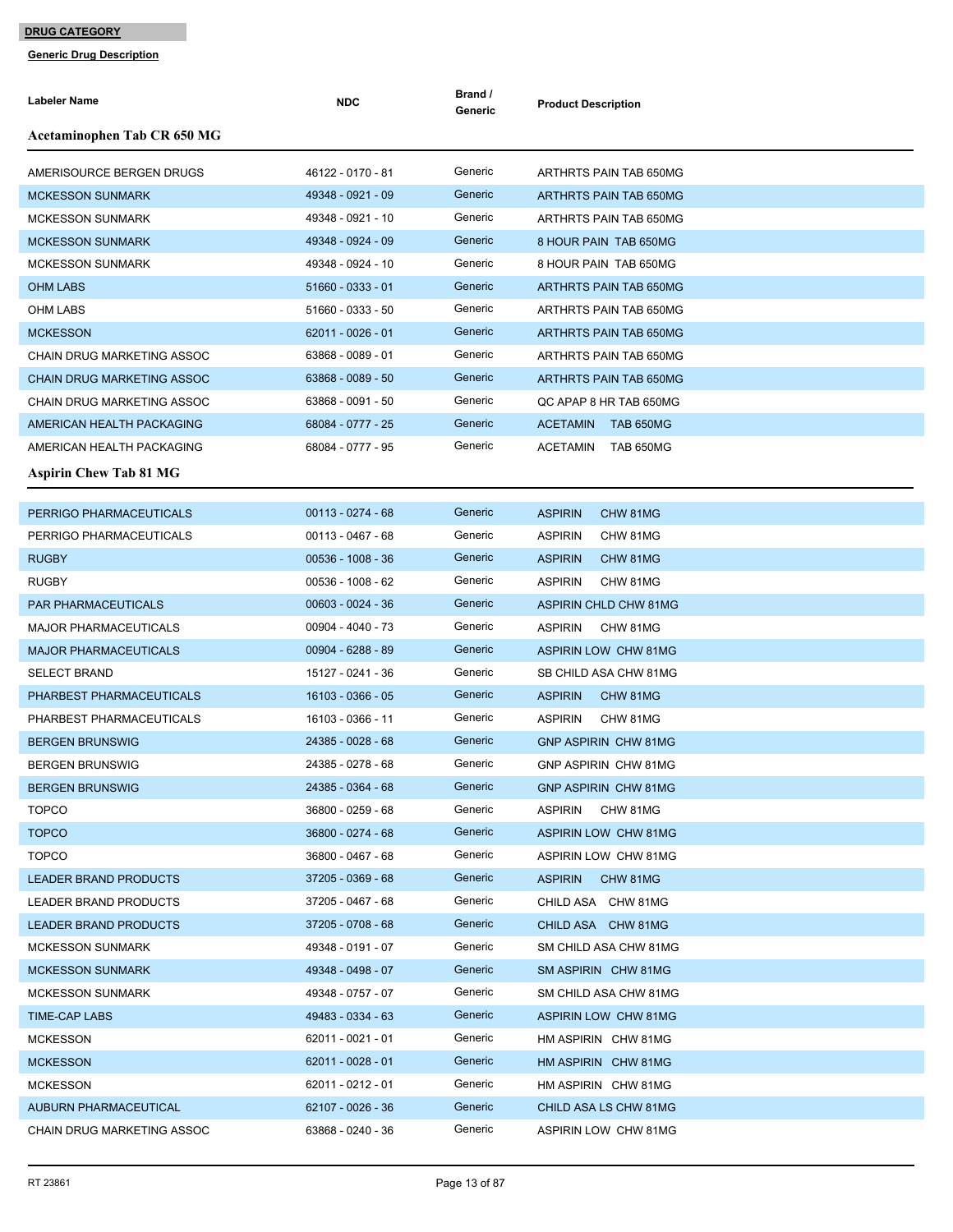**DRUG CATEGORY**

**Generic Drug Description**

| Labeler Name | NDC | Brand / Generic | Product Description |
|---|---|---|---|
| **Acetaminophen Tab CR 650 MG** | | | |
| AMERISOURCE BERGEN DRUGS | 46122 - 0170 - 81 | Generic | ARTHRTS PAIN TAB 650MG |
| MCKESSON SUNMARK | 49348 - 0921 - 09 | Generic | ARTHRTS PAIN TAB 650MG |
| MCKESSON SUNMARK | 49348 - 0921 - 10 | Generic | ARTHRTS PAIN TAB 650MG |
| MCKESSON SUNMARK | 49348 - 0924 - 09 | Generic | 8 HOUR PAIN TAB 650MG |
| MCKESSON SUNMARK | 49348 - 0924 - 10 | Generic | 8 HOUR PAIN TAB 650MG |
| OHM LABS | 51660 - 0333 - 01 | Generic | ARTHRTS PAIN TAB 650MG |
| OHM LABS | 51660 - 0333 - 50 | Generic | ARTHRTS PAIN TAB 650MG |
| MCKESSON | 62011 - 0026 - 01 | Generic | ARTHRTS PAIN TAB 650MG |
| CHAIN DRUG MARKETING ASSOC | 63868 - 0089 - 01 | Generic | ARTHRTS PAIN TAB 650MG |
| CHAIN DRUG MARKETING ASSOC | 63868 - 0089 - 50 | Generic | ARTHRTS PAIN TAB 650MG |
| CHAIN DRUG MARKETING ASSOC | 63868 - 0091 - 50 | Generic | QC APAP 8 HR TAB 650MG |
| AMERICAN HEALTH PACKAGING | 68084 - 0777 - 25 | Generic | ACETAMIN TAB 650MG |
| AMERICAN HEALTH PACKAGING | 68084 - 0777 - 95 | Generic | ACETAMIN TAB 650MG |
| **Aspirin Chew Tab 81 MG** | | | |
| PERRIGO PHARMACEUTICALS | 00113 - 0274 - 68 | Generic | ASPIRIN CHW 81MG |
| PERRIGO PHARMACEUTICALS | 00113 - 0467 - 68 | Generic | ASPIRIN CHW 81MG |
| RUGBY | 00536 - 1008 - 36 | Generic | ASPIRIN CHW 81MG |
| RUGBY | 00536 - 1008 - 62 | Generic | ASPIRIN CHW 81MG |
| PAR PHARMACEUTICALS | 00603 - 0024 - 36 | Generic | ASPIRIN CHLD CHW 81MG |
| MAJOR PHARMACEUTICALS | 00904 - 4040 - 73 | Generic | ASPIRIN CHW 81MG |
| MAJOR PHARMACEUTICALS | 00904 - 6288 - 89 | Generic | ASPIRIN LOW CHW 81MG |
| SELECT BRAND | 15127 - 0241 - 36 | Generic | SB CHILD ASA CHW 81MG |
| PHARBEST PHARMACEUTICALS | 16103 - 0366 - 05 | Generic | ASPIRIN CHW 81MG |
| PHARBEST PHARMACEUTICALS | 16103 - 0366 - 11 | Generic | ASPIRIN CHW 81MG |
| BERGEN BRUNSWIG | 24385 - 0028 - 68 | Generic | GNP ASPIRIN CHW 81MG |
| BERGEN BRUNSWIG | 24385 - 0278 - 68 | Generic | GNP ASPIRIN CHW 81MG |
| BERGEN BRUNSWIG | 24385 - 0364 - 68 | Generic | GNP ASPIRIN CHW 81MG |
| TOPCO | 36800 - 0259 - 68 | Generic | ASPIRIN CHW 81MG |
| TOPCO | 36800 - 0274 - 68 | Generic | ASPIRIN LOW CHW 81MG |
| TOPCO | 36800 - 0467 - 68 | Generic | ASPIRIN LOW CHW 81MG |
| LEADER BRAND PRODUCTS | 37205 - 0369 - 68 | Generic | ASPIRIN CHW 81MG |
| LEADER BRAND PRODUCTS | 37205 - 0467 - 68 | Generic | CHILD ASA CHW 81MG |
| LEADER BRAND PRODUCTS | 37205 - 0708 - 68 | Generic | CHILD ASA CHW 81MG |
| MCKESSON SUNMARK | 49348 - 0191 - 07 | Generic | SM CHILD ASA CHW 81MG |
| MCKESSON SUNMARK | 49348 - 0498 - 07 | Generic | SM ASPIRIN CHW 81MG |
| MCKESSON SUNMARK | 49348 - 0757 - 07 | Generic | SM CHILD ASA CHW 81MG |
| TIME-CAP LABS | 49483 - 0334 - 63 | Generic | ASPIRIN LOW CHW 81MG |
| MCKESSON | 62011 - 0021 - 01 | Generic | HM ASPIRIN CHW 81MG |
| MCKESSON | 62011 - 0028 - 01 | Generic | HM ASPIRIN CHW 81MG |
| MCKESSON | 62011 - 0212 - 01 | Generic | HM ASPIRIN CHW 81MG |
| AUBURN PHARMACEUTICAL | 62107 - 0026 - 36 | Generic | CHILD ASA LS CHW 81MG |
| CHAIN DRUG MARKETING ASSOC | 63868 - 0240 - 36 | Generic | ASPIRIN LOW CHW 81MG |

RT 23861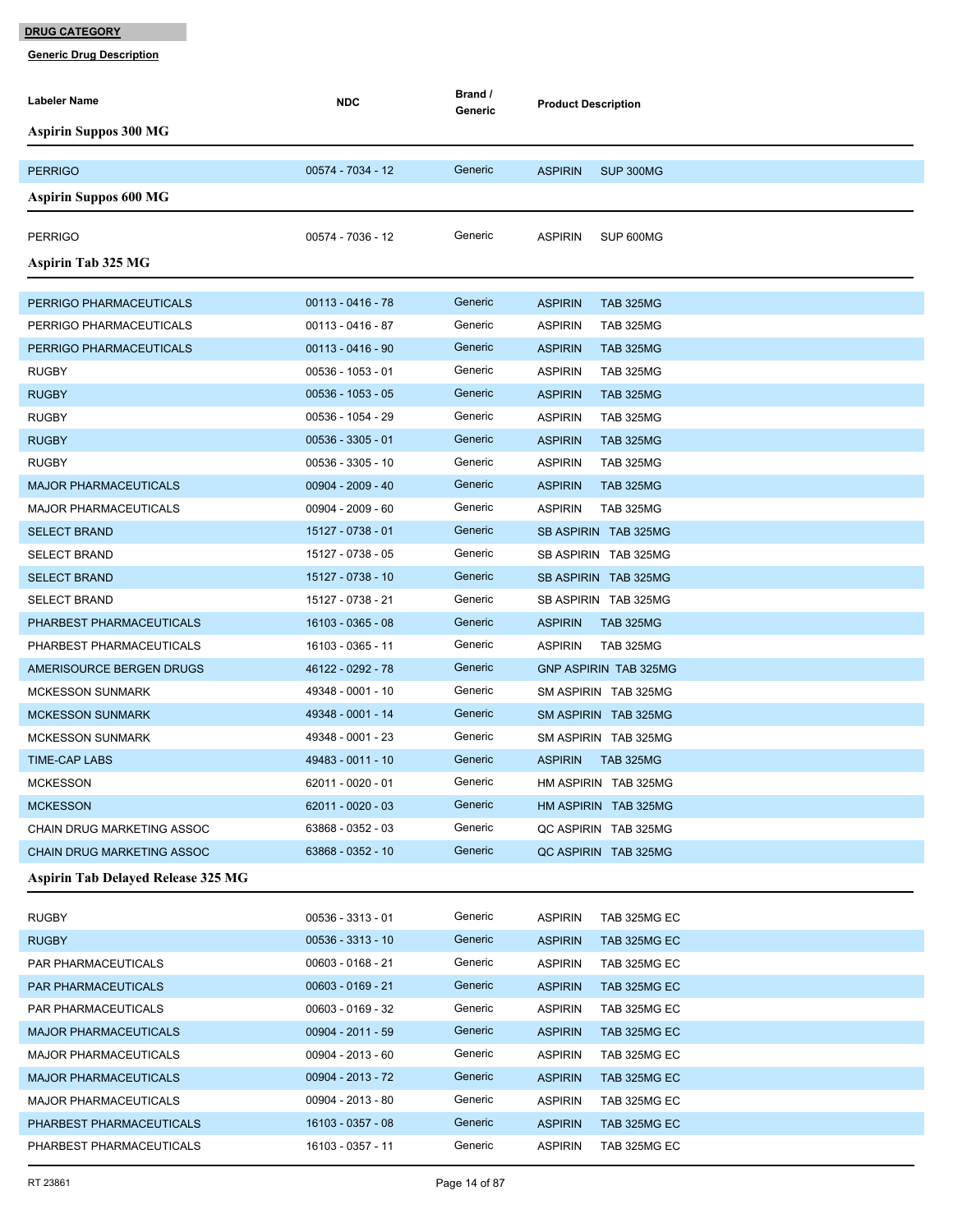**DRUG CATEGORY**

**Generic Drug Description**

| Labeler Name | NDC | Brand / Generic | Product Description |
|---|---|---|---|
| **Aspirin Suppos 300 MG** | | | |
| PERRIGO | 00574 - 7034 - 12 | Generic | ASPIRIN SUP 300MG |
| **Aspirin Suppos 600 MG** | | | |
| PERRIGO | 00574 - 7036 - 12 | Generic | ASPIRIN SUP 600MG |
| **Aspirin Tab 325 MG** | | | |
| PERRIGO PHARMACEUTICALS | 00113 - 0416 - 78 | Generic | ASPIRIN TAB 325MG |
| PERRIGO PHARMACEUTICALS | 00113 - 0416 - 87 | Generic | ASPIRIN TAB 325MG |
| PERRIGO PHARMACEUTICALS | 00113 - 0416 - 90 | Generic | ASPIRIN TAB 325MG |
| RUGBY | 00536 - 1053 - 01 | Generic | ASPIRIN TAB 325MG |
| RUGBY | 00536 - 1053 - 05 | Generic | ASPIRIN TAB 325MG |
| RUGBY | 00536 - 1054 - 29 | Generic | ASPIRIN TAB 325MG |
| RUGBY | 00536 - 3305 - 01 | Generic | ASPIRIN TAB 325MG |
| RUGBY | 00536 - 3305 - 10 | Generic | ASPIRIN TAB 325MG |
| MAJOR PHARMACEUTICALS | 00904 - 2009 - 40 | Generic | ASPIRIN TAB 325MG |
| MAJOR PHARMACEUTICALS | 00904 - 2009 - 60 | Generic | ASPIRIN TAB 325MG |
| SELECT BRAND | 15127 - 0738 - 01 | Generic | SB ASPIRIN TAB 325MG |
| SELECT BRAND | 15127 - 0738 - 05 | Generic | SB ASPIRIN TAB 325MG |
| SELECT BRAND | 15127 - 0738 - 10 | Generic | SB ASPIRIN TAB 325MG |
| SELECT BRAND | 15127 - 0738 - 21 | Generic | SB ASPIRIN TAB 325MG |
| PHARBEST PHARMACEUTICALS | 16103 - 0365 - 08 | Generic | ASPIRIN TAB 325MG |
| PHARBEST PHARMACEUTICALS | 16103 - 0365 - 11 | Generic | ASPIRIN TAB 325MG |
| AMERISOURCE BERGEN DRUGS | 46122 - 0292 - 78 | Generic | GNP ASPIRIN TAB 325MG |
| MCKESSON SUNMARK | 49348 - 0001 - 10 | Generic | SM ASPIRIN TAB 325MG |
| MCKESSON SUNMARK | 49348 - 0001 - 14 | Generic | SM ASPIRIN TAB 325MG |
| MCKESSON SUNMARK | 49348 - 0001 - 23 | Generic | SM ASPIRIN TAB 325MG |
| TIME-CAP LABS | 49483 - 0011 - 10 | Generic | ASPIRIN TAB 325MG |
| MCKESSON | 62011 - 0020 - 01 | Generic | HM ASPIRIN TAB 325MG |
| MCKESSON | 62011 - 0020 - 03 | Generic | HM ASPIRIN TAB 325MG |
| CHAIN DRUG MARKETING ASSOC | 63868 - 0352 - 03 | Generic | QC ASPIRIN TAB 325MG |
| CHAIN DRUG MARKETING ASSOC | 63868 - 0352 - 10 | Generic | QC ASPIRIN TAB 325MG |
| **Aspirin Tab Delayed Release 325 MG** | | | |
| RUGBY | 00536 - 3313 - 01 | Generic | ASPIRIN TAB 325MG EC |
| RUGBY | 00536 - 3313 - 10 | Generic | ASPIRIN TAB 325MG EC |
| PAR PHARMACEUTICALS | 00603 - 0168 - 21 | Generic | ASPIRIN TAB 325MG EC |
| PAR PHARMACEUTICALS | 00603 - 0169 - 21 | Generic | ASPIRIN TAB 325MG EC |
| PAR PHARMACEUTICALS | 00603 - 0169 - 32 | Generic | ASPIRIN TAB 325MG EC |
| MAJOR PHARMACEUTICALS | 00904 - 2011 - 59 | Generic | ASPIRIN TAB 325MG EC |
| MAJOR PHARMACEUTICALS | 00904 - 2013 - 60 | Generic | ASPIRIN TAB 325MG EC |
| MAJOR PHARMACEUTICALS | 00904 - 2013 - 72 | Generic | ASPIRIN TAB 325MG EC |
| MAJOR PHARMACEUTICALS | 00904 - 2013 - 80 | Generic | ASPIRIN TAB 325MG EC |
| PHARBEST PHARMACEUTICALS | 16103 - 0357 - 08 | Generic | ASPIRIN TAB 325MG EC |
| PHARBEST PHARMACEUTICALS | 16103 - 0357 - 11 | Generic | ASPIRIN TAB 325MG EC |

RT 23861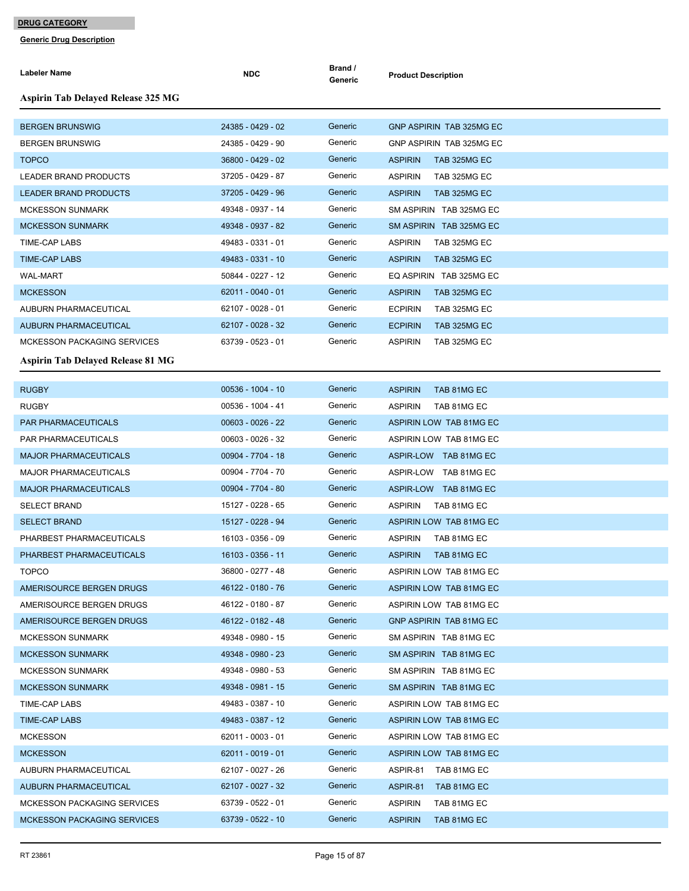**DRUG CATEGORY**

**Generic Drug Description**

### Aspirin Tab Delayed Release 325 MG

| Labeler Name | NDC | Brand / Generic | Product Description |
|---|---|---|---|
| BERGEN BRUNSWIG | 24385 - 0429 - 02 | Generic | GNP ASPIRIN TAB 325MG EC |
| BERGEN BRUNSWIG | 24385 - 0429 - 90 | Generic | GNP ASPIRIN TAB 325MG EC |
| TOPCO | 36800 - 0429 - 02 | Generic | ASPIRIN TAB 325MG EC |
| LEADER BRAND PRODUCTS | 37205 - 0429 - 87 | Generic | ASPIRIN TAB 325MG EC |
| LEADER BRAND PRODUCTS | 37205 - 0429 - 96 | Generic | ASPIRIN TAB 325MG EC |
| MCKESSON SUNMARK | 49348 - 0937 - 14 | Generic | SM ASPIRIN TAB 325MG EC |
| MCKESSON SUNMARK | 49348 - 0937 - 82 | Generic | SM ASPIRIN TAB 325MG EC |
| TIME-CAP LABS | 49483 - 0331 - 01 | Generic | ASPIRIN TAB 325MG EC |
| TIME-CAP LABS | 49483 - 0331 - 10 | Generic | ASPIRIN TAB 325MG EC |
| WAL-MART | 50844 - 0227 - 12 | Generic | EQ ASPIRIN TAB 325MG EC |
| MCKESSON | 62011 - 0040 - 01 | Generic | ASPIRIN TAB 325MG EC |
| AUBURN PHARMACEUTICAL | 62107 - 0028 - 01 | Generic | ECPIRIN TAB 325MG EC |
| AUBURN PHARMACEUTICAL | 62107 - 0028 - 32 | Generic | ECPIRIN TAB 325MG EC |
| MCKESSON PACKAGING SERVICES | 63739 - 0523 - 01 | Generic | ASPIRIN TAB 325MG EC |

### Aspirin Tab Delayed Release 81 MG

| Labeler Name | NDC | Brand / Generic | Product Description |
|---|---|---|---|
| RUGBY | 00536 - 1004 - 10 | Generic | ASPIRIN TAB 81MG EC |
| RUGBY | 00536 - 1004 - 41 | Generic | ASPIRIN TAB 81MG EC |
| PAR PHARMACEUTICALS | 00603 - 0026 - 22 | Generic | ASPIRIN LOW TAB 81MG EC |
| PAR PHARMACEUTICALS | 00603 - 0026 - 32 | Generic | ASPIRIN LOW TAB 81MG EC |
| MAJOR PHARMACEUTICALS | 00904 - 7704 - 18 | Generic | ASPIR-LOW TAB 81MG EC |
| MAJOR PHARMACEUTICALS | 00904 - 7704 - 70 | Generic | ASPIR-LOW TAB 81MG EC |
| MAJOR PHARMACEUTICALS | 00904 - 7704 - 80 | Generic | ASPIR-LOW TAB 81MG EC |
| SELECT BRAND | 15127 - 0228 - 65 | Generic | ASPIRIN TAB 81MG EC |
| SELECT BRAND | 15127 - 0228 - 94 | Generic | ASPIRIN LOW TAB 81MG EC |
| PHARBEST PHARMACEUTICALS | 16103 - 0356 - 09 | Generic | ASPIRIN TAB 81MG EC |
| PHARBEST PHARMACEUTICALS | 16103 - 0356 - 11 | Generic | ASPIRIN TAB 81MG EC |
| TOPCO | 36800 - 0277 - 48 | Generic | ASPIRIN LOW TAB 81MG EC |
| AMERISOURCE BERGEN DRUGS | 46122 - 0180 - 76 | Generic | ASPIRIN LOW TAB 81MG EC |
| AMERISOURCE BERGEN DRUGS | 46122 - 0180 - 87 | Generic | ASPIRIN LOW TAB 81MG EC |
| AMERISOURCE BERGEN DRUGS | 46122 - 0182 - 48 | Generic | GNP ASPIRIN TAB 81MG EC |
| MCKESSON SUNMARK | 49348 - 0980 - 15 | Generic | SM ASPIRIN TAB 81MG EC |
| MCKESSON SUNMARK | 49348 - 0980 - 23 | Generic | SM ASPIRIN TAB 81MG EC |
| MCKESSON SUNMARK | 49348 - 0980 - 53 | Generic | SM ASPIRIN TAB 81MG EC |
| MCKESSON SUNMARK | 49348 - 0981 - 15 | Generic | SM ASPIRIN TAB 81MG EC |
| TIME-CAP LABS | 49483 - 0387 - 10 | Generic | ASPIRIN LOW TAB 81MG EC |
| TIME-CAP LABS | 49483 - 0387 - 12 | Generic | ASPIRIN LOW TAB 81MG EC |
| MCKESSON | 62011 - 0003 - 01 | Generic | ASPIRIN LOW TAB 81MG EC |
| MCKESSON | 62011 - 0019 - 01 | Generic | ASPIRIN LOW TAB 81MG EC |
| AUBURN PHARMACEUTICAL | 62107 - 0027 - 26 | Generic | ASPIR-81 TAB 81MG EC |
| AUBURN PHARMACEUTICAL | 62107 - 0027 - 32 | Generic | ASPIR-81 TAB 81MG EC |
| MCKESSON PACKAGING SERVICES | 63739 - 0522 - 01 | Generic | ASPIRIN TAB 81MG EC |
| MCKESSON PACKAGING SERVICES | 63739 - 0522 - 10 | Generic | ASPIRIN TAB 81MG EC |

RT 23861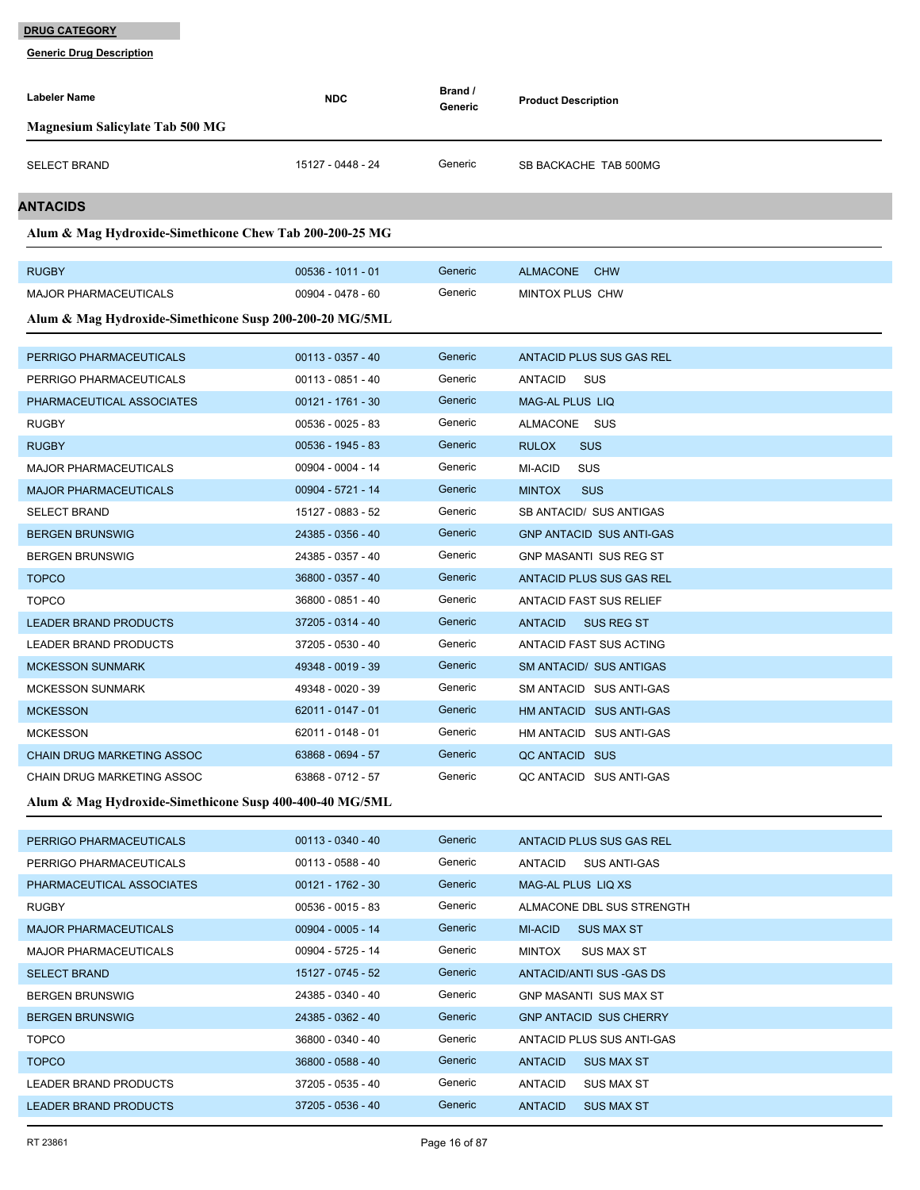**DRUG CATEGORY**

**Generic Drug Description**

| Labeler Name | NDC | Brand / Generic | Product Description |
|---|---|---|---|
| **Magnesium Salicylate Tab 500 MG** | | | |
| SELECT BRAND | 15127 - 0448 - 24 | Generic | SB BACKACHE TAB 500MG |

## ANTACIDS

**Alum & Mag Hydroxide-Simethicone Chew Tab 200-200-25 MG**

| Labeler Name | NDC | Brand / Generic | Product Description |
|---|---|---|---|
| RUGBY | 00536 - 1011 - 01 | Generic | ALMACONE CHW |
| MAJOR PHARMACEUTICALS | 00904 - 0478 - 60 | Generic | MINTOX PLUS CHW |

**Alum & Mag Hydroxide-Simethicone Susp 200-200-20 MG/5ML**

| Labeler Name | NDC | Brand / Generic | Product Description |
|---|---|---|---|
| PERRIGO PHARMACEUTICALS | 00113 - 0357 - 40 | Generic | ANTACID PLUS SUS GAS REL |
| PERRIGO PHARMACEUTICALS | 00113 - 0851 - 40 | Generic | ANTACID SUS |
| PHARMACEUTICAL ASSOCIATES | 00121 - 1761 - 30 | Generic | MAG-AL PLUS LIQ |
| RUGBY | 00536 - 0025 - 83 | Generic | ALMACONE SUS |
| RUGBY | 00536 - 1945 - 83 | Generic | RULOX SUS |
| MAJOR PHARMACEUTICALS | 00904 - 0004 - 14 | Generic | MI-ACID SUS |
| MAJOR PHARMACEUTICALS | 00904 - 5721 - 14 | Generic | MINTOX SUS |
| SELECT BRAND | 15127 - 0883 - 52 | Generic | SB ANTACID/ SUS ANTIGAS |
| BERGEN BRUNSWIG | 24385 - 0356 - 40 | Generic | GNP ANTACID SUS ANTI-GAS |
| BERGEN BRUNSWIG | 24385 - 0357 - 40 | Generic | GNP MASANTI SUS REG ST |
| TOPCO | 36800 - 0357 - 40 | Generic | ANTACID PLUS SUS GAS REL |
| TOPCO | 36800 - 0851 - 40 | Generic | ANTACID FAST SUS RELIEF |
| LEADER BRAND PRODUCTS | 37205 - 0314 - 40 | Generic | ANTACID SUS REG ST |
| LEADER BRAND PRODUCTS | 37205 - 0530 - 40 | Generic | ANTACID FAST SUS ACTING |
| MCKESSON SUNMARK | 49348 - 0019 - 39 | Generic | SM ANTACID/ SUS ANTIGAS |
| MCKESSON SUNMARK | 49348 - 0020 - 39 | Generic | SM ANTACID SUS ANTI-GAS |
| MCKESSON | 62011 - 0147 - 01 | Generic | HM ANTACID SUS ANTI-GAS |
| MCKESSON | 62011 - 0148 - 01 | Generic | HM ANTACID SUS ANTI-GAS |
| CHAIN DRUG MARKETING ASSOC | 63868 - 0694 - 57 | Generic | QC ANTACID SUS |
| CHAIN DRUG MARKETING ASSOC | 63868 - 0712 - 57 | Generic | QC ANTACID SUS ANTI-GAS |

**Alum & Mag Hydroxide-Simethicone Susp 400-400-40 MG/5ML**

| Labeler Name | NDC | Brand / Generic | Product Description |
|---|---|---|---|
| PERRIGO PHARMACEUTICALS | 00113 - 0340 - 40 | Generic | ANTACID PLUS SUS GAS REL |
| PERRIGO PHARMACEUTICALS | 00113 - 0588 - 40 | Generic | ANTACID SUS ANTI-GAS |
| PHARMACEUTICAL ASSOCIATES | 00121 - 1762 - 30 | Generic | MAG-AL PLUS LIQ XS |
| RUGBY | 00536 - 0015 - 83 | Generic | ALMACONE DBL SUS STRENGTH |
| MAJOR PHARMACEUTICALS | 00904 - 0005 - 14 | Generic | MI-ACID SUS MAX ST |
| MAJOR PHARMACEUTICALS | 00904 - 5725 - 14 | Generic | MINTOX SUS MAX ST |
| SELECT BRAND | 15127 - 0745 - 52 | Generic | ANTACID/ANTI SUS -GAS DS |
| BERGEN BRUNSWIG | 24385 - 0340 - 40 | Generic | GNP MASANTI SUS MAX ST |
| BERGEN BRUNSWIG | 24385 - 0362 - 40 | Generic | GNP ANTACID SUS CHERRY |
| TOPCO | 36800 - 0340 - 40 | Generic | ANTACID PLUS SUS ANTI-GAS |
| TOPCO | 36800 - 0588 - 40 | Generic | ANTACID SUS MAX ST |
| LEADER BRAND PRODUCTS | 37205 - 0535 - 40 | Generic | ANTACID SUS MAX ST |
| LEADER BRAND PRODUCTS | 37205 - 0536 - 40 | Generic | ANTACID SUS MAX ST |

RT 23861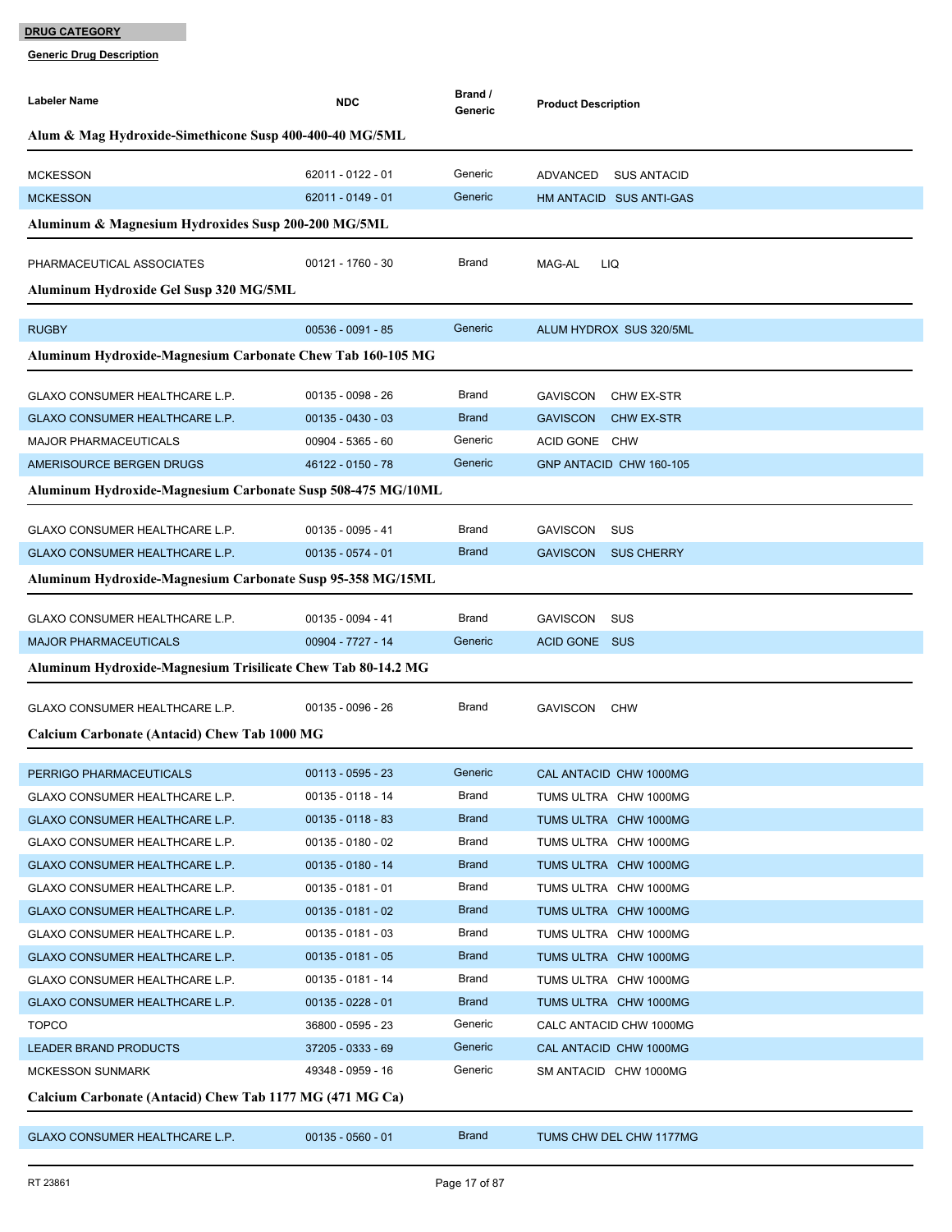**DRUG CATEGORY**

**Generic Drug Description**

| Labeler Name | NDC | Brand / Generic | Product Description |
|---|---|---|---|
| **Alum & Mag Hydroxide-Simethicone Susp 400-400-40 MG/5ML** | | | |
| MCKESSON | 62011 - 0122 - 01 | Generic | ADVANCED SUS ANTACID |
| MCKESSON | 62011 - 0149 - 01 | Generic | HM ANTACID SUS ANTI-GAS |
| **Aluminum & Magnesium Hydroxides Susp 200-200 MG/5ML** | | | |
| PHARMACEUTICAL ASSOCIATES | 00121 - 1760 - 30 | Brand | MAG-AL LIQ |
| **Aluminum Hydroxide Gel Susp 320 MG/5ML** | | | |
| RUGBY | 00536 - 0091 - 85 | Generic | ALUM HYDROX SUS 320/5ML |
| **Aluminum Hydroxide-Magnesium Carbonate Chew Tab 160-105 MG** | | | |
| GLAXO CONSUMER HEALTHCARE L.P. | 00135 - 0098 - 26 | Brand | GAVISCON CHW EX-STR |
| GLAXO CONSUMER HEALTHCARE L.P. | 00135 - 0430 - 03 | Brand | GAVISCON CHW EX-STR |
| MAJOR PHARMACEUTICALS | 00904 - 5365 - 60 | Generic | ACID GONE CHW |
| AMERISOURCE BERGEN DRUGS | 46122 - 0150 - 78 | Generic | GNP ANTACID CHW 160-105 |
| **Aluminum Hydroxide-Magnesium Carbonate Susp 508-475 MG/10ML** | | | |
| GLAXO CONSUMER HEALTHCARE L.P. | 00135 - 0095 - 41 | Brand | GAVISCON SUS |
| GLAXO CONSUMER HEALTHCARE L.P. | 00135 - 0574 - 01 | Brand | GAVISCON SUS CHERRY |
| **Aluminum Hydroxide-Magnesium Carbonate Susp 95-358 MG/15ML** | | | |
| GLAXO CONSUMER HEALTHCARE L.P. | 00135 - 0094 - 41 | Brand | GAVISCON SUS |
| MAJOR PHARMACEUTICALS | 00904 - 7727 - 14 | Generic | ACID GONE SUS |
| **Aluminum Hydroxide-Magnesium Trisilicate Chew Tab 80-14.2 MG** | | | |
| GLAXO CONSUMER HEALTHCARE L.P. | 00135 - 0096 - 26 | Brand | GAVISCON CHW |
| **Calcium Carbonate (Antacid) Chew Tab 1000 MG** | | | |
| PERRIGO PHARMACEUTICALS | 00113 - 0595 - 23 | Generic | CAL ANTACID CHW 1000MG |
| GLAXO CONSUMER HEALTHCARE L.P. | 00135 - 0118 - 14 | Brand | TUMS ULTRA CHW 1000MG |
| GLAXO CONSUMER HEALTHCARE L.P. | 00135 - 0118 - 83 | Brand | TUMS ULTRA CHW 1000MG |
| GLAXO CONSUMER HEALTHCARE L.P. | 00135 - 0180 - 02 | Brand | TUMS ULTRA CHW 1000MG |
| GLAXO CONSUMER HEALTHCARE L.P. | 00135 - 0180 - 14 | Brand | TUMS ULTRA CHW 1000MG |
| GLAXO CONSUMER HEALTHCARE L.P. | 00135 - 0181 - 01 | Brand | TUMS ULTRA CHW 1000MG |
| GLAXO CONSUMER HEALTHCARE L.P. | 00135 - 0181 - 02 | Brand | TUMS ULTRA CHW 1000MG |
| GLAXO CONSUMER HEALTHCARE L.P. | 00135 - 0181 - 03 | Brand | TUMS ULTRA CHW 1000MG |
| GLAXO CONSUMER HEALTHCARE L.P. | 00135 - 0181 - 05 | Brand | TUMS ULTRA CHW 1000MG |
| GLAXO CONSUMER HEALTHCARE L.P. | 00135 - 0181 - 14 | Brand | TUMS ULTRA CHW 1000MG |
| GLAXO CONSUMER HEALTHCARE L.P. | 00135 - 0228 - 01 | Brand | TUMS ULTRA CHW 1000MG |
| TOPCO | 36800 - 0595 - 23 | Generic | CALC ANTACID CHW 1000MG |
| LEADER BRAND PRODUCTS | 37205 - 0333 - 69 | Generic | CAL ANTACID CHW 1000MG |
| MCKESSON SUNMARK | 49348 - 0959 - 16 | Generic | SM ANTACID CHW 1000MG |
| **Calcium Carbonate (Antacid) Chew Tab 1177 MG (471 MG Ca)** | | | |
| GLAXO CONSUMER HEALTHCARE L.P. | 00135 - 0560 - 01 | Brand | TUMS CHW DEL CHW 1177MG |

RT 23861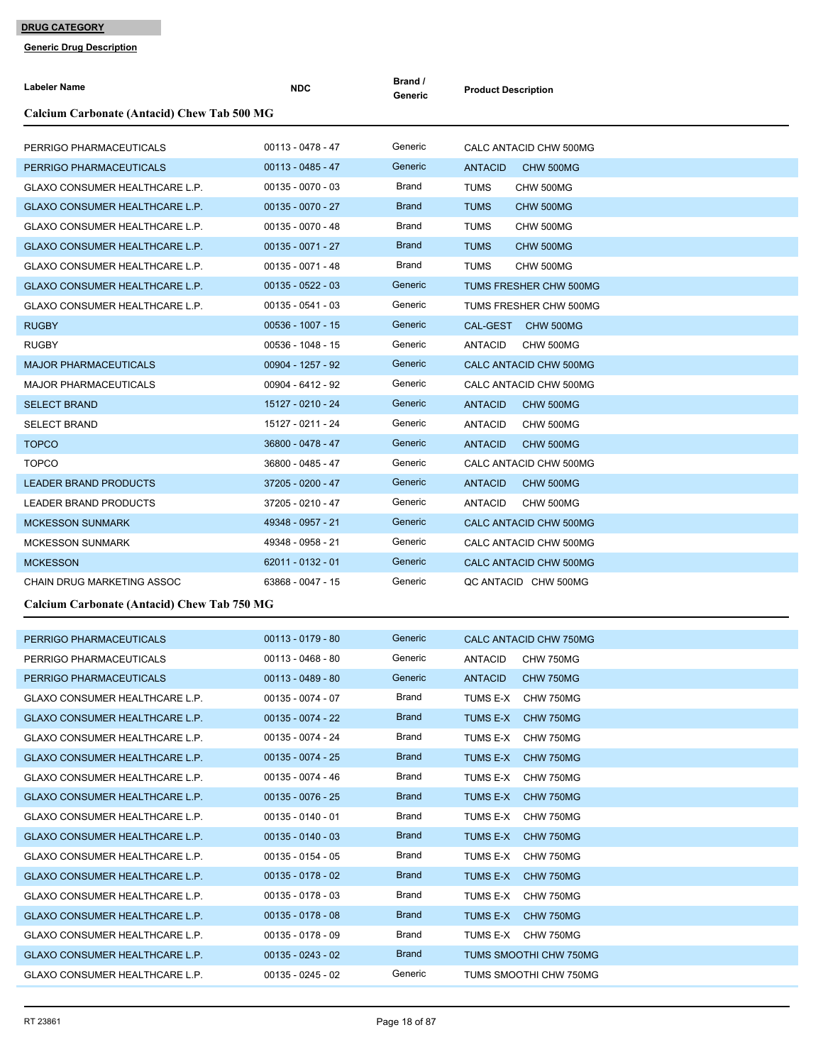**DRUG CATEGORY**

**Generic Drug Description**

| Labeler Name | NDC | Brand / Generic | Product Description |
|---|---|---|---|
| **Calcium Carbonate (Antacid) Chew Tab 500 MG** | | | |
| PERRIGO PHARMACEUTICALS | 00113 - 0478 - 47 | Generic | CALC ANTACID CHW 500MG |
| PERRIGO PHARMACEUTICALS | 00113 - 0485 - 47 | Generic | ANTACID CHW 500MG |
| GLAXO CONSUMER HEALTHCARE L.P. | 00135 - 0070 - 03 | Brand | TUMS CHW 500MG |
| GLAXO CONSUMER HEALTHCARE L.P. | 00135 - 0070 - 27 | Brand | TUMS CHW 500MG |
| GLAXO CONSUMER HEALTHCARE L.P. | 00135 - 0070 - 48 | Brand | TUMS CHW 500MG |
| GLAXO CONSUMER HEALTHCARE L.P. | 00135 - 0071 - 27 | Brand | TUMS CHW 500MG |
| GLAXO CONSUMER HEALTHCARE L.P. | 00135 - 0071 - 48 | Brand | TUMS CHW 500MG |
| GLAXO CONSUMER HEALTHCARE L.P. | 00135 - 0522 - 03 | Generic | TUMS FRESHER CHW 500MG |
| GLAXO CONSUMER HEALTHCARE L.P. | 00135 - 0541 - 03 | Generic | TUMS FRESHER CHW 500MG |
| RUGBY | 00536 - 1007 - 15 | Generic | CAL-GEST CHW 500MG |
| RUGBY | 00536 - 1048 - 15 | Generic | ANTACID CHW 500MG |
| MAJOR PHARMACEUTICALS | 00904 - 1257 - 92 | Generic | CALC ANTACID CHW 500MG |
| MAJOR PHARMACEUTICALS | 00904 - 6412 - 92 | Generic | CALC ANTACID CHW 500MG |
| SELECT BRAND | 15127 - 0210 - 24 | Generic | ANTACID CHW 500MG |
| SELECT BRAND | 15127 - 0211 - 24 | Generic | ANTACID CHW 500MG |
| TOPCO | 36800 - 0478 - 47 | Generic | ANTACID CHW 500MG |
| TOPCO | 36800 - 0485 - 47 | Generic | CALC ANTACID CHW 500MG |
| LEADER BRAND PRODUCTS | 37205 - 0200 - 47 | Generic | ANTACID CHW 500MG |
| LEADER BRAND PRODUCTS | 37205 - 0210 - 47 | Generic | ANTACID CHW 500MG |
| MCKESSON SUNMARK | 49348 - 0957 - 21 | Generic | CALC ANTACID CHW 500MG |
| MCKESSON SUNMARK | 49348 - 0958 - 21 | Generic | CALC ANTACID CHW 500MG |
| MCKESSON | 62011 - 0132 - 01 | Generic | CALC ANTACID CHW 500MG |
| CHAIN DRUG MARKETING ASSOC | 63868 - 0047 - 15 | Generic | QC ANTACID CHW 500MG |
| **Calcium Carbonate (Antacid) Chew Tab 750 MG** | | | |
| PERRIGO PHARMACEUTICALS | 00113 - 0179 - 80 | Generic | CALC ANTACID CHW 750MG |
| PERRIGO PHARMACEUTICALS | 00113 - 0468 - 80 | Generic | ANTACID CHW 750MG |
| PERRIGO PHARMACEUTICALS | 00113 - 0489 - 80 | Generic | ANTACID CHW 750MG |
| GLAXO CONSUMER HEALTHCARE L.P. | 00135 - 0074 - 07 | Brand | TUMS E-X CHW 750MG |
| GLAXO CONSUMER HEALTHCARE L.P. | 00135 - 0074 - 22 | Brand | TUMS E-X CHW 750MG |
| GLAXO CONSUMER HEALTHCARE L.P. | 00135 - 0074 - 24 | Brand | TUMS E-X CHW 750MG |
| GLAXO CONSUMER HEALTHCARE L.P. | 00135 - 0074 - 25 | Brand | TUMS E-X CHW 750MG |
| GLAXO CONSUMER HEALTHCARE L.P. | 00135 - 0074 - 46 | Brand | TUMS E-X CHW 750MG |
| GLAXO CONSUMER HEALTHCARE L.P. | 00135 - 0076 - 25 | Brand | TUMS E-X CHW 750MG |
| GLAXO CONSUMER HEALTHCARE L.P. | 00135 - 0140 - 01 | Brand | TUMS E-X CHW 750MG |
| GLAXO CONSUMER HEALTHCARE L.P. | 00135 - 0140 - 03 | Brand | TUMS E-X CHW 750MG |
| GLAXO CONSUMER HEALTHCARE L.P. | 00135 - 0154 - 05 | Brand | TUMS E-X CHW 750MG |
| GLAXO CONSUMER HEALTHCARE L.P. | 00135 - 0178 - 02 | Brand | TUMS E-X CHW 750MG |
| GLAXO CONSUMER HEALTHCARE L.P. | 00135 - 0178 - 03 | Brand | TUMS E-X CHW 750MG |
| GLAXO CONSUMER HEALTHCARE L.P. | 00135 - 0178 - 08 | Brand | TUMS E-X CHW 750MG |
| GLAXO CONSUMER HEALTHCARE L.P. | 00135 - 0178 - 09 | Brand | TUMS E-X CHW 750MG |
| GLAXO CONSUMER HEALTHCARE L.P. | 00135 - 0243 - 02 | Brand | TUMS SMOOTHI CHW 750MG |
| GLAXO CONSUMER HEALTHCARE L.P. | 00135 - 0245 - 02 | Generic | TUMS SMOOTHI CHW 750MG |

RT 23861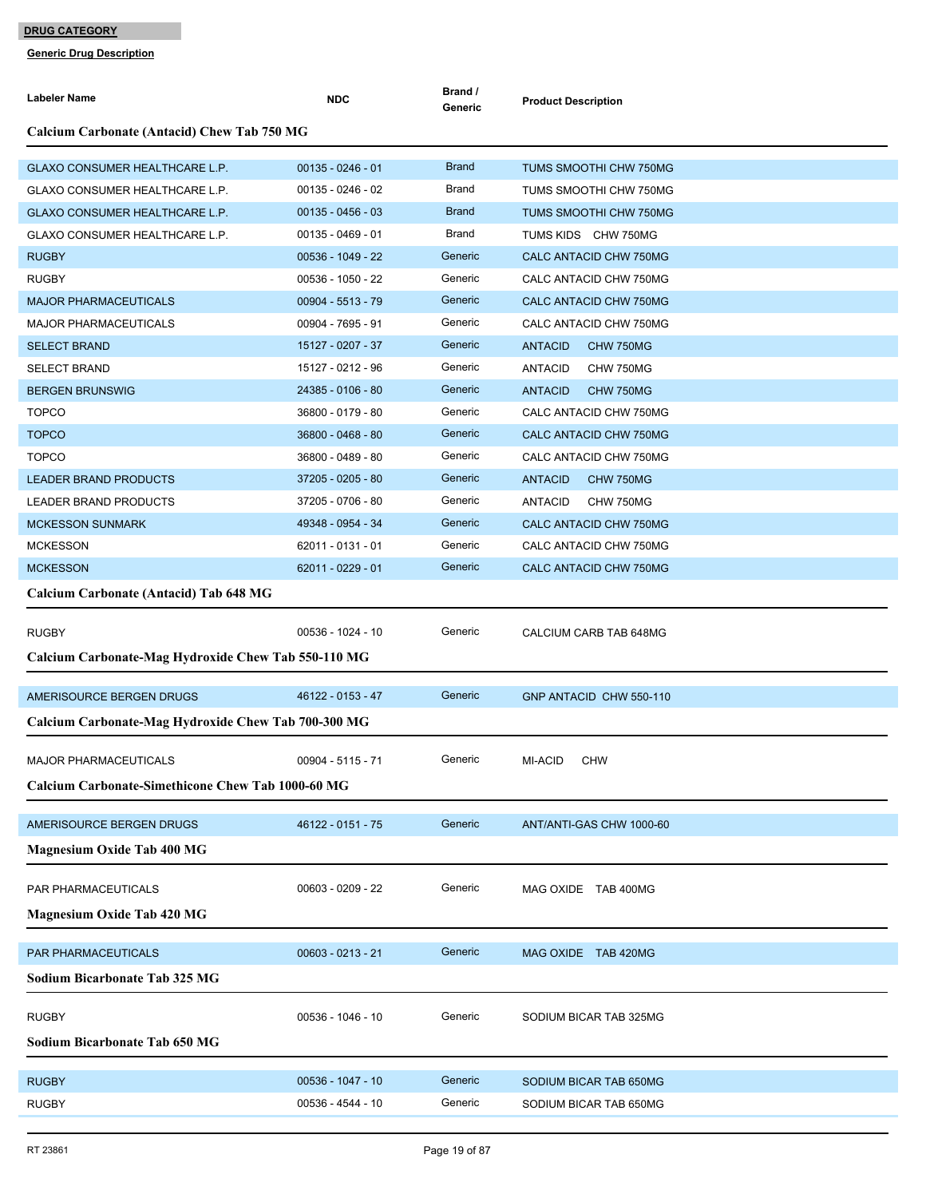**DRUG CATEGORY**

**Generic Drug Description**

| Labeler Name | NDC | Brand / Generic | Product Description |
|---|---|---|---|
| **Calcium Carbonate (Antacid) Chew Tab 750 MG** | | | |
| GLAXO CONSUMER HEALTHCARE L.P. | 00135 - 0246 - 01 | Brand | TUMS SMOOTHI CHW 750MG |
| GLAXO CONSUMER HEALTHCARE L.P. | 00135 - 0246 - 02 | Brand | TUMS SMOOTHI CHW 750MG |
| GLAXO CONSUMER HEALTHCARE L.P. | 00135 - 0456 - 03 | Brand | TUMS SMOOTHI CHW 750MG |
| GLAXO CONSUMER HEALTHCARE L.P. | 00135 - 0469 - 01 | Brand | TUMS KIDS CHW 750MG |
| RUGBY | 00536 - 1049 - 22 | Generic | CALC ANTACID CHW 750MG |
| RUGBY | 00536 - 1050 - 22 | Generic | CALC ANTACID CHW 750MG |
| MAJOR PHARMACEUTICALS | 00904 - 5513 - 79 | Generic | CALC ANTACID CHW 750MG |
| MAJOR PHARMACEUTICALS | 00904 - 7695 - 91 | Generic | CALC ANTACID CHW 750MG |
| SELECT BRAND | 15127 - 0207 - 37 | Generic | ANTACID CHW 750MG |
| SELECT BRAND | 15127 - 0212 - 96 | Generic | ANTACID CHW 750MG |
| BERGEN BRUNSWIG | 24385 - 0106 - 80 | Generic | ANTACID CHW 750MG |
| TOPCO | 36800 - 0179 - 80 | Generic | CALC ANTACID CHW 750MG |
| TOPCO | 36800 - 0468 - 80 | Generic | CALC ANTACID CHW 750MG |
| TOPCO | 36800 - 0489 - 80 | Generic | CALC ANTACID CHW 750MG |
| LEADER BRAND PRODUCTS | 37205 - 0205 - 80 | Generic | ANTACID CHW 750MG |
| LEADER BRAND PRODUCTS | 37205 - 0706 - 80 | Generic | ANTACID CHW 750MG |
| MCKESSON SUNMARK | 49348 - 0954 - 34 | Generic | CALC ANTACID CHW 750MG |
| MCKESSON | 62011 - 0131 - 01 | Generic | CALC ANTACID CHW 750MG |
| MCKESSON | 62011 - 0229 - 01 | Generic | CALC ANTACID CHW 750MG |
| **Calcium Carbonate (Antacid) Tab 648 MG** | | | |
| RUGBY | 00536 - 1024 - 10 | Generic | CALCIUM CARB TAB 648MG |
| **Calcium Carbonate-Mag Hydroxide Chew Tab 550-110 MG** | | | |
| AMERISOURCE BERGEN DRUGS | 46122 - 0153 - 47 | Generic | GNP ANTACID CHW 550-110 |
| **Calcium Carbonate-Mag Hydroxide Chew Tab 700-300 MG** | | | |
| MAJOR PHARMACEUTICALS | 00904 - 5115 - 71 | Generic | MI-ACID CHW |
| **Calcium Carbonate-Simethicone Chew Tab 1000-60 MG** | | | |
| AMERISOURCE BERGEN DRUGS | 46122 - 0151 - 75 | Generic | ANT/ANTI-GAS CHW 1000-60 |
| **Magnesium Oxide Tab 400 MG** | | | |
| PAR PHARMACEUTICALS | 00603 - 0209 - 22 | Generic | MAG OXIDE TAB 400MG |
| **Magnesium Oxide Tab 420 MG** | | | |
| PAR PHARMACEUTICALS | 00603 - 0213 - 21 | Generic | MAG OXIDE TAB 420MG |
| **Sodium Bicarbonate Tab 325 MG** | | | |
| RUGBY | 00536 - 1046 - 10 | Generic | SODIUM BICAR TAB 325MG |
| **Sodium Bicarbonate Tab 650 MG** | | | |
| RUGBY | 00536 - 1047 - 10 | Generic | SODIUM BICAR TAB 650MG |
| RUGBY | 00536 - 4544 - 10 | Generic | SODIUM BICAR TAB 650MG |

RT 23861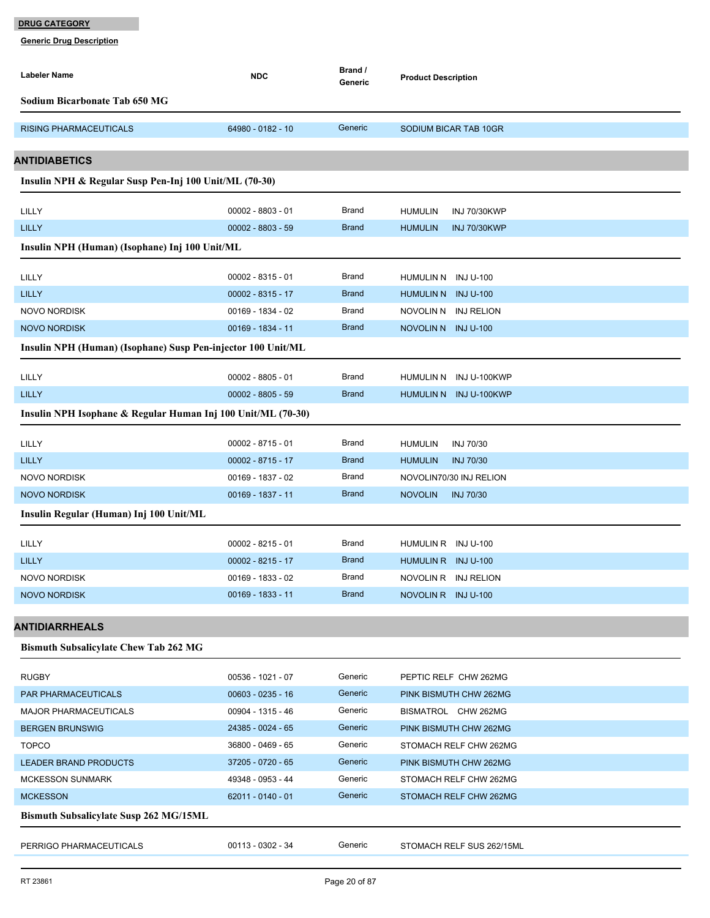**DRUG CATEGORY**

**Generic Drug Description**

| Labeler Name | NDC | Brand / Generic | Product Description |
|---|---|---|---|

**Sodium Bicarbonate Tab 650 MG**

| Labeler Name | NDC | Brand / Generic | Product Description |
|---|---|---|---|
| RISING PHARMACEUTICALS | 64980 - 0182 - 10 | Generic | SODIUM BICAR TAB 10GR |

## ANTIDIABETICS

**Insulin NPH & Regular Susp Pen-Inj 100 Unit/ML (70-30)**

| Labeler Name | NDC | Brand / Generic | Product Description |
|---|---|---|---|
| LILLY | 00002 - 8803 - 01 | Brand | HUMULIN INJ 70/30KWP |
| LILLY | 00002 - 8803 - 59 | Brand | HUMULIN INJ 70/30KWP |

**Insulin NPH (Human) (Isophane) Inj 100 Unit/ML**

| Labeler Name | NDC | Brand / Generic | Product Description |
|---|---|---|---|
| LILLY | 00002 - 8315 - 01 | Brand | HUMULIN N INJ U-100 |
| LILLY | 00002 - 8315 - 17 | Brand | HUMULIN N INJ U-100 |
| NOVO NORDISK | 00169 - 1834 - 02 | Brand | NOVOLIN N INJ RELION |
| NOVO NORDISK | 00169 - 1834 - 11 | Brand | NOVOLIN N INJ U-100 |

**Insulin NPH (Human) (Isophane) Susp Pen-injector 100 Unit/ML**

| Labeler Name | NDC | Brand / Generic | Product Description |
|---|---|---|---|
| LILLY | 00002 - 8805 - 01 | Brand | HUMULIN N INJ U-100KWP |
| LILLY | 00002 - 8805 - 59 | Brand | HUMULIN N INJ U-100KWP |

**Insulin NPH Isophane & Regular Human Inj 100 Unit/ML (70-30)**

| Labeler Name | NDC | Brand / Generic | Product Description |
|---|---|---|---|
| LILLY | 00002 - 8715 - 01 | Brand | HUMULIN INJ 70/30 |
| LILLY | 00002 - 8715 - 17 | Brand | HUMULIN INJ 70/30 |
| NOVO NORDISK | 00169 - 1837 - 02 | Brand | NOVOLIN70/30 INJ RELION |
| NOVO NORDISK | 00169 - 1837 - 11 | Brand | NOVOLIN INJ 70/30 |

**Insulin Regular (Human) Inj 100 Unit/ML**

| Labeler Name | NDC | Brand / Generic | Product Description |
|---|---|---|---|
| LILLY | 00002 - 8215 - 01 | Brand | HUMULIN R INJ U-100 |
| LILLY | 00002 - 8215 - 17 | Brand | HUMULIN R INJ U-100 |
| NOVO NORDISK | 00169 - 1833 - 02 | Brand | NOVOLIN R INJ RELION |
| NOVO NORDISK | 00169 - 1833 - 11 | Brand | NOVOLIN R INJ U-100 |

## ANTIDIARRHEALS

**Bismuth Subsalicylate Chew Tab 262 MG**

| Labeler Name | NDC | Brand / Generic | Product Description |
|---|---|---|---|
| RUGBY | 00536 - 1021 - 07 | Generic | PEPTIC RELF CHW 262MG |
| PAR PHARMACEUTICALS | 00603 - 0235 - 16 | Generic | PINK BISMUTH CHW 262MG |
| MAJOR PHARMACEUTICALS | 00904 - 1315 - 46 | Generic | BISMATROL CHW 262MG |
| BERGEN BRUNSWIG | 24385 - 0024 - 65 | Generic | PINK BISMUTH CHW 262MG |
| TOPCO | 36800 - 0469 - 65 | Generic | STOMACH RELF CHW 262MG |
| LEADER BRAND PRODUCTS | 37205 - 0720 - 65 | Generic | PINK BISMUTH CHW 262MG |
| MCKESSON SUNMARK | 49348 - 0953 - 44 | Generic | STOMACH RELF CHW 262MG |
| MCKESSON | 62011 - 0140 - 01 | Generic | STOMACH RELF CHW 262MG |

**Bismuth Subsalicylate Susp 262 MG/15ML**

| Labeler Name | NDC | Brand / Generic | Product Description |
|---|---|---|---|
| PERRIGO PHARMACEUTICALS | 00113 - 0302 - 34 | Generic | STOMACH RELF SUS 262/15ML |

RT 23861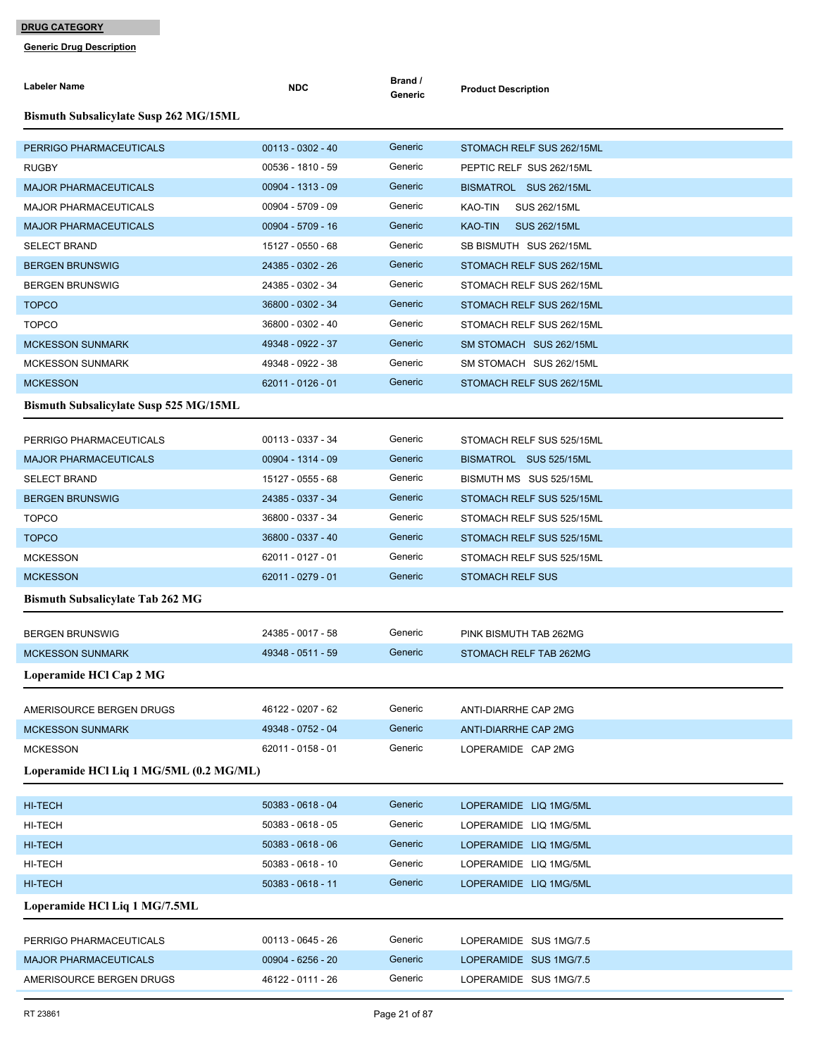**DRUG CATEGORY**

**Generic Drug Description**

| Labeler Name | NDC | Brand / Generic | Product Description |
|---|---|---|---|

### Bismuth Subsalicylate Susp 262 MG/15ML

| Labeler Name | NDC | Brand / Generic | Product Description |
|---|---|---|---|
| PERRIGO PHARMACEUTICALS | 00113 - 0302 - 40 | Generic | STOMACH RELF SUS 262/15ML |
| RUGBY | 00536 - 1810 - 59 | Generic | PEPTIC RELF SUS 262/15ML |
| MAJOR PHARMACEUTICALS | 00904 - 1313 - 09 | Generic | BISMATROL SUS 262/15ML |
| MAJOR PHARMACEUTICALS | 00904 - 5709 - 09 | Generic | KAO-TIN SUS 262/15ML |
| MAJOR PHARMACEUTICALS | 00904 - 5709 - 16 | Generic | KAO-TIN SUS 262/15ML |
| SELECT BRAND | 15127 - 0550 - 68 | Generic | SB BISMUTH SUS 262/15ML |
| BERGEN BRUNSWIG | 24385 - 0302 - 26 | Generic | STOMACH RELF SUS 262/15ML |
| BERGEN BRUNSWIG | 24385 - 0302 - 34 | Generic | STOMACH RELF SUS 262/15ML |
| TOPCO | 36800 - 0302 - 34 | Generic | STOMACH RELF SUS 262/15ML |
| TOPCO | 36800 - 0302 - 40 | Generic | STOMACH RELF SUS 262/15ML |
| MCKESSON SUNMARK | 49348 - 0922 - 37 | Generic | SM STOMACH SUS 262/15ML |
| MCKESSON SUNMARK | 49348 - 0922 - 38 | Generic | SM STOMACH SUS 262/15ML |
| MCKESSON | 62011 - 0126 - 01 | Generic | STOMACH RELF SUS 262/15ML |

### Bismuth Subsalicylate Susp 525 MG/15ML

| Labeler Name | NDC | Brand / Generic | Product Description |
|---|---|---|---|
| PERRIGO PHARMACEUTICALS | 00113 - 0337 - 34 | Generic | STOMACH RELF SUS 525/15ML |
| MAJOR PHARMACEUTICALS | 00904 - 1314 - 09 | Generic | BISMATROL SUS 525/15ML |
| SELECT BRAND | 15127 - 0555 - 68 | Generic | BISMUTH MS SUS 525/15ML |
| BERGEN BRUNSWIG | 24385 - 0337 - 34 | Generic | STOMACH RELF SUS 525/15ML |
| TOPCO | 36800 - 0337 - 34 | Generic | STOMACH RELF SUS 525/15ML |
| TOPCO | 36800 - 0337 - 40 | Generic | STOMACH RELF SUS 525/15ML |
| MCKESSON | 62011 - 0127 - 01 | Generic | STOMACH RELF SUS 525/15ML |
| MCKESSON | 62011 - 0279 - 01 | Generic | STOMACH RELF SUS |

### Bismuth Subsalicylate Tab 262 MG

| Labeler Name | NDC | Brand / Generic | Product Description |
|---|---|---|---|
| BERGEN BRUNSWIG | 24385 - 0017 - 58 | Generic | PINK BISMUTH TAB 262MG |
| MCKESSON SUNMARK | 49348 - 0511 - 59 | Generic | STOMACH RELF TAB 262MG |

### Loperamide HCl Cap 2 MG

| Labeler Name | NDC | Brand / Generic | Product Description |
|---|---|---|---|
| AMERISOURCE BERGEN DRUGS | 46122 - 0207 - 62 | Generic | ANTI-DIARRHE CAP 2MG |
| MCKESSON SUNMARK | 49348 - 0752 - 04 | Generic | ANTI-DIARRHE CAP 2MG |
| MCKESSON | 62011 - 0158 - 01 | Generic | LOPERAMIDE CAP 2MG |

### Loperamide HCl Liq 1 MG/5ML (0.2 MG/ML)

| Labeler Name | NDC | Brand / Generic | Product Description |
|---|---|---|---|
| HI-TECH | 50383 - 0618 - 04 | Generic | LOPERAMIDE LIQ 1MG/5ML |
| HI-TECH | 50383 - 0618 - 05 | Generic | LOPERAMIDE LIQ 1MG/5ML |
| HI-TECH | 50383 - 0618 - 06 | Generic | LOPERAMIDE LIQ 1MG/5ML |
| HI-TECH | 50383 - 0618 - 10 | Generic | LOPERAMIDE LIQ 1MG/5ML |
| HI-TECH | 50383 - 0618 - 11 | Generic | LOPERAMIDE LIQ 1MG/5ML |

### Loperamide HCl Liq 1 MG/7.5ML

| Labeler Name | NDC | Brand / Generic | Product Description |
|---|---|---|---|
| PERRIGO PHARMACEUTICALS | 00113 - 0645 - 26 | Generic | LOPERAMIDE SUS 1MG/7.5 |
| MAJOR PHARMACEUTICALS | 00904 - 6256 - 20 | Generic | LOPERAMIDE SUS 1MG/7.5 |
| AMERISOURCE BERGEN DRUGS | 46122 - 0111 - 26 | Generic | LOPERAMIDE SUS 1MG/7.5 |

RT 23861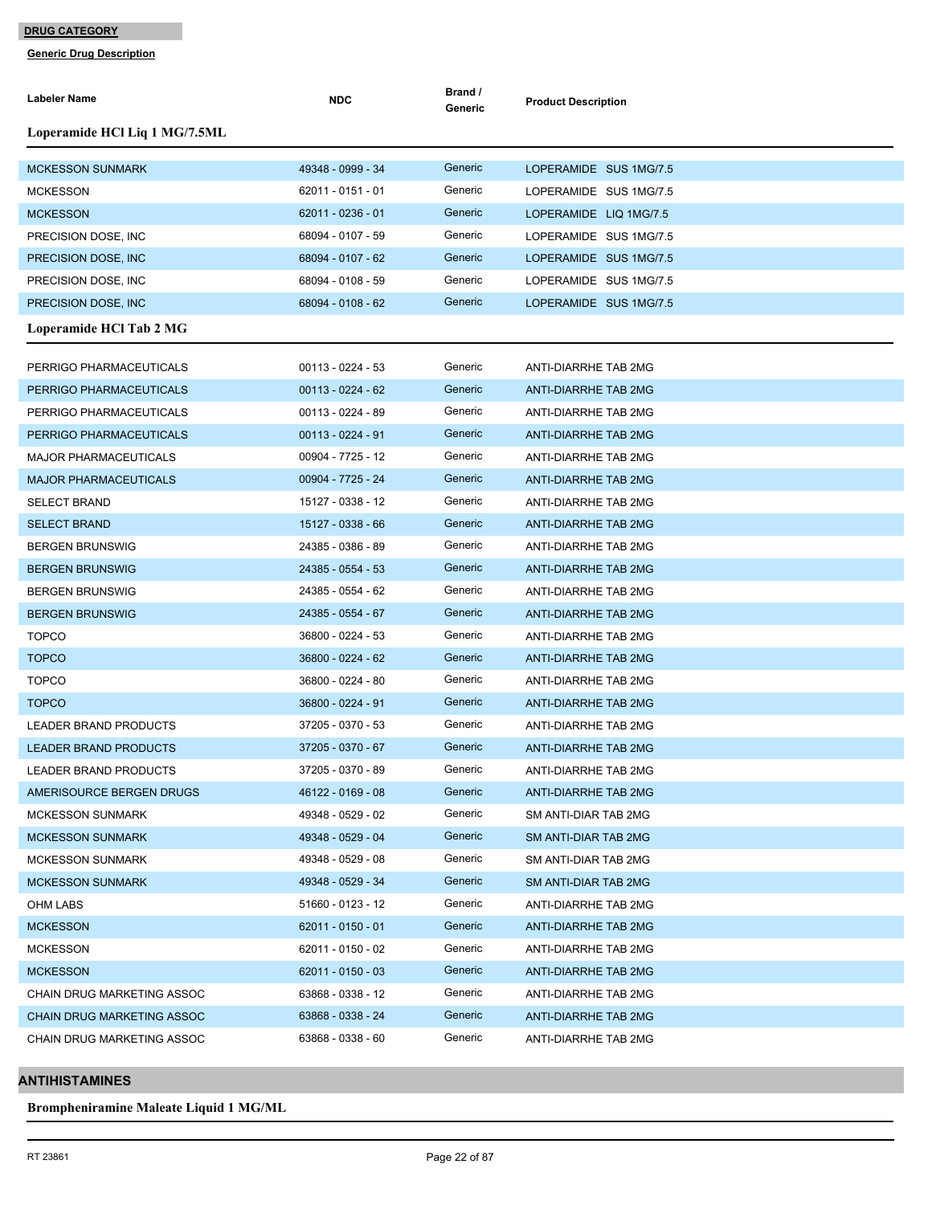**DRUG CATEGORY**

**Generic Drug Description**

| Labeler Name | NDC | Brand / Generic | Product Description |
|---|---|---|---|

**Loperamide HCl Liq 1 MG/7.5ML**

| Labeler Name | NDC | Brand / Generic | Product Description |
|---|---|---|---|
| MCKESSON SUNMARK | 49348 - 0999 - 34 | Generic | LOPERAMIDE SUS 1MG/7.5 |
| MCKESSON | 62011 - 0151 - 01 | Generic | LOPERAMIDE SUS 1MG/7.5 |
| MCKESSON | 62011 - 0236 - 01 | Generic | LOPERAMIDE LIQ 1MG/7.5 |
| PRECISION DOSE, INC | 68094 - 0107 - 59 | Generic | LOPERAMIDE SUS 1MG/7.5 |
| PRECISION DOSE, INC | 68094 - 0107 - 62 | Generic | LOPERAMIDE SUS 1MG/7.5 |
| PRECISION DOSE, INC | 68094 - 0108 - 59 | Generic | LOPERAMIDE SUS 1MG/7.5 |
| PRECISION DOSE, INC | 68094 - 0108 - 62 | Generic | LOPERAMIDE SUS 1MG/7.5 |

**Loperamide HCl Tab 2 MG**

| Labeler Name | NDC | Brand / Generic | Product Description |
|---|---|---|---|
| PERRIGO PHARMACEUTICALS | 00113 - 0224 - 53 | Generic | ANTI-DIARRHE TAB 2MG |
| PERRIGO PHARMACEUTICALS | 00113 - 0224 - 62 | Generic | ANTI-DIARRHE TAB 2MG |
| PERRIGO PHARMACEUTICALS | 00113 - 0224 - 89 | Generic | ANTI-DIARRHE TAB 2MG |
| PERRIGO PHARMACEUTICALS | 00113 - 0224 - 91 | Generic | ANTI-DIARRHE TAB 2MG |
| MAJOR PHARMACEUTICALS | 00904 - 7725 - 12 | Generic | ANTI-DIARRHE TAB 2MG |
| MAJOR PHARMACEUTICALS | 00904 - 7725 - 24 | Generic | ANTI-DIARRHE TAB 2MG |
| SELECT BRAND | 15127 - 0338 - 12 | Generic | ANTI-DIARRHE TAB 2MG |
| SELECT BRAND | 15127 - 0338 - 66 | Generic | ANTI-DIARRHE TAB 2MG |
| BERGEN BRUNSWIG | 24385 - 0386 - 89 | Generic | ANTI-DIARRHE TAB 2MG |
| BERGEN BRUNSWIG | 24385 - 0554 - 53 | Generic | ANTI-DIARRHE TAB 2MG |
| BERGEN BRUNSWIG | 24385 - 0554 - 62 | Generic | ANTI-DIARRHE TAB 2MG |
| BERGEN BRUNSWIG | 24385 - 0554 - 67 | Generic | ANTI-DIARRHE TAB 2MG |
| TOPCO | 36800 - 0224 - 53 | Generic | ANTI-DIARRHE TAB 2MG |
| TOPCO | 36800 - 0224 - 62 | Generic | ANTI-DIARRHE TAB 2MG |
| TOPCO | 36800 - 0224 - 80 | Generic | ANTI-DIARRHE TAB 2MG |
| TOPCO | 36800 - 0224 - 91 | Generic | ANTI-DIARRHE TAB 2MG |
| LEADER BRAND PRODUCTS | 37205 - 0370 - 53 | Generic | ANTI-DIARRHE TAB 2MG |
| LEADER BRAND PRODUCTS | 37205 - 0370 - 67 | Generic | ANTI-DIARRHE TAB 2MG |
| LEADER BRAND PRODUCTS | 37205 - 0370 - 89 | Generic | ANTI-DIARRHE TAB 2MG |
| AMERISOURCE BERGEN DRUGS | 46122 - 0169 - 08 | Generic | ANTI-DIARRHE TAB 2MG |
| MCKESSON SUNMARK | 49348 - 0529 - 02 | Generic | SM ANTI-DIAR TAB 2MG |
| MCKESSON SUNMARK | 49348 - 0529 - 04 | Generic | SM ANTI-DIAR TAB 2MG |
| MCKESSON SUNMARK | 49348 - 0529 - 08 | Generic | SM ANTI-DIAR TAB 2MG |
| MCKESSON SUNMARK | 49348 - 0529 - 34 | Generic | SM ANTI-DIAR TAB 2MG |
| OHM LABS | 51660 - 0123 - 12 | Generic | ANTI-DIARRHE TAB 2MG |
| MCKESSON | 62011 - 0150 - 01 | Generic | ANTI-DIARRHE TAB 2MG |
| MCKESSON | 62011 - 0150 - 02 | Generic | ANTI-DIARRHE TAB 2MG |
| MCKESSON | 62011 - 0150 - 03 | Generic | ANTI-DIARRHE TAB 2MG |
| CHAIN DRUG MARKETING ASSOC | 63868 - 0338 - 12 | Generic | ANTI-DIARRHE TAB 2MG |
| CHAIN DRUG MARKETING ASSOC | 63868 - 0338 - 24 | Generic | ANTI-DIARRHE TAB 2MG |
| CHAIN DRUG MARKETING ASSOC | 63868 - 0338 - 60 | Generic | ANTI-DIARRHE TAB 2MG |

## ANTIHISTAMINES

**Brompheniramine Maleate Liquid 1 MG/ML**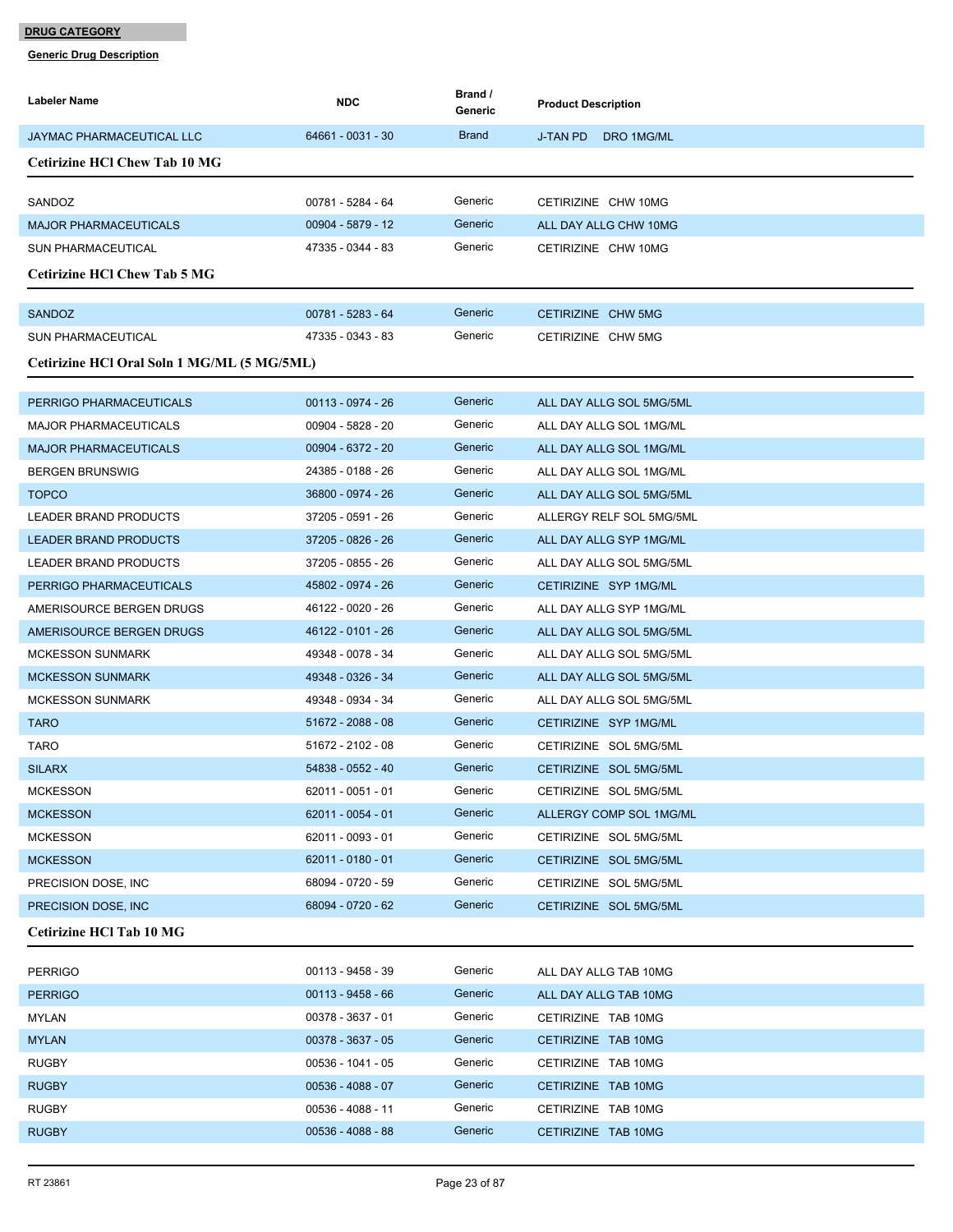**DRUG CATEGORY**

**Generic Drug Description**

| Labeler Name | NDC | Brand / Generic | Product Description |
|---|---|---|---|
| JAYMAC PHARMACEUTICAL LLC | 64661 - 0031 - 30 | Brand | J-TAN PD DRO 1MG/ML |

### Cetirizine HCl Chew Tab 10 MG

| Labeler Name | NDC | Brand / Generic | Product Description |
|---|---|---|---|
| SANDOZ | 00781 - 5284 - 64 | Generic | CETIRIZINE CHW 10MG |
| MAJOR PHARMACEUTICALS | 00904 - 5879 - 12 | Generic | ALL DAY ALLG CHW 10MG |
| SUN PHARMACEUTICAL | 47335 - 0344 - 83 | Generic | CETIRIZINE CHW 10MG |

### Cetirizine HCl Chew Tab 5 MG

| Labeler Name | NDC | Brand / Generic | Product Description |
|---|---|---|---|
| SANDOZ | 00781 - 5283 - 64 | Generic | CETIRIZINE CHW 5MG |
| SUN PHARMACEUTICAL | 47335 - 0343 - 83 | Generic | CETIRIZINE CHW 5MG |

### Cetirizine HCl Oral Soln 1 MG/ML (5 MG/5ML)

| Labeler Name | NDC | Brand / Generic | Product Description |
|---|---|---|---|
| PERRIGO PHARMACEUTICALS | 00113 - 0974 - 26 | Generic | ALL DAY ALLG SOL 5MG/5ML |
| MAJOR PHARMACEUTICALS | 00904 - 5828 - 20 | Generic | ALL DAY ALLG SOL 1MG/ML |
| MAJOR PHARMACEUTICALS | 00904 - 6372 - 20 | Generic | ALL DAY ALLG SOL 1MG/ML |
| BERGEN BRUNSWIG | 24385 - 0188 - 26 | Generic | ALL DAY ALLG SOL 1MG/ML |
| TOPCO | 36800 - 0974 - 26 | Generic | ALL DAY ALLG SOL 5MG/5ML |
| LEADER BRAND PRODUCTS | 37205 - 0591 - 26 | Generic | ALLERGY RELF SOL 5MG/5ML |
| LEADER BRAND PRODUCTS | 37205 - 0826 - 26 | Generic | ALL DAY ALLG SYP 1MG/ML |
| LEADER BRAND PRODUCTS | 37205 - 0855 - 26 | Generic | ALL DAY ALLG SOL 5MG/5ML |
| PERRIGO PHARMACEUTICALS | 45802 - 0974 - 26 | Generic | CETIRIZINE SYP 1MG/ML |
| AMERISOURCE BERGEN DRUGS | 46122 - 0020 - 26 | Generic | ALL DAY ALLG SYP 1MG/ML |
| AMERISOURCE BERGEN DRUGS | 46122 - 0101 - 26 | Generic | ALL DAY ALLG SOL 5MG/5ML |
| MCKESSON SUNMARK | 49348 - 0078 - 34 | Generic | ALL DAY ALLG SOL 5MG/5ML |
| MCKESSON SUNMARK | 49348 - 0326 - 34 | Generic | ALL DAY ALLG SOL 5MG/5ML |
| MCKESSON SUNMARK | 49348 - 0934 - 34 | Generic | ALL DAY ALLG SOL 5MG/5ML |
| TARO | 51672 - 2088 - 08 | Generic | CETIRIZINE SYP 1MG/ML |
| TARO | 51672 - 2102 - 08 | Generic | CETIRIZINE SOL 5MG/5ML |
| SILARX | 54838 - 0552 - 40 | Generic | CETIRIZINE SOL 5MG/5ML |
| MCKESSON | 62011 - 0051 - 01 | Generic | CETIRIZINE SOL 5MG/5ML |
| MCKESSON | 62011 - 0054 - 01 | Generic | ALLERGY COMP SOL 1MG/ML |
| MCKESSON | 62011 - 0093 - 01 | Generic | CETIRIZINE SOL 5MG/5ML |
| MCKESSON | 62011 - 0180 - 01 | Generic | CETIRIZINE SOL 5MG/5ML |
| PRECISION DOSE, INC | 68094 - 0720 - 59 | Generic | CETIRIZINE SOL 5MG/5ML |
| PRECISION DOSE, INC | 68094 - 0720 - 62 | Generic | CETIRIZINE SOL 5MG/5ML |

### Cetirizine HCl Tab 10 MG

| Labeler Name | NDC | Brand / Generic | Product Description |
|---|---|---|---|
| PERRIGO | 00113 - 9458 - 39 | Generic | ALL DAY ALLG TAB 10MG |
| PERRIGO | 00113 - 9458 - 66 | Generic | ALL DAY ALLG TAB 10MG |
| MYLAN | 00378 - 3637 - 01 | Generic | CETIRIZINE TAB 10MG |
| MYLAN | 00378 - 3637 - 05 | Generic | CETIRIZINE TAB 10MG |
| RUGBY | 00536 - 1041 - 05 | Generic | CETIRIZINE TAB 10MG |
| RUGBY | 00536 - 4088 - 07 | Generic | CETIRIZINE TAB 10MG |
| RUGBY | 00536 - 4088 - 11 | Generic | CETIRIZINE TAB 10MG |
| RUGBY | 00536 - 4088 - 88 | Generic | CETIRIZINE TAB 10MG |

RT 23861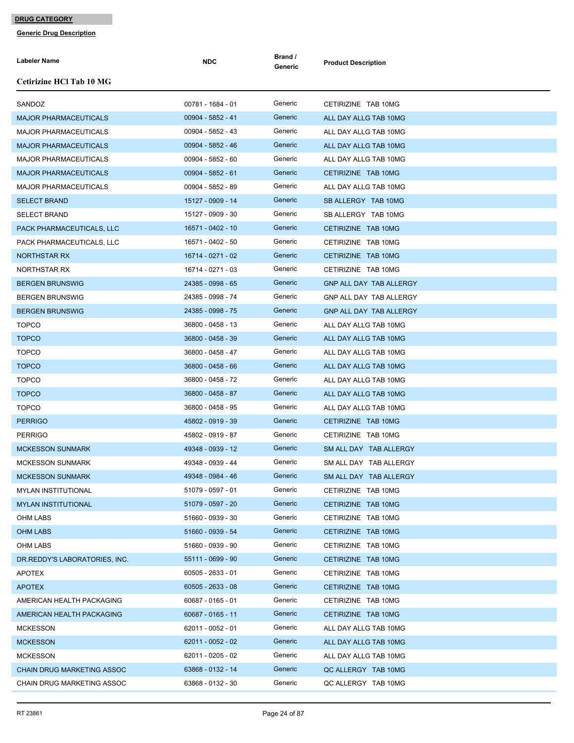**DRUG CATEGORY**

**Generic Drug Description**

### Cetirizine HCl Tab 10 MG

| Labeler Name | NDC | Brand / Generic | Product Description |
|---|---|---|---|
| SANDOZ | 00781 - 1684 - 01 | Generic | CETIRIZINE TAB 10MG |
| MAJOR PHARMACEUTICALS | 00904 - 5852 - 41 | Generic | ALL DAY ALLG TAB 10MG |
| MAJOR PHARMACEUTICALS | 00904 - 5852 - 43 | Generic | ALL DAY ALLG TAB 10MG |
| MAJOR PHARMACEUTICALS | 00904 - 5852 - 46 | Generic | ALL DAY ALLG TAB 10MG |
| MAJOR PHARMACEUTICALS | 00904 - 5852 - 60 | Generic | ALL DAY ALLG TAB 10MG |
| MAJOR PHARMACEUTICALS | 00904 - 5852 - 61 | Generic | CETIRIZINE TAB 10MG |
| MAJOR PHARMACEUTICALS | 00904 - 5852 - 89 | Generic | ALL DAY ALLG TAB 10MG |
| SELECT BRAND | 15127 - 0909 - 14 | Generic | SB ALLERGY TAB 10MG |
| SELECT BRAND | 15127 - 0909 - 30 | Generic | SB ALLERGY TAB 10MG |
| PACK PHARMACEUTICALS, LLC | 16571 - 0402 - 10 | Generic | CETIRIZINE TAB 10MG |
| PACK PHARMACEUTICALS, LLC | 16571 - 0402 - 50 | Generic | CETIRIZINE TAB 10MG |
| NORTHSTAR RX | 16714 - 0271 - 02 | Generic | CETIRIZINE TAB 10MG |
| NORTHSTAR RX | 16714 - 0271 - 03 | Generic | CETIRIZINE TAB 10MG |
| BERGEN BRUNSWIG | 24385 - 0998 - 65 | Generic | GNP ALL DAY TAB ALLERGY |
| BERGEN BRUNSWIG | 24385 - 0998 - 74 | Generic | GNP ALL DAY TAB ALLERGY |
| BERGEN BRUNSWIG | 24385 - 0998 - 75 | Generic | GNP ALL DAY TAB ALLERGY |
| TOPCO | 36800 - 0458 - 13 | Generic | ALL DAY ALLG TAB 10MG |
| TOPCO | 36800 - 0458 - 39 | Generic | ALL DAY ALLG TAB 10MG |
| TOPCO | 36800 - 0458 - 47 | Generic | ALL DAY ALLG TAB 10MG |
| TOPCO | 36800 - 0458 - 66 | Generic | ALL DAY ALLG TAB 10MG |
| TOPCO | 36800 - 0458 - 72 | Generic | ALL DAY ALLG TAB 10MG |
| TOPCO | 36800 - 0458 - 87 | Generic | ALL DAY ALLG TAB 10MG |
| TOPCO | 36800 - 0458 - 95 | Generic | ALL DAY ALLG TAB 10MG |
| PERRIGO | 45802 - 0919 - 39 | Generic | CETIRIZINE TAB 10MG |
| PERRIGO | 45802 - 0919 - 87 | Generic | CETIRIZINE TAB 10MG |
| MCKESSON SUNMARK | 49348 - 0939 - 12 | Generic | SM ALL DAY TAB ALLERGY |
| MCKESSON SUNMARK | 49348 - 0939 - 44 | Generic | SM ALL DAY TAB ALLERGY |
| MCKESSON SUNMARK | 49348 - 0984 - 46 | Generic | SM ALL DAY TAB ALLERGY |
| MYLAN INSTITUTIONAL | 51079 - 0597 - 01 | Generic | CETIRIZINE TAB 10MG |
| MYLAN INSTITUTIONAL | 51079 - 0597 - 20 | Generic | CETIRIZINE TAB 10MG |
| OHM LABS | 51660 - 0939 - 30 | Generic | CETIRIZINE TAB 10MG |
| OHM LABS | 51660 - 0939 - 54 | Generic | CETIRIZINE TAB 10MG |
| OHM LABS | 51660 - 0939 - 90 | Generic | CETIRIZINE TAB 10MG |
| DR.REDDY'S LABORATORIES, INC. | 55111 - 0699 - 90 | Generic | CETIRIZINE TAB 10MG |
| APOTEX | 60505 - 2633 - 01 | Generic | CETIRIZINE TAB 10MG |
| APOTEX | 60505 - 2633 - 08 | Generic | CETIRIZINE TAB 10MG |
| AMERICAN HEALTH PACKAGING | 60687 - 0165 - 01 | Generic | CETIRIZINE TAB 10MG |
| AMERICAN HEALTH PACKAGING | 60687 - 0165 - 11 | Generic | CETIRIZINE TAB 10MG |
| MCKESSON | 62011 - 0052 - 01 | Generic | ALL DAY ALLG TAB 10MG |
| MCKESSON | 62011 - 0052 - 02 | Generic | ALL DAY ALLG TAB 10MG |
| MCKESSON | 62011 - 0205 - 02 | Generic | ALL DAY ALLG TAB 10MG |
| CHAIN DRUG MARKETING ASSOC | 63868 - 0132 - 14 | Generic | QC ALLERGY TAB 10MG |
| CHAIN DRUG MARKETING ASSOC | 63868 - 0132 - 30 | Generic | QC ALLERGY TAB 10MG |

RT 23861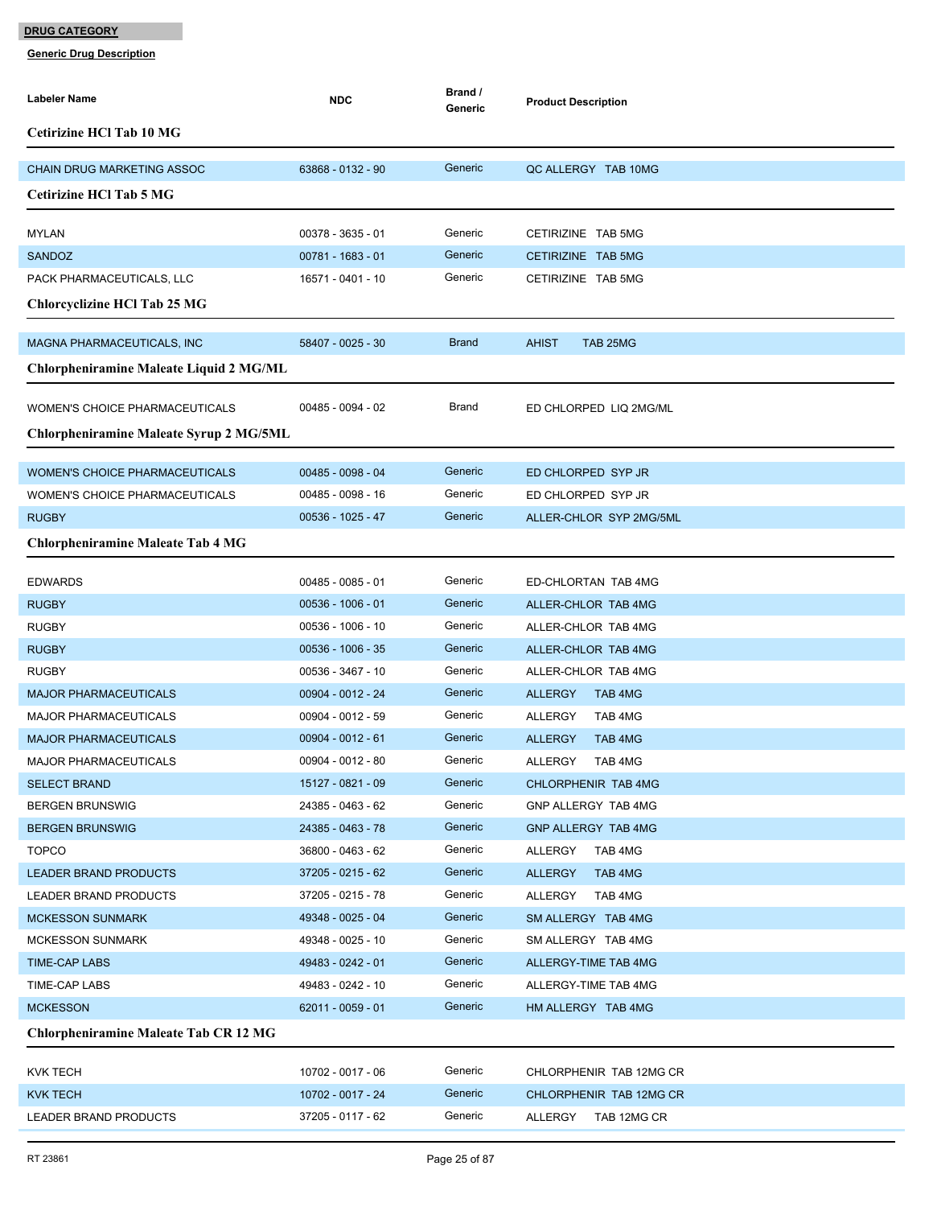**DRUG CATEGORY**

**Generic Drug Description**

| Labeler Name | NDC | Brand / Generic | Product Description |
|---|---|---|---|
| **Cetirizine HCl Tab 10 MG** | | | |
| CHAIN DRUG MARKETING ASSOC | 63868 - 0132 - 90 | Generic | QC ALLERGY TAB 10MG |
| **Cetirizine HCl Tab 5 MG** | | | |
| MYLAN | 00378 - 3635 - 01 | Generic | CETIRIZINE TAB 5MG |
| SANDOZ | 00781 - 1683 - 01 | Generic | CETIRIZINE TAB 5MG |
| PACK PHARMACEUTICALS, LLC | 16571 - 0401 - 10 | Generic | CETIRIZINE TAB 5MG |
| **Chlorcyclizine HCl Tab 25 MG** | | | |
| MAGNA PHARMACEUTICALS, INC | 58407 - 0025 - 30 | Brand | AHIST TAB 25MG |
| **Chlorpheniramine Maleate Liquid 2 MG/ML** | | | |
| WOMEN'S CHOICE PHARMACEUTICALS | 00485 - 0094 - 02 | Brand | ED CHLORPED LIQ 2MG/ML |
| **Chlorpheniramine Maleate Syrup 2 MG/5ML** | | | |
| WOMEN'S CHOICE PHARMACEUTICALS | 00485 - 0098 - 04 | Generic | ED CHLORPED SYP JR |
| WOMEN'S CHOICE PHARMACEUTICALS | 00485 - 0098 - 16 | Generic | ED CHLORPED SYP JR |
| RUGBY | 00536 - 1025 - 47 | Generic | ALLER-CHLOR SYP 2MG/5ML |
| **Chlorpheniramine Maleate Tab 4 MG** | | | |
| EDWARDS | 00485 - 0085 - 01 | Generic | ED-CHLORTAN TAB 4MG |
| RUGBY | 00536 - 1006 - 01 | Generic | ALLER-CHLOR TAB 4MG |
| RUGBY | 00536 - 1006 - 10 | Generic | ALLER-CHLOR TAB 4MG |
| RUGBY | 00536 - 1006 - 35 | Generic | ALLER-CHLOR TAB 4MG |
| RUGBY | 00536 - 3467 - 10 | Generic | ALLER-CHLOR TAB 4MG |
| MAJOR PHARMACEUTICALS | 00904 - 0012 - 24 | Generic | ALLERGY TAB 4MG |
| MAJOR PHARMACEUTICALS | 00904 - 0012 - 59 | Generic | ALLERGY TAB 4MG |
| MAJOR PHARMACEUTICALS | 00904 - 0012 - 61 | Generic | ALLERGY TAB 4MG |
| MAJOR PHARMACEUTICALS | 00904 - 0012 - 80 | Generic | ALLERGY TAB 4MG |
| SELECT BRAND | 15127 - 0821 - 09 | Generic | CHLORPHENIR TAB 4MG |
| BERGEN BRUNSWIG | 24385 - 0463 - 62 | Generic | GNP ALLERGY TAB 4MG |
| BERGEN BRUNSWIG | 24385 - 0463 - 78 | Generic | GNP ALLERGY TAB 4MG |
| TOPCO | 36800 - 0463 - 62 | Generic | ALLERGY TAB 4MG |
| LEADER BRAND PRODUCTS | 37205 - 0215 - 62 | Generic | ALLERGY TAB 4MG |
| LEADER BRAND PRODUCTS | 37205 - 0215 - 78 | Generic | ALLERGY TAB 4MG |
| MCKESSON SUNMARK | 49348 - 0025 - 04 | Generic | SM ALLERGY TAB 4MG |
| MCKESSON SUNMARK | 49348 - 0025 - 10 | Generic | SM ALLERGY TAB 4MG |
| TIME-CAP LABS | 49483 - 0242 - 01 | Generic | ALLERGY-TIME TAB 4MG |
| TIME-CAP LABS | 49483 - 0242 - 10 | Generic | ALLERGY-TIME TAB 4MG |
| MCKESSON | 62011 - 0059 - 01 | Generic | HM ALLERGY TAB 4MG |
| **Chlorpheniramine Maleate Tab CR 12 MG** | | | |
| KVK TECH | 10702 - 0017 - 06 | Generic | CHLORPHENIR TAB 12MG CR |
| KVK TECH | 10702 - 0017 - 24 | Generic | CHLORPHENIR TAB 12MG CR |
| LEADER BRAND PRODUCTS | 37205 - 0117 - 62 | Generic | ALLERGY TAB 12MG CR |

RT 23861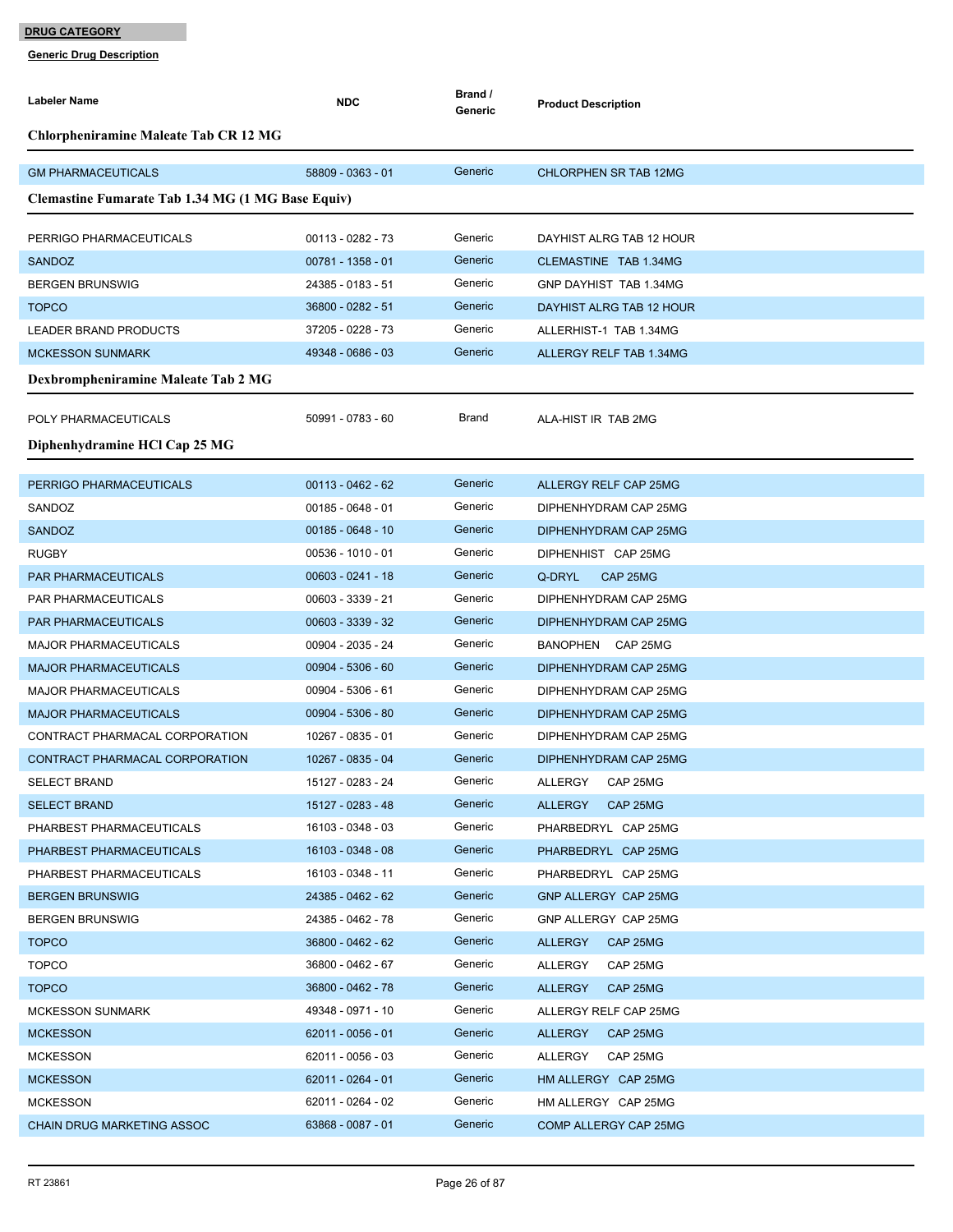**DRUG CATEGORY**

**Generic Drug Description**

| Labeler Name | NDC | Brand / Generic | Product Description |
|---|---|---|---|
| **Chlorpheniramine Maleate Tab CR 12 MG** | | | |
| GM PHARMACEUTICALS | 58809 - 0363 - 01 | Generic | CHLORPHEN SR TAB 12MG |
| **Clemastine Fumarate Tab 1.34 MG (1 MG Base Equiv)** | | | |
| PERRIGO PHARMACEUTICALS | 00113 - 0282 - 73 | Generic | DAYHIST ALRG TAB 12 HOUR |
| SANDOZ | 00781 - 1358 - 01 | Generic | CLEMASTINE TAB 1.34MG |
| BERGEN BRUNSWIG | 24385 - 0183 - 51 | Generic | GNP DAYHIST TAB 1.34MG |
| TOPCO | 36800 - 0282 - 51 | Generic | DAYHIST ALRG TAB 12 HOUR |
| LEADER BRAND PRODUCTS | 37205 - 0228 - 73 | Generic | ALLERHIST-1 TAB 1.34MG |
| MCKESSON SUNMARK | 49348 - 0686 - 03 | Generic | ALLERGY RELF TAB 1.34MG |
| **Dexbrompheniramine Maleate Tab 2 MG** | | | |
| POLY PHARMACEUTICALS | 50991 - 0783 - 60 | Brand | ALA-HIST IR TAB 2MG |
| **Diphenhydramine HCl Cap 25 MG** | | | |
| PERRIGO PHARMACEUTICALS | 00113 - 0462 - 62 | Generic | ALLERGY RELF CAP 25MG |
| SANDOZ | 00185 - 0648 - 01 | Generic | DIPHENHYDRAM CAP 25MG |
| SANDOZ | 00185 - 0648 - 10 | Generic | DIPHENHYDRAM CAP 25MG |
| RUGBY | 00536 - 1010 - 01 | Generic | DIPHENHIST CAP 25MG |
| PAR PHARMACEUTICALS | 00603 - 0241 - 18 | Generic | Q-DRYL CAP 25MG |
| PAR PHARMACEUTICALS | 00603 - 3339 - 21 | Generic | DIPHENHYDRAM CAP 25MG |
| PAR PHARMACEUTICALS | 00603 - 3339 - 32 | Generic | DIPHENHYDRAM CAP 25MG |
| MAJOR PHARMACEUTICALS | 00904 - 2035 - 24 | Generic | BANOPHEN CAP 25MG |
| MAJOR PHARMACEUTICALS | 00904 - 5306 - 60 | Generic | DIPHENHYDRAM CAP 25MG |
| MAJOR PHARMACEUTICALS | 00904 - 5306 - 61 | Generic | DIPHENHYDRAM CAP 25MG |
| MAJOR PHARMACEUTICALS | 00904 - 5306 - 80 | Generic | DIPHENHYDRAM CAP 25MG |
| CONTRACT PHARMACAL CORPORATION | 10267 - 0835 - 01 | Generic | DIPHENHYDRAM CAP 25MG |
| CONTRACT PHARMACAL CORPORATION | 10267 - 0835 - 04 | Generic | DIPHENHYDRAM CAP 25MG |
| SELECT BRAND | 15127 - 0283 - 24 | Generic | ALLERGY CAP 25MG |
| SELECT BRAND | 15127 - 0283 - 48 | Generic | ALLERGY CAP 25MG |
| PHARBEST PHARMACEUTICALS | 16103 - 0348 - 03 | Generic | PHARBEDRYL CAP 25MG |
| PHARBEST PHARMACEUTICALS | 16103 - 0348 - 08 | Generic | PHARBEDRYL CAP 25MG |
| PHARBEST PHARMACEUTICALS | 16103 - 0348 - 11 | Generic | PHARBEDRYL CAP 25MG |
| BERGEN BRUNSWIG | 24385 - 0462 - 62 | Generic | GNP ALLERGY CAP 25MG |
| BERGEN BRUNSWIG | 24385 - 0462 - 78 | Generic | GNP ALLERGY CAP 25MG |
| TOPCO | 36800 - 0462 - 62 | Generic | ALLERGY CAP 25MG |
| TOPCO | 36800 - 0462 - 67 | Generic | ALLERGY CAP 25MG |
| TOPCO | 36800 - 0462 - 78 | Generic | ALLERGY CAP 25MG |
| MCKESSON SUNMARK | 49348 - 0971 - 10 | Generic | ALLERGY RELF CAP 25MG |
| MCKESSON | 62011 - 0056 - 01 | Generic | ALLERGY CAP 25MG |
| MCKESSON | 62011 - 0056 - 03 | Generic | ALLERGY CAP 25MG |
| MCKESSON | 62011 - 0264 - 01 | Generic | HM ALLERGY CAP 25MG |
| MCKESSON | 62011 - 0264 - 02 | Generic | HM ALLERGY CAP 25MG |
| CHAIN DRUG MARKETING ASSOC | 63868 - 0087 - 01 | Generic | COMP ALLERGY CAP 25MG |

RT 23861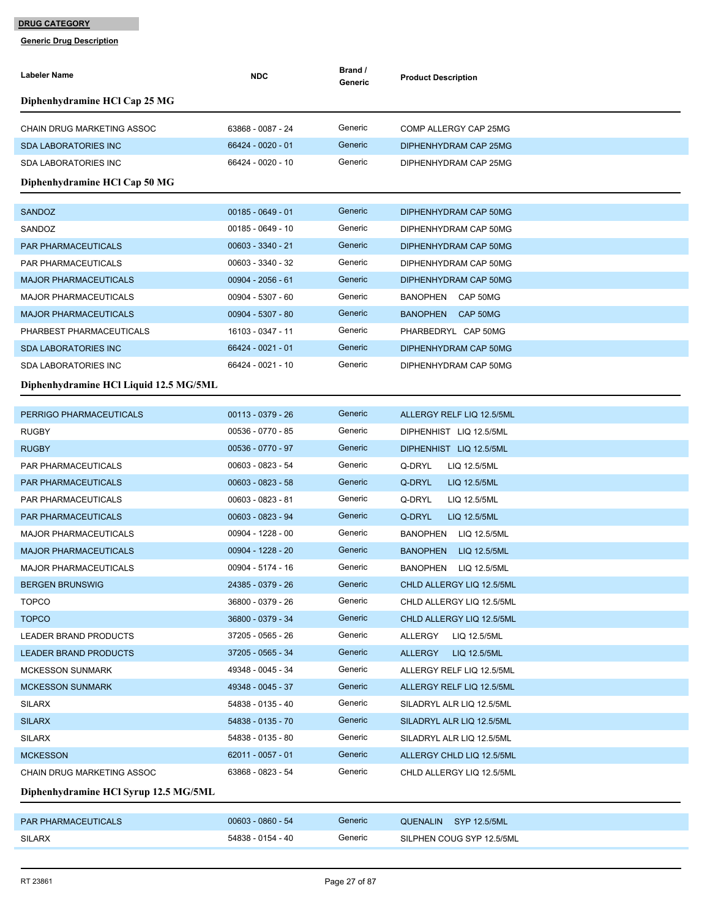**DRUG CATEGORY**

**Generic Drug Description**

| Labeler Name | NDC | Brand / Generic | Product Description |
|---|---|---|---|
| **Diphenhydramine HCl Cap 25 MG** | | | |
| CHAIN DRUG MARKETING ASSOC | 63868 - 0087 - 24 | Generic | COMP ALLERGY CAP 25MG |
| SDA LABORATORIES INC | 66424 - 0020 - 01 | Generic | DIPHENHYDRAM CAP 25MG |
| SDA LABORATORIES INC | 66424 - 0020 - 10 | Generic | DIPHENHYDRAM CAP 25MG |
| **Diphenhydramine HCl Cap 50 MG** | | | |
| SANDOZ | 00185 - 0649 - 01 | Generic | DIPHENHYDRAM CAP 50MG |
| SANDOZ | 00185 - 0649 - 10 | Generic | DIPHENHYDRAM CAP 50MG |
| PAR PHARMACEUTICALS | 00603 - 3340 - 21 | Generic | DIPHENHYDRAM CAP 50MG |
| PAR PHARMACEUTICALS | 00603 - 3340 - 32 | Generic | DIPHENHYDRAM CAP 50MG |
| MAJOR PHARMACEUTICALS | 00904 - 2056 - 61 | Generic | DIPHENHYDRAM CAP 50MG |
| MAJOR PHARMACEUTICALS | 00904 - 5307 - 60 | Generic | BANOPHEN CAP 50MG |
| MAJOR PHARMACEUTICALS | 00904 - 5307 - 80 | Generic | BANOPHEN CAP 50MG |
| PHARBEST PHARMACEUTICALS | 16103 - 0347 - 11 | Generic | PHARBEDRYL CAP 50MG |
| SDA LABORATORIES INC | 66424 - 0021 - 01 | Generic | DIPHENHYDRAM CAP 50MG |
| SDA LABORATORIES INC | 66424 - 0021 - 10 | Generic | DIPHENHYDRAM CAP 50MG |
| **Diphenhydramine HCl Liquid 12.5 MG/5ML** | | | |
| PERRIGO PHARMACEUTICALS | 00113 - 0379 - 26 | Generic | ALLERGY RELF LIQ 12.5/5ML |
| RUGBY | 00536 - 0770 - 85 | Generic | DIPHENHIST LIQ 12.5/5ML |
| RUGBY | 00536 - 0770 - 97 | Generic | DIPHENHIST LIQ 12.5/5ML |
| PAR PHARMACEUTICALS | 00603 - 0823 - 54 | Generic | Q-DRYL LIQ 12.5/5ML |
| PAR PHARMACEUTICALS | 00603 - 0823 - 58 | Generic | Q-DRYL LIQ 12.5/5ML |
| PAR PHARMACEUTICALS | 00603 - 0823 - 81 | Generic | Q-DRYL LIQ 12.5/5ML |
| PAR PHARMACEUTICALS | 00603 - 0823 - 94 | Generic | Q-DRYL LIQ 12.5/5ML |
| MAJOR PHARMACEUTICALS | 00904 - 1228 - 00 | Generic | BANOPHEN LIQ 12.5/5ML |
| MAJOR PHARMACEUTICALS | 00904 - 1228 - 20 | Generic | BANOPHEN LIQ 12.5/5ML |
| MAJOR PHARMACEUTICALS | 00904 - 5174 - 16 | Generic | BANOPHEN LIQ 12.5/5ML |
| BERGEN BRUNSWIG | 24385 - 0379 - 26 | Generic | CHLD ALLERGY LIQ 12.5/5ML |
| TOPCO | 36800 - 0379 - 26 | Generic | CHLD ALLERGY LIQ 12.5/5ML |
| TOPCO | 36800 - 0379 - 34 | Generic | CHLD ALLERGY LIQ 12.5/5ML |
| LEADER BRAND PRODUCTS | 37205 - 0565 - 26 | Generic | ALLERGY LIQ 12.5/5ML |
| LEADER BRAND PRODUCTS | 37205 - 0565 - 34 | Generic | ALLERGY LIQ 12.5/5ML |
| MCKESSON SUNMARK | 49348 - 0045 - 34 | Generic | ALLERGY RELF LIQ 12.5/5ML |
| MCKESSON SUNMARK | 49348 - 0045 - 37 | Generic | ALLERGY RELF LIQ 12.5/5ML |
| SILARX | 54838 - 0135 - 40 | Generic | SILADRYL ALR LIQ 12.5/5ML |
| SILARX | 54838 - 0135 - 70 | Generic | SILADRYL ALR LIQ 12.5/5ML |
| SILARX | 54838 - 0135 - 80 | Generic | SILADRYL ALR LIQ 12.5/5ML |
| MCKESSON | 62011 - 0057 - 01 | Generic | ALLERGY CHLD LIQ 12.5/5ML |
| CHAIN DRUG MARKETING ASSOC | 63868 - 0823 - 54 | Generic | CHLD ALLERGY LIQ 12.5/5ML |
| **Diphenhydramine HCl Syrup 12.5 MG/5ML** | | | |
| PAR PHARMACEUTICALS | 00603 - 0860 - 54 | Generic | QUENALIN SYP 12.5/5ML |
| SILARX | 54838 - 0154 - 40 | Generic | SILPHEN COUG SYP 12.5/5ML |

RT 23861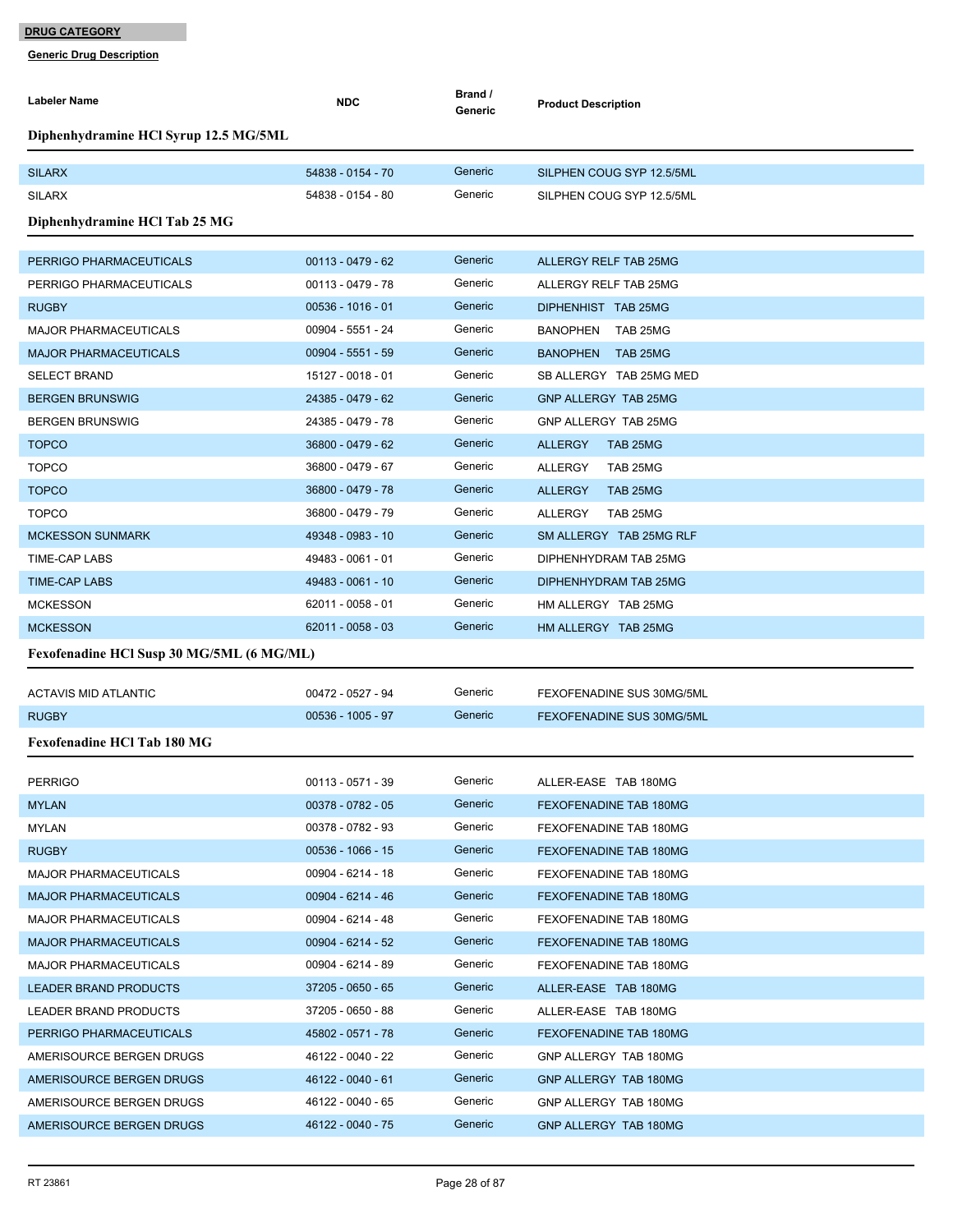**DRUG CATEGORY**

**Generic Drug Description**

| Labeler Name | NDC | Brand / Generic | Product Description |
|---|---|---|---|

### Diphenhydramine HCl Syrup 12.5 MG/5ML

| Labeler Name | NDC | Brand / Generic | Product Description |
|---|---|---|---|
| SILARX | 54838 - 0154 - 70 | Generic | SILPHEN COUG SYP 12.5/5ML |
| SILARX | 54838 - 0154 - 80 | Generic | SILPHEN COUG SYP 12.5/5ML |

### Diphenhydramine HCl Tab 25 MG

| Labeler Name | NDC | Brand / Generic | Product Description |
|---|---|---|---|
| PERRIGO PHARMACEUTICALS | 00113 - 0479 - 62 | Generic | ALLERGY RELF TAB 25MG |
| PERRIGO PHARMACEUTICALS | 00113 - 0479 - 78 | Generic | ALLERGY RELF TAB 25MG |
| RUGBY | 00536 - 1016 - 01 | Generic | DIPHENHIST TAB 25MG |
| MAJOR PHARMACEUTICALS | 00904 - 5551 - 24 | Generic | BANOPHEN TAB 25MG |
| MAJOR PHARMACEUTICALS | 00904 - 5551 - 59 | Generic | BANOPHEN TAB 25MG |
| SELECT BRAND | 15127 - 0018 - 01 | Generic | SB ALLERGY TAB 25MG MED |
| BERGEN BRUNSWIG | 24385 - 0479 - 62 | Generic | GNP ALLERGY TAB 25MG |
| BERGEN BRUNSWIG | 24385 - 0479 - 78 | Generic | GNP ALLERGY TAB 25MG |
| TOPCO | 36800 - 0479 - 62 | Generic | ALLERGY TAB 25MG |
| TOPCO | 36800 - 0479 - 67 | Generic | ALLERGY TAB 25MG |
| TOPCO | 36800 - 0479 - 78 | Generic | ALLERGY TAB 25MG |
| TOPCO | 36800 - 0479 - 79 | Generic | ALLERGY TAB 25MG |
| MCKESSON SUNMARK | 49348 - 0983 - 10 | Generic | SM ALLERGY TAB 25MG RLF |
| TIME-CAP LABS | 49483 - 0061 - 01 | Generic | DIPHENHYDRAM TAB 25MG |
| TIME-CAP LABS | 49483 - 0061 - 10 | Generic | DIPHENHYDRAM TAB 25MG |
| MCKESSON | 62011 - 0058 - 01 | Generic | HM ALLERGY TAB 25MG |
| MCKESSON | 62011 - 0058 - 03 | Generic | HM ALLERGY TAB 25MG |

### Fexofenadine HCl Susp 30 MG/5ML (6 MG/ML)

| Labeler Name | NDC | Brand / Generic | Product Description |
|---|---|---|---|
| ACTAVIS MID ATLANTIC | 00472 - 0527 - 94 | Generic | FEXOFENADINE SUS 30MG/5ML |
| RUGBY | 00536 - 1005 - 97 | Generic | FEXOFENADINE SUS 30MG/5ML |

### Fexofenadine HCl Tab 180 MG

| Labeler Name | NDC | Brand / Generic | Product Description |
|---|---|---|---|
| PERRIGO | 00113 - 0571 - 39 | Generic | ALLER-EASE TAB 180MG |
| MYLAN | 00378 - 0782 - 05 | Generic | FEXOFENADINE TAB 180MG |
| MYLAN | 00378 - 0782 - 93 | Generic | FEXOFENADINE TAB 180MG |
| RUGBY | 00536 - 1066 - 15 | Generic | FEXOFENADINE TAB 180MG |
| MAJOR PHARMACEUTICALS | 00904 - 6214 - 18 | Generic | FEXOFENADINE TAB 180MG |
| MAJOR PHARMACEUTICALS | 00904 - 6214 - 46 | Generic | FEXOFENADINE TAB 180MG |
| MAJOR PHARMACEUTICALS | 00904 - 6214 - 48 | Generic | FEXOFENADINE TAB 180MG |
| MAJOR PHARMACEUTICALS | 00904 - 6214 - 52 | Generic | FEXOFENADINE TAB 180MG |
| MAJOR PHARMACEUTICALS | 00904 - 6214 - 89 | Generic | FEXOFENADINE TAB 180MG |
| LEADER BRAND PRODUCTS | 37205 - 0650 - 65 | Generic | ALLER-EASE TAB 180MG |
| LEADER BRAND PRODUCTS | 37205 - 0650 - 88 | Generic | ALLER-EASE TAB 180MG |
| PERRIGO PHARMACEUTICALS | 45802 - 0571 - 78 | Generic | FEXOFENADINE TAB 180MG |
| AMERISOURCE BERGEN DRUGS | 46122 - 0040 - 22 | Generic | GNP ALLERGY TAB 180MG |
| AMERISOURCE BERGEN DRUGS | 46122 - 0040 - 61 | Generic | GNP ALLERGY TAB 180MG |
| AMERISOURCE BERGEN DRUGS | 46122 - 0040 - 65 | Generic | GNP ALLERGY TAB 180MG |
| AMERISOURCE BERGEN DRUGS | 46122 - 0040 - 75 | Generic | GNP ALLERGY TAB 180MG |

RT 23861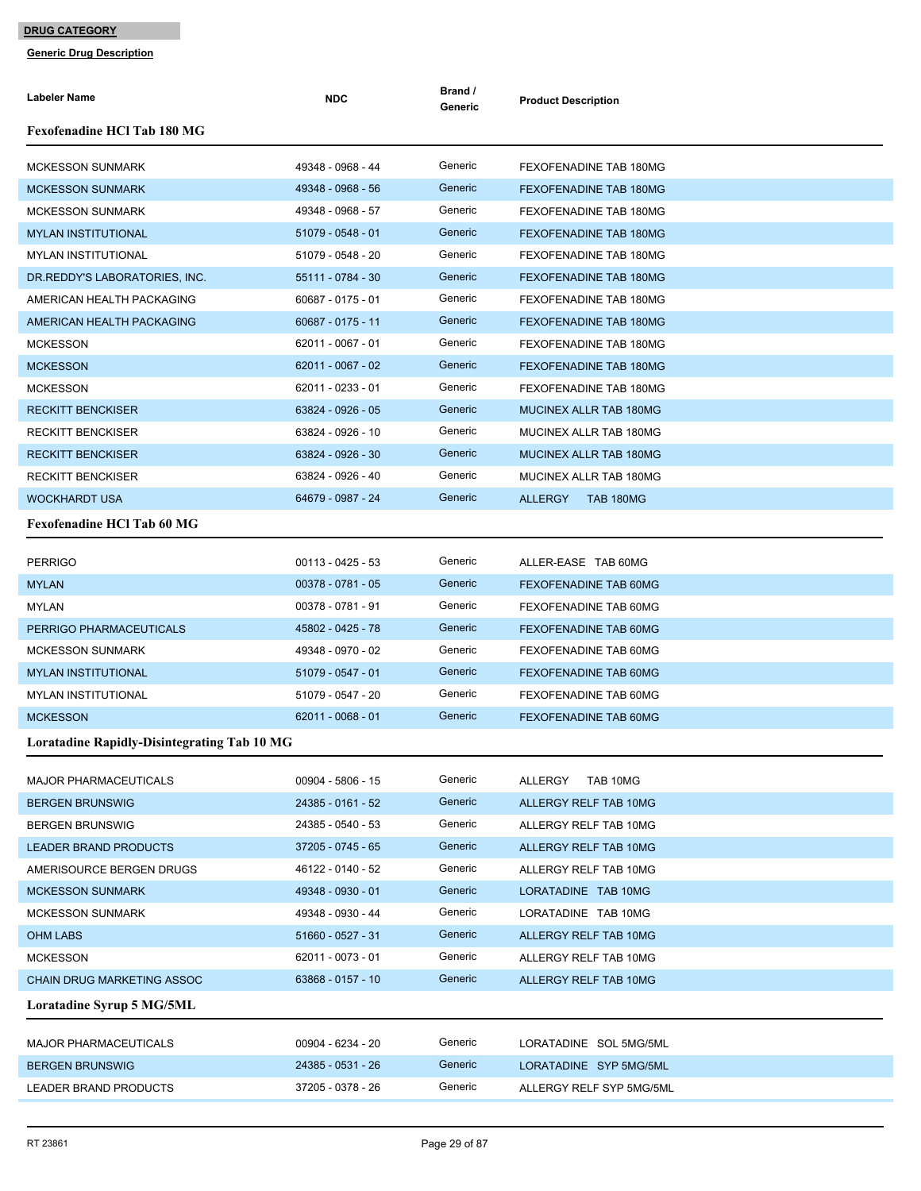**DRUG CATEGORY**

**Generic Drug Description**

| Labeler Name | NDC | Brand / Generic | Product Description |
|---|---|---|---|
| **Fexofenadine HCl Tab 180 MG** | | | |
| MCKESSON SUNMARK | 49348 - 0968 - 44 | Generic | FEXOFENADINE TAB 180MG |
| MCKESSON SUNMARK | 49348 - 0968 - 56 | Generic | FEXOFENADINE TAB 180MG |
| MCKESSON SUNMARK | 49348 - 0968 - 57 | Generic | FEXOFENADINE TAB 180MG |
| MYLAN INSTITUTIONAL | 51079 - 0548 - 01 | Generic | FEXOFENADINE TAB 180MG |
| MYLAN INSTITUTIONAL | 51079 - 0548 - 20 | Generic | FEXOFENADINE TAB 180MG |
| DR.REDDY'S LABORATORIES, INC. | 55111 - 0784 - 30 | Generic | FEXOFENADINE TAB 180MG |
| AMERICAN HEALTH PACKAGING | 60687 - 0175 - 01 | Generic | FEXOFENADINE TAB 180MG |
| AMERICAN HEALTH PACKAGING | 60687 - 0175 - 11 | Generic | FEXOFENADINE TAB 180MG |
| MCKESSON | 62011 - 0067 - 01 | Generic | FEXOFENADINE TAB 180MG |
| MCKESSON | 62011 - 0067 - 02 | Generic | FEXOFENADINE TAB 180MG |
| MCKESSON | 62011 - 0233 - 01 | Generic | FEXOFENADINE TAB 180MG |
| RECKITT BENCKISER | 63824 - 0926 - 05 | Generic | MUCINEX ALLR TAB 180MG |
| RECKITT BENCKISER | 63824 - 0926 - 10 | Generic | MUCINEX ALLR TAB 180MG |
| RECKITT BENCKISER | 63824 - 0926 - 30 | Generic | MUCINEX ALLR TAB 180MG |
| RECKITT BENCKISER | 63824 - 0926 - 40 | Generic | MUCINEX ALLR TAB 180MG |
| WOCKHARDT USA | 64679 - 0987 - 24 | Generic | ALLERGY TAB 180MG |
| **Fexofenadine HCl Tab 60 MG** | | | |
| PERRIGO | 00113 - 0425 - 53 | Generic | ALLER-EASE TAB 60MG |
| MYLAN | 00378 - 0781 - 05 | Generic | FEXOFENADINE TAB 60MG |
| MYLAN | 00378 - 0781 - 91 | Generic | FEXOFENADINE TAB 60MG |
| PERRIGO PHARMACEUTICALS | 45802 - 0425 - 78 | Generic | FEXOFENADINE TAB 60MG |
| MCKESSON SUNMARK | 49348 - 0970 - 02 | Generic | FEXOFENADINE TAB 60MG |
| MYLAN INSTITUTIONAL | 51079 - 0547 - 01 | Generic | FEXOFENADINE TAB 60MG |
| MYLAN INSTITUTIONAL | 51079 - 0547 - 20 | Generic | FEXOFENADINE TAB 60MG |
| MCKESSON | 62011 - 0068 - 01 | Generic | FEXOFENADINE TAB 60MG |
| **Loratadine Rapidly-Disintegrating Tab 10 MG** | | | |
| MAJOR PHARMACEUTICALS | 00904 - 5806 - 15 | Generic | ALLERGY TAB 10MG |
| BERGEN BRUNSWIG | 24385 - 0161 - 52 | Generic | ALLERGY RELF TAB 10MG |
| BERGEN BRUNSWIG | 24385 - 0540 - 53 | Generic | ALLERGY RELF TAB 10MG |
| LEADER BRAND PRODUCTS | 37205 - 0745 - 65 | Generic | ALLERGY RELF TAB 10MG |
| AMERISOURCE BERGEN DRUGS | 46122 - 0140 - 52 | Generic | ALLERGY RELF TAB 10MG |
| MCKESSON SUNMARK | 49348 - 0930 - 01 | Generic | LORATADINE TAB 10MG |
| MCKESSON SUNMARK | 49348 - 0930 - 44 | Generic | LORATADINE TAB 10MG |
| OHM LABS | 51660 - 0527 - 31 | Generic | ALLERGY RELF TAB 10MG |
| MCKESSON | 62011 - 0073 - 01 | Generic | ALLERGY RELF TAB 10MG |
| CHAIN DRUG MARKETING ASSOC | 63868 - 0157 - 10 | Generic | ALLERGY RELF TAB 10MG |
| **Loratadine Syrup 5 MG/5ML** | | | |
| MAJOR PHARMACEUTICALS | 00904 - 6234 - 20 | Generic | LORATADINE SOL 5MG/5ML |
| BERGEN BRUNSWIG | 24385 - 0531 - 26 | Generic | LORATADINE SYP 5MG/5ML |
| LEADER BRAND PRODUCTS | 37205 - 0378 - 26 | Generic | ALLERGY RELF SYP 5MG/5ML |

RT 23861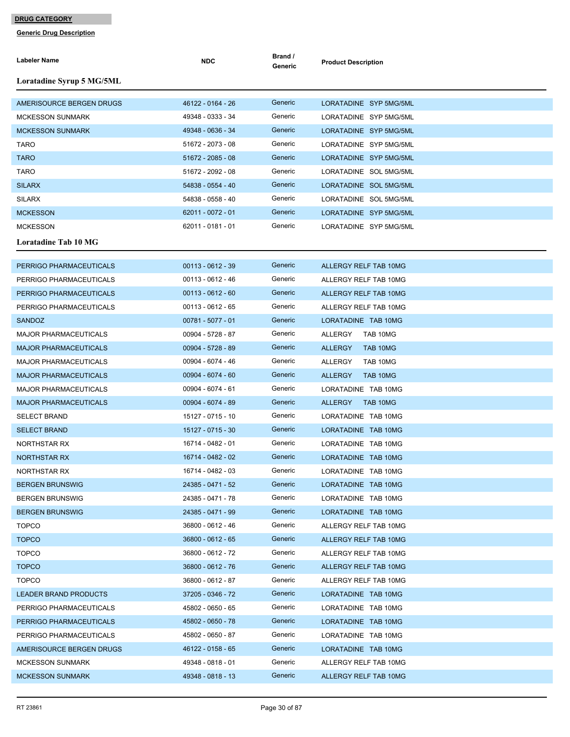**DRUG CATEGORY**

**Generic Drug Description**

| Labeler Name | NDC | Brand / Generic | Product Description |
|---|---|---|---|

### Loratadine Syrup 5 MG/5ML

| Labeler Name | NDC | Brand / Generic | Product Description |
|---|---|---|---|
| AMERISOURCE BERGEN DRUGS | 46122 - 0164 - 26 | Generic | LORATADINE SYP 5MG/5ML |
| MCKESSON SUNMARK | 49348 - 0333 - 34 | Generic | LORATADINE SYP 5MG/5ML |
| MCKESSON SUNMARK | 49348 - 0636 - 34 | Generic | LORATADINE SYP 5MG/5ML |
| TARO | 51672 - 2073 - 08 | Generic | LORATADINE SYP 5MG/5ML |
| TARO | 51672 - 2085 - 08 | Generic | LORATADINE SYP 5MG/5ML |
| TARO | 51672 - 2092 - 08 | Generic | LORATADINE SOL 5MG/5ML |
| SILARX | 54838 - 0554 - 40 | Generic | LORATADINE SOL 5MG/5ML |
| SILARX | 54838 - 0558 - 40 | Generic | LORATADINE SOL 5MG/5ML |
| MCKESSON | 62011 - 0072 - 01 | Generic | LORATADINE SYP 5MG/5ML |
| MCKESSON | 62011 - 0181 - 01 | Generic | LORATADINE SYP 5MG/5ML |

### Loratadine Tab 10 MG

| Labeler Name | NDC | Brand / Generic | Product Description |
|---|---|---|---|
| PERRIGO PHARMACEUTICALS | 00113 - 0612 - 39 | Generic | ALLERGY RELF TAB 10MG |
| PERRIGO PHARMACEUTICALS | 00113 - 0612 - 46 | Generic | ALLERGY RELF TAB 10MG |
| PERRIGO PHARMACEUTICALS | 00113 - 0612 - 60 | Generic | ALLERGY RELF TAB 10MG |
| PERRIGO PHARMACEUTICALS | 00113 - 0612 - 65 | Generic | ALLERGY RELF TAB 10MG |
| SANDOZ | 00781 - 5077 - 01 | Generic | LORATADINE TAB 10MG |
| MAJOR PHARMACEUTICALS | 00904 - 5728 - 87 | Generic | ALLERGY TAB 10MG |
| MAJOR PHARMACEUTICALS | 00904 - 5728 - 89 | Generic | ALLERGY TAB 10MG |
| MAJOR PHARMACEUTICALS | 00904 - 6074 - 46 | Generic | ALLERGY TAB 10MG |
| MAJOR PHARMACEUTICALS | 00904 - 6074 - 60 | Generic | ALLERGY TAB 10MG |
| MAJOR PHARMACEUTICALS | 00904 - 6074 - 61 | Generic | LORATADINE TAB 10MG |
| MAJOR PHARMACEUTICALS | 00904 - 6074 - 89 | Generic | ALLERGY TAB 10MG |
| SELECT BRAND | 15127 - 0715 - 10 | Generic | LORATADINE TAB 10MG |
| SELECT BRAND | 15127 - 0715 - 30 | Generic | LORATADINE TAB 10MG |
| NORTHSTAR RX | 16714 - 0482 - 01 | Generic | LORATADINE TAB 10MG |
| NORTHSTAR RX | 16714 - 0482 - 02 | Generic | LORATADINE TAB 10MG |
| NORTHSTAR RX | 16714 - 0482 - 03 | Generic | LORATADINE TAB 10MG |
| BERGEN BRUNSWIG | 24385 - 0471 - 52 | Generic | LORATADINE TAB 10MG |
| BERGEN BRUNSWIG | 24385 - 0471 - 78 | Generic | LORATADINE TAB 10MG |
| BERGEN BRUNSWIG | 24385 - 0471 - 99 | Generic | LORATADINE TAB 10MG |
| TOPCO | 36800 - 0612 - 46 | Generic | ALLERGY RELF TAB 10MG |
| TOPCO | 36800 - 0612 - 65 | Generic | ALLERGY RELF TAB 10MG |
| TOPCO | 36800 - 0612 - 72 | Generic | ALLERGY RELF TAB 10MG |
| TOPCO | 36800 - 0612 - 76 | Generic | ALLERGY RELF TAB 10MG |
| TOPCO | 36800 - 0612 - 87 | Generic | ALLERGY RELF TAB 10MG |
| LEADER BRAND PRODUCTS | 37205 - 0346 - 72 | Generic | LORATADINE TAB 10MG |
| PERRIGO PHARMACEUTICALS | 45802 - 0650 - 65 | Generic | LORATADINE TAB 10MG |
| PERRIGO PHARMACEUTICALS | 45802 - 0650 - 78 | Generic | LORATADINE TAB 10MG |
| PERRIGO PHARMACEUTICALS | 45802 - 0650 - 87 | Generic | LORATADINE TAB 10MG |
| AMERISOURCE BERGEN DRUGS | 46122 - 0158 - 65 | Generic | LORATADINE TAB 10MG |
| MCKESSON SUNMARK | 49348 - 0818 - 01 | Generic | ALLERGY RELF TAB 10MG |
| MCKESSON SUNMARK | 49348 - 0818 - 13 | Generic | ALLERGY RELF TAB 10MG |

RT 23861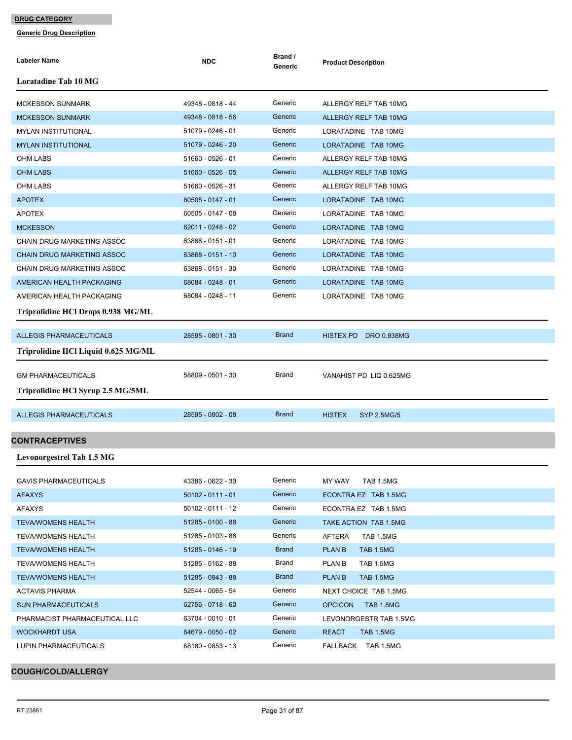**DRUG CATEGORY**

**Generic Drug Description**

| Labeler Name | NDC | Brand / Generic | Product Description |
|---|---|---|---|

**Loratadine Tab 10 MG**

| Labeler Name | NDC | Brand / Generic | Product Description |
|---|---|---|---|
| MCKESSON SUNMARK | 49348 - 0818 - 44 | Generic | ALLERGY RELF TAB 10MG |
| MCKESSON SUNMARK | 49348 - 0818 - 56 | Generic | ALLERGY RELF TAB 10MG |
| MYLAN INSTITUTIONAL | 51079 - 0246 - 01 | Generic | LORATADINE TAB 10MG |
| MYLAN INSTITUTIONAL | 51079 - 0246 - 20 | Generic | LORATADINE TAB 10MG |
| OHM LABS | 51660 - 0526 - 01 | Generic | ALLERGY RELF TAB 10MG |
| OHM LABS | 51660 - 0526 - 05 | Generic | ALLERGY RELF TAB 10MG |
| OHM LABS | 51660 - 0526 - 31 | Generic | ALLERGY RELF TAB 10MG |
| APOTEX | 60505 - 0147 - 01 | Generic | LORATADINE TAB 10MG |
| APOTEX | 60505 - 0147 - 08 | Generic | LORATADINE TAB 10MG |
| MCKESSON | 62011 - 0248 - 02 | Generic | LORATADINE TAB 10MG |
| CHAIN DRUG MARKETING ASSOC | 63868 - 0151 - 01 | Generic | LORATADINE TAB 10MG |
| CHAIN DRUG MARKETING ASSOC | 63868 - 0151 - 10 | Generic | LORATADINE TAB 10MG |
| CHAIN DRUG MARKETING ASSOC | 63868 - 0151 - 30 | Generic | LORATADINE TAB 10MG |
| AMERICAN HEALTH PACKAGING | 68084 - 0248 - 01 | Generic | LORATADINE TAB 10MG |
| AMERICAN HEALTH PACKAGING | 68084 - 0248 - 11 | Generic | LORATADINE TAB 10MG |

**Triprolidine HCl Drops 0.938 MG/ML**

| Labeler Name | NDC | Brand / Generic | Product Description |
|---|---|---|---|
| ALLEGIS PHARMACEUTICALS | 28595 - 0801 - 30 | Brand | HISTEX PD DRO 0.938MG |

**Triprolidine HCl Liquid 0.625 MG/ML**

| Labeler Name | NDC | Brand / Generic | Product Description |
|---|---|---|---|
| GM PHARMACEUTICALS | 58809 - 0501 - 30 | Brand | VANAHIST PD LIQ 0.625MG |

**Triprolidine HCl Syrup 2.5 MG/5ML**

| Labeler Name | NDC | Brand / Generic | Product Description |
|---|---|---|---|
| ALLEGIS PHARMACEUTICALS | 28595 - 0802 - 08 | Brand | HISTEX SYP 2.5MG/5 |

## CONTRACEPTIVES

**Levonorgestrel Tab 1.5 MG**

| Labeler Name | NDC | Brand / Generic | Product Description |
|---|---|---|---|
| GAVIS PHARMACEUTICALS | 43386 - 0622 - 30 | Generic | MY WAY TAB 1.5MG |
| AFAXYS | 50102 - 0111 - 01 | Generic | ECONTRA EZ TAB 1.5MG |
| AFAXYS | 50102 - 0111 - 12 | Generic | ECONTRA EZ TAB 1.5MG |
| TEVA/WOMENS HEALTH | 51285 - 0100 - 88 | Generic | TAKE ACTION TAB 1.5MG |
| TEVA/WOMENS HEALTH | 51285 - 0103 - 88 | Generic | AFTERA TAB 1.5MG |
| TEVA/WOMENS HEALTH | 51285 - 0146 - 19 | Brand | PLAN B TAB 1.5MG |
| TEVA/WOMENS HEALTH | 51285 - 0162 - 88 | Brand | PLAN B TAB 1.5MG |
| TEVA/WOMENS HEALTH | 51285 - 0943 - 88 | Brand | PLAN B TAB 1.5MG |
| ACTAVIS PHARMA | 52544 - 0065 - 54 | Generic | NEXT CHOICE TAB 1.5MG |
| SUN PHARMACEUTICALS | 62756 - 0718 - 60 | Generic | OPCICON TAB 1.5MG |
| PHARMACIST PHARMACEUTICAL LLC | 63704 - 0010 - 01 | Generic | LEVONORGESTR TAB 1.5MG |
| WOCKHARDT USA | 64679 - 0050 - 02 | Generic | REACT TAB 1.5MG |
| LUPIN PHARMACEUTICALS | 68180 - 0853 - 13 | Generic | FALLBACK TAB 1.5MG |

## COUGH/COLD/ALLERGY

RT 23861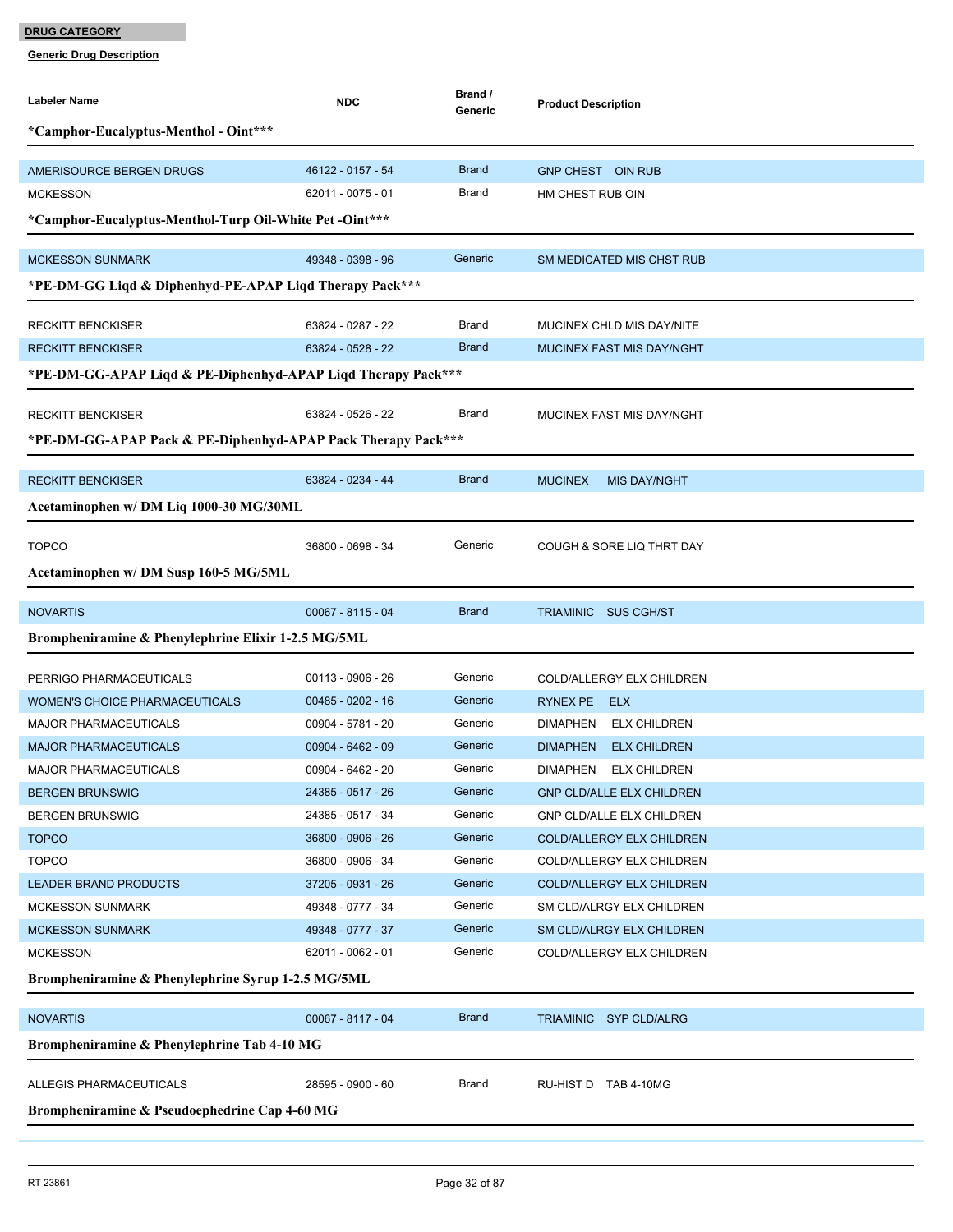**DRUG CATEGORY**

**Generic Drug Description**

| Labeler Name | NDC | Brand / Generic | Product Description |
|---|---|---|---|
| ***Camphor-Eucalyptus-Menthol - Oint***** | | | |
| AMERISOURCE BERGEN DRUGS | 46122 - 0157 - 54 | Brand | GNP CHEST OIN RUB |
| MCKESSON | 62011 - 0075 - 01 | Brand | HM CHEST RUB OIN |
| ***Camphor-Eucalyptus-Menthol-Turp Oil-White Pet -Oint***** | | | |
| MCKESSON SUNMARK | 49348 - 0398 - 96 | Generic | SM MEDICATED MIS CHST RUB |
| ***PE-DM-GG Liqd & Diphenhyd-PE-APAP Liqd Therapy Pack***** | | | |
| RECKITT BENCKISER | 63824 - 0287 - 22 | Brand | MUCINEX CHLD MIS DAY/NITE |
| RECKITT BENCKISER | 63824 - 0528 - 22 | Brand | MUCINEX FAST MIS DAY/NGHT |
| ***PE-DM-GG-APAP Liqd & PE-Diphenhyd-APAP Liqd Therapy Pack***** | | | |
| RECKITT BENCKISER | 63824 - 0526 - 22 | Brand | MUCINEX FAST MIS DAY/NGHT |
| ***PE-DM-GG-APAP Pack & PE-Diphenhyd-APAP Pack Therapy Pack***** | | | |
| RECKITT BENCKISER | 63824 - 0234 - 44 | Brand | MUCINEX MIS DAY/NGHT |
| **Acetaminophen w/ DM Liq 1000-30 MG/30ML** | | | |
| TOPCO | 36800 - 0698 - 34 | Generic | COUGH & SORE LIQ THRT DAY |
| **Acetaminophen w/ DM Susp 160-5 MG/5ML** | | | |
| NOVARTIS | 00067 - 8115 - 04 | Brand | TRIAMINIC SUS CGH/ST |
| **Brompheniramine & Phenylephrine Elixir 1-2.5 MG/5ML** | | | |
| PERRIGO PHARMACEUTICALS | 00113 - 0906 - 26 | Generic | COLD/ALLERGY ELX CHILDREN |
| WOMEN'S CHOICE PHARMACEUTICALS | 00485 - 0202 - 16 | Generic | RYNEX PE ELX |
| MAJOR PHARMACEUTICALS | 00904 - 5781 - 20 | Generic | DIMAPHEN ELX CHILDREN |
| MAJOR PHARMACEUTICALS | 00904 - 6462 - 09 | Generic | DIMAPHEN ELX CHILDREN |
| MAJOR PHARMACEUTICALS | 00904 - 6462 - 20 | Generic | DIMAPHEN ELX CHILDREN |
| BERGEN BRUNSWIG | 24385 - 0517 - 26 | Generic | GNP CLD/ALLE ELX CHILDREN |
| BERGEN BRUNSWIG | 24385 - 0517 - 34 | Generic | GNP CLD/ALLE ELX CHILDREN |
| TOPCO | 36800 - 0906 - 26 | Generic | COLD/ALLERGY ELX CHILDREN |
| TOPCO | 36800 - 0906 - 34 | Generic | COLD/ALLERGY ELX CHILDREN |
| LEADER BRAND PRODUCTS | 37205 - 0931 - 26 | Generic | COLD/ALLERGY ELX CHILDREN |
| MCKESSON SUNMARK | 49348 - 0777 - 34 | Generic | SM CLD/ALRGY ELX CHILDREN |
| MCKESSON SUNMARK | 49348 - 0777 - 37 | Generic | SM CLD/ALRGY ELX CHILDREN |
| MCKESSON | 62011 - 0062 - 01 | Generic | COLD/ALLERGY ELX CHILDREN |
| **Brompheniramine & Phenylephrine Syrup 1-2.5 MG/5ML** | | | |
| NOVARTIS | 00067 - 8117 - 04 | Brand | TRIAMINIC SYP CLD/ALRG |
| **Brompheniramine & Phenylephrine Tab 4-10 MG** | | | |
| ALLEGIS PHARMACEUTICALS | 28595 - 0900 - 60 | Brand | RU-HIST D TAB 4-10MG |
| **Brompheniramine & Pseudoephedrine Cap 4-60 MG** | | | |

RT 23861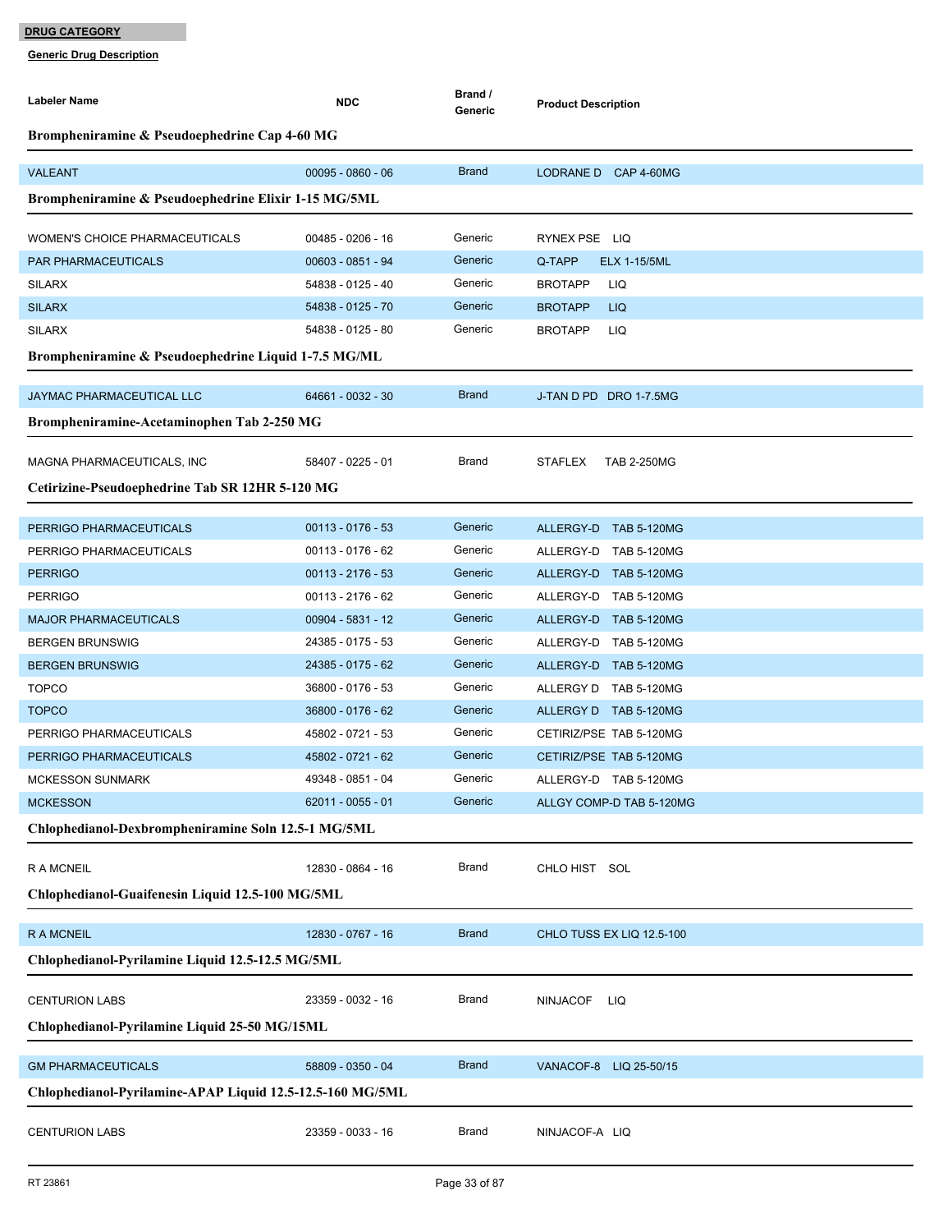**DRUG CATEGORY**

**Generic Drug Description**

| Labeler Name | NDC | Brand / Generic | Product Description |
|---|---|---|---|
| **Brompheniramine & Pseudoephedrine Cap 4-60 MG** | | | |
| VALEANT | 00095 - 0860 - 06 | Brand | LODRANE D CAP 4-60MG |
| **Brompheniramine & Pseudoephedrine Elixir 1-15 MG/5ML** | | | |
| WOMEN'S CHOICE PHARMACEUTICALS | 00485 - 0206 - 16 | Generic | RYNEX PSE LIQ |
| PAR PHARMACEUTICALS | 00603 - 0851 - 94 | Generic | Q-TAPP ELX 1-15/5ML |
| SILARX | 54838 - 0125 - 40 | Generic | BROTAPP LIQ |
| SILARX | 54838 - 0125 - 70 | Generic | BROTAPP LIQ |
| SILARX | 54838 - 0125 - 80 | Generic | BROTAPP LIQ |
| **Brompheniramine & Pseudoephedrine Liquid 1-7.5 MG/ML** | | | |
| JAYMAC PHARMACEUTICAL LLC | 64661 - 0032 - 30 | Brand | J-TAN D PD DRO 1-7.5MG |
| **Brompheniramine-Acetaminophen Tab 2-250 MG** | | | |
| MAGNA PHARMACEUTICALS, INC | 58407 - 0225 - 01 | Brand | STAFLEX TAB 2-250MG |
| **Cetirizine-Pseudoephedrine Tab SR 12HR 5-120 MG** | | | |
| PERRIGO PHARMACEUTICALS | 00113 - 0176 - 53 | Generic | ALLERGY-D TAB 5-120MG |
| PERRIGO PHARMACEUTICALS | 00113 - 0176 - 62 | Generic | ALLERGY-D TAB 5-120MG |
| PERRIGO | 00113 - 2176 - 53 | Generic | ALLERGY-D TAB 5-120MG |
| PERRIGO | 00113 - 2176 - 62 | Generic | ALLERGY-D TAB 5-120MG |
| MAJOR PHARMACEUTICALS | 00904 - 5831 - 12 | Generic | ALLERGY-D TAB 5-120MG |
| BERGEN BRUNSWIG | 24385 - 0175 - 53 | Generic | ALLERGY-D TAB 5-120MG |
| BERGEN BRUNSWIG | 24385 - 0175 - 62 | Generic | ALLERGY-D TAB 5-120MG |
| TOPCO | 36800 - 0176 - 53 | Generic | ALLERGY D TAB 5-120MG |
| TOPCO | 36800 - 0176 - 62 | Generic | ALLERGY D TAB 5-120MG |
| PERRIGO PHARMACEUTICALS | 45802 - 0721 - 53 | Generic | CETIRIZ/PSE TAB 5-120MG |
| PERRIGO PHARMACEUTICALS | 45802 - 0721 - 62 | Generic | CETIRIZ/PSE TAB 5-120MG |
| MCKESSON SUNMARK | 49348 - 0851 - 04 | Generic | ALLERGY-D TAB 5-120MG |
| MCKESSON | 62011 - 0055 - 01 | Generic | ALLGY COMP-D TAB 5-120MG |
| **Chlophedianol-Dexbrompheniramine Soln 12.5-1 MG/5ML** | | | |
| R A MCNEIL | 12830 - 0864 - 16 | Brand | CHLO HIST SOL |
| **Chlophedianol-Guaifenesin Liquid 12.5-100 MG/5ML** | | | |
| R A MCNEIL | 12830 - 0767 - 16 | Brand | CHLO TUSS EX LIQ 12.5-100 |
| **Chlophedianol-Pyrilamine Liquid 12.5-12.5 MG/5ML** | | | |
| CENTURION LABS | 23359 - 0032 - 16 | Brand | NINJACOF LIQ |
| **Chlophedianol-Pyrilamine Liquid 25-50 MG/15ML** | | | |
| GM PHARMACEUTICALS | 58809 - 0350 - 04 | Brand | VANACOF-8 LIQ 25-50/15 |
| **Chlophedianol-Pyrilamine-APAP Liquid 12.5-12.5-160 MG/5ML** | | | |
| CENTURION LABS | 23359 - 0033 - 16 | Brand | NINJACOF-A LIQ |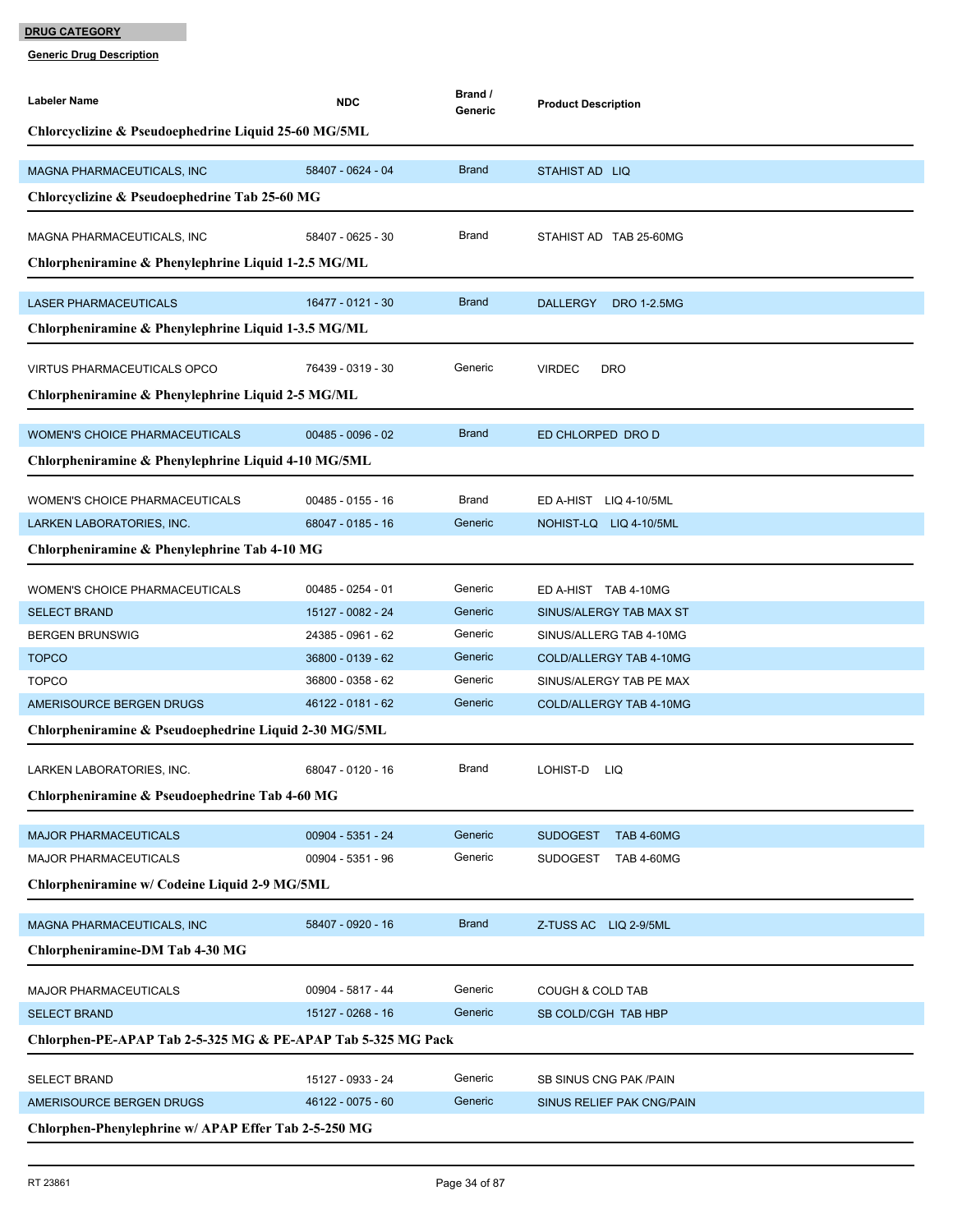**DRUG CATEGORY**

**Generic Drug Description**

| Labeler Name | NDC | Brand / Generic | Product Description |
|---|---|---|---|
| **Chlorcyclizine & Pseudoephedrine Liquid 25-60 MG/5ML** | | | |
| MAGNA PHARMACEUTICALS, INC | 58407 - 0624 - 04 | Brand | STAHIST AD LIQ |
| **Chlorcyclizine & Pseudoephedrine Tab 25-60 MG** | | | |
| MAGNA PHARMACEUTICALS, INC | 58407 - 0625 - 30 | Brand | STAHIST AD TAB 25-60MG |
| **Chlorpheniramine & Phenylephrine Liquid 1-2.5 MG/ML** | | | |
| LASER PHARMACEUTICALS | 16477 - 0121 - 30 | Brand | DALLERGY DRO 1-2.5MG |
| **Chlorpheniramine & Phenylephrine Liquid 1-3.5 MG/ML** | | | |
| VIRTUS PHARMACEUTICALS OPCO | 76439 - 0319 - 30 | Generic | VIRDEC DRO |
| **Chlorpheniramine & Phenylephrine Liquid 2-5 MG/ML** | | | |
| WOMEN'S CHOICE PHARMACEUTICALS | 00485 - 0096 - 02 | Brand | ED CHLORPED DRO D |
| **Chlorpheniramine & Phenylephrine Liquid 4-10 MG/5ML** | | | |
| WOMEN'S CHOICE PHARMACEUTICALS | 00485 - 0155 - 16 | Brand | ED A-HIST LIQ 4-10/5ML |
| LARKEN LABORATORIES, INC. | 68047 - 0185 - 16 | Generic | NOHIST-LQ LIQ 4-10/5ML |
| **Chlorpheniramine & Phenylephrine Tab 4-10 MG** | | | |
| WOMEN'S CHOICE PHARMACEUTICALS | 00485 - 0254 - 01 | Generic | ED A-HIST TAB 4-10MG |
| SELECT BRAND | 15127 - 0082 - 24 | Generic | SINUS/ALERGY TAB MAX ST |
| BERGEN BRUNSWIG | 24385 - 0961 - 62 | Generic | SINUS/ALLERG TAB 4-10MG |
| TOPCO | 36800 - 0139 - 62 | Generic | COLD/ALLERGY TAB 4-10MG |
| TOPCO | 36800 - 0358 - 62 | Generic | SINUS/ALERGY TAB PE MAX |
| AMERISOURCE BERGEN DRUGS | 46122 - 0181 - 62 | Generic | COLD/ALLERGY TAB 4-10MG |
| **Chlorpheniramine & Pseudoephedrine Liquid 2-30 MG/5ML** | | | |
| LARKEN LABORATORIES, INC. | 68047 - 0120 - 16 | Brand | LOHIST-D LIQ |
| **Chlorpheniramine & Pseudoephedrine Tab 4-60 MG** | | | |
| MAJOR PHARMACEUTICALS | 00904 - 5351 - 24 | Generic | SUDOGEST TAB 4-60MG |
| MAJOR PHARMACEUTICALS | 00904 - 5351 - 96 | Generic | SUDOGEST TAB 4-60MG |
| **Chlorpheniramine w/ Codeine Liquid 2-9 MG/5ML** | | | |
| MAGNA PHARMACEUTICALS, INC | 58407 - 0920 - 16 | Brand | Z-TUSS AC LIQ 2-9/5ML |
| **Chlorpheniramine-DM Tab 4-30 MG** | | | |
| MAJOR PHARMACEUTICALS | 00904 - 5817 - 44 | Generic | COUGH & COLD TAB |
| SELECT BRAND | 15127 - 0268 - 16 | Generic | SB COLD/CGH TAB HBP |
| **Chlorphen-PE-APAP Tab 2-5-325 MG & PE-APAP Tab 5-325 MG Pack** | | | |
| SELECT BRAND | 15127 - 0933 - 24 | Generic | SB SINUS CNG PAK /PAIN |
| AMERISOURCE BERGEN DRUGS | 46122 - 0075 - 60 | Generic | SINUS RELIEF PAK CNG/PAIN |
| **Chlorphen-Phenylephrine w/ APAP Effer Tab 2-5-250 MG** | | | |

RT 23861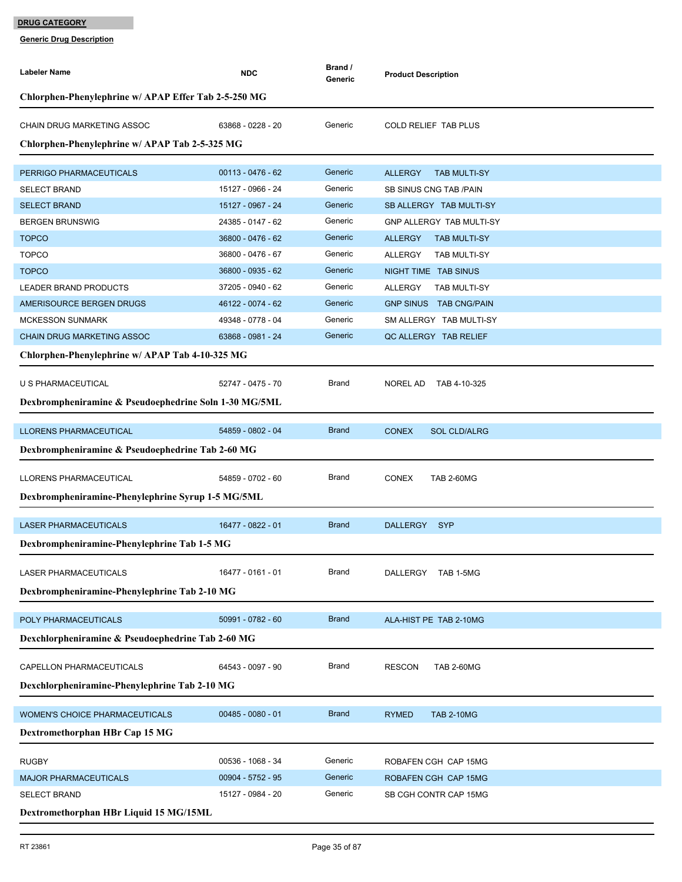**DRUG CATEGORY**

**Generic Drug Description**

| Labeler Name | NDC | Brand / Generic | Product Description |
|---|---|---|---|
| **Chlorphen-Phenylephrine w/ APAP Effer Tab 2-5-250 MG** | | | |
| CHAIN DRUG MARKETING ASSOC | 63868 - 0228 - 20 | Generic | COLD RELIEF TAB PLUS |
| **Chlorphen-Phenylephrine w/ APAP Tab 2-5-325 MG** | | | |
| PERRIGO PHARMACEUTICALS | 00113 - 0476 - 62 | Generic | ALLERGY TAB MULTI-SY |
| SELECT BRAND | 15127 - 0966 - 24 | Generic | SB SINUS CNG TAB /PAIN |
| SELECT BRAND | 15127 - 0967 - 24 | Generic | SB ALLERGY TAB MULTI-SY |
| BERGEN BRUNSWIG | 24385 - 0147 - 62 | Generic | GNP ALLERGY TAB MULTI-SY |
| TOPCO | 36800 - 0476 - 62 | Generic | ALLERGY TAB MULTI-SY |
| TOPCO | 36800 - 0476 - 67 | Generic | ALLERGY TAB MULTI-SY |
| TOPCO | 36800 - 0935 - 62 | Generic | NIGHT TIME TAB SINUS |
| LEADER BRAND PRODUCTS | 37205 - 0940 - 62 | Generic | ALLERGY TAB MULTI-SY |
| AMERISOURCE BERGEN DRUGS | 46122 - 0074 - 62 | Generic | GNP SINUS TAB CNG/PAIN |
| MCKESSON SUNMARK | 49348 - 0778 - 04 | Generic | SM ALLERGY TAB MULTI-SY |
| CHAIN DRUG MARKETING ASSOC | 63868 - 0981 - 24 | Generic | QC ALLERGY TAB RELIEF |
| **Chlorphen-Phenylephrine w/ APAP Tab 4-10-325 MG** | | | |
| U S PHARMACEUTICAL | 52747 - 0475 - 70 | Brand | NOREL AD TAB 4-10-325 |
| **Dexbrompheniramine & Pseudoephedrine Soln 1-30 MG/5ML** | | | |
| LLORENS PHARMACEUTICAL | 54859 - 0802 - 04 | Brand | CONEX SOL CLD/ALRG |
| **Dexbrompheniramine & Pseudoephedrine Tab 2-60 MG** | | | |
| LLORENS PHARMACEUTICAL | 54859 - 0702 - 60 | Brand | CONEX TAB 2-60MG |
| **Dexbrompheniramine-Phenylephrine Syrup 1-5 MG/5ML** | | | |
| LASER PHARMACEUTICALS | 16477 - 0822 - 01 | Brand | DALLERGY SYP |
| **Dexbrompheniramine-Phenylephrine Tab 1-5 MG** | | | |
| LASER PHARMACEUTICALS | 16477 - 0161 - 01 | Brand | DALLERGY TAB 1-5MG |
| **Dexbrompheniramine-Phenylephrine Tab 2-10 MG** | | | |
| POLY PHARMACEUTICALS | 50991 - 0782 - 60 | Brand | ALA-HIST PE TAB 2-10MG |
| **Dexchlorpheniramine & Pseudoephedrine Tab 2-60 MG** | | | |
| CAPELLON PHARMACEUTICALS | 64543 - 0097 - 90 | Brand | RESCON TAB 2-60MG |
| **Dexchlorpheniramine-Phenylephrine Tab 2-10 MG** | | | |
| WOMEN'S CHOICE PHARMACEUTICALS | 00485 - 0080 - 01 | Brand | RYMED TAB 2-10MG |
| **Dextromethorphan HBr Cap 15 MG** | | | |
| RUGBY | 00536 - 1068 - 34 | Generic | ROBAFEN CGH CAP 15MG |
| MAJOR PHARMACEUTICALS | 00904 - 5752 - 95 | Generic | ROBAFEN CGH CAP 15MG |
| SELECT BRAND | 15127 - 0984 - 20 | Generic | SB CGH CONTR CAP 15MG |
| **Dextromethorphan HBr Liquid 15 MG/15ML** | | | |

RT 23861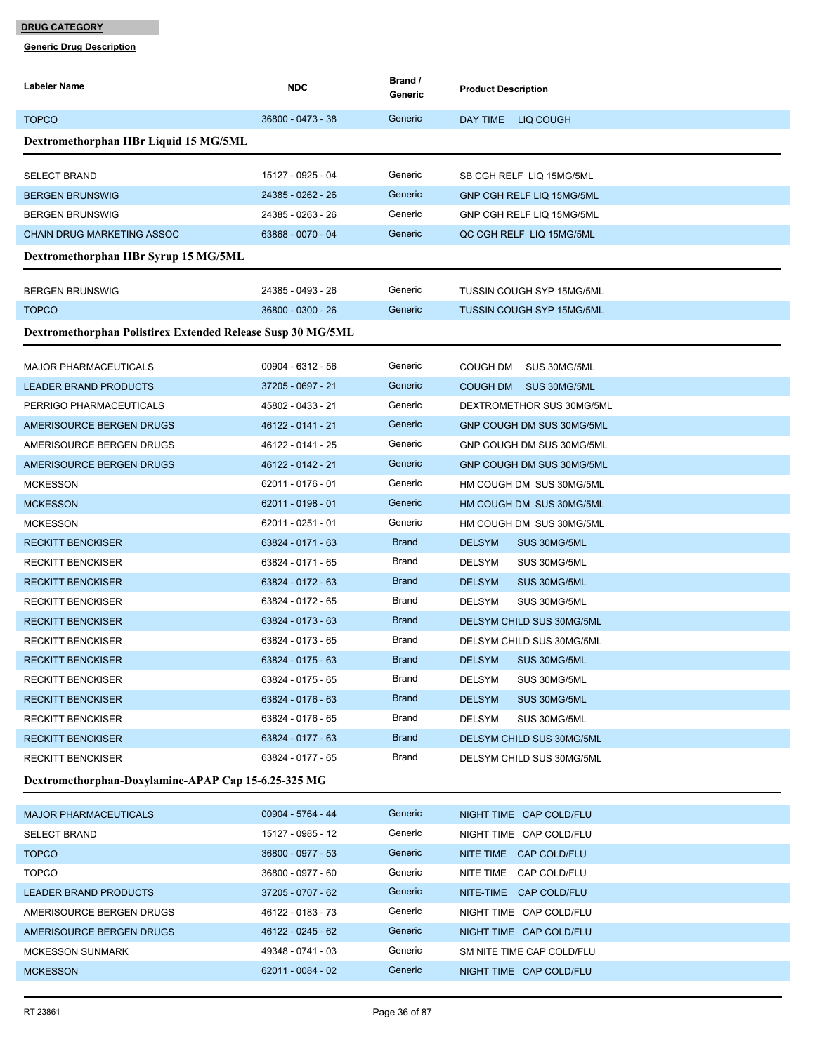**DRUG CATEGORY**

**Generic Drug Description**

| Labeler Name | NDC | Brand / Generic | Product Description |
|---|---|---|---|
| TOPCO | 36800 - 0473 - 38 | Generic | DAY TIME LIQ COUGH |

### Dextromethorphan HBr Liquid 15 MG/5ML

| Labeler Name | NDC | Brand / Generic | Product Description |
|---|---|---|---|
| SELECT BRAND | 15127 - 0925 - 04 | Generic | SB CGH RELF LIQ 15MG/5ML |
| BERGEN BRUNSWIG | 24385 - 0262 - 26 | Generic | GNP CGH RELF LIQ 15MG/5ML |
| BERGEN BRUNSWIG | 24385 - 0263 - 26 | Generic | GNP CGH RELF LIQ 15MG/5ML |
| CHAIN DRUG MARKETING ASSOC | 63868 - 0070 - 04 | Generic | QC CGH RELF LIQ 15MG/5ML |

### Dextromethorphan HBr Syrup 15 MG/5ML

| Labeler Name | NDC | Brand / Generic | Product Description |
|---|---|---|---|
| BERGEN BRUNSWIG | 24385 - 0493 - 26 | Generic | TUSSIN COUGH SYP 15MG/5ML |
| TOPCO | 36800 - 0300 - 26 | Generic | TUSSIN COUGH SYP 15MG/5ML |

### Dextromethorphan Polistirex Extended Release Susp 30 MG/5ML

| Labeler Name | NDC | Brand / Generic | Product Description |
|---|---|---|---|
| MAJOR PHARMACEUTICALS | 00904 - 6312 - 56 | Generic | COUGH DM SUS 30MG/5ML |
| LEADER BRAND PRODUCTS | 37205 - 0697 - 21 | Generic | COUGH DM SUS 30MG/5ML |
| PERRIGO PHARMACEUTICALS | 45802 - 0433 - 21 | Generic | DEXTROMETHOR SUS 30MG/5ML |
| AMERISOURCE BERGEN DRUGS | 46122 - 0141 - 21 | Generic | GNP COUGH DM SUS 30MG/5ML |
| AMERISOURCE BERGEN DRUGS | 46122 - 0141 - 25 | Generic | GNP COUGH DM SUS 30MG/5ML |
| AMERISOURCE BERGEN DRUGS | 46122 - 0142 - 21 | Generic | GNP COUGH DM SUS 30MG/5ML |
| MCKESSON | 62011 - 0176 - 01 | Generic | HM COUGH DM SUS 30MG/5ML |
| MCKESSON | 62011 - 0198 - 01 | Generic | HM COUGH DM SUS 30MG/5ML |
| MCKESSON | 62011 - 0251 - 01 | Generic | HM COUGH DM SUS 30MG/5ML |
| RECKITT BENCKISER | 63824 - 0171 - 63 | Brand | DELSYM SUS 30MG/5ML |
| RECKITT BENCKISER | 63824 - 0171 - 65 | Brand | DELSYM SUS 30MG/5ML |
| RECKITT BENCKISER | 63824 - 0172 - 63 | Brand | DELSYM SUS 30MG/5ML |
| RECKITT BENCKISER | 63824 - 0172 - 65 | Brand | DELSYM SUS 30MG/5ML |
| RECKITT BENCKISER | 63824 - 0173 - 63 | Brand | DELSYM CHILD SUS 30MG/5ML |
| RECKITT BENCKISER | 63824 - 0173 - 65 | Brand | DELSYM CHILD SUS 30MG/5ML |
| RECKITT BENCKISER | 63824 - 0175 - 63 | Brand | DELSYM SUS 30MG/5ML |
| RECKITT BENCKISER | 63824 - 0175 - 65 | Brand | DELSYM SUS 30MG/5ML |
| RECKITT BENCKISER | 63824 - 0176 - 63 | Brand | DELSYM SUS 30MG/5ML |
| RECKITT BENCKISER | 63824 - 0176 - 65 | Brand | DELSYM SUS 30MG/5ML |
| RECKITT BENCKISER | 63824 - 0177 - 63 | Brand | DELSYM CHILD SUS 30MG/5ML |
| RECKITT BENCKISER | 63824 - 0177 - 65 | Brand | DELSYM CHILD SUS 30MG/5ML |

### Dextromethorphan-Doxylamine-APAP Cap 15-6.25-325 MG

| Labeler Name | NDC | Brand / Generic | Product Description |
|---|---|---|---|
| MAJOR PHARMACEUTICALS | 00904 - 5764 - 44 | Generic | NIGHT TIME CAP COLD/FLU |
| SELECT BRAND | 15127 - 0985 - 12 | Generic | NIGHT TIME CAP COLD/FLU |
| TOPCO | 36800 - 0977 - 53 | Generic | NITE TIME CAP COLD/FLU |
| TOPCO | 36800 - 0977 - 60 | Generic | NITE TIME CAP COLD/FLU |
| LEADER BRAND PRODUCTS | 37205 - 0707 - 62 | Generic | NITE-TIME CAP COLD/FLU |
| AMERISOURCE BERGEN DRUGS | 46122 - 0183 - 73 | Generic | NIGHT TIME CAP COLD/FLU |
| AMERISOURCE BERGEN DRUGS | 46122 - 0245 - 62 | Generic | NIGHT TIME CAP COLD/FLU |
| MCKESSON SUNMARK | 49348 - 0741 - 03 | Generic | SM NITE TIME CAP COLD/FLU |
| MCKESSON | 62011 - 0084 - 02 | Generic | NIGHT TIME CAP COLD/FLU |

RT 23861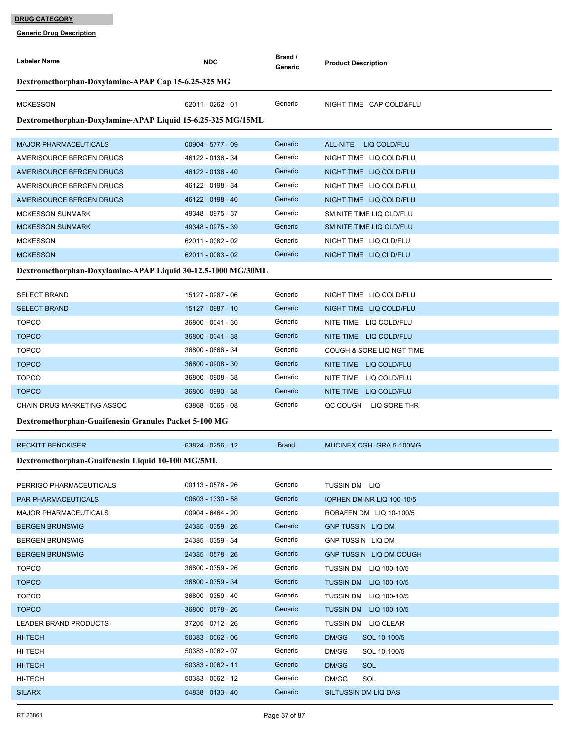**DRUG CATEGORY**

**Generic Drug Description**

| Labeler Name | NDC | Brand / Generic | Product Description |
|---|---|---|---|
| **Dextromethorphan-Doxylamine-APAP Cap 15-6.25-325 MG** | | | |
| MCKESSON | 62011 - 0262 - 01 | Generic | NIGHT TIME CAP COLD&FLU |
| **Dextromethorphan-Doxylamine-APAP Liquid 15-6.25-325 MG/15ML** | | | |
| MAJOR PHARMACEUTICALS | 00904 - 5777 - 09 | Generic | ALL-NITE LIQ COLD/FLU |
| AMERISOURCE BERGEN DRUGS | 46122 - 0136 - 34 | Generic | NIGHT TIME LIQ COLD/FLU |
| AMERISOURCE BERGEN DRUGS | 46122 - 0136 - 40 | Generic | NIGHT TIME LIQ COLD/FLU |
| AMERISOURCE BERGEN DRUGS | 46122 - 0198 - 34 | Generic | NIGHT TIME LIQ COLD/FLU |
| AMERISOURCE BERGEN DRUGS | 46122 - 0198 - 40 | Generic | NIGHT TIME LIQ COLD/FLU |
| MCKESSON SUNMARK | 49348 - 0975 - 37 | Generic | SM NITE TIME LIQ CLD/FLU |
| MCKESSON SUNMARK | 49348 - 0975 - 39 | Generic | SM NITE TIME LIQ CLD/FLU |
| MCKESSON | 62011 - 0082 - 02 | Generic | NIGHT TIME LIQ CLD/FLU |
| MCKESSON | 62011 - 0083 - 02 | Generic | NIGHT TIME LIQ CLD/FLU |
| **Dextromethorphan-Doxylamine-APAP Liquid 30-12.5-1000 MG/30ML** | | | |
| SELECT BRAND | 15127 - 0987 - 06 | Generic | NIGHT TIME LIQ COLD/FLU |
| SELECT BRAND | 15127 - 0987 - 10 | Generic | NIGHT TIME LIQ COLD/FLU |
| TOPCO | 36800 - 0041 - 30 | Generic | NITE-TIME LIQ COLD/FLU |
| TOPCO | 36800 - 0041 - 38 | Generic | NITE-TIME LIQ COLD/FLU |
| TOPCO | 36800 - 0666 - 34 | Generic | COUGH & SORE LIQ NGT TIME |
| TOPCO | 36800 - 0908 - 30 | Generic | NITE TIME LIQ COLD/FLU |
| TOPCO | 36800 - 0908 - 38 | Generic | NITE TIME LIQ COLD/FLU |
| TOPCO | 36800 - 0990 - 38 | Generic | NITE TIME LIQ COLD/FLU |
| CHAIN DRUG MARKETING ASSOC | 63868 - 0065 - 08 | Generic | QC COUGH LIQ SORE THR |
| **Dextromethorphan-Guaifenesin Granules Packet 5-100 MG** | | | |
| RECKITT BENCKISER | 63824 - 0256 - 12 | Brand | MUCINEX CGH GRA 5-100MG |
| **Dextromethorphan-Guaifenesin Liquid 10-100 MG/5ML** | | | |
| PERRIGO PHARMACEUTICALS | 00113 - 0578 - 26 | Generic | TUSSIN DM LIQ |
| PAR PHARMACEUTICALS | 00603 - 1330 - 58 | Generic | IOPHEN DM-NR LIQ 100-10/5 |
| MAJOR PHARMACEUTICALS | 00904 - 6464 - 20 | Generic | ROBAFEN DM LIQ 10-100/5 |
| BERGEN BRUNSWIG | 24385 - 0359 - 26 | Generic | GNP TUSSIN LIQ DM |
| BERGEN BRUNSWIG | 24385 - 0359 - 34 | Generic | GNP TUSSIN LIQ DM |
| BERGEN BRUNSWIG | 24385 - 0578 - 26 | Generic | GNP TUSSIN LIQ DM COUGH |
| TOPCO | 36800 - 0359 - 26 | Generic | TUSSIN DM LIQ 100-10/5 |
| TOPCO | 36800 - 0359 - 34 | Generic | TUSSIN DM LIQ 100-10/5 |
| TOPCO | 36800 - 0359 - 40 | Generic | TUSSIN DM LIQ 100-10/5 |
| TOPCO | 36800 - 0578 - 26 | Generic | TUSSIN DM LIQ 100-10/5 |
| LEADER BRAND PRODUCTS | 37205 - 0712 - 26 | Generic | TUSSIN DM LIQ CLEAR |
| HI-TECH | 50383 - 0062 - 06 | Generic | DM/GG SOL 10-100/5 |
| HI-TECH | 50383 - 0062 - 07 | Generic | DM/GG SOL 10-100/5 |
| HI-TECH | 50383 - 0062 - 11 | Generic | DM/GG SOL |
| HI-TECH | 50383 - 0062 - 12 | Generic | DM/GG SOL |
| SILARX | 54838 - 0133 - 40 | Generic | SILTUSSIN DM LIQ DAS |

RT 23861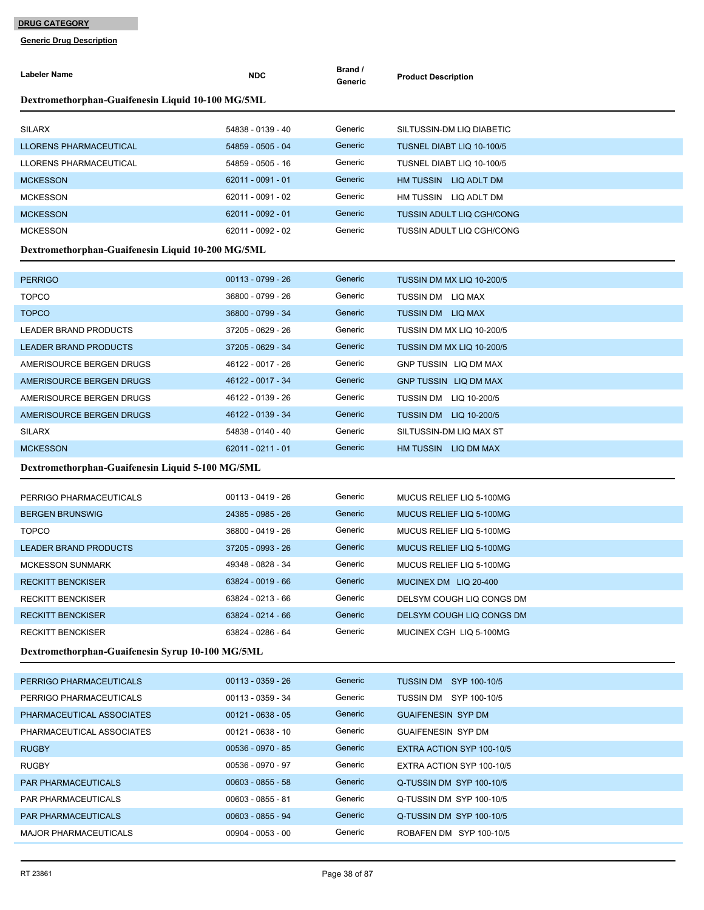**DRUG CATEGORY**

**Generic Drug Description**

| Labeler Name | NDC | Brand / Generic | Product Description |
|---|---|---|---|

### Dextromethorphan-Guaifenesin Liquid 10-100 MG/5ML

| Labeler Name | NDC | Brand / Generic | Product Description |
|---|---|---|---|
| SILARX | 54838 - 0139 - 40 | Generic | SILTUSSIN-DM LIQ DIABETIC |
| LLORENS PHARMACEUTICAL | 54859 - 0505 - 04 | Generic | TUSNEL DIABT LIQ 10-100/5 |
| LLORENS PHARMACEUTICAL | 54859 - 0505 - 16 | Generic | TUSNEL DIABT LIQ 10-100/5 |
| MCKESSON | 62011 - 0091 - 01 | Generic | HM TUSSIN LIQ ADLT DM |
| MCKESSON | 62011 - 0091 - 02 | Generic | HM TUSSIN LIQ ADLT DM |
| MCKESSON | 62011 - 0092 - 01 | Generic | TUSSIN ADULT LIQ CGH/CONG |
| MCKESSON | 62011 - 0092 - 02 | Generic | TUSSIN ADULT LIQ CGH/CONG |

### Dextromethorphan-Guaifenesin Liquid 10-200 MG/5ML

| Labeler Name | NDC | Brand / Generic | Product Description |
|---|---|---|---|
| PERRIGO | 00113 - 0799 - 26 | Generic | TUSSIN DM MX LIQ 10-200/5 |
| TOPCO | 36800 - 0799 - 26 | Generic | TUSSIN DM LIQ MAX |
| TOPCO | 36800 - 0799 - 34 | Generic | TUSSIN DM LIQ MAX |
| LEADER BRAND PRODUCTS | 37205 - 0629 - 26 | Generic | TUSSIN DM MX LIQ 10-200/5 |
| LEADER BRAND PRODUCTS | 37205 - 0629 - 34 | Generic | TUSSIN DM MX LIQ 10-200/5 |
| AMERISOURCE BERGEN DRUGS | 46122 - 0017 - 26 | Generic | GNP TUSSIN LIQ DM MAX |
| AMERISOURCE BERGEN DRUGS | 46122 - 0017 - 34 | Generic | GNP TUSSIN LIQ DM MAX |
| AMERISOURCE BERGEN DRUGS | 46122 - 0139 - 26 | Generic | TUSSIN DM LIQ 10-200/5 |
| AMERISOURCE BERGEN DRUGS | 46122 - 0139 - 34 | Generic | TUSSIN DM LIQ 10-200/5 |
| SILARX | 54838 - 0140 - 40 | Generic | SILTUSSIN-DM LIQ MAX ST |
| MCKESSON | 62011 - 0211 - 01 | Generic | HM TUSSIN LIQ DM MAX |

### Dextromethorphan-Guaifenesin Liquid 5-100 MG/5ML

| Labeler Name | NDC | Brand / Generic | Product Description |
|---|---|---|---|
| PERRIGO PHARMACEUTICALS | 00113 - 0419 - 26 | Generic | MUCUS RELIEF LIQ 5-100MG |
| BERGEN BRUNSWIG | 24385 - 0985 - 26 | Generic | MUCUS RELIEF LIQ 5-100MG |
| TOPCO | 36800 - 0419 - 26 | Generic | MUCUS RELIEF LIQ 5-100MG |
| LEADER BRAND PRODUCTS | 37205 - 0993 - 26 | Generic | MUCUS RELIEF LIQ 5-100MG |
| MCKESSON SUNMARK | 49348 - 0828 - 34 | Generic | MUCUS RELIEF LIQ 5-100MG |
| RECKITT BENCKISER | 63824 - 0019 - 66 | Generic | MUCINEX DM LIQ 20-400 |
| RECKITT BENCKISER | 63824 - 0213 - 66 | Generic | DELSYM COUGH LIQ CONGS DM |
| RECKITT BENCKISER | 63824 - 0214 - 66 | Generic | DELSYM COUGH LIQ CONGS DM |
| RECKITT BENCKISER | 63824 - 0286 - 64 | Generic | MUCINEX CGH LIQ 5-100MG |

### Dextromethorphan-Guaifenesin Syrup 10-100 MG/5ML

| Labeler Name | NDC | Brand / Generic | Product Description |
|---|---|---|---|
| PERRIGO PHARMACEUTICALS | 00113 - 0359 - 26 | Generic | TUSSIN DM SYP 100-10/5 |
| PERRIGO PHARMACEUTICALS | 00113 - 0359 - 34 | Generic | TUSSIN DM SYP 100-10/5 |
| PHARMACEUTICAL ASSOCIATES | 00121 - 0638 - 05 | Generic | GUAIFENESIN SYP DM |
| PHARMACEUTICAL ASSOCIATES | 00121 - 0638 - 10 | Generic | GUAIFENESIN SYP DM |
| RUGBY | 00536 - 0970 - 85 | Generic | EXTRA ACTION SYP 100-10/5 |
| RUGBY | 00536 - 0970 - 97 | Generic | EXTRA ACTION SYP 100-10/5 |
| PAR PHARMACEUTICALS | 00603 - 0855 - 58 | Generic | Q-TUSSIN DM SYP 100-10/5 |
| PAR PHARMACEUTICALS | 00603 - 0855 - 81 | Generic | Q-TUSSIN DM SYP 100-10/5 |
| PAR PHARMACEUTICALS | 00603 - 0855 - 94 | Generic | Q-TUSSIN DM SYP 100-10/5 |
| MAJOR PHARMACEUTICALS | 00904 - 0053 - 00 | Generic | ROBAFEN DM SYP 100-10/5 |

RT 23861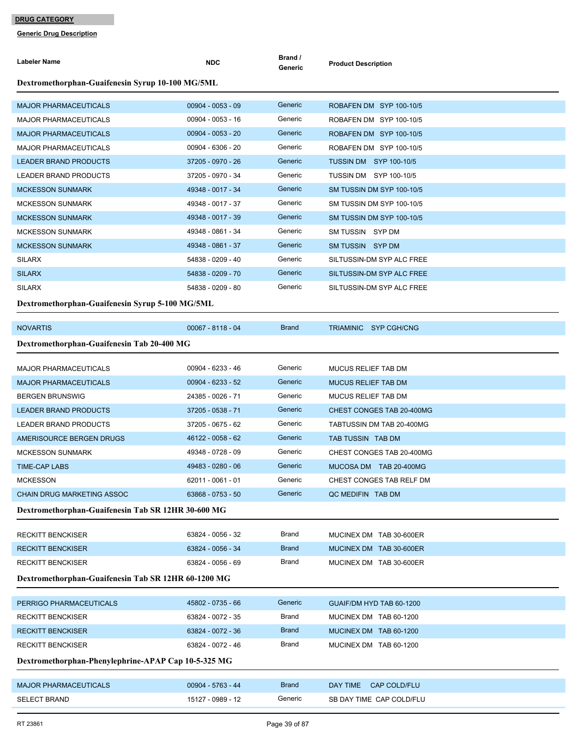**DRUG CATEGORY**

**Generic Drug Description**

| Labeler Name | NDC | Brand / Generic | Product Description |
|---|---|---|---|

### Dextromethorphan-Guaifenesin Syrup 10-100 MG/5ML

| Labeler Name | NDC | Brand / Generic | Product Description |
|---|---|---|---|
| MAJOR PHARMACEUTICALS | 00904 - 0053 - 09 | Generic | ROBAFEN DM SYP 100-10/5 |
| MAJOR PHARMACEUTICALS | 00904 - 0053 - 16 | Generic | ROBAFEN DM SYP 100-10/5 |
| MAJOR PHARMACEUTICALS | 00904 - 0053 - 20 | Generic | ROBAFEN DM SYP 100-10/5 |
| MAJOR PHARMACEUTICALS | 00904 - 6306 - 20 | Generic | ROBAFEN DM SYP 100-10/5 |
| LEADER BRAND PRODUCTS | 37205 - 0970 - 26 | Generic | TUSSIN DM SYP 100-10/5 |
| LEADER BRAND PRODUCTS | 37205 - 0970 - 34 | Generic | TUSSIN DM SYP 100-10/5 |
| MCKESSON SUNMARK | 49348 - 0017 - 34 | Generic | SM TUSSIN DM SYP 100-10/5 |
| MCKESSON SUNMARK | 49348 - 0017 - 37 | Generic | SM TUSSIN DM SYP 100-10/5 |
| MCKESSON SUNMARK | 49348 - 0017 - 39 | Generic | SM TUSSIN DM SYP 100-10/5 |
| MCKESSON SUNMARK | 49348 - 0861 - 34 | Generic | SM TUSSIN SYP DM |
| MCKESSON SUNMARK | 49348 - 0861 - 37 | Generic | SM TUSSIN SYP DM |
| SILARX | 54838 - 0209 - 40 | Generic | SILTUSSIN-DM SYP ALC FREE |
| SILARX | 54838 - 0209 - 70 | Generic | SILTUSSIN-DM SYP ALC FREE |
| SILARX | 54838 - 0209 - 80 | Generic | SILTUSSIN-DM SYP ALC FREE |

### Dextromethorphan-Guaifenesin Syrup 5-100 MG/5ML

| Labeler Name | NDC | Brand / Generic | Product Description |
|---|---|---|---|
| NOVARTIS | 00067 - 8118 - 04 | Brand | TRIAMINIC SYP CGH/CNG |

### Dextromethorphan-Guaifenesin Tab 20-400 MG

| Labeler Name | NDC | Brand / Generic | Product Description |
|---|---|---|---|
| MAJOR PHARMACEUTICALS | 00904 - 6233 - 46 | Generic | MUCUS RELIEF TAB DM |
| MAJOR PHARMACEUTICALS | 00904 - 6233 - 52 | Generic | MUCUS RELIEF TAB DM |
| BERGEN BRUNSWIG | 24385 - 0026 - 71 | Generic | MUCUS RELIEF TAB DM |
| LEADER BRAND PRODUCTS | 37205 - 0538 - 71 | Generic | CHEST CONGES TAB 20-400MG |
| LEADER BRAND PRODUCTS | 37205 - 0675 - 62 | Generic | TABTUSSIN DM TAB 20-400MG |
| AMERISOURCE BERGEN DRUGS | 46122 - 0058 - 62 | Generic | TAB TUSSIN TAB DM |
| MCKESSON SUNMARK | 49348 - 0728 - 09 | Generic | CHEST CONGES TAB 20-400MG |
| TIME-CAP LABS | 49483 - 0280 - 06 | Generic | MUCOSA DM TAB 20-400MG |
| MCKESSON | 62011 - 0061 - 01 | Generic | CHEST CONGES TAB RELF DM |
| CHAIN DRUG MARKETING ASSOC | 63868 - 0753 - 50 | Generic | QC MEDIFIN TAB DM |

### Dextromethorphan-Guaifenesin Tab SR 12HR 30-600 MG

| Labeler Name | NDC | Brand / Generic | Product Description |
|---|---|---|---|
| RECKITT BENCKISER | 63824 - 0056 - 32 | Brand | MUCINEX DM TAB 30-600ER |
| RECKITT BENCKISER | 63824 - 0056 - 34 | Brand | MUCINEX DM TAB 30-600ER |
| RECKITT BENCKISER | 63824 - 0056 - 69 | Brand | MUCINEX DM TAB 30-600ER |

### Dextromethorphan-Guaifenesin Tab SR 12HR 60-1200 MG

| Labeler Name | NDC | Brand / Generic | Product Description |
|---|---|---|---|
| PERRIGO PHARMACEUTICALS | 45802 - 0735 - 66 | Generic | GUAIF/DM HYD TAB 60-1200 |
| RECKITT BENCKISER | 63824 - 0072 - 35 | Brand | MUCINEX DM TAB 60-1200 |
| RECKITT BENCKISER | 63824 - 0072 - 36 | Brand | MUCINEX DM TAB 60-1200 |
| RECKITT BENCKISER | 63824 - 0072 - 46 | Brand | MUCINEX DM TAB 60-1200 |

### Dextromethorphan-Phenylephrine-APAP Cap 10-5-325 MG

| Labeler Name | NDC | Brand / Generic | Product Description |
|---|---|---|---|
| MAJOR PHARMACEUTICALS | 00904 - 5763 - 44 | Brand | DAY TIME CAP COLD/FLU |
| SELECT BRAND | 15127 - 0989 - 12 | Generic | SB DAY TIME CAP COLD/FLU |

RT 23861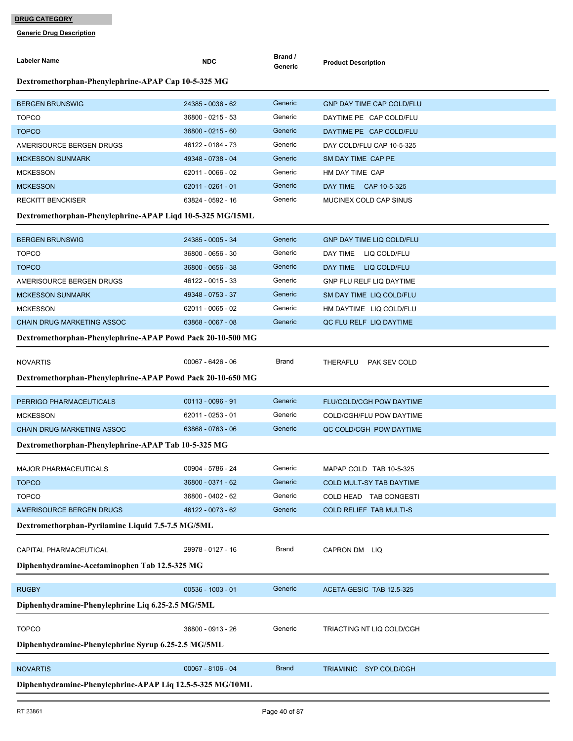**DRUG CATEGORY**

**Generic Drug Description**

| Labeler Name | NDC | Brand / Generic | Product Description |
|---|---|---|---|
| **Dextromethorphan-Phenylephrine-APAP Cap 10-5-325 MG** | | | |
| BERGEN BRUNSWIG | 24385 - 0036 - 62 | Generic | GNP DAY TIME CAP COLD/FLU |
| TOPCO | 36800 - 0215 - 53 | Generic | DAYTIME PE CAP COLD/FLU |
| TOPCO | 36800 - 0215 - 60 | Generic | DAYTIME PE CAP COLD/FLU |
| AMERISOURCE BERGEN DRUGS | 46122 - 0184 - 73 | Generic | DAY COLD/FLU CAP 10-5-325 |
| MCKESSON SUNMARK | 49348 - 0738 - 04 | Generic | SM DAY TIME CAP PE |
| MCKESSON | 62011 - 0066 - 02 | Generic | HM DAY TIME CAP |
| MCKESSON | 62011 - 0261 - 01 | Generic | DAY TIME CAP 10-5-325 |
| RECKITT BENCKISER | 63824 - 0592 - 16 | Generic | MUCINEX COLD CAP SINUS |
| **Dextromethorphan-Phenylephrine-APAP Liqd 10-5-325 MG/15ML** | | | |
| BERGEN BRUNSWIG | 24385 - 0005 - 34 | Generic | GNP DAY TIME LIQ COLD/FLU |
| TOPCO | 36800 - 0656 - 30 | Generic | DAY TIME LIQ COLD/FLU |
| TOPCO | 36800 - 0656 - 38 | Generic | DAY TIME LIQ COLD/FLU |
| AMERISOURCE BERGEN DRUGS | 46122 - 0015 - 33 | Generic | GNP FLU RELF LIQ DAYTIME |
| MCKESSON SUNMARK | 49348 - 0753 - 37 | Generic | SM DAY TIME LIQ COLD/FLU |
| MCKESSON | 62011 - 0065 - 02 | Generic | HM DAYTIME LIQ COLD/FLU |
| CHAIN DRUG MARKETING ASSOC | 63868 - 0067 - 08 | Generic | QC FLU RELF LIQ DAYTIME |
| **Dextromethorphan-Phenylephrine-APAP Powd Pack 20-10-500 MG** | | | |
| NOVARTIS | 00067 - 6426 - 06 | Brand | THERAFLU PAK SEV COLD |
| **Dextromethorphan-Phenylephrine-APAP Powd Pack 20-10-650 MG** | | | |
| PERRIGO PHARMACEUTICALS | 00113 - 0096 - 91 | Generic | FLU/COLD/CGH POW DAYTIME |
| MCKESSON | 62011 - 0253 - 01 | Generic | COLD/CGH/FLU POW DAYTIME |
| CHAIN DRUG MARKETING ASSOC | 63868 - 0763 - 06 | Generic | QC COLD/CGH POW DAYTIME |
| **Dextromethorphan-Phenylephrine-APAP Tab 10-5-325 MG** | | | |
| MAJOR PHARMACEUTICALS | 00904 - 5786 - 24 | Generic | MAPAP COLD TAB 10-5-325 |
| TOPCO | 36800 - 0371 - 62 | Generic | COLD MULT-SY TAB DAYTIME |
| TOPCO | 36800 - 0402 - 62 | Generic | COLD HEAD TAB CONGESTI |
| AMERISOURCE BERGEN DRUGS | 46122 - 0073 - 62 | Generic | COLD RELIEF TAB MULTI-S |
| **Dextromethorphan-Pyrilamine Liquid 7.5-7.5 MG/5ML** | | | |
| CAPITAL PHARMACEUTICAL | 29978 - 0127 - 16 | Brand | CAPRON DM LIQ |
| **Diphenhydramine-Acetaminophen Tab 12.5-325 MG** | | | |
| RUGBY | 00536 - 1003 - 01 | Generic | ACETA-GESIC TAB 12.5-325 |
| **Diphenhydramine-Phenylephrine Liq 6.25-2.5 MG/5ML** | | | |
| TOPCO | 36800 - 0913 - 26 | Generic | TRIACTING NT LIQ COLD/CGH |
| **Diphenhydramine-Phenylephrine Syrup 6.25-2.5 MG/5ML** | | | |
| NOVARTIS | 00067 - 8106 - 04 | Brand | TRIAMINIC SYP COLD/CGH |
| **Diphenhydramine-Phenylephrine-APAP Liq 12.5-5-325 MG/10ML** | | | |

RT 23861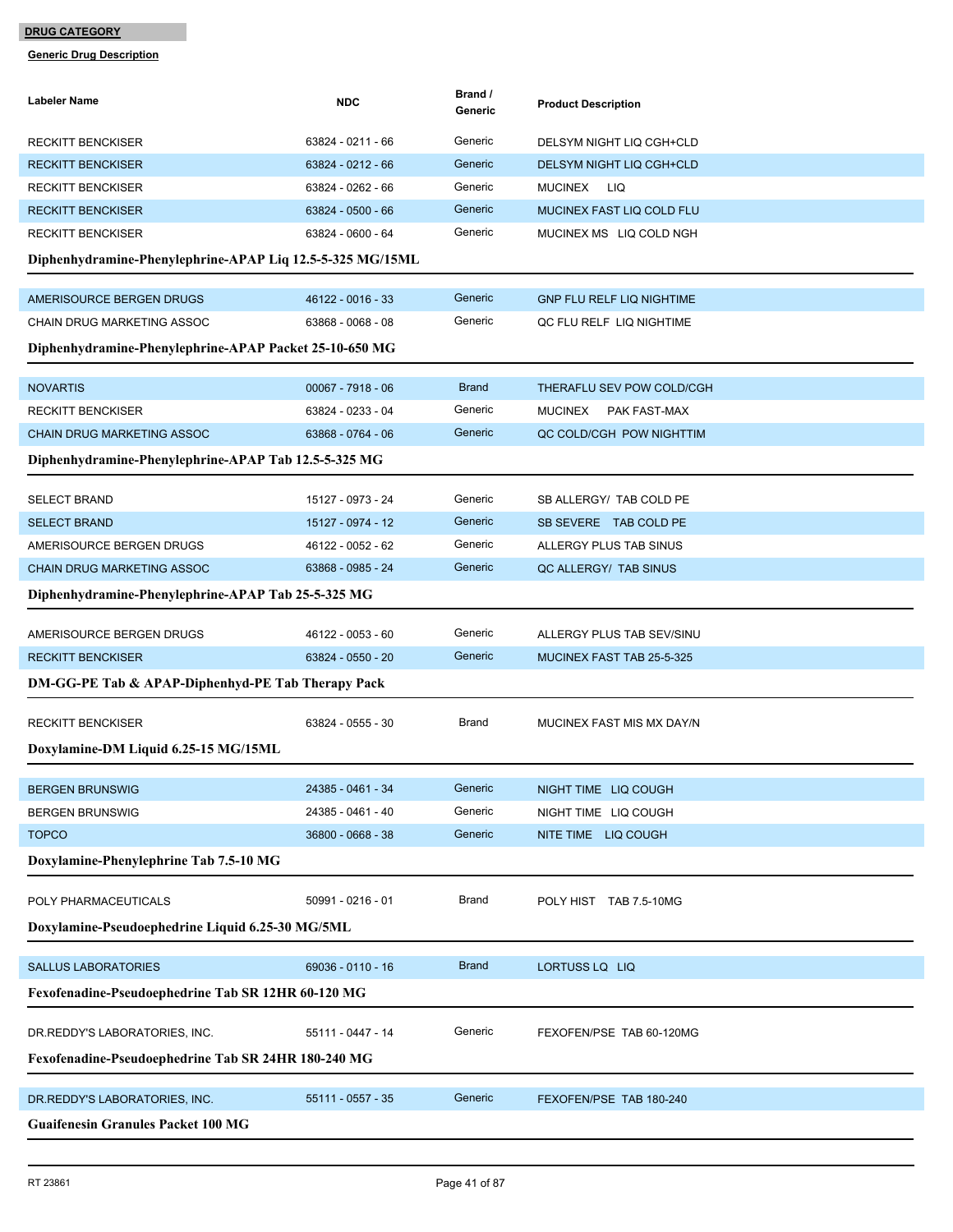**DRUG CATEGORY**

**Generic Drug Description**

| Labeler Name | NDC | Brand / Generic | Product Description |
|---|---|---|---|
| RECKITT BENCKISER | 63824 - 0211 - 66 | Generic | DELSYM NIGHT LIQ CGH+CLD |
| RECKITT BENCKISER | 63824 - 0212 - 66 | Generic | DELSYM NIGHT LIQ CGH+CLD |
| RECKITT BENCKISER | 63824 - 0262 - 66 | Generic | MUCINEX LIQ |
| RECKITT BENCKISER | 63824 - 0500 - 66 | Generic | MUCINEX FAST LIQ COLD FLU |
| RECKITT BENCKISER | 63824 - 0600 - 64 | Generic | MUCINEX MS LIQ COLD NGH |

**Diphenhydramine-Phenylephrine-APAP Liq 12.5-5-325 MG/15ML**

| Labeler Name | NDC | Brand / Generic | Product Description |
|---|---|---|---|
| AMERISOURCE BERGEN DRUGS | 46122 - 0016 - 33 | Generic | GNP FLU RELF LIQ NIGHTIME |
| CHAIN DRUG MARKETING ASSOC | 63868 - 0068 - 08 | Generic | QC FLU RELF LIQ NIGHTIME |

**Diphenhydramine-Phenylephrine-APAP Packet 25-10-650 MG**

| Labeler Name | NDC | Brand / Generic | Product Description |
|---|---|---|---|
| NOVARTIS | 00067 - 7918 - 06 | Brand | THERAFLU SEV POW COLD/CGH |
| RECKITT BENCKISER | 63824 - 0233 - 04 | Generic | MUCINEX PAK FAST-MAX |
| CHAIN DRUG MARKETING ASSOC | 63868 - 0764 - 06 | Generic | QC COLD/CGH POW NIGHTTIM |

**Diphenhydramine-Phenylephrine-APAP Tab 12.5-5-325 MG**

| Labeler Name | NDC | Brand / Generic | Product Description |
|---|---|---|---|
| SELECT BRAND | 15127 - 0973 - 24 | Generic | SB ALLERGY/ TAB COLD PE |
| SELECT BRAND | 15127 - 0974 - 12 | Generic | SB SEVERE TAB COLD PE |
| AMERISOURCE BERGEN DRUGS | 46122 - 0052 - 62 | Generic | ALLERGY PLUS TAB SINUS |
| CHAIN DRUG MARKETING ASSOC | 63868 - 0985 - 24 | Generic | QC ALLERGY/ TAB SINUS |

**Diphenhydramine-Phenylephrine-APAP Tab 25-5-325 MG**

| Labeler Name | NDC | Brand / Generic | Product Description |
|---|---|---|---|
| AMERISOURCE BERGEN DRUGS | 46122 - 0053 - 60 | Generic | ALLERGY PLUS TAB SEV/SINU |
| RECKITT BENCKISER | 63824 - 0550 - 20 | Generic | MUCINEX FAST TAB 25-5-325 |

**DM-GG-PE Tab & APAP-Diphenhyd-PE Tab Therapy Pack**

| Labeler Name | NDC | Brand / Generic | Product Description |
|---|---|---|---|
| RECKITT BENCKISER | 63824 - 0555 - 30 | Brand | MUCINEX FAST MIS MX DAY/N |

**Doxylamine-DM Liquid 6.25-15 MG/15ML**

| Labeler Name | NDC | Brand / Generic | Product Description |
|---|---|---|---|
| BERGEN BRUNSWIG | 24385 - 0461 - 34 | Generic | NIGHT TIME LIQ COUGH |
| BERGEN BRUNSWIG | 24385 - 0461 - 40 | Generic | NIGHT TIME LIQ COUGH |
| TOPCO | 36800 - 0668 - 38 | Generic | NITE TIME LIQ COUGH |

**Doxylamine-Phenylephrine Tab 7.5-10 MG**

| Labeler Name | NDC | Brand / Generic | Product Description |
|---|---|---|---|
| POLY PHARMACEUTICALS | 50991 - 0216 - 01 | Brand | POLY HIST TAB 7.5-10MG |

**Doxylamine-Pseudoephedrine Liquid 6.25-30 MG/5ML**

| Labeler Name | NDC | Brand / Generic | Product Description |
|---|---|---|---|
| SALLUS LABORATORIES | 69036 - 0110 - 16 | Brand | LORTUSS LQ LIQ |

**Fexofenadine-Pseudoephedrine Tab SR 12HR 60-120 MG**

| Labeler Name | NDC | Brand / Generic | Product Description |
|---|---|---|---|
| DR.REDDY'S LABORATORIES, INC. | 55111 - 0447 - 14 | Generic | FEXOFEN/PSE TAB 60-120MG |

**Fexofenadine-Pseudoephedrine Tab SR 24HR 180-240 MG**

| Labeler Name | NDC | Brand / Generic | Product Description |
|---|---|---|---|
| DR.REDDY'S LABORATORIES, INC. | 55111 - 0557 - 35 | Generic | FEXOFEN/PSE TAB 180-240 |

**Guaifenesin Granules Packet 100 MG**

RT 23861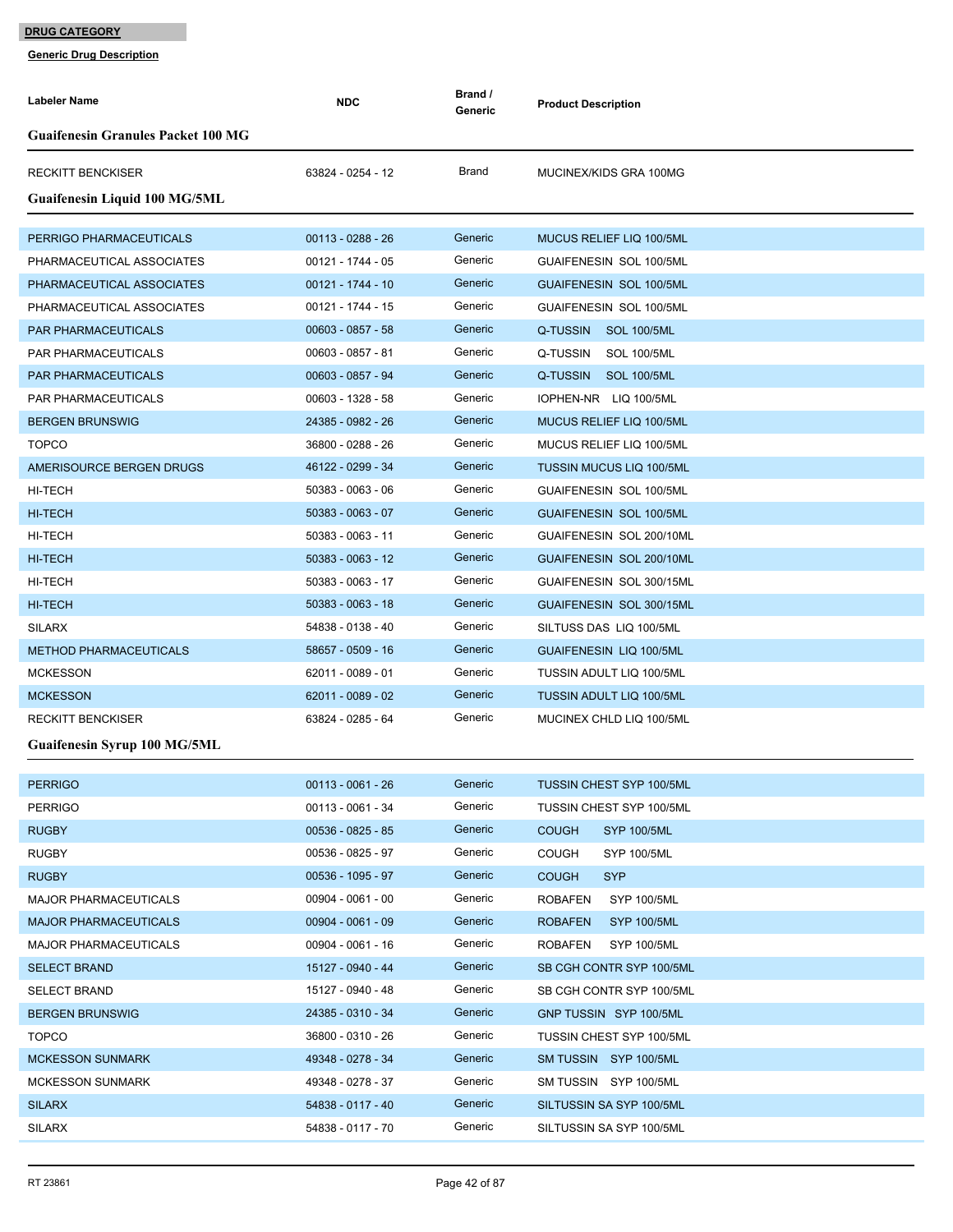**DRUG CATEGORY**

**Generic Drug Description**

| Labeler Name | NDC | Brand / Generic | Product Description |
|---|---|---|---|
| **Guaifenesin Granules Packet 100 MG** | | | |
| RECKITT BENCKISER | 63824 - 0254 - 12 | Brand | MUCINEX/KIDS GRA 100MG |
| **Guaifenesin Liquid 100 MG/5ML** | | | |
| PERRIGO PHARMACEUTICALS | 00113 - 0288 - 26 | Generic | MUCUS RELIEF LIQ 100/5ML |
| PHARMACEUTICAL ASSOCIATES | 00121 - 1744 - 05 | Generic | GUAIFENESIN SOL 100/5ML |
| PHARMACEUTICAL ASSOCIATES | 00121 - 1744 - 10 | Generic | GUAIFENESIN SOL 100/5ML |
| PHARMACEUTICAL ASSOCIATES | 00121 - 1744 - 15 | Generic | GUAIFENESIN SOL 100/5ML |
| PAR PHARMACEUTICALS | 00603 - 0857 - 58 | Generic | Q-TUSSIN SOL 100/5ML |
| PAR PHARMACEUTICALS | 00603 - 0857 - 81 | Generic | Q-TUSSIN SOL 100/5ML |
| PAR PHARMACEUTICALS | 00603 - 0857 - 94 | Generic | Q-TUSSIN SOL 100/5ML |
| PAR PHARMACEUTICALS | 00603 - 1328 - 58 | Generic | IOPHEN-NR LIQ 100/5ML |
| BERGEN BRUNSWIG | 24385 - 0982 - 26 | Generic | MUCUS RELIEF LIQ 100/5ML |
| TOPCO | 36800 - 0288 - 26 | Generic | MUCUS RELIEF LIQ 100/5ML |
| AMERISOURCE BERGEN DRUGS | 46122 - 0299 - 34 | Generic | TUSSIN MUCUS LIQ 100/5ML |
| HI-TECH | 50383 - 0063 - 06 | Generic | GUAIFENESIN SOL 100/5ML |
| HI-TECH | 50383 - 0063 - 07 | Generic | GUAIFENESIN SOL 100/5ML |
| HI-TECH | 50383 - 0063 - 11 | Generic | GUAIFENESIN SOL 200/10ML |
| HI-TECH | 50383 - 0063 - 12 | Generic | GUAIFENESIN SOL 200/10ML |
| HI-TECH | 50383 - 0063 - 17 | Generic | GUAIFENESIN SOL 300/15ML |
| HI-TECH | 50383 - 0063 - 18 | Generic | GUAIFENESIN SOL 300/15ML |
| SILARX | 54838 - 0138 - 40 | Generic | SILTUSS DAS LIQ 100/5ML |
| METHOD PHARMACEUTICALS | 58657 - 0509 - 16 | Generic | GUAIFENESIN LIQ 100/5ML |
| MCKESSON | 62011 - 0089 - 01 | Generic | TUSSIN ADULT LIQ 100/5ML |
| MCKESSON | 62011 - 0089 - 02 | Generic | TUSSIN ADULT LIQ 100/5ML |
| RECKITT BENCKISER | 63824 - 0285 - 64 | Generic | MUCINEX CHLD LIQ 100/5ML |
| **Guaifenesin Syrup 100 MG/5ML** | | | |
| PERRIGO | 00113 - 0061 - 26 | Generic | TUSSIN CHEST SYP 100/5ML |
| PERRIGO | 00113 - 0061 - 34 | Generic | TUSSIN CHEST SYP 100/5ML |
| RUGBY | 00536 - 0825 - 85 | Generic | COUGH SYP 100/5ML |
| RUGBY | 00536 - 0825 - 97 | Generic | COUGH SYP 100/5ML |
| RUGBY | 00536 - 1095 - 97 | Generic | COUGH SYP |
| MAJOR PHARMACEUTICALS | 00904 - 0061 - 00 | Generic | ROBAFEN SYP 100/5ML |
| MAJOR PHARMACEUTICALS | 00904 - 0061 - 09 | Generic | ROBAFEN SYP 100/5ML |
| MAJOR PHARMACEUTICALS | 00904 - 0061 - 16 | Generic | ROBAFEN SYP 100/5ML |
| SELECT BRAND | 15127 - 0940 - 44 | Generic | SB CGH CONTR SYP 100/5ML |
| SELECT BRAND | 15127 - 0940 - 48 | Generic | SB CGH CONTR SYP 100/5ML |
| BERGEN BRUNSWIG | 24385 - 0310 - 34 | Generic | GNP TUSSIN SYP 100/5ML |
| TOPCO | 36800 - 0310 - 26 | Generic | TUSSIN CHEST SYP 100/5ML |
| MCKESSON SUNMARK | 49348 - 0278 - 34 | Generic | SM TUSSIN SYP 100/5ML |
| MCKESSON SUNMARK | 49348 - 0278 - 37 | Generic | SM TUSSIN SYP 100/5ML |
| SILARX | 54838 - 0117 - 40 | Generic | SILTUSSIN SA SYP 100/5ML |
| SILARX | 54838 - 0117 - 70 | Generic | SILTUSSIN SA SYP 100/5ML |

RT 23861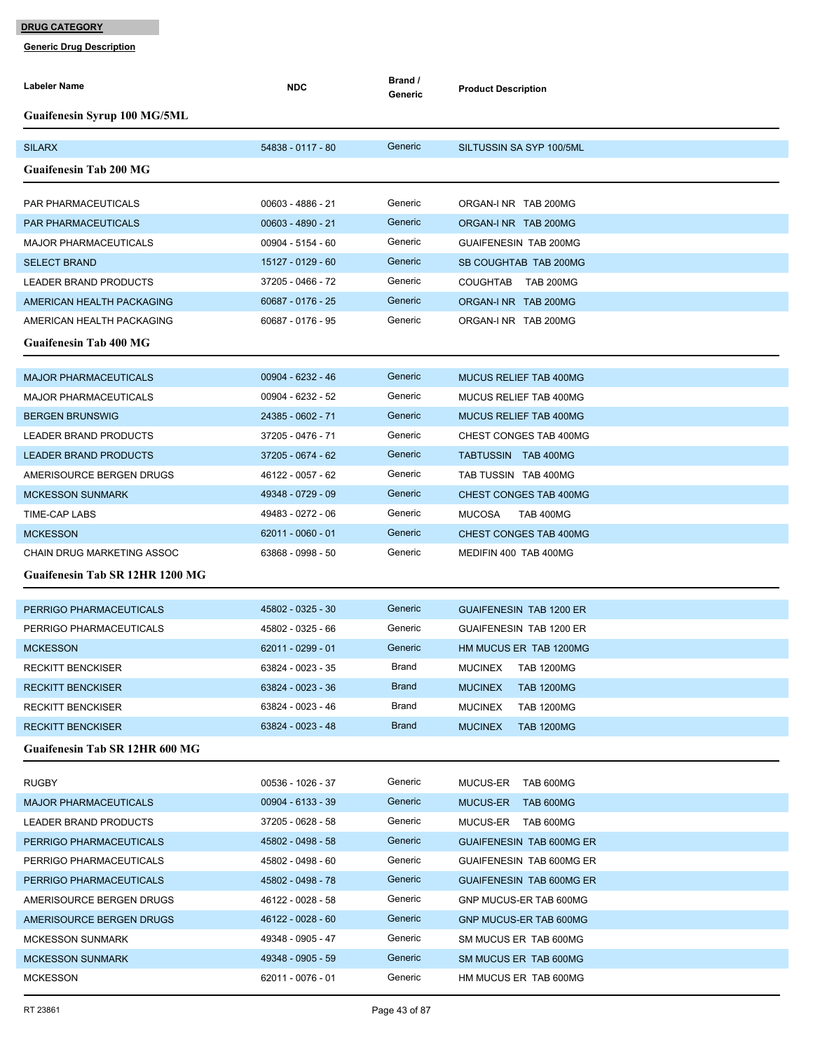**DRUG CATEGORY**

**Generic Drug Description**

| Labeler Name | NDC | Brand / Generic | Product Description |
|---|---|---|---|
| **Guaifenesin Syrup 100 MG/5ML** | | | |
| SILARX | 54838 - 0117 - 80 | Generic | SILTUSSIN SA SYP 100/5ML |
| **Guaifenesin Tab 200 MG** | | | |
| PAR PHARMACEUTICALS | 00603 - 4886 - 21 | Generic | ORGAN-I NR TAB 200MG |
| PAR PHARMACEUTICALS | 00603 - 4890 - 21 | Generic | ORGAN-I NR TAB 200MG |
| MAJOR PHARMACEUTICALS | 00904 - 5154 - 60 | Generic | GUAIFENESIN TAB 200MG |
| SELECT BRAND | 15127 - 0129 - 60 | Generic | SB COUGHTAB TAB 200MG |
| LEADER BRAND PRODUCTS | 37205 - 0466 - 72 | Generic | COUGHTAB TAB 200MG |
| AMERICAN HEALTH PACKAGING | 60687 - 0176 - 25 | Generic | ORGAN-I NR TAB 200MG |
| AMERICAN HEALTH PACKAGING | 60687 - 0176 - 95 | Generic | ORGAN-I NR TAB 200MG |
| **Guaifenesin Tab 400 MG** | | | |
| MAJOR PHARMACEUTICALS | 00904 - 6232 - 46 | Generic | MUCUS RELIEF TAB 400MG |
| MAJOR PHARMACEUTICALS | 00904 - 6232 - 52 | Generic | MUCUS RELIEF TAB 400MG |
| BERGEN BRUNSWIG | 24385 - 0602 - 71 | Generic | MUCUS RELIEF TAB 400MG |
| LEADER BRAND PRODUCTS | 37205 - 0476 - 71 | Generic | CHEST CONGES TAB 400MG |
| LEADER BRAND PRODUCTS | 37205 - 0674 - 62 | Generic | TABTUSSIN TAB 400MG |
| AMERISOURCE BERGEN DRUGS | 46122 - 0057 - 62 | Generic | TAB TUSSIN TAB 400MG |
| MCKESSON SUNMARK | 49348 - 0729 - 09 | Generic | CHEST CONGES TAB 400MG |
| TIME-CAP LABS | 49483 - 0272 - 06 | Generic | MUCOSA TAB 400MG |
| MCKESSON | 62011 - 0060 - 01 | Generic | CHEST CONGES TAB 400MG |
| CHAIN DRUG MARKETING ASSOC | 63868 - 0998 - 50 | Generic | MEDIFIN 400 TAB 400MG |
| **Guaifenesin Tab SR 12HR 1200 MG** | | | |
| PERRIGO PHARMACEUTICALS | 45802 - 0325 - 30 | Generic | GUAIFENESIN TAB 1200 ER |
| PERRIGO PHARMACEUTICALS | 45802 - 0325 - 66 | Generic | GUAIFENESIN TAB 1200 ER |
| MCKESSON | 62011 - 0299 - 01 | Generic | HM MUCUS ER TAB 1200MG |
| RECKITT BENCKISER | 63824 - 0023 - 35 | Brand | MUCINEX TAB 1200MG |
| RECKITT BENCKISER | 63824 - 0023 - 36 | Brand | MUCINEX TAB 1200MG |
| RECKITT BENCKISER | 63824 - 0023 - 46 | Brand | MUCINEX TAB 1200MG |
| RECKITT BENCKISER | 63824 - 0023 - 48 | Brand | MUCINEX TAB 1200MG |
| **Guaifenesin Tab SR 12HR 600 MG** | | | |
| RUGBY | 00536 - 1026 - 37 | Generic | MUCUS-ER TAB 600MG |
| MAJOR PHARMACEUTICALS | 00904 - 6133 - 39 | Generic | MUCUS-ER TAB 600MG |
| LEADER BRAND PRODUCTS | 37205 - 0628 - 58 | Generic | MUCUS-ER TAB 600MG |
| PERRIGO PHARMACEUTICALS | 45802 - 0498 - 58 | Generic | GUAIFENESIN TAB 600MG ER |
| PERRIGO PHARMACEUTICALS | 45802 - 0498 - 60 | Generic | GUAIFENESIN TAB 600MG ER |
| PERRIGO PHARMACEUTICALS | 45802 - 0498 - 78 | Generic | GUAIFENESIN TAB 600MG ER |
| AMERISOURCE BERGEN DRUGS | 46122 - 0028 - 58 | Generic | GNP MUCUS-ER TAB 600MG |
| AMERISOURCE BERGEN DRUGS | 46122 - 0028 - 60 | Generic | GNP MUCUS-ER TAB 600MG |
| MCKESSON SUNMARK | 49348 - 0905 - 47 | Generic | SM MUCUS ER TAB 600MG |
| MCKESSON SUNMARK | 49348 - 0905 - 59 | Generic | SM MUCUS ER TAB 600MG |
| MCKESSON | 62011 - 0076 - 01 | Generic | HM MUCUS ER TAB 600MG |

RT 23861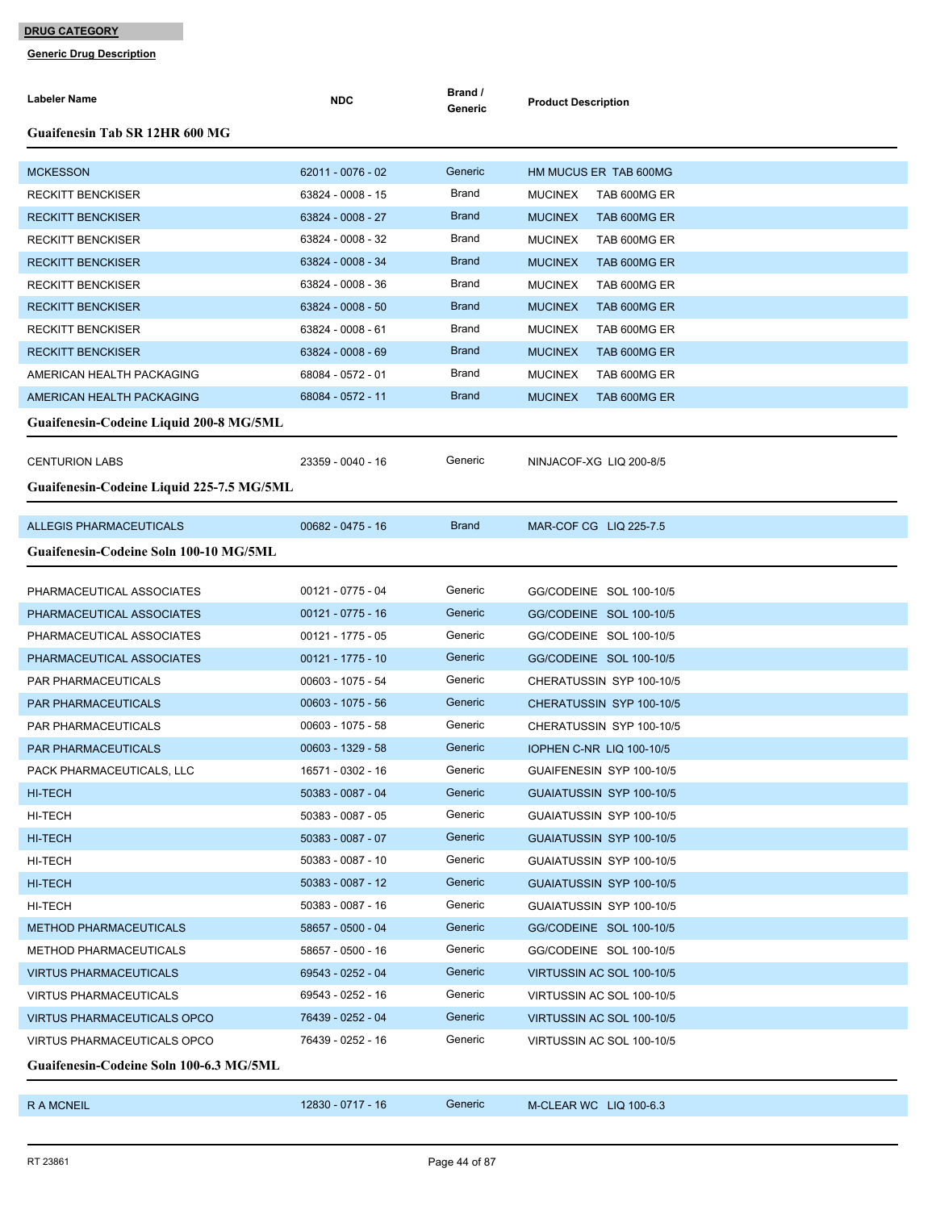**DRUG CATEGORY**

**Generic Drug Description**

| Labeler Name | NDC | Brand / Generic | Product Description |
|---|---|---|---|
| **Guaifenesin Tab SR 12HR 600 MG** | | | |
| MCKESSON | 62011 - 0076 - 02 | Generic | HM MUCUS ER TAB 600MG |
| RECKITT BENCKISER | 63824 - 0008 - 15 | Brand | MUCINEX TAB 600MG ER |
| RECKITT BENCKISER | 63824 - 0008 - 27 | Brand | MUCINEX TAB 600MG ER |
| RECKITT BENCKISER | 63824 - 0008 - 32 | Brand | MUCINEX TAB 600MG ER |
| RECKITT BENCKISER | 63824 - 0008 - 34 | Brand | MUCINEX TAB 600MG ER |
| RECKITT BENCKISER | 63824 - 0008 - 36 | Brand | MUCINEX TAB 600MG ER |
| RECKITT BENCKISER | 63824 - 0008 - 50 | Brand | MUCINEX TAB 600MG ER |
| RECKITT BENCKISER | 63824 - 0008 - 61 | Brand | MUCINEX TAB 600MG ER |
| RECKITT BENCKISER | 63824 - 0008 - 69 | Brand | MUCINEX TAB 600MG ER |
| AMERICAN HEALTH PACKAGING | 68084 - 0572 - 01 | Brand | MUCINEX TAB 600MG ER |
| AMERICAN HEALTH PACKAGING | 68084 - 0572 - 11 | Brand | MUCINEX TAB 600MG ER |
| **Guaifenesin-Codeine Liquid 200-8 MG/5ML** | | | |
| CENTURION LABS | 23359 - 0040 - 16 | Generic | NINJACOF-XG LIQ 200-8/5 |
| **Guaifenesin-Codeine Liquid 225-7.5 MG/5ML** | | | |
| ALLEGIS PHARMACEUTICALS | 00682 - 0475 - 16 | Brand | MAR-COF CG LIQ 225-7.5 |
| **Guaifenesin-Codeine Soln 100-10 MG/5ML** | | | |
| PHARMACEUTICAL ASSOCIATES | 00121 - 0775 - 04 | Generic | GG/CODEINE SOL 100-10/5 |
| PHARMACEUTICAL ASSOCIATES | 00121 - 0775 - 16 | Generic | GG/CODEINE SOL 100-10/5 |
| PHARMACEUTICAL ASSOCIATES | 00121 - 1775 - 05 | Generic | GG/CODEINE SOL 100-10/5 |
| PHARMACEUTICAL ASSOCIATES | 00121 - 1775 - 10 | Generic | GG/CODEINE SOL 100-10/5 |
| PAR PHARMACEUTICALS | 00603 - 1075 - 54 | Generic | CHERATUSSIN SYP 100-10/5 |
| PAR PHARMACEUTICALS | 00603 - 1075 - 56 | Generic | CHERATUSSIN SYP 100-10/5 |
| PAR PHARMACEUTICALS | 00603 - 1075 - 58 | Generic | CHERATUSSIN SYP 100-10/5 |
| PAR PHARMACEUTICALS | 00603 - 1329 - 58 | Generic | IOPHEN C-NR LIQ 100-10/5 |
| PACK PHARMACEUTICALS, LLC | 16571 - 0302 - 16 | Generic | GUAIFENESIN SYP 100-10/5 |
| HI-TECH | 50383 - 0087 - 04 | Generic | GUAIATUSSIN SYP 100-10/5 |
| HI-TECH | 50383 - 0087 - 05 | Generic | GUAIATUSSIN SYP 100-10/5 |
| HI-TECH | 50383 - 0087 - 07 | Generic | GUAIATUSSIN SYP 100-10/5 |
| HI-TECH | 50383 - 0087 - 10 | Generic | GUAIATUSSIN SYP 100-10/5 |
| HI-TECH | 50383 - 0087 - 12 | Generic | GUAIATUSSIN SYP 100-10/5 |
| HI-TECH | 50383 - 0087 - 16 | Generic | GUAIATUSSIN SYP 100-10/5 |
| METHOD PHARMACEUTICALS | 58657 - 0500 - 04 | Generic | GG/CODEINE SOL 100-10/5 |
| METHOD PHARMACEUTICALS | 58657 - 0500 - 16 | Generic | GG/CODEINE SOL 100-10/5 |
| VIRTUS PHARMACEUTICALS | 69543 - 0252 - 04 | Generic | VIRTUSSIN AC SOL 100-10/5 |
| VIRTUS PHARMACEUTICALS | 69543 - 0252 - 16 | Generic | VIRTUSSIN AC SOL 100-10/5 |
| VIRTUS PHARMACEUTICALS OPCO | 76439 - 0252 - 04 | Generic | VIRTUSSIN AC SOL 100-10/5 |
| VIRTUS PHARMACEUTICALS OPCO | 76439 - 0252 - 16 | Generic | VIRTUSSIN AC SOL 100-10/5 |
| **Guaifenesin-Codeine Soln 100-6.3 MG/5ML** | | | |
| R A MCNEIL | 12830 - 0717 - 16 | Generic | M-CLEAR WC LIQ 100-6.3 |

RT 23861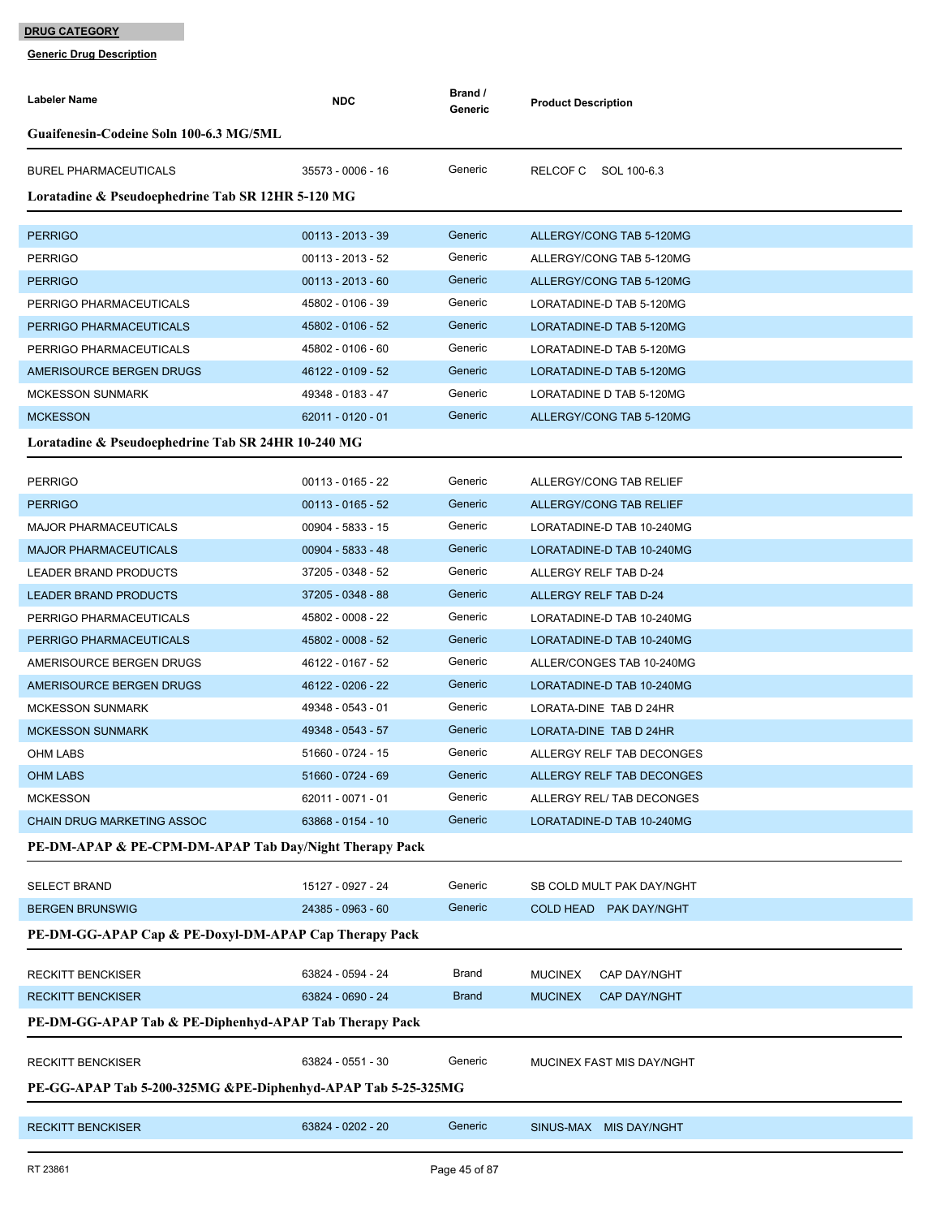**DRUG CATEGORY**

**Generic Drug Description**

| Labeler Name | NDC | Brand / Generic | Product Description |
|---|---|---|---|

### Guaifenesin-Codeine Soln 100-6.3 MG/5ML

| Labeler Name | NDC | Brand / Generic | Product Description |
|---|---|---|---|
| BUREL PHARMACEUTICALS | 35573 - 0006 - 16 | Generic | RELCOF C SOL 100-6.3 |

### Loratadine & Pseudoephedrine Tab SR 12HR 5-120 MG

| Labeler Name | NDC | Brand / Generic | Product Description |
|---|---|---|---|
| PERRIGO | 00113 - 2013 - 39 | Generic | ALLERGY/CONG TAB 5-120MG |
| PERRIGO | 00113 - 2013 - 52 | Generic | ALLERGY/CONG TAB 5-120MG |
| PERRIGO | 00113 - 2013 - 60 | Generic | ALLERGY/CONG TAB 5-120MG |
| PERRIGO PHARMACEUTICALS | 45802 - 0106 - 39 | Generic | LORATADINE-D TAB 5-120MG |
| PERRIGO PHARMACEUTICALS | 45802 - 0106 - 52 | Generic | LORATADINE-D TAB 5-120MG |
| PERRIGO PHARMACEUTICALS | 45802 - 0106 - 60 | Generic | LORATADINE-D TAB 5-120MG |
| AMERISOURCE BERGEN DRUGS | 46122 - 0109 - 52 | Generic | LORATADINE-D TAB 5-120MG |
| MCKESSON SUNMARK | 49348 - 0183 - 47 | Generic | LORATADINE D TAB 5-120MG |
| MCKESSON | 62011 - 0120 - 01 | Generic | ALLERGY/CONG TAB 5-120MG |

### Loratadine & Pseudoephedrine Tab SR 24HR 10-240 MG

| Labeler Name | NDC | Brand / Generic | Product Description |
|---|---|---|---|
| PERRIGO | 00113 - 0165 - 22 | Generic | ALLERGY/CONG TAB RELIEF |
| PERRIGO | 00113 - 0165 - 52 | Generic | ALLERGY/CONG TAB RELIEF |
| MAJOR PHARMACEUTICALS | 00904 - 5833 - 15 | Generic | LORATADINE-D TAB 10-240MG |
| MAJOR PHARMACEUTICALS | 00904 - 5833 - 48 | Generic | LORATADINE-D TAB 10-240MG |
| LEADER BRAND PRODUCTS | 37205 - 0348 - 52 | Generic | ALLERGY RELF TAB D-24 |
| LEADER BRAND PRODUCTS | 37205 - 0348 - 88 | Generic | ALLERGY RELF TAB D-24 |
| PERRIGO PHARMACEUTICALS | 45802 - 0008 - 22 | Generic | LORATADINE-D TAB 10-240MG |
| PERRIGO PHARMACEUTICALS | 45802 - 0008 - 52 | Generic | LORATADINE-D TAB 10-240MG |
| AMERISOURCE BERGEN DRUGS | 46122 - 0167 - 52 | Generic | ALLER/CONGES TAB 10-240MG |
| AMERISOURCE BERGEN DRUGS | 46122 - 0206 - 22 | Generic | LORATADINE-D TAB 10-240MG |
| MCKESSON SUNMARK | 49348 - 0543 - 01 | Generic | LORATA-DINE TAB D 24HR |
| MCKESSON SUNMARK | 49348 - 0543 - 57 | Generic | LORATA-DINE TAB D 24HR |
| OHM LABS | 51660 - 0724 - 15 | Generic | ALLERGY RELF TAB DECONGES |
| OHM LABS | 51660 - 0724 - 69 | Generic | ALLERGY RELF TAB DECONGES |
| MCKESSON | 62011 - 0071 - 01 | Generic | ALLERGY REL/ TAB DECONGES |
| CHAIN DRUG MARKETING ASSOC | 63868 - 0154 - 10 | Generic | LORATADINE-D TAB 10-240MG |

### PE-DM-APAP & PE-CPM-DM-APAP Tab Day/Night Therapy Pack

| Labeler Name | NDC | Brand / Generic | Product Description |
|---|---|---|---|
| SELECT BRAND | 15127 - 0927 - 24 | Generic | SB COLD MULT PAK DAY/NGHT |
| BERGEN BRUNSWIG | 24385 - 0963 - 60 | Generic | COLD HEAD PAK DAY/NGHT |

### PE-DM-GG-APAP Cap & PE-Doxyl-DM-APAP Cap Therapy Pack

| Labeler Name | NDC | Brand / Generic | Product Description |
|---|---|---|---|
| RECKITT BENCKISER | 63824 - 0594 - 24 | Brand | MUCINEX CAP DAY/NGHT |
| RECKITT BENCKISER | 63824 - 0690 - 24 | Brand | MUCINEX CAP DAY/NGHT |

### PE-DM-GG-APAP Tab & PE-Diphenhyd-APAP Tab Therapy Pack

| Labeler Name | NDC | Brand / Generic | Product Description |
|---|---|---|---|
| RECKITT BENCKISER | 63824 - 0551 - 30 | Generic | MUCINEX FAST MIS DAY/NGHT |

### PE-GG-APAP Tab 5-200-325MG &PE-Diphenhyd-APAP Tab 5-25-325MG

| Labeler Name | NDC | Brand / Generic | Product Description |
|---|---|---|---|
| RECKITT BENCKISER | 63824 - 0202 - 20 | Generic | SINUS-MAX MIS DAY/NGHT |

RT 23861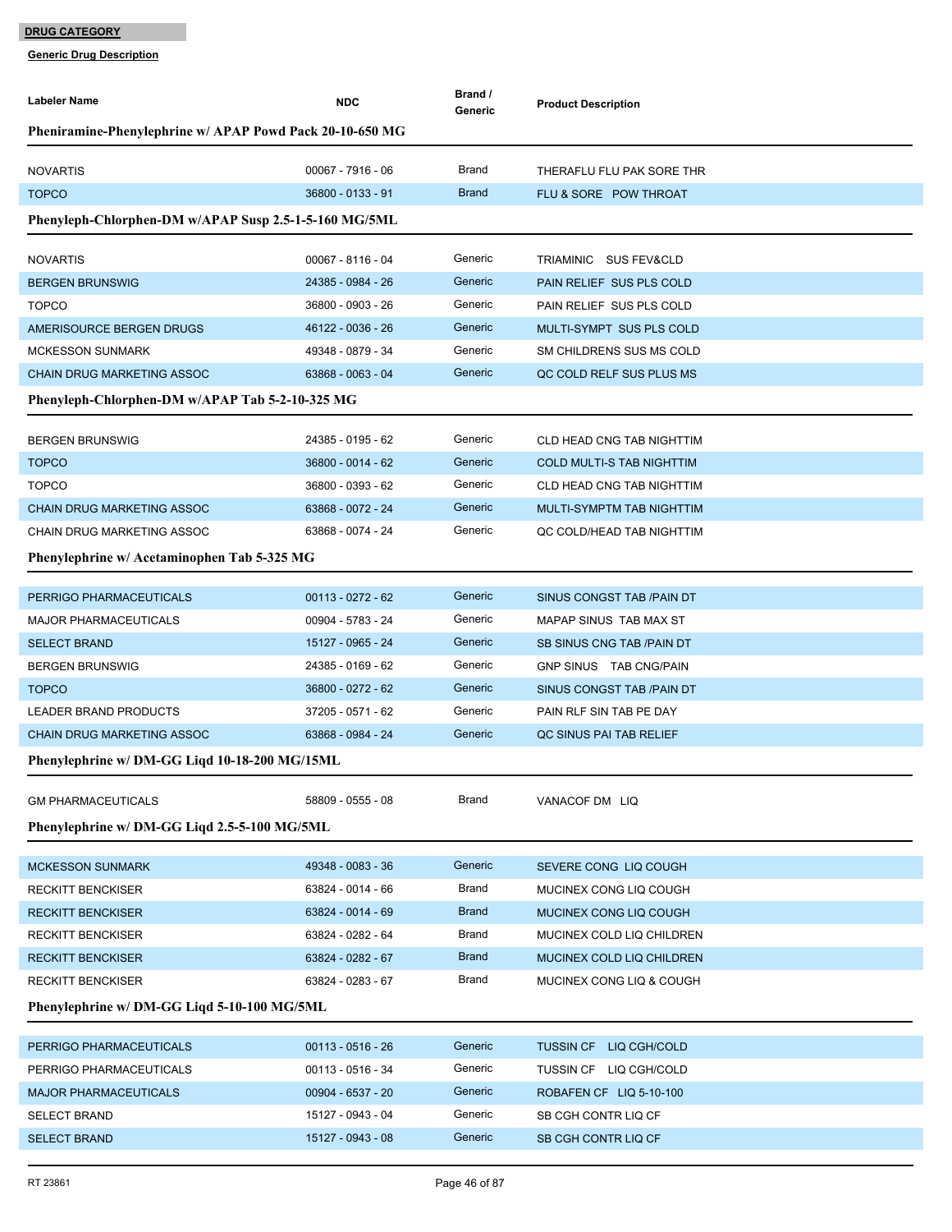**DRUG CATEGORY**

**Generic Drug Description**

| Labeler Name | NDC | Brand / Generic | Product Description |
|---|---|---|---|
| **Pheniramine-Phenylephrine w/ APAP Powd Pack 20-10-650 MG** | | | |
| NOVARTIS | 00067 - 7916 - 06 | Brand | THERAFLU FLU PAK SORE THR |
| TOPCO | 36800 - 0133 - 91 | Brand | FLU & SORE POW THROAT |
| **Phenyleph-Chlorphen-DM w/APAP Susp 2.5-1-5-160 MG/5ML** | | | |
| NOVARTIS | 00067 - 8116 - 04 | Generic | TRIAMINIC SUS FEV&CLD |
| BERGEN BRUNSWIG | 24385 - 0984 - 26 | Generic | PAIN RELIEF SUS PLS COLD |
| TOPCO | 36800 - 0903 - 26 | Generic | PAIN RELIEF SUS PLS COLD |
| AMERISOURCE BERGEN DRUGS | 46122 - 0036 - 26 | Generic | MULTI-SYMPT SUS PLS COLD |
| MCKESSON SUNMARK | 49348 - 0879 - 34 | Generic | SM CHILDRENS SUS MS COLD |
| CHAIN DRUG MARKETING ASSOC | 63868 - 0063 - 04 | Generic | QC COLD RELF SUS PLUS MS |
| **Phenyleph-Chlorphen-DM w/APAP Tab 5-2-10-325 MG** | | | |
| BERGEN BRUNSWIG | 24385 - 0195 - 62 | Generic | CLD HEAD CNG TAB NIGHTTIM |
| TOPCO | 36800 - 0014 - 62 | Generic | COLD MULTI-S TAB NIGHTTIM |
| TOPCO | 36800 - 0393 - 62 | Generic | CLD HEAD CNG TAB NIGHTTIM |
| CHAIN DRUG MARKETING ASSOC | 63868 - 0072 - 24 | Generic | MULTI-SYMPTM TAB NIGHTTIM |
| CHAIN DRUG MARKETING ASSOC | 63868 - 0074 - 24 | Generic | QC COLD/HEAD TAB NIGHTTIM |
| **Phenylephrine w/ Acetaminophen Tab 5-325 MG** | | | |
| PERRIGO PHARMACEUTICALS | 00113 - 0272 - 62 | Generic | SINUS CONGST TAB /PAIN DT |
| MAJOR PHARMACEUTICALS | 00904 - 5783 - 24 | Generic | MAPAP SINUS TAB MAX ST |
| SELECT BRAND | 15127 - 0965 - 24 | Generic | SB SINUS CNG TAB /PAIN DT |
| BERGEN BRUNSWIG | 24385 - 0169 - 62 | Generic | GNP SINUS TAB CNG/PAIN |
| TOPCO | 36800 - 0272 - 62 | Generic | SINUS CONGST TAB /PAIN DT |
| LEADER BRAND PRODUCTS | 37205 - 0571 - 62 | Generic | PAIN RLF SIN TAB PE DAY |
| CHAIN DRUG MARKETING ASSOC | 63868 - 0984 - 24 | Generic | QC SINUS PAI TAB RELIEF |
| **Phenylephrine w/ DM-GG Liqd 10-18-200 MG/15ML** | | | |
| GM PHARMACEUTICALS | 58809 - 0555 - 08 | Brand | VANACOF DM LIQ |
| **Phenylephrine w/ DM-GG Liqd 2.5-5-100 MG/5ML** | | | |
| MCKESSON SUNMARK | 49348 - 0083 - 36 | Generic | SEVERE CONG LIQ COUGH |
| RECKITT BENCKISER | 63824 - 0014 - 66 | Brand | MUCINEX CONG LIQ COUGH |
| RECKITT BENCKISER | 63824 - 0014 - 69 | Brand | MUCINEX CONG LIQ COUGH |
| RECKITT BENCKISER | 63824 - 0282 - 64 | Brand | MUCINEX COLD LIQ CHILDREN |
| RECKITT BENCKISER | 63824 - 0282 - 67 | Brand | MUCINEX COLD LIQ CHILDREN |
| RECKITT BENCKISER | 63824 - 0283 - 67 | Brand | MUCINEX CONG LIQ & COUGH |
| **Phenylephrine w/ DM-GG Liqd 5-10-100 MG/5ML** | | | |
| PERRIGO PHARMACEUTICALS | 00113 - 0516 - 26 | Generic | TUSSIN CF LIQ CGH/COLD |
| PERRIGO PHARMACEUTICALS | 00113 - 0516 - 34 | Generic | TUSSIN CF LIQ CGH/COLD |
| MAJOR PHARMACEUTICALS | 00904 - 6537 - 20 | Generic | ROBAFEN CF LIQ 5-10-100 |
| SELECT BRAND | 15127 - 0943 - 04 | Generic | SB CGH CONTR LIQ CF |
| SELECT BRAND | 15127 - 0943 - 08 | Generic | SB CGH CONTR LIQ CF |

RT 23861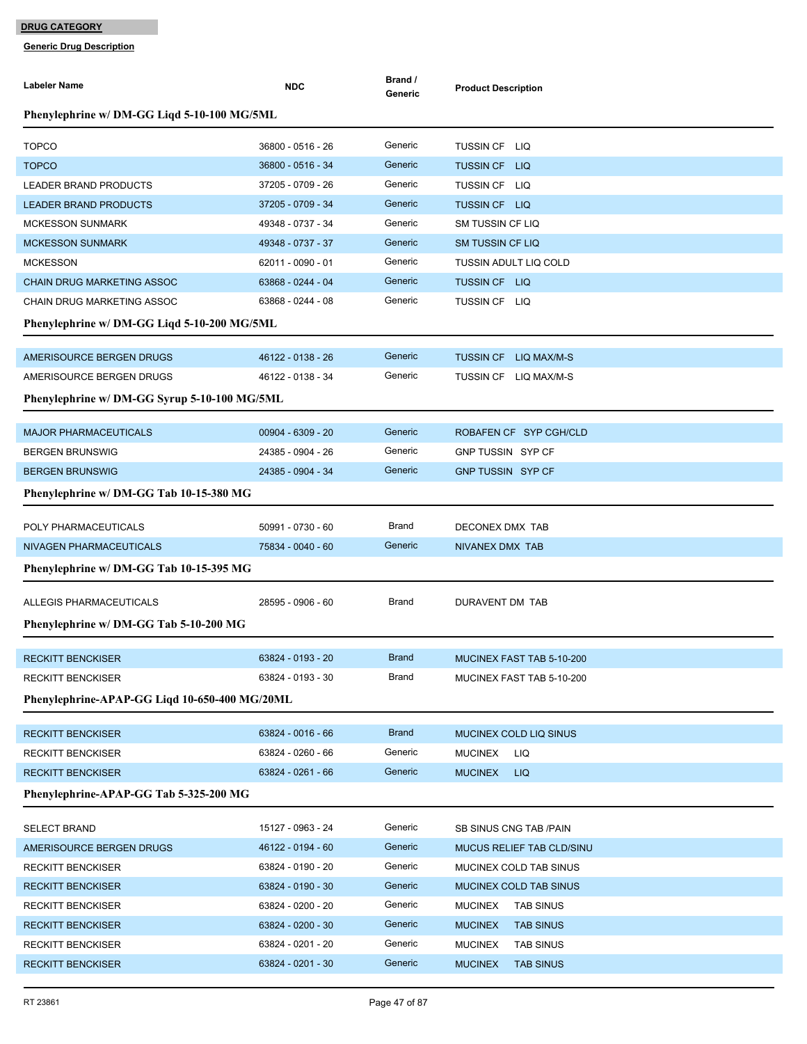**DRUG CATEGORY**

**Generic Drug Description**

| Labeler Name | NDC | Brand / Generic | Product Description |
|---|---|---|---|
| **Phenylephrine w/ DM-GG Liqd 5-10-100 MG/5ML** | | | |
| TOPCO | 36800 - 0516 - 26 | Generic | TUSSIN CF LIQ |
| TOPCO | 36800 - 0516 - 34 | Generic | TUSSIN CF LIQ |
| LEADER BRAND PRODUCTS | 37205 - 0709 - 26 | Generic | TUSSIN CF LIQ |
| LEADER BRAND PRODUCTS | 37205 - 0709 - 34 | Generic | TUSSIN CF LIQ |
| MCKESSON SUNMARK | 49348 - 0737 - 34 | Generic | SM TUSSIN CF LIQ |
| MCKESSON SUNMARK | 49348 - 0737 - 37 | Generic | SM TUSSIN CF LIQ |
| MCKESSON | 62011 - 0090 - 01 | Generic | TUSSIN ADULT LIQ COLD |
| CHAIN DRUG MARKETING ASSOC | 63868 - 0244 - 04 | Generic | TUSSIN CF LIQ |
| CHAIN DRUG MARKETING ASSOC | 63868 - 0244 - 08 | Generic | TUSSIN CF LIQ |
| **Phenylephrine w/ DM-GG Liqd 5-10-200 MG/5ML** | | | |
| AMERISOURCE BERGEN DRUGS | 46122 - 0138 - 26 | Generic | TUSSIN CF LIQ MAX/M-S |
| AMERISOURCE BERGEN DRUGS | 46122 - 0138 - 34 | Generic | TUSSIN CF LIQ MAX/M-S |
| **Phenylephrine w/ DM-GG Syrup 5-10-100 MG/5ML** | | | |
| MAJOR PHARMACEUTICALS | 00904 - 6309 - 20 | Generic | ROBAFEN CF SYP CGH/CLD |
| BERGEN BRUNSWIG | 24385 - 0904 - 26 | Generic | GNP TUSSIN SYP CF |
| BERGEN BRUNSWIG | 24385 - 0904 - 34 | Generic | GNP TUSSIN SYP CF |
| **Phenylephrine w/ DM-GG Tab 10-15-380 MG** | | | |
| POLY PHARMACEUTICALS | 50991 - 0730 - 60 | Brand | DECONEX DMX TAB |
| NIVAGEN PHARMACEUTICALS | 75834 - 0040 - 60 | Generic | NIVANEX DMX TAB |
| **Phenylephrine w/ DM-GG Tab 10-15-395 MG** | | | |
| ALLEGIS PHARMACEUTICALS | 28595 - 0906 - 60 | Brand | DURAVENT DM TAB |
| **Phenylephrine w/ DM-GG Tab 5-10-200 MG** | | | |
| RECKITT BENCKISER | 63824 - 0193 - 20 | Brand | MUCINEX FAST TAB 5-10-200 |
| RECKITT BENCKISER | 63824 - 0193 - 30 | Brand | MUCINEX FAST TAB 5-10-200 |
| **Phenylephrine-APAP-GG Liqd 10-650-400 MG/20ML** | | | |
| RECKITT BENCKISER | 63824 - 0016 - 66 | Brand | MUCINEX COLD LIQ SINUS |
| RECKITT BENCKISER | 63824 - 0260 - 66 | Generic | MUCINEX LIQ |
| RECKITT BENCKISER | 63824 - 0261 - 66 | Generic | MUCINEX LIQ |
| **Phenylephrine-APAP-GG Tab 5-325-200 MG** | | | |
| SELECT BRAND | 15127 - 0963 - 24 | Generic | SB SINUS CNG TAB /PAIN |
| AMERISOURCE BERGEN DRUGS | 46122 - 0194 - 60 | Generic | MUCUS RELIEF TAB CLD/SINU |
| RECKITT BENCKISER | 63824 - 0190 - 20 | Generic | MUCINEX COLD TAB SINUS |
| RECKITT BENCKISER | 63824 - 0190 - 30 | Generic | MUCINEX COLD TAB SINUS |
| RECKITT BENCKISER | 63824 - 0200 - 20 | Generic | MUCINEX TAB SINUS |
| RECKITT BENCKISER | 63824 - 0200 - 30 | Generic | MUCINEX TAB SINUS |
| RECKITT BENCKISER | 63824 - 0201 - 20 | Generic | MUCINEX TAB SINUS |
| RECKITT BENCKISER | 63824 - 0201 - 30 | Generic | MUCINEX TAB SINUS |

RT 23861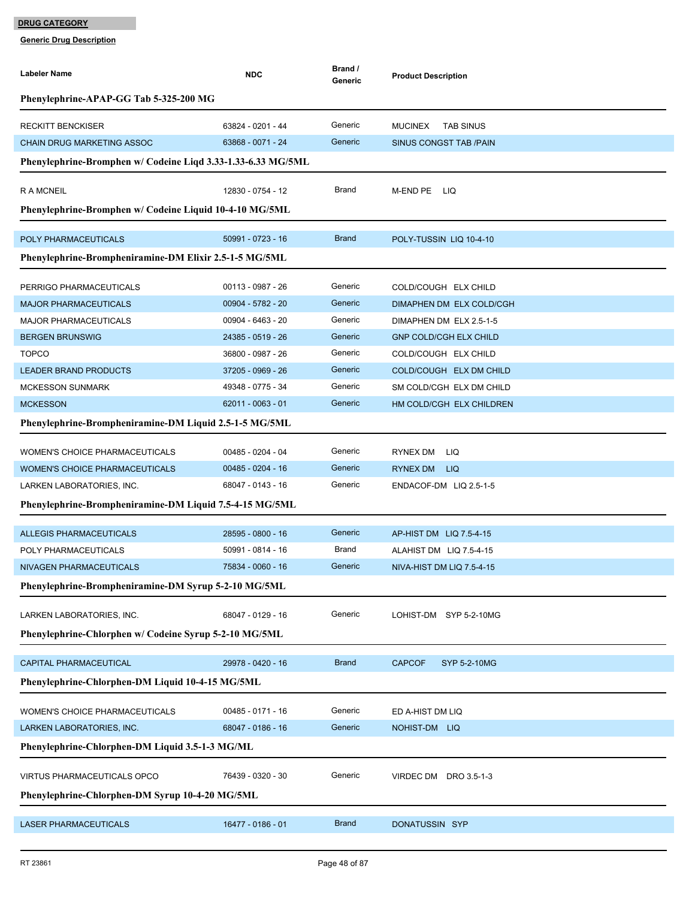**DRUG CATEGORY**

**Generic Drug Description**

| Labeler Name | NDC | Brand / Generic | Product Description |
|---|---|---|---|
| **Phenylephrine-APAP-GG Tab 5-325-200 MG** | | | |
| RECKITT BENCKISER | 63824 - 0201 - 44 | Generic | MUCINEX TAB SINUS |
| CHAIN DRUG MARKETING ASSOC | 63868 - 0071 - 24 | Generic | SINUS CONGST TAB /PAIN |
| **Phenylephrine-Bromphen w/ Codeine Liqd 3.33-1.33-6.33 MG/5ML** | | | |
| R A MCNEIL | 12830 - 0754 - 12 | Brand | M-END PE LIQ |
| **Phenylephrine-Bromphen w/ Codeine Liquid 10-4-10 MG/5ML** | | | |
| POLY PHARMACEUTICALS | 50991 - 0723 - 16 | Brand | POLY-TUSSIN LIQ 10-4-10 |
| **Phenylephrine-Brompheniramine-DM Elixir 2.5-1-5 MG/5ML** | | | |
| PERRIGO PHARMACEUTICALS | 00113 - 0987 - 26 | Generic | COLD/COUGH ELX CHILD |
| MAJOR PHARMACEUTICALS | 00904 - 5782 - 20 | Generic | DIMAPHEN DM ELX COLD/CGH |
| MAJOR PHARMACEUTICALS | 00904 - 6463 - 20 | Generic | DIMAPHEN DM ELX 2.5-1-5 |
| BERGEN BRUNSWIG | 24385 - 0519 - 26 | Generic | GNP COLD/CGH ELX CHILD |
| TOPCO | 36800 - 0987 - 26 | Generic | COLD/COUGH ELX CHILD |
| LEADER BRAND PRODUCTS | 37205 - 0969 - 26 | Generic | COLD/COUGH ELX DM CHILD |
| MCKESSON SUNMARK | 49348 - 0775 - 34 | Generic | SM COLD/CGH ELX DM CHILD |
| MCKESSON | 62011 - 0063 - 01 | Generic | HM COLD/CGH ELX CHILDREN |
| **Phenylephrine-Brompheniramine-DM Liquid 2.5-1-5 MG/5ML** | | | |
| WOMEN'S CHOICE PHARMACEUTICALS | 00485 - 0204 - 04 | Generic | RYNEX DM LIQ |
| WOMEN'S CHOICE PHARMACEUTICALS | 00485 - 0204 - 16 | Generic | RYNEX DM LIQ |
| LARKEN LABORATORIES, INC. | 68047 - 0143 - 16 | Generic | ENDACOF-DM LIQ 2.5-1-5 |
| **Phenylephrine-Brompheniramine-DM Liquid 7.5-4-15 MG/5ML** | | | |
| ALLEGIS PHARMACEUTICALS | 28595 - 0800 - 16 | Generic | AP-HIST DM LIQ 7.5-4-15 |
| POLY PHARMACEUTICALS | 50991 - 0814 - 16 | Brand | ALAHIST DM LIQ 7.5-4-15 |
| NIVAGEN PHARMACEUTICALS | 75834 - 0060 - 16 | Generic | NIVA-HIST DM LIQ 7.5-4-15 |
| **Phenylephrine-Brompheniramine-DM Syrup 5-2-10 MG/5ML** | | | |
| LARKEN LABORATORIES, INC. | 68047 - 0129 - 16 | Generic | LOHIST-DM SYP 5-2-10MG |
| **Phenylephrine-Chlorphen w/ Codeine Syrup 5-2-10 MG/5ML** | | | |
| CAPITAL PHARMACEUTICAL | 29978 - 0420 - 16 | Brand | CAPCOF SYP 5-2-10MG |
| **Phenylephrine-Chlorphen-DM Liquid 10-4-15 MG/5ML** | | | |
| WOMEN'S CHOICE PHARMACEUTICALS | 00485 - 0171 - 16 | Generic | ED A-HIST DM LIQ |
| LARKEN LABORATORIES, INC. | 68047 - 0186 - 16 | Generic | NOHIST-DM LIQ |
| **Phenylephrine-Chlorphen-DM Liquid 3.5-1-3 MG/ML** | | | |
| VIRTUS PHARMACEUTICALS OPCO | 76439 - 0320 - 30 | Generic | VIRDEC DM DRO 3.5-1-3 |
| **Phenylephrine-Chlorphen-DM Syrup 10-4-20 MG/5ML** | | | |
| LASER PHARMACEUTICALS | 16477 - 0186 - 01 | Brand | DONATUSSIN SYP |

RT 23861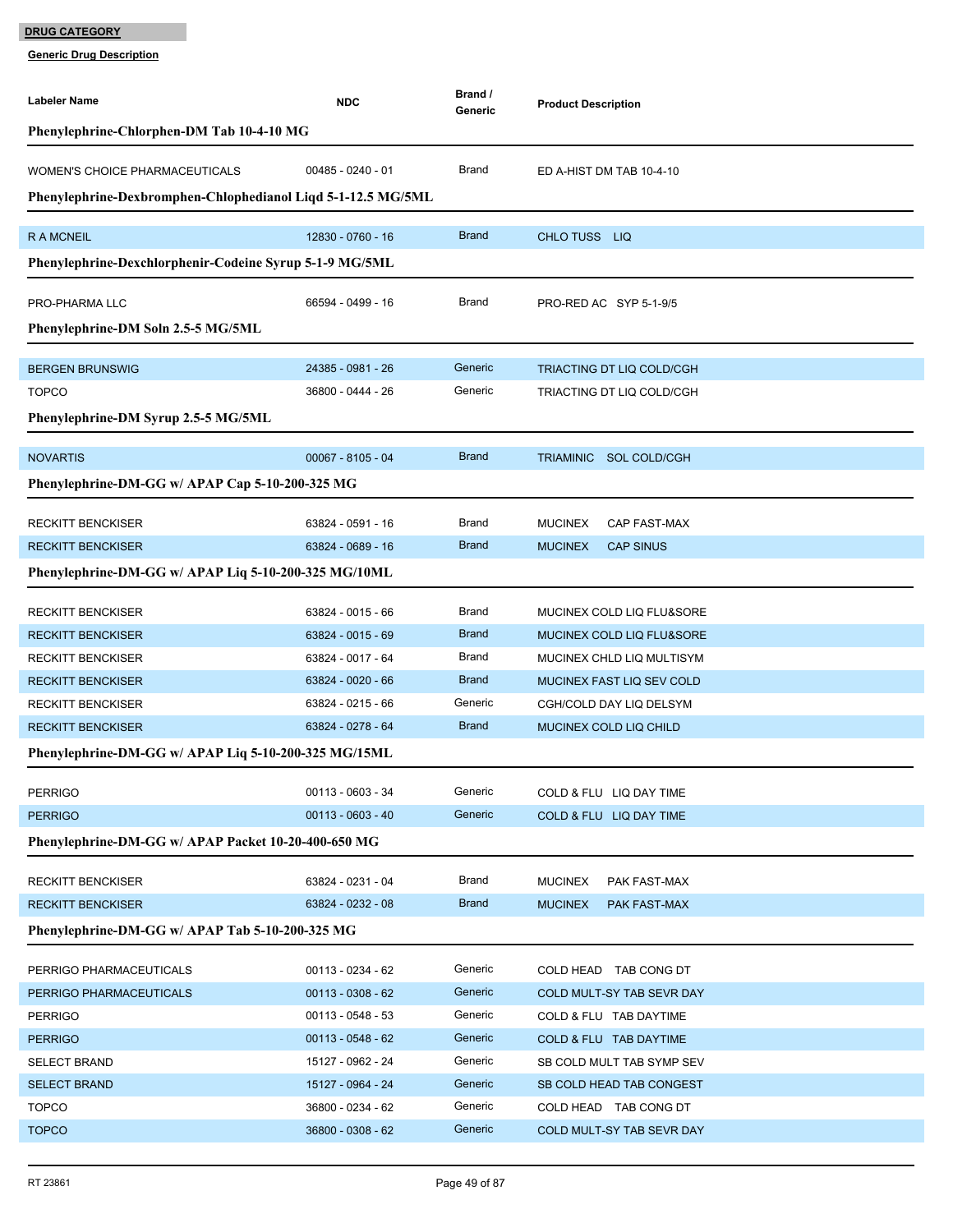**DRUG CATEGORY**

**Generic Drug Description**

| Labeler Name | NDC | Brand / Generic | Product Description |
|---|---|---|---|
| **Phenylephrine-Chlorphen-DM Tab 10-4-10 MG** | | | |
| WOMEN'S CHOICE PHARMACEUTICALS | 00485 - 0240 - 01 | Brand | ED A-HIST DM TAB 10-4-10 |
| **Phenylephrine-Dexbromphen-Chlophedianol Liqd 5-1-12.5 MG/5ML** | | | |
| R A MCNEIL | 12830 - 0760 - 16 | Brand | CHLO TUSS LIQ |
| **Phenylephrine-Dexchlorphenir-Codeine Syrup 5-1-9 MG/5ML** | | | |
| PRO-PHARMA LLC | 66594 - 0499 - 16 | Brand | PRO-RED AC SYP 5-1-9/5 |
| **Phenylephrine-DM Soln 2.5-5 MG/5ML** | | | |
| BERGEN BRUNSWIG | 24385 - 0981 - 26 | Generic | TRIACTING DT LIQ COLD/CGH |
| TOPCO | 36800 - 0444 - 26 | Generic | TRIACTING DT LIQ COLD/CGH |
| **Phenylephrine-DM Syrup 2.5-5 MG/5ML** | | | |
| NOVARTIS | 00067 - 8105 - 04 | Brand | TRIAMINIC SOL COLD/CGH |
| **Phenylephrine-DM-GG w/ APAP Cap 5-10-200-325 MG** | | | |
| RECKITT BENCKISER | 63824 - 0591 - 16 | Brand | MUCINEX CAP FAST-MAX |
| RECKITT BENCKISER | 63824 - 0689 - 16 | Brand | MUCINEX CAP SINUS |
| **Phenylephrine-DM-GG w/ APAP Liq 5-10-200-325 MG/10ML** | | | |
| RECKITT BENCKISER | 63824 - 0015 - 66 | Brand | MUCINEX COLD LIQ FLU&SORE |
| RECKITT BENCKISER | 63824 - 0015 - 69 | Brand | MUCINEX COLD LIQ FLU&SORE |
| RECKITT BENCKISER | 63824 - 0017 - 64 | Brand | MUCINEX CHLD LIQ MULTISYM |
| RECKITT BENCKISER | 63824 - 0020 - 66 | Brand | MUCINEX FAST LIQ SEV COLD |
| RECKITT BENCKISER | 63824 - 0215 - 66 | Generic | CGH/COLD DAY LIQ DELSYM |
| RECKITT BENCKISER | 63824 - 0278 - 64 | Brand | MUCINEX COLD LIQ CHILD |
| **Phenylephrine-DM-GG w/ APAP Liq 5-10-200-325 MG/15ML** | | | |
| PERRIGO | 00113 - 0603 - 34 | Generic | COLD & FLU LIQ DAY TIME |
| PERRIGO | 00113 - 0603 - 40 | Generic | COLD & FLU LIQ DAY TIME |
| **Phenylephrine-DM-GG w/ APAP Packet 10-20-400-650 MG** | | | |
| RECKITT BENCKISER | 63824 - 0231 - 04 | Brand | MUCINEX PAK FAST-MAX |
| RECKITT BENCKISER | 63824 - 0232 - 08 | Brand | MUCINEX PAK FAST-MAX |
| **Phenylephrine-DM-GG w/ APAP Tab 5-10-200-325 MG** | | | |
| PERRIGO PHARMACEUTICALS | 00113 - 0234 - 62 | Generic | COLD HEAD TAB CONG DT |
| PERRIGO PHARMACEUTICALS | 00113 - 0308 - 62 | Generic | COLD MULT-SY TAB SEVR DAY |
| PERRIGO | 00113 - 0548 - 53 | Generic | COLD & FLU TAB DAYTIME |
| PERRIGO | 00113 - 0548 - 62 | Generic | COLD & FLU TAB DAYTIME |
| SELECT BRAND | 15127 - 0962 - 24 | Generic | SB COLD MULT TAB SYMP SEV |
| SELECT BRAND | 15127 - 0964 - 24 | Generic | SB COLD HEAD TAB CONGEST |
| TOPCO | 36800 - 0234 - 62 | Generic | COLD HEAD TAB CONG DT |
| TOPCO | 36800 - 0308 - 62 | Generic | COLD MULT-SY TAB SEVR DAY |

RT 23861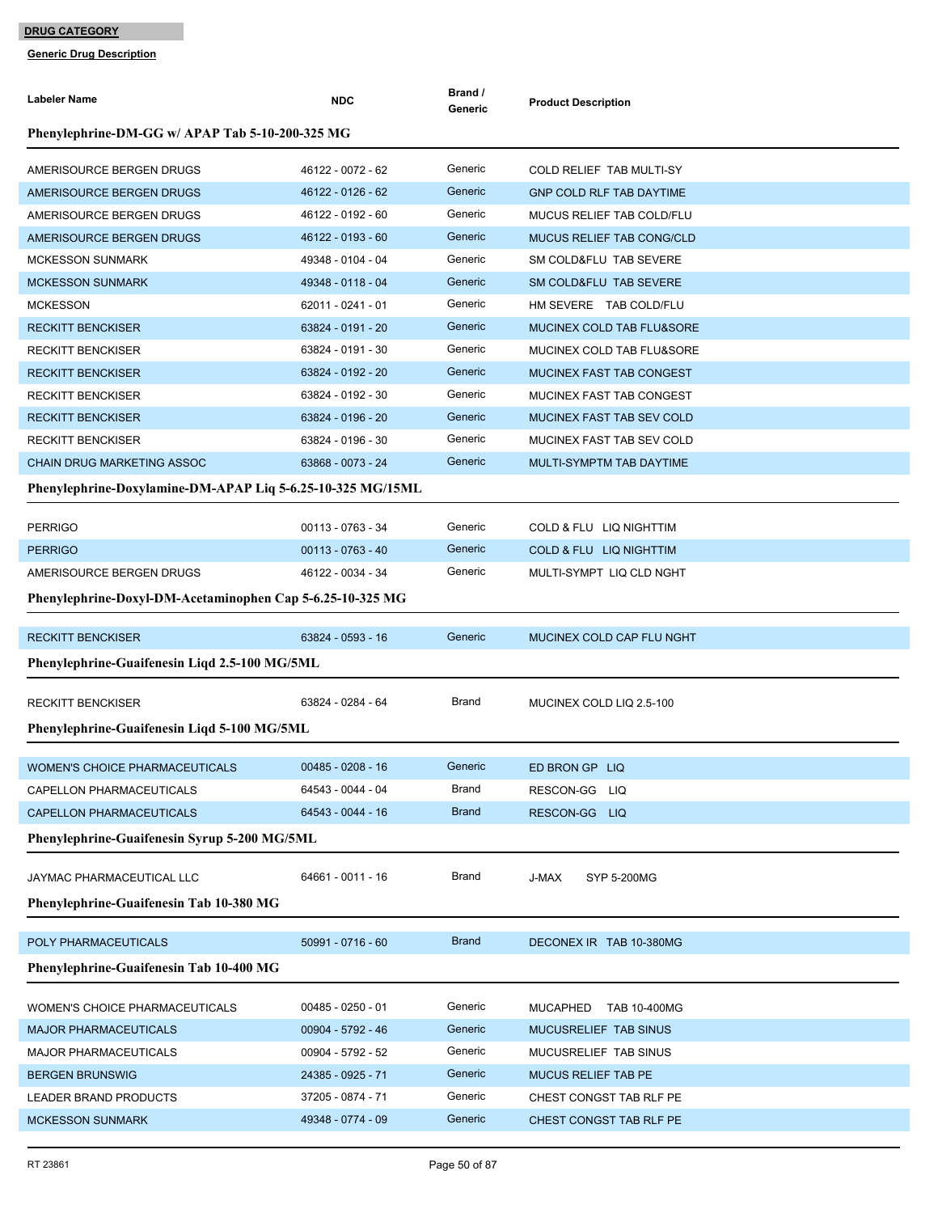**DRUG CATEGORY**

**Generic Drug Description**

| Labeler Name | NDC | Brand / Generic | Product Description |
|---|---|---|---|

**Phenylephrine-DM-GG w/ APAP Tab 5-10-200-325 MG**

| Labeler Name | NDC | Brand / Generic | Product Description |
|---|---|---|---|
| AMERISOURCE BERGEN DRUGS | 46122 - 0072 - 62 | Generic | COLD RELIEF TAB MULTI-SY |
| AMERISOURCE BERGEN DRUGS | 46122 - 0126 - 62 | Generic | GNP COLD RLF TAB DAYTIME |
| AMERISOURCE BERGEN DRUGS | 46122 - 0192 - 60 | Generic | MUCUS RELIEF TAB COLD/FLU |
| AMERISOURCE BERGEN DRUGS | 46122 - 0193 - 60 | Generic | MUCUS RELIEF TAB CONG/CLD |
| MCKESSON SUNMARK | 49348 - 0104 - 04 | Generic | SM COLD&FLU TAB SEVERE |
| MCKESSON SUNMARK | 49348 - 0118 - 04 | Generic | SM COLD&FLU TAB SEVERE |
| MCKESSON | 62011 - 0241 - 01 | Generic | HM SEVERE TAB COLD/FLU |
| RECKITT BENCKISER | 63824 - 0191 - 20 | Generic | MUCINEX COLD TAB FLU&SORE |
| RECKITT BENCKISER | 63824 - 0191 - 30 | Generic | MUCINEX COLD TAB FLU&SORE |
| RECKITT BENCKISER | 63824 - 0192 - 20 | Generic | MUCINEX FAST TAB CONGEST |
| RECKITT BENCKISER | 63824 - 0192 - 30 | Generic | MUCINEX FAST TAB CONGEST |
| RECKITT BENCKISER | 63824 - 0196 - 20 | Generic | MUCINEX FAST TAB SEV COLD |
| RECKITT BENCKISER | 63824 - 0196 - 30 | Generic | MUCINEX FAST TAB SEV COLD |
| CHAIN DRUG MARKETING ASSOC | 63868 - 0073 - 24 | Generic | MULTI-SYMPTM TAB DAYTIME |

**Phenylephrine-Doxylamine-DM-APAP Liq 5-6.25-10-325 MG/15ML**

| Labeler Name | NDC | Brand / Generic | Product Description |
|---|---|---|---|
| PERRIGO | 00113 - 0763 - 34 | Generic | COLD & FLU LIQ NIGHTTIM |
| PERRIGO | 00113 - 0763 - 40 | Generic | COLD & FLU LIQ NIGHTTIM |
| AMERISOURCE BERGEN DRUGS | 46122 - 0034 - 34 | Generic | MULTI-SYMPT LIQ CLD NGHT |

**Phenylephrine-Doxyl-DM-Acetaminophen Cap 5-6.25-10-325 MG**

| Labeler Name | NDC | Brand / Generic | Product Description |
|---|---|---|---|
| RECKITT BENCKISER | 63824 - 0593 - 16 | Generic | MUCINEX COLD CAP FLU NGHT |

**Phenylephrine-Guaifenesin Liqd 2.5-100 MG/5ML**

| Labeler Name | NDC | Brand / Generic | Product Description |
|---|---|---|---|
| RECKITT BENCKISER | 63824 - 0284 - 64 | Brand | MUCINEX COLD LIQ 2.5-100 |

**Phenylephrine-Guaifenesin Liqd 5-100 MG/5ML**

| Labeler Name | NDC | Brand / Generic | Product Description |
|---|---|---|---|
| WOMEN'S CHOICE PHARMACEUTICALS | 00485 - 0208 - 16 | Generic | ED BRON GP LIQ |
| CAPELLON PHARMACEUTICALS | 64543 - 0044 - 04 | Brand | RESCON-GG LIQ |
| CAPELLON PHARMACEUTICALS | 64543 - 0044 - 16 | Brand | RESCON-GG LIQ |

**Phenylephrine-Guaifenesin Syrup 5-200 MG/5ML**

| Labeler Name | NDC | Brand / Generic | Product Description |
|---|---|---|---|
| JAYMAC PHARMACEUTICAL LLC | 64661 - 0011 - 16 | Brand | J-MAX SYP 5-200MG |

**Phenylephrine-Guaifenesin Tab 10-380 MG**

| Labeler Name | NDC | Brand / Generic | Product Description |
|---|---|---|---|
| POLY PHARMACEUTICALS | 50991 - 0716 - 60 | Brand | DECONEX IR TAB 10-380MG |

**Phenylephrine-Guaifenesin Tab 10-400 MG**

| Labeler Name | NDC | Brand / Generic | Product Description |
|---|---|---|---|
| WOMEN'S CHOICE PHARMACEUTICALS | 00485 - 0250 - 01 | Generic | MUCAPHED TAB 10-400MG |
| MAJOR PHARMACEUTICALS | 00904 - 5792 - 46 | Generic | MUCUSRELIEF TAB SINUS |
| MAJOR PHARMACEUTICALS | 00904 - 5792 - 52 | Generic | MUCUSRELIEF TAB SINUS |
| BERGEN BRUNSWIG | 24385 - 0925 - 71 | Generic | MUCUS RELIEF TAB PE |
| LEADER BRAND PRODUCTS | 37205 - 0874 - 71 | Generic | CHEST CONGST TAB RLF PE |
| MCKESSON SUNMARK | 49348 - 0774 - 09 | Generic | CHEST CONGST TAB RLF PE |

RT 23861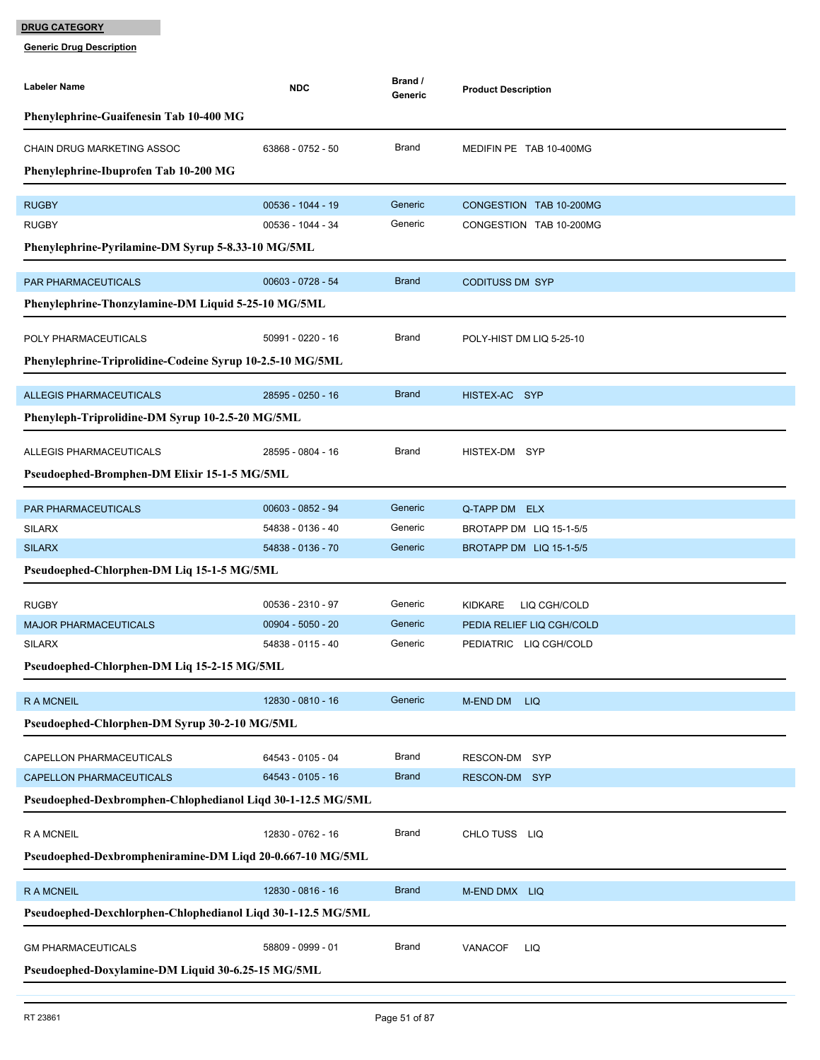**DRUG CATEGORY**

**Generic Drug Description**

| Labeler Name | NDC | Brand / Generic | Product Description |
|---|---|---|---|
| **Phenylephrine-Guaifenesin Tab 10-400 MG** | | | |
| CHAIN DRUG MARKETING ASSOC | 63868 - 0752 - 50 | Brand | MEDIFIN PE TAB 10-400MG |
| **Phenylephrine-Ibuprofen Tab 10-200 MG** | | | |
| RUGBY | 00536 - 1044 - 19 | Generic | CONGESTION TAB 10-200MG |
| RUGBY | 00536 - 1044 - 34 | Generic | CONGESTION TAB 10-200MG |
| **Phenylephrine-Pyrilamine-DM Syrup 5-8.33-10 MG/5ML** | | | |
| PAR PHARMACEUTICALS | 00603 - 0728 - 54 | Brand | CODITUSS DM SYP |
| **Phenylephrine-Thonzylamine-DM Liquid 5-25-10 MG/5ML** | | | |
| POLY PHARMACEUTICALS | 50991 - 0220 - 16 | Brand | POLY-HIST DM LIQ 5-25-10 |
| **Phenylephrine-Triprolidine-Codeine Syrup 10-2.5-10 MG/5ML** | | | |
| ALLEGIS PHARMACEUTICALS | 28595 - 0250 - 16 | Brand | HISTEX-AC SYP |
| **Phenyleph-Triprolidine-DM Syrup 10-2.5-20 MG/5ML** | | | |
| ALLEGIS PHARMACEUTICALS | 28595 - 0804 - 16 | Brand | HISTEX-DM SYP |
| **Pseudoephed-Bromphen-DM Elixir 15-1-5 MG/5ML** | | | |
| PAR PHARMACEUTICALS | 00603 - 0852 - 94 | Generic | Q-TAPP DM ELX |
| SILARX | 54838 - 0136 - 40 | Generic | BROTAPP DM LIQ 15-1-5/5 |
| SILARX | 54838 - 0136 - 70 | Generic | BROTAPP DM LIQ 15-1-5/5 |
| **Pseudoephed-Chlorphen-DM Liq 15-1-5 MG/5ML** | | | |
| RUGBY | 00536 - 2310 - 97 | Generic | KIDKARE LIQ CGH/COLD |
| MAJOR PHARMACEUTICALS | 00904 - 5050 - 20 | Generic | PEDIA RELIEF LIQ CGH/COLD |
| SILARX | 54838 - 0115 - 40 | Generic | PEDIATRIC LIQ CGH/COLD |
| **Pseudoephed-Chlorphen-DM Liq 15-2-15 MG/5ML** | | | |
| R A MCNEIL | 12830 - 0810 - 16 | Generic | M-END DM LIQ |
| **Pseudoephed-Chlorphen-DM Syrup 30-2-10 MG/5ML** | | | |
| CAPELLON PHARMACEUTICALS | 64543 - 0105 - 04 | Brand | RESCON-DM SYP |
| CAPELLON PHARMACEUTICALS | 64543 - 0105 - 16 | Brand | RESCON-DM SYP |
| **Pseudoephed-Dexbromphen-Chlophedianol Liqd 30-1-12.5 MG/5ML** | | | |
| R A MCNEIL | 12830 - 0762 - 16 | Brand | CHLO TUSS LIQ |
| **Pseudoephed-Dexbrompheniramine-DM Liqd 20-0.667-10 MG/5ML** | | | |
| R A MCNEIL | 12830 - 0816 - 16 | Brand | M-END DMX LIQ |
| **Pseudoephed-Dexchlorphen-Chlophedianol Liqd 30-1-12.5 MG/5ML** | | | |
| GM PHARMACEUTICALS | 58809 - 0999 - 01 | Brand | VANACOF LIQ |
| **Pseudoephed-Doxylamine-DM Liquid 30-6.25-15 MG/5ML** | | | |

RT 23861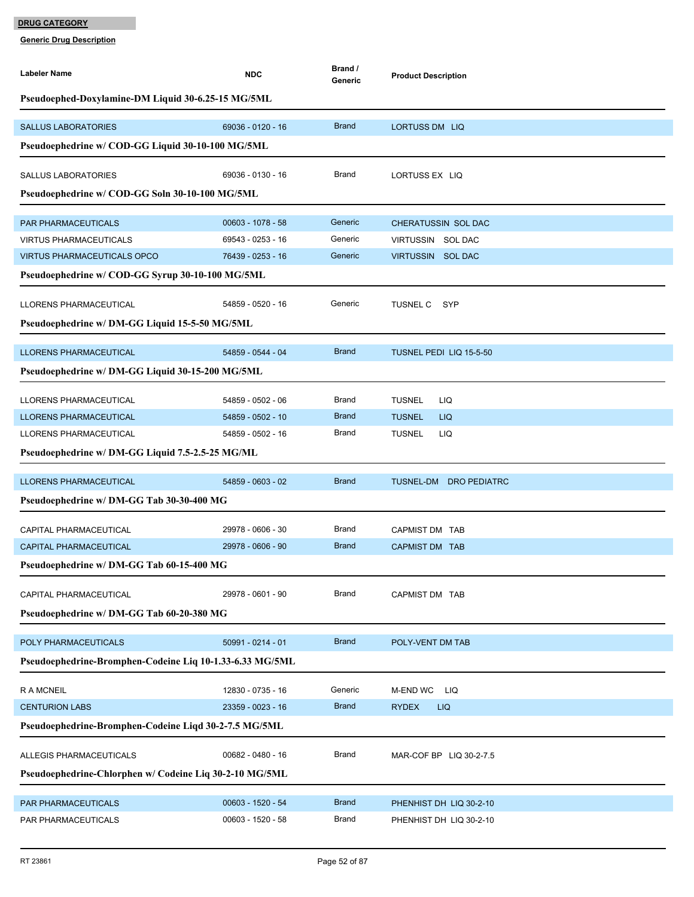**DRUG CATEGORY**

**Generic Drug Description**

| Labeler Name | NDC | Brand / Generic | Product Description |
|---|---|---|---|
| **Pseudoephed-Doxylamine-DM Liquid 30-6.25-15 MG/5ML** | | | |
| SALLUS LABORATORIES | 69036 - 0120 - 16 | Brand | LORTUSS DM LIQ |
| **Pseudoephedrine w/ COD-GG Liquid 30-10-100 MG/5ML** | | | |
| SALLUS LABORATORIES | 69036 - 0130 - 16 | Brand | LORTUSS EX LIQ |
| **Pseudoephedrine w/ COD-GG Soln 30-10-100 MG/5ML** | | | |
| PAR PHARMACEUTICALS | 00603 - 1078 - 58 | Generic | CHERATUSSIN SOL DAC |
| VIRTUS PHARMACEUTICALS | 69543 - 0253 - 16 | Generic | VIRTUSSIN SOL DAC |
| VIRTUS PHARMACEUTICALS OPCO | 76439 - 0253 - 16 | Generic | VIRTUSSIN SOL DAC |
| **Pseudoephedrine w/ COD-GG Syrup 30-10-100 MG/5ML** | | | |
| LLORENS PHARMACEUTICAL | 54859 - 0520 - 16 | Generic | TUSNEL C SYP |
| **Pseudoephedrine w/ DM-GG Liquid 15-5-50 MG/5ML** | | | |
| LLORENS PHARMACEUTICAL | 54859 - 0544 - 04 | Brand | TUSNEL PEDI LIQ 15-5-50 |
| **Pseudoephedrine w/ DM-GG Liquid 30-15-200 MG/5ML** | | | |
| LLORENS PHARMACEUTICAL | 54859 - 0502 - 06 | Brand | TUSNEL LIQ |
| LLORENS PHARMACEUTICAL | 54859 - 0502 - 10 | Brand | TUSNEL LIQ |
| LLORENS PHARMACEUTICAL | 54859 - 0502 - 16 | Brand | TUSNEL LIQ |
| **Pseudoephedrine w/ DM-GG Liquid 7.5-2.5-25 MG/ML** | | | |
| LLORENS PHARMACEUTICAL | 54859 - 0603 - 02 | Brand | TUSNEL-DM DRO PEDIATRC |
| **Pseudoephedrine w/ DM-GG Tab 30-30-400 MG** | | | |
| CAPITAL PHARMACEUTICAL | 29978 - 0606 - 30 | Brand | CAPMIST DM TAB |
| CAPITAL PHARMACEUTICAL | 29978 - 0606 - 90 | Brand | CAPMIST DM TAB |
| **Pseudoephedrine w/ DM-GG Tab 60-15-400 MG** | | | |
| CAPITAL PHARMACEUTICAL | 29978 - 0601 - 90 | Brand | CAPMIST DM TAB |
| **Pseudoephedrine w/ DM-GG Tab 60-20-380 MG** | | | |
| POLY PHARMACEUTICALS | 50991 - 0214 - 01 | Brand | POLY-VENT DM TAB |
| **Pseudoephedrine-Bromphen-Codeine Liq 10-1.33-6.33 MG/5ML** | | | |
| R A MCNEIL | 12830 - 0735 - 16 | Generic | M-END WC LIQ |
| CENTURION LABS | 23359 - 0023 - 16 | Brand | RYDEX LIQ |
| **Pseudoephedrine-Bromphen-Codeine Liqd 30-2-7.5 MG/5ML** | | | |
| ALLEGIS PHARMACEUTICALS | 00682 - 0480 - 16 | Brand | MAR-COF BP LIQ 30-2-7.5 |
| **Pseudoephedrine-Chlorphen w/ Codeine Liq 30-2-10 MG/5ML** | | | |
| PAR PHARMACEUTICALS | 00603 - 1520 - 54 | Brand | PHENHIST DH LIQ 30-2-10 |
| PAR PHARMACEUTICALS | 00603 - 1520 - 58 | Brand | PHENHIST DH LIQ 30-2-10 |

RT 23861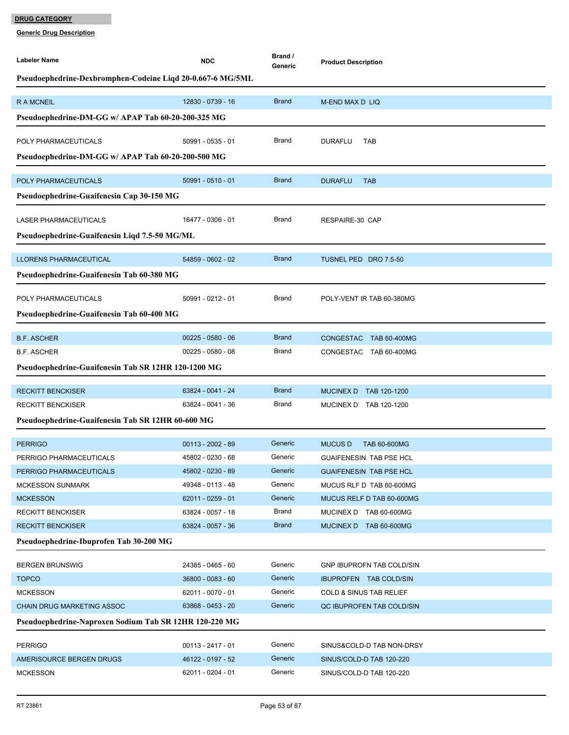**DRUG CATEGORY**

**Generic Drug Description**

| Labeler Name | NDC | Brand / Generic | Product Description |
|---|---|---|---|
| **Pseudoephedrine-Dexbromphen-Codeine Liqd 20-0.667-6 MG/5ML** | | | |
| R A MCNEIL | 12830 - 0739 - 16 | Brand | M-END MAX D LIQ |
| **Pseudoephedrine-DM-GG w/ APAP Tab 60-20-200-325 MG** | | | |
| POLY PHARMACEUTICALS | 50991 - 0535 - 01 | Brand | DURAFLU TAB |
| **Pseudoephedrine-DM-GG w/ APAP Tab 60-20-200-500 MG** | | | |
| POLY PHARMACEUTICALS | 50991 - 0510 - 01 | Brand | DURAFLU TAB |
| **Pseudoephedrine-Guaifenesin Cap 30-150 MG** | | | |
| LASER PHARMACEUTICALS | 16477 - 0306 - 01 | Brand | RESPAIRE-30 CAP |
| **Pseudoephedrine-Guaifenesin Liqd 7.5-50 MG/ML** | | | |
| LLORENS PHARMACEUTICAL | 54859 - 0602 - 02 | Brand | TUSNEL PED DRO 7.5-50 |
| **Pseudoephedrine-Guaifenesin Tab 60-380 MG** | | | |
| POLY PHARMACEUTICALS | 50991 - 0212 - 01 | Brand | POLY-VENT IR TAB 60-380MG |
| **Pseudoephedrine-Guaifenesin Tab 60-400 MG** | | | |
| B.F. ASCHER | 00225 - 0580 - 06 | Brand | CONGESTAC TAB 60-400MG |
| B.F. ASCHER | 00225 - 0580 - 08 | Brand | CONGESTAC TAB 60-400MG |
| **Pseudoephedrine-Guaifenesin Tab SR 12HR 120-1200 MG** | | | |
| RECKITT BENCKISER | 63824 - 0041 - 24 | Brand | MUCINEX D TAB 120-1200 |
| RECKITT BENCKISER | 63824 - 0041 - 36 | Brand | MUCINEX D TAB 120-1200 |
| **Pseudoephedrine-Guaifenesin Tab SR 12HR 60-600 MG** | | | |
| PERRIGO | 00113 - 2002 - 89 | Generic | MUCUS D TAB 60-600MG |
| PERRIGO PHARMACEUTICALS | 45802 - 0230 - 68 | Generic | GUAIFENESIN TAB PSE HCL |
| PERRIGO PHARMACEUTICALS | 45802 - 0230 - 89 | Generic | GUAIFENESIN TAB PSE HCL |
| MCKESSON SUNMARK | 49348 - 0113 - 48 | Generic | MUCUS RLF D TAB 60-600MG |
| MCKESSON | 62011 - 0259 - 01 | Generic | MUCUS RELF D TAB 60-600MG |
| RECKITT BENCKISER | 63824 - 0057 - 18 | Brand | MUCINEX D TAB 60-600MG |
| RECKITT BENCKISER | 63824 - 0057 - 36 | Brand | MUCINEX D TAB 60-600MG |
| **Pseudoephedrine-Ibuprofen Tab 30-200 MG** | | | |
| BERGEN BRUNSWIG | 24385 - 0465 - 60 | Generic | GNP IBUPROFN TAB COLD/SIN |
| TOPCO | 36800 - 0083 - 60 | Generic | IBUPROFEN TAB COLD/SIN |
| MCKESSON | 62011 - 0070 - 01 | Generic | COLD & SINUS TAB RELIEF |
| CHAIN DRUG MARKETING ASSOC | 63868 - 0453 - 20 | Generic | QC IBUPROFEN TAB COLD/SIN |
| **Pseudoephedrine-Naproxen Sodium Tab SR 12HR 120-220 MG** | | | |
| PERRIGO | 00113 - 2417 - 01 | Generic | SINUS&COLD-D TAB NON-DRSY |
| AMERISOURCE BERGEN DRUGS | 46122 - 0197 - 52 | Generic | SINUS/COLD-D TAB 120-220 |
| MCKESSON | 62011 - 0204 - 01 | Generic | SINUS/COLD-D TAB 120-220 |

RT 23861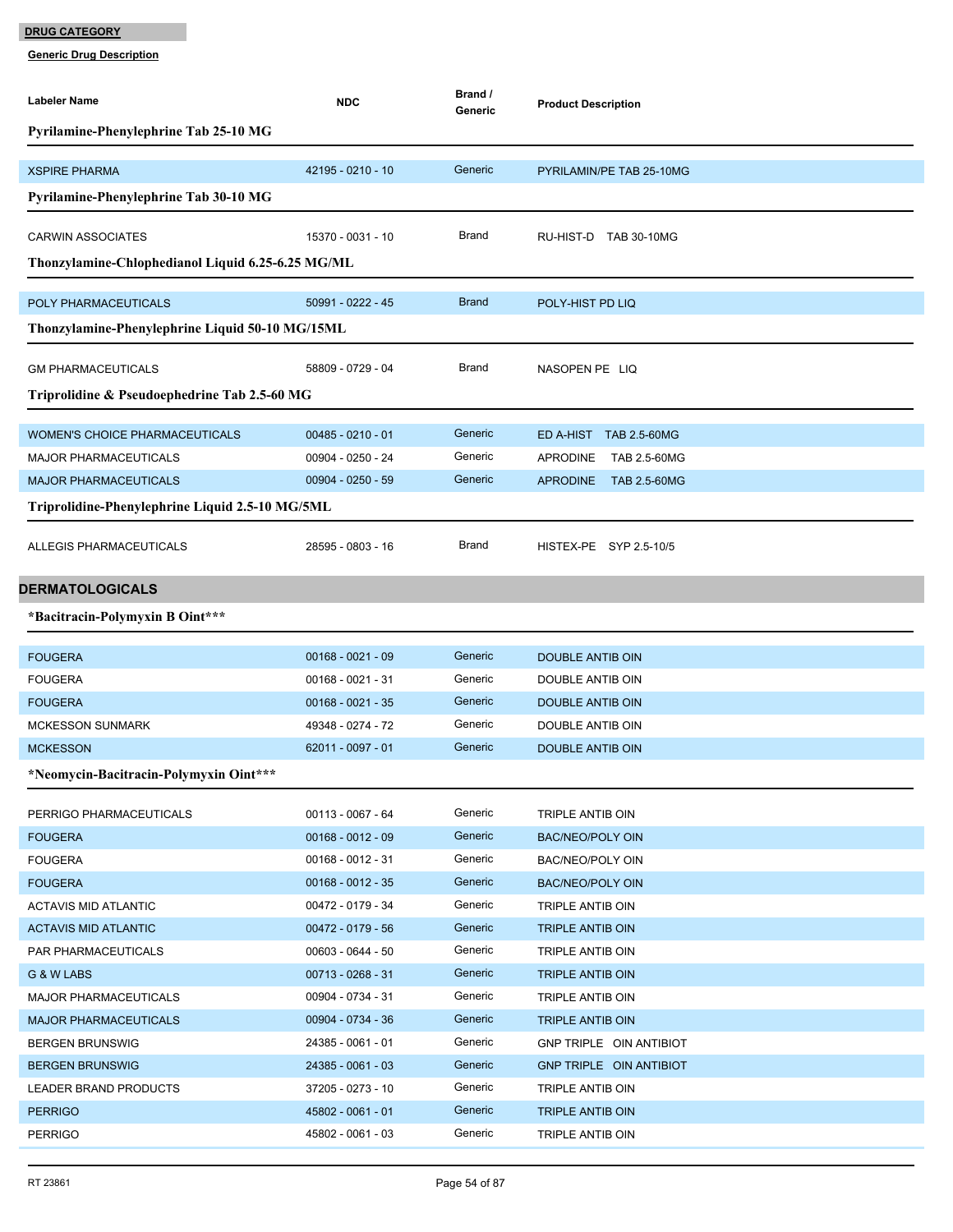**DRUG CATEGORY**

**Generic Drug Description**

| Labeler Name | NDC | Brand / Generic | Product Description |
|---|---|---|---|
| **Pyrilamine-Phenylephrine Tab 25-10 MG** | | | |
| XSPIRE PHARMA | 42195 - 0210 - 10 | Generic | PYRILAMIN/PE TAB 25-10MG |
| **Pyrilamine-Phenylephrine Tab 30-10 MG** | | | |
| CARWIN ASSOCIATES | 15370 - 0031 - 10 | Brand | RU-HIST-D TAB 30-10MG |
| **Thonzylamine-Chlophedianol Liquid 6.25-6.25 MG/ML** | | | |
| POLY PHARMACEUTICALS | 50991 - 0222 - 45 | Brand | POLY-HIST PD LIQ |
| **Thonzylamine-Phenylephrine Liquid 50-10 MG/15ML** | | | |
| GM PHARMACEUTICALS | 58809 - 0729 - 04 | Brand | NASOPEN PE LIQ |
| **Triprolidine & Pseudoephedrine Tab 2.5-60 MG** | | | |
| WOMEN'S CHOICE PHARMACEUTICALS | 00485 - 0210 - 01 | Generic | ED A-HIST TAB 2.5-60MG |
| MAJOR PHARMACEUTICALS | 00904 - 0250 - 24 | Generic | APRODINE TAB 2.5-60MG |
| MAJOR PHARMACEUTICALS | 00904 - 0250 - 59 | Generic | APRODINE TAB 2.5-60MG |
| **Triprolidine-Phenylephrine Liquid 2.5-10 MG/5ML** | | | |
| ALLEGIS PHARMACEUTICALS | 28595 - 0803 - 16 | Brand | HISTEX-PE SYP 2.5-10/5 |

## DERMATOLOGICALS

| Labeler Name | NDC | Brand / Generic | Product Description |
|---|---|---|---|
| ***Bacitracin-Polymyxin B Oint*** ** | | | |
| FOUGERA | 00168 - 0021 - 09 | Generic | DOUBLE ANTIB OIN |
| FOUGERA | 00168 - 0021 - 31 | Generic | DOUBLE ANTIB OIN |
| FOUGERA | 00168 - 0021 - 35 | Generic | DOUBLE ANTIB OIN |
| MCKESSON SUNMARK | 49348 - 0274 - 72 | Generic | DOUBLE ANTIB OIN |
| MCKESSON | 62011 - 0097 - 01 | Generic | DOUBLE ANTIB OIN |
| ***Neomycin-Bacitracin-Polymyxin Oint*** ** | | | |
| PERRIGO PHARMACEUTICALS | 00113 - 0067 - 64 | Generic | TRIPLE ANTIB OIN |
| FOUGERA | 00168 - 0012 - 09 | Generic | BAC/NEO/POLY OIN |
| FOUGERA | 00168 - 0012 - 31 | Generic | BAC/NEO/POLY OIN |
| FOUGERA | 00168 - 0012 - 35 | Generic | BAC/NEO/POLY OIN |
| ACTAVIS MID ATLANTIC | 00472 - 0179 - 34 | Generic | TRIPLE ANTIB OIN |
| ACTAVIS MID ATLANTIC | 00472 - 0179 - 56 | Generic | TRIPLE ANTIB OIN |
| PAR PHARMACEUTICALS | 00603 - 0644 - 50 | Generic | TRIPLE ANTIB OIN |
| G & W LABS | 00713 - 0268 - 31 | Generic | TRIPLE ANTIB OIN |
| MAJOR PHARMACEUTICALS | 00904 - 0734 - 31 | Generic | TRIPLE ANTIB OIN |
| MAJOR PHARMACEUTICALS | 00904 - 0734 - 36 | Generic | TRIPLE ANTIB OIN |
| BERGEN BRUNSWIG | 24385 - 0061 - 01 | Generic | GNP TRIPLE OIN ANTIBIOT |
| BERGEN BRUNSWIG | 24385 - 0061 - 03 | Generic | GNP TRIPLE OIN ANTIBIOT |
| LEADER BRAND PRODUCTS | 37205 - 0273 - 10 | Generic | TRIPLE ANTIB OIN |
| PERRIGO | 45802 - 0061 - 01 | Generic | TRIPLE ANTIB OIN |
| PERRIGO | 45802 - 0061 - 03 | Generic | TRIPLE ANTIB OIN |

RT 23861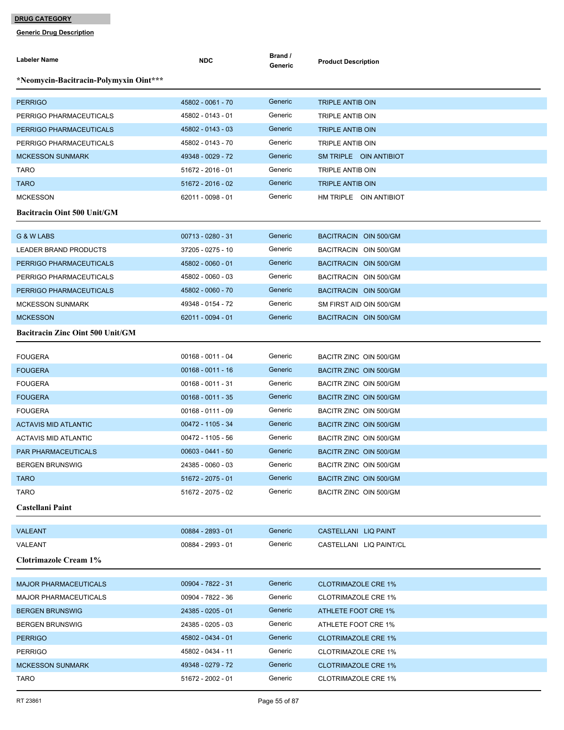**DRUG CATEGORY**

**Generic Drug Description**

| Labeler Name | NDC | Brand / Generic | Product Description |
|---|---|---|---|
| ***Neomycin-Bacitracin-Polymyxin Oint***** | | | |
| PERRIGO | 45802 - 0061 - 70 | Generic | TRIPLE ANTIB OIN |
| PERRIGO PHARMACEUTICALS | 45802 - 0143 - 01 | Generic | TRIPLE ANTIB OIN |
| PERRIGO PHARMACEUTICALS | 45802 - 0143 - 03 | Generic | TRIPLE ANTIB OIN |
| PERRIGO PHARMACEUTICALS | 45802 - 0143 - 70 | Generic | TRIPLE ANTIB OIN |
| MCKESSON SUNMARK | 49348 - 0029 - 72 | Generic | SM TRIPLE OIN ANTIBIOT |
| TARO | 51672 - 2016 - 01 | Generic | TRIPLE ANTIB OIN |
| TARO | 51672 - 2016 - 02 | Generic | TRIPLE ANTIB OIN |
| MCKESSON | 62011 - 0098 - 01 | Generic | HM TRIPLE OIN ANTIBIOT |
| **Bacitracin Oint 500 Unit/GM** | | | |
| G & W LABS | 00713 - 0280 - 31 | Generic | BACITRACIN OIN 500/GM |
| LEADER BRAND PRODUCTS | 37205 - 0275 - 10 | Generic | BACITRACIN OIN 500/GM |
| PERRIGO PHARMACEUTICALS | 45802 - 0060 - 01 | Generic | BACITRACIN OIN 500/GM |
| PERRIGO PHARMACEUTICALS | 45802 - 0060 - 03 | Generic | BACITRACIN OIN 500/GM |
| PERRIGO PHARMACEUTICALS | 45802 - 0060 - 70 | Generic | BACITRACIN OIN 500/GM |
| MCKESSON SUNMARK | 49348 - 0154 - 72 | Generic | SM FIRST AID OIN 500/GM |
| MCKESSON | 62011 - 0094 - 01 | Generic | BACITRACIN OIN 500/GM |
| **Bacitracin Zinc Oint 500 Unit/GM** | | | |
| FOUGERA | 00168 - 0011 - 04 | Generic | BACITR ZINC OIN 500/GM |
| FOUGERA | 00168 - 0011 - 16 | Generic | BACITR ZINC OIN 500/GM |
| FOUGERA | 00168 - 0011 - 31 | Generic | BACITR ZINC OIN 500/GM |
| FOUGERA | 00168 - 0011 - 35 | Generic | BACITR ZINC OIN 500/GM |
| FOUGERA | 00168 - 0111 - 09 | Generic | BACITR ZINC OIN 500/GM |
| ACTAVIS MID ATLANTIC | 00472 - 1105 - 34 | Generic | BACITR ZINC OIN 500/GM |
| ACTAVIS MID ATLANTIC | 00472 - 1105 - 56 | Generic | BACITR ZINC OIN 500/GM |
| PAR PHARMACEUTICALS | 00603 - 0441 - 50 | Generic | BACITR ZINC OIN 500/GM |
| BERGEN BRUNSWIG | 24385 - 0060 - 03 | Generic | BACITR ZINC OIN 500/GM |
| TARO | 51672 - 2075 - 01 | Generic | BACITR ZINC OIN 500/GM |
| TARO | 51672 - 2075 - 02 | Generic | BACITR ZINC OIN 500/GM |
| **Castellani Paint** | | | |
| VALEANT | 00884 - 2893 - 01 | Generic | CASTELLANI LIQ PAINT |
| VALEANT | 00884 - 2993 - 01 | Generic | CASTELLANI LIQ PAINT/CL |
| **Clotrimazole Cream 1%** | | | |
| MAJOR PHARMACEUTICALS | 00904 - 7822 - 31 | Generic | CLOTRIMAZOLE CRE 1% |
| MAJOR PHARMACEUTICALS | 00904 - 7822 - 36 | Generic | CLOTRIMAZOLE CRE 1% |
| BERGEN BRUNSWIG | 24385 - 0205 - 01 | Generic | ATHLETE FOOT CRE 1% |
| BERGEN BRUNSWIG | 24385 - 0205 - 03 | Generic | ATHLETE FOOT CRE 1% |
| PERRIGO | 45802 - 0434 - 01 | Generic | CLOTRIMAZOLE CRE 1% |
| PERRIGO | 45802 - 0434 - 11 | Generic | CLOTRIMAZOLE CRE 1% |
| MCKESSON SUNMARK | 49348 - 0279 - 72 | Generic | CLOTRIMAZOLE CRE 1% |
| TARO | 51672 - 2002 - 01 | Generic | CLOTRIMAZOLE CRE 1% |

RT 23861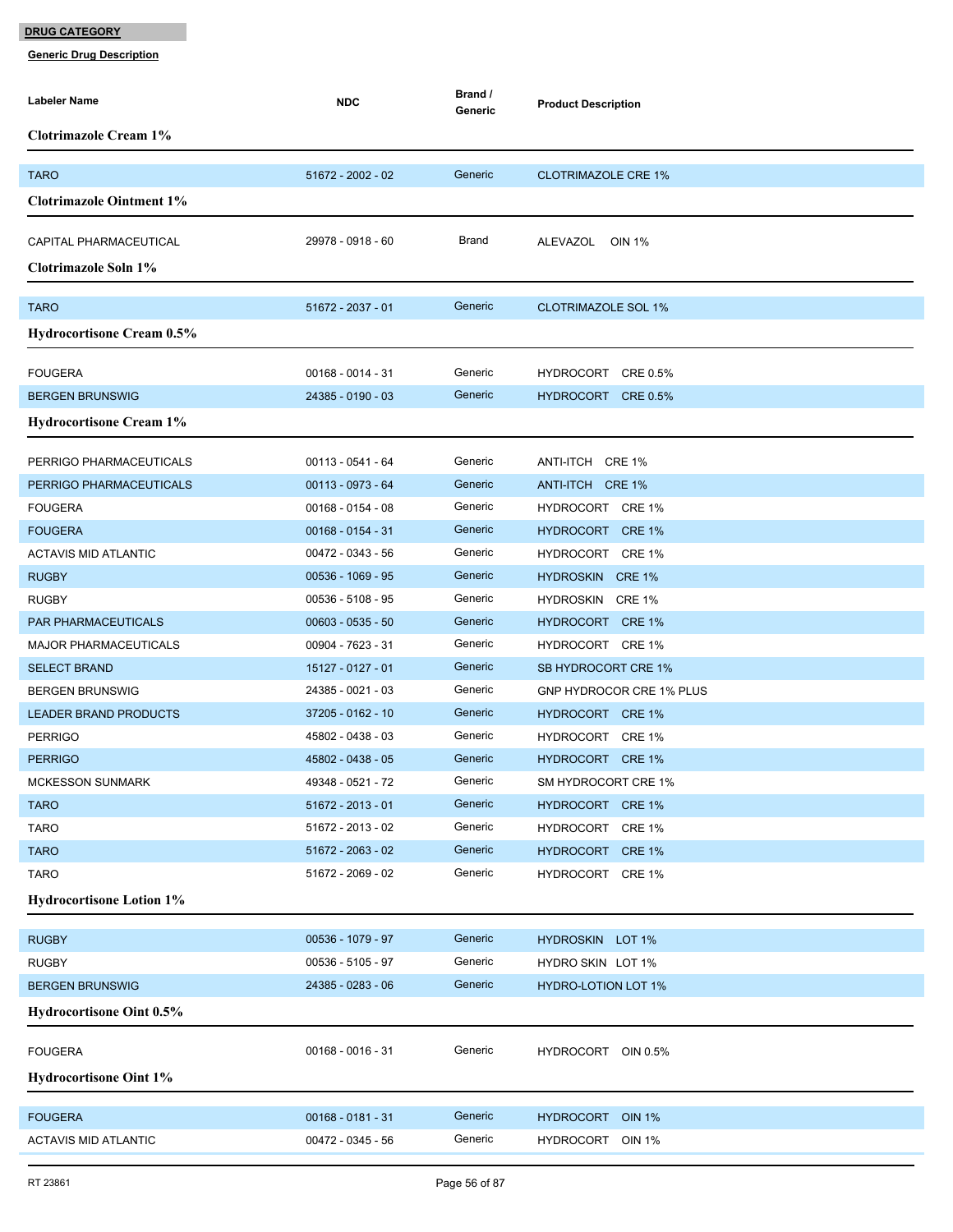**DRUG CATEGORY**

**Generic Drug Description**

| Labeler Name | NDC | Brand / Generic | Product Description |
|---|---|---|---|
| **Clotrimazole Cream 1%** | | | |
| TARO | 51672 - 2002 - 02 | Generic | CLOTRIMAZOLE CRE 1% |
| **Clotrimazole Ointment 1%** | | | |
| CAPITAL PHARMACEUTICAL | 29978 - 0918 - 60 | Brand | ALEVAZOL OIN 1% |
| **Clotrimazole Soln 1%** | | | |
| TARO | 51672 - 2037 - 01 | Generic | CLOTRIMAZOLE SOL 1% |
| **Hydrocortisone Cream 0.5%** | | | |
| FOUGERA | 00168 - 0014 - 31 | Generic | HYDROCORT CRE 0.5% |
| BERGEN BRUNSWIG | 24385 - 0190 - 03 | Generic | HYDROCORT CRE 0.5% |
| **Hydrocortisone Cream 1%** | | | |
| PERRIGO PHARMACEUTICALS | 00113 - 0541 - 64 | Generic | ANTI-ITCH CRE 1% |
| PERRIGO PHARMACEUTICALS | 00113 - 0973 - 64 | Generic | ANTI-ITCH CRE 1% |
| FOUGERA | 00168 - 0154 - 08 | Generic | HYDROCORT CRE 1% |
| FOUGERA | 00168 - 0154 - 31 | Generic | HYDROCORT CRE 1% |
| ACTAVIS MID ATLANTIC | 00472 - 0343 - 56 | Generic | HYDROCORT CRE 1% |
| RUGBY | 00536 - 1069 - 95 | Generic | HYDROSKIN CRE 1% |
| RUGBY | 00536 - 5108 - 95 | Generic | HYDROSKIN CRE 1% |
| PAR PHARMACEUTICALS | 00603 - 0535 - 50 | Generic | HYDROCORT CRE 1% |
| MAJOR PHARMACEUTICALS | 00904 - 7623 - 31 | Generic | HYDROCORT CRE 1% |
| SELECT BRAND | 15127 - 0127 - 01 | Generic | SB HYDROCORT CRE 1% |
| BERGEN BRUNSWIG | 24385 - 0021 - 03 | Generic | GNP HYDROCOR CRE 1% PLUS |
| LEADER BRAND PRODUCTS | 37205 - 0162 - 10 | Generic | HYDROCORT CRE 1% |
| PERRIGO | 45802 - 0438 - 03 | Generic | HYDROCORT CRE 1% |
| PERRIGO | 45802 - 0438 - 05 | Generic | HYDROCORT CRE 1% |
| MCKESSON SUNMARK | 49348 - 0521 - 72 | Generic | SM HYDROCORT CRE 1% |
| TARO | 51672 - 2013 - 01 | Generic | HYDROCORT CRE 1% |
| TARO | 51672 - 2013 - 02 | Generic | HYDROCORT CRE 1% |
| TARO | 51672 - 2063 - 02 | Generic | HYDROCORT CRE 1% |
| TARO | 51672 - 2069 - 02 | Generic | HYDROCORT CRE 1% |
| **Hydrocortisone Lotion 1%** | | | |
| RUGBY | 00536 - 1079 - 97 | Generic | HYDROSKIN LOT 1% |
| RUGBY | 00536 - 5105 - 97 | Generic | HYDRO SKIN LOT 1% |
| BERGEN BRUNSWIG | 24385 - 0283 - 06 | Generic | HYDRO-LOTION LOT 1% |
| **Hydrocortisone Oint 0.5%** | | | |
| FOUGERA | 00168 - 0016 - 31 | Generic | HYDROCORT OIN 0.5% |
| **Hydrocortisone Oint 1%** | | | |
| FOUGERA | 00168 - 0181 - 31 | Generic | HYDROCORT OIN 1% |
| ACTAVIS MID ATLANTIC | 00472 - 0345 - 56 | Generic | HYDROCORT OIN 1% |

RT 23861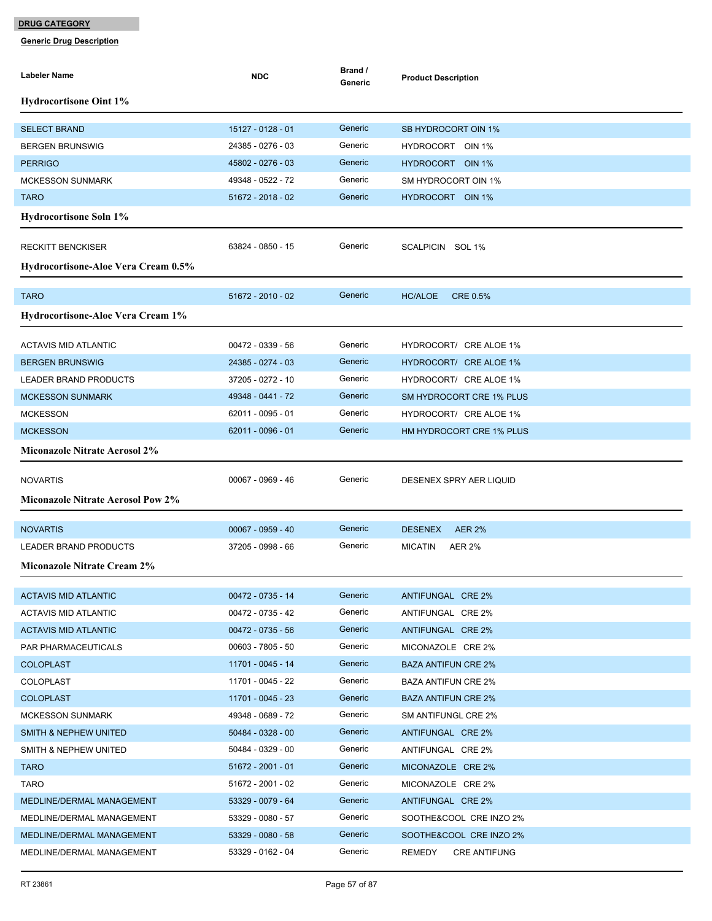**DRUG CATEGORY**

**Generic Drug Description**

| Labeler Name | NDC | Brand / Generic | Product Description |
|---|---|---|---|

### Hydrocortisone Oint 1%

| Labeler Name | NDC | Brand / Generic | Product Description |
|---|---|---|---|
| SELECT BRAND | 15127 - 0128 - 01 | Generic | SB HYDROCORT OIN 1% |
| BERGEN BRUNSWIG | 24385 - 0276 - 03 | Generic | HYDROCORT OIN 1% |
| PERRIGO | 45802 - 0276 - 03 | Generic | HYDROCORT OIN 1% |
| MCKESSON SUNMARK | 49348 - 0522 - 72 | Generic | SM HYDROCORT OIN 1% |
| TARO | 51672 - 2018 - 02 | Generic | HYDROCORT OIN 1% |

### Hydrocortisone Soln 1%

| Labeler Name | NDC | Brand / Generic | Product Description |
|---|---|---|---|
| RECKITT BENCKISER | 63824 - 0850 - 15 | Generic | SCALPICIN SOL 1% |

### Hydrocortisone-Aloe Vera Cream 0.5%

| Labeler Name | NDC | Brand / Generic | Product Description |
|---|---|---|---|
| TARO | 51672 - 2010 - 02 | Generic | HC/ALOE CRE 0.5% |

### Hydrocortisone-Aloe Vera Cream 1%

| Labeler Name | NDC | Brand / Generic | Product Description |
|---|---|---|---|
| ACTAVIS MID ATLANTIC | 00472 - 0339 - 56 | Generic | HYDROCORT/ CRE ALOE 1% |
| BERGEN BRUNSWIG | 24385 - 0274 - 03 | Generic | HYDROCORT/ CRE ALOE 1% |
| LEADER BRAND PRODUCTS | 37205 - 0272 - 10 | Generic | HYDROCORT/ CRE ALOE 1% |
| MCKESSON SUNMARK | 49348 - 0441 - 72 | Generic | SM HYDROCORT CRE 1% PLUS |
| MCKESSON | 62011 - 0095 - 01 | Generic | HYDROCORT/ CRE ALOE 1% |
| MCKESSON | 62011 - 0096 - 01 | Generic | HM HYDROCORT CRE 1% PLUS |

### Miconazole Nitrate Aerosol 2%

| Labeler Name | NDC | Brand / Generic | Product Description |
|---|---|---|---|
| NOVARTIS | 00067 - 0969 - 46 | Generic | DESENEX SPRY AER LIQUID |

### Miconazole Nitrate Aerosol Pow 2%

| Labeler Name | NDC | Brand / Generic | Product Description |
|---|---|---|---|
| NOVARTIS | 00067 - 0959 - 40 | Generic | DESENEX AER 2% |
| LEADER BRAND PRODUCTS | 37205 - 0998 - 66 | Generic | MICATIN AER 2% |

### Miconazole Nitrate Cream 2%

| Labeler Name | NDC | Brand / Generic | Product Description |
|---|---|---|---|
| ACTAVIS MID ATLANTIC | 00472 - 0735 - 14 | Generic | ANTIFUNGAL CRE 2% |
| ACTAVIS MID ATLANTIC | 00472 - 0735 - 42 | Generic | ANTIFUNGAL CRE 2% |
| ACTAVIS MID ATLANTIC | 00472 - 0735 - 56 | Generic | ANTIFUNGAL CRE 2% |
| PAR PHARMACEUTICALS | 00603 - 7805 - 50 | Generic | MICONAZOLE CRE 2% |
| COLOPLAST | 11701 - 0045 - 14 | Generic | BAZA ANTIFUN CRE 2% |
| COLOPLAST | 11701 - 0045 - 22 | Generic | BAZA ANTIFUN CRE 2% |
| COLOPLAST | 11701 - 0045 - 23 | Generic | BAZA ANTIFUN CRE 2% |
| MCKESSON SUNMARK | 49348 - 0689 - 72 | Generic | SM ANTIFUNGL CRE 2% |
| SMITH & NEPHEW UNITED | 50484 - 0328 - 00 | Generic | ANTIFUNGAL CRE 2% |
| SMITH & NEPHEW UNITED | 50484 - 0329 - 00 | Generic | ANTIFUNGAL CRE 2% |
| TARO | 51672 - 2001 - 01 | Generic | MICONAZOLE CRE 2% |
| TARO | 51672 - 2001 - 02 | Generic | MICONAZOLE CRE 2% |
| MEDLINE/DERMAL MANAGEMENT | 53329 - 0079 - 64 | Generic | ANTIFUNGAL CRE 2% |
| MEDLINE/DERMAL MANAGEMENT | 53329 - 0080 - 57 | Generic | SOOTHE&COOL CRE INZO 2% |
| MEDLINE/DERMAL MANAGEMENT | 53329 - 0080 - 58 | Generic | SOOTHE&COOL CRE INZO 2% |
| MEDLINE/DERMAL MANAGEMENT | 53329 - 0162 - 04 | Generic | REMEDY CRE ANTIFUNG |

RT 23861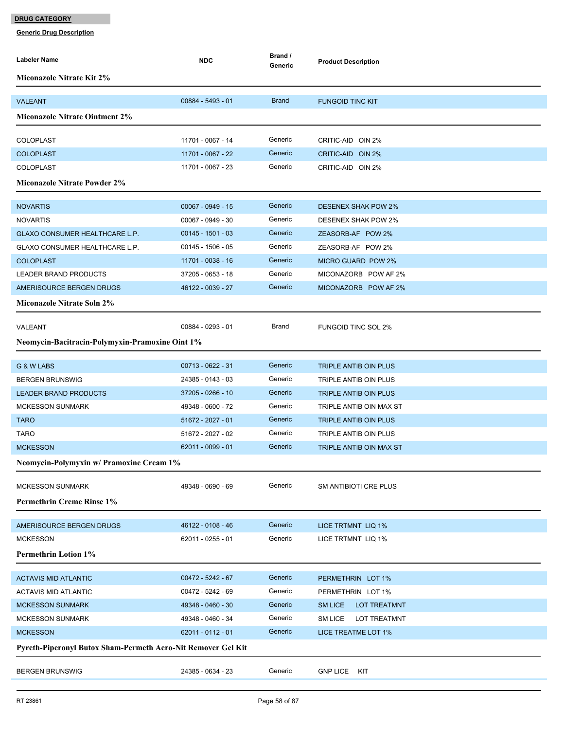**DRUG CATEGORY**

**Generic Drug Description**

| Labeler Name | NDC | Brand / Generic | Product Description |
|---|---|---|---|
| **Miconazole Nitrate Kit 2%** | | | |
| VALEANT | 00884 - 5493 - 01 | Brand | FUNGOID TINC KIT |
| **Miconazole Nitrate Ointment 2%** | | | |
| COLOPLAST | 11701 - 0067 - 14 | Generic | CRITIC-AID OIN 2% |
| COLOPLAST | 11701 - 0067 - 22 | Generic | CRITIC-AID OIN 2% |
| COLOPLAST | 11701 - 0067 - 23 | Generic | CRITIC-AID OIN 2% |
| **Miconazole Nitrate Powder 2%** | | | |
| NOVARTIS | 00067 - 0949 - 15 | Generic | DESENEX SHAK POW 2% |
| NOVARTIS | 00067 - 0949 - 30 | Generic | DESENEX SHAK POW 2% |
| GLAXO CONSUMER HEALTHCARE L.P. | 00145 - 1501 - 03 | Generic | ZEASORB-AF POW 2% |
| GLAXO CONSUMER HEALTHCARE L.P. | 00145 - 1506 - 05 | Generic | ZEASORB-AF POW 2% |
| COLOPLAST | 11701 - 0038 - 16 | Generic | MICRO GUARD POW 2% |
| LEADER BRAND PRODUCTS | 37205 - 0653 - 18 | Generic | MICONAZORB POW AF 2% |
| AMERISOURCE BERGEN DRUGS | 46122 - 0039 - 27 | Generic | MICONAZORB POW AF 2% |
| **Miconazole Nitrate Soln 2%** | | | |
| VALEANT | 00884 - 0293 - 01 | Brand | FUNGOID TINC SOL 2% |
| **Neomycin-Bacitracin-Polymyxin-Pramoxine Oint 1%** | | | |
| G & W LABS | 00713 - 0622 - 31 | Generic | TRIPLE ANTIB OIN PLUS |
| BERGEN BRUNSWIG | 24385 - 0143 - 03 | Generic | TRIPLE ANTIB OIN PLUS |
| LEADER BRAND PRODUCTS | 37205 - 0266 - 10 | Generic | TRIPLE ANTIB OIN PLUS |
| MCKESSON SUNMARK | 49348 - 0600 - 72 | Generic | TRIPLE ANTIB OIN MAX ST |
| TARO | 51672 - 2027 - 01 | Generic | TRIPLE ANTIB OIN PLUS |
| TARO | 51672 - 2027 - 02 | Generic | TRIPLE ANTIB OIN PLUS |
| MCKESSON | 62011 - 0099 - 01 | Generic | TRIPLE ANTIB OIN MAX ST |
| **Neomycin-Polymyxin w/ Pramoxine Cream 1%** | | | |
| MCKESSON SUNMARK | 49348 - 0690 - 69 | Generic | SM ANTIBIOTI CRE PLUS |
| **Permethrin Creme Rinse 1%** | | | |
| AMERISOURCE BERGEN DRUGS | 46122 - 0108 - 46 | Generic | LICE TRTMNT LIQ 1% |
| MCKESSON | 62011 - 0255 - 01 | Generic | LICE TRTMNT LIQ 1% |
| **Permethrin Lotion 1%** | | | |
| ACTAVIS MID ATLANTIC | 00472 - 5242 - 67 | Generic | PERMETHRIN LOT 1% |
| ACTAVIS MID ATLANTIC | 00472 - 5242 - 69 | Generic | PERMETHRIN LOT 1% |
| MCKESSON SUNMARK | 49348 - 0460 - 30 | Generic | SM LICE LOT TREATMNT |
| MCKESSON SUNMARK | 49348 - 0460 - 34 | Generic | SM LICE LOT TREATMNT |
| MCKESSON | 62011 - 0112 - 01 | Generic | LICE TREATME LOT 1% |
| **Pyreth-Piperonyl Butox Sham-Permeth Aero-Nit Remover Gel Kit** | | | |
| BERGEN BRUNSWIG | 24385 - 0634 - 23 | Generic | GNP LICE KIT |

RT 23861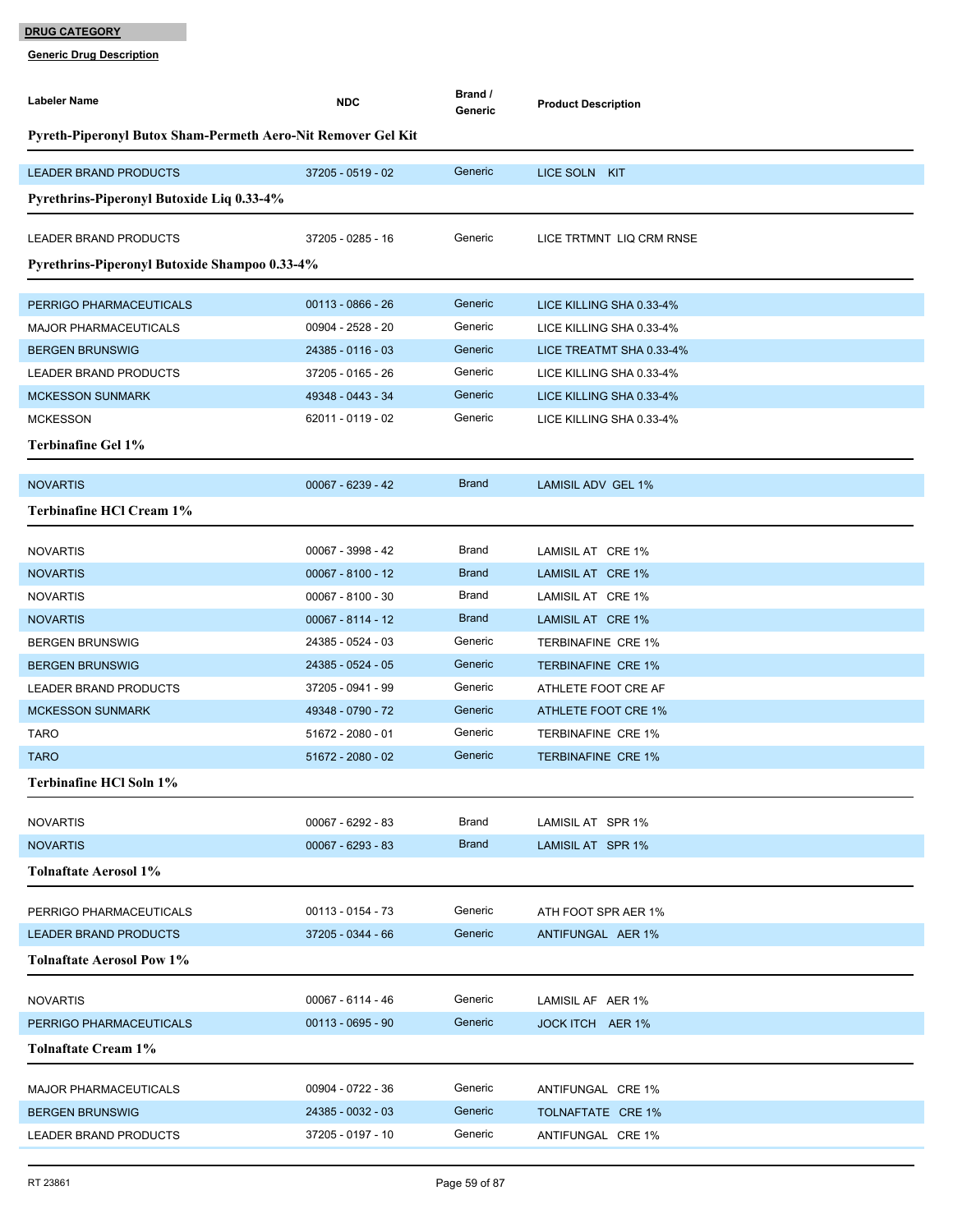**DRUG CATEGORY**

**Generic Drug Description**

| Labeler Name | NDC | Brand / Generic | Product Description |
|---|---|---|---|
| **Pyreth-Piperonyl Butox Sham-Permeth Aero-Nit Remover Gel Kit** | | | |
| LEADER BRAND PRODUCTS | 37205 - 0519 - 02 | Generic | LICE SOLN KIT |
| **Pyrethrins-Piperonyl Butoxide Liq 0.33-4%** | | | |
| LEADER BRAND PRODUCTS | 37205 - 0285 - 16 | Generic | LICE TRTMNT LIQ CRM RNSE |
| **Pyrethrins-Piperonyl Butoxide Shampoo 0.33-4%** | | | |
| PERRIGO PHARMACEUTICALS | 00113 - 0866 - 26 | Generic | LICE KILLING SHA 0.33-4% |
| MAJOR PHARMACEUTICALS | 00904 - 2528 - 20 | Generic | LICE KILLING SHA 0.33-4% |
| BERGEN BRUNSWIG | 24385 - 0116 - 03 | Generic | LICE TREATMT SHA 0.33-4% |
| LEADER BRAND PRODUCTS | 37205 - 0165 - 26 | Generic | LICE KILLING SHA 0.33-4% |
| MCKESSON SUNMARK | 49348 - 0443 - 34 | Generic | LICE KILLING SHA 0.33-4% |
| MCKESSON | 62011 - 0119 - 02 | Generic | LICE KILLING SHA 0.33-4% |
| **Terbinafine Gel 1%** | | | |
| NOVARTIS | 00067 - 6239 - 42 | Brand | LAMISIL ADV GEL 1% |
| **Terbinafine HCl Cream 1%** | | | |
| NOVARTIS | 00067 - 3998 - 42 | Brand | LAMISIL AT CRE 1% |
| NOVARTIS | 00067 - 8100 - 12 | Brand | LAMISIL AT CRE 1% |
| NOVARTIS | 00067 - 8100 - 30 | Brand | LAMISIL AT CRE 1% |
| NOVARTIS | 00067 - 8114 - 12 | Brand | LAMISIL AT CRE 1% |
| BERGEN BRUNSWIG | 24385 - 0524 - 03 | Generic | TERBINAFINE CRE 1% |
| BERGEN BRUNSWIG | 24385 - 0524 - 05 | Generic | TERBINAFINE CRE 1% |
| LEADER BRAND PRODUCTS | 37205 - 0941 - 99 | Generic | ATHLETE FOOT CRE AF |
| MCKESSON SUNMARK | 49348 - 0790 - 72 | Generic | ATHLETE FOOT CRE 1% |
| TARO | 51672 - 2080 - 01 | Generic | TERBINAFINE CRE 1% |
| TARO | 51672 - 2080 - 02 | Generic | TERBINAFINE CRE 1% |
| **Terbinafine HCl Soln 1%** | | | |
| NOVARTIS | 00067 - 6292 - 83 | Brand | LAMISIL AT SPR 1% |
| NOVARTIS | 00067 - 6293 - 83 | Brand | LAMISIL AT SPR 1% |
| **Tolnaftate Aerosol 1%** | | | |
| PERRIGO PHARMACEUTICALS | 00113 - 0154 - 73 | Generic | ATH FOOT SPR AER 1% |
| LEADER BRAND PRODUCTS | 37205 - 0344 - 66 | Generic | ANTIFUNGAL AER 1% |
| **Tolnaftate Aerosol Pow 1%** | | | |
| NOVARTIS | 00067 - 6114 - 46 | Generic | LAMISIL AF AER 1% |
| PERRIGO PHARMACEUTICALS | 00113 - 0695 - 90 | Generic | JOCK ITCH AER 1% |
| **Tolnaftate Cream 1%** | | | |
| MAJOR PHARMACEUTICALS | 00904 - 0722 - 36 | Generic | ANTIFUNGAL CRE 1% |
| BERGEN BRUNSWIG | 24385 - 0032 - 03 | Generic | TOLNAFTATE CRE 1% |
| LEADER BRAND PRODUCTS | 37205 - 0197 - 10 | Generic | ANTIFUNGAL CRE 1% |

RT 23861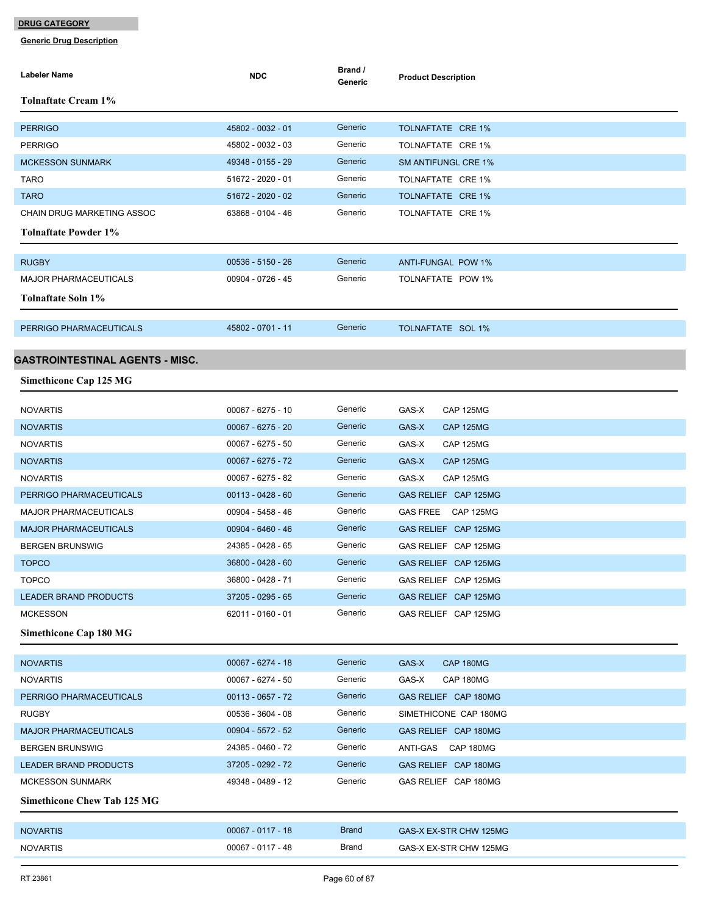**DRUG CATEGORY**

**Generic Drug Description**

| Labeler Name | NDC | Brand / Generic | Product Description |
|---|---|---|---|

### Tolnaftate Cream 1%

| Labeler Name | NDC | Brand / Generic | Product Description |
|---|---|---|---|
| PERRIGO | 45802 - 0032 - 01 | Generic | TOLNAFTATE CRE 1% |
| PERRIGO | 45802 - 0032 - 03 | Generic | TOLNAFTATE CRE 1% |
| MCKESSON SUNMARK | 49348 - 0155 - 29 | Generic | SM ANTIFUNGL CRE 1% |
| TARO | 51672 - 2020 - 01 | Generic | TOLNAFTATE CRE 1% |
| TARO | 51672 - 2020 - 02 | Generic | TOLNAFTATE CRE 1% |
| CHAIN DRUG MARKETING ASSOC | 63868 - 0104 - 46 | Generic | TOLNAFTATE CRE 1% |

### Tolnaftate Powder 1%

| Labeler Name | NDC | Brand / Generic | Product Description |
|---|---|---|---|
| RUGBY | 00536 - 5150 - 26 | Generic | ANTI-FUNGAL POW 1% |
| MAJOR PHARMACEUTICALS | 00904 - 0726 - 45 | Generic | TOLNAFTATE POW 1% |

### Tolnaftate Soln 1%

| Labeler Name | NDC | Brand / Generic | Product Description |
|---|---|---|---|
| PERRIGO PHARMACEUTICALS | 45802 - 0701 - 11 | Generic | TOLNAFTATE SOL 1% |

## GASTROINTESTINAL AGENTS - MISC.

### Simethicone Cap 125 MG

| Labeler Name | NDC | Brand / Generic | Product Description |
|---|---|---|---|
| NOVARTIS | 00067 - 6275 - 10 | Generic | GAS-X CAP 125MG |
| NOVARTIS | 00067 - 6275 - 20 | Generic | GAS-X CAP 125MG |
| NOVARTIS | 00067 - 6275 - 50 | Generic | GAS-X CAP 125MG |
| NOVARTIS | 00067 - 6275 - 72 | Generic | GAS-X CAP 125MG |
| NOVARTIS | 00067 - 6275 - 82 | Generic | GAS-X CAP 125MG |
| PERRIGO PHARMACEUTICALS | 00113 - 0428 - 60 | Generic | GAS RELIEF CAP 125MG |
| MAJOR PHARMACEUTICALS | 00904 - 5458 - 46 | Generic | GAS FREE CAP 125MG |
| MAJOR PHARMACEUTICALS | 00904 - 6460 - 46 | Generic | GAS RELIEF CAP 125MG |
| BERGEN BRUNSWIG | 24385 - 0428 - 65 | Generic | GAS RELIEF CAP 125MG |
| TOPCO | 36800 - 0428 - 60 | Generic | GAS RELIEF CAP 125MG |
| TOPCO | 36800 - 0428 - 71 | Generic | GAS RELIEF CAP 125MG |
| LEADER BRAND PRODUCTS | 37205 - 0295 - 65 | Generic | GAS RELIEF CAP 125MG |
| MCKESSON | 62011 - 0160 - 01 | Generic | GAS RELIEF CAP 125MG |

### Simethicone Cap 180 MG

| Labeler Name | NDC | Brand / Generic | Product Description |
|---|---|---|---|
| NOVARTIS | 00067 - 6274 - 18 | Generic | GAS-X CAP 180MG |
| NOVARTIS | 00067 - 6274 - 50 | Generic | GAS-X CAP 180MG |
| PERRIGO PHARMACEUTICALS | 00113 - 0657 - 72 | Generic | GAS RELIEF CAP 180MG |
| RUGBY | 00536 - 3604 - 08 | Generic | SIMETHICONE CAP 180MG |
| MAJOR PHARMACEUTICALS | 00904 - 5572 - 52 | Generic | GAS RELIEF CAP 180MG |
| BERGEN BRUNSWIG | 24385 - 0460 - 72 | Generic | ANTI-GAS CAP 180MG |
| LEADER BRAND PRODUCTS | 37205 - 0292 - 72 | Generic | GAS RELIEF CAP 180MG |
| MCKESSON SUNMARK | 49348 - 0489 - 12 | Generic | GAS RELIEF CAP 180MG |

### Simethicone Chew Tab 125 MG

| Labeler Name | NDC | Brand / Generic | Product Description |
|---|---|---|---|
| NOVARTIS | 00067 - 0117 - 18 | Brand | GAS-X EX-STR CHW 125MG |
| NOVARTIS | 00067 - 0117 - 48 | Brand | GAS-X EX-STR CHW 125MG |

RT 23861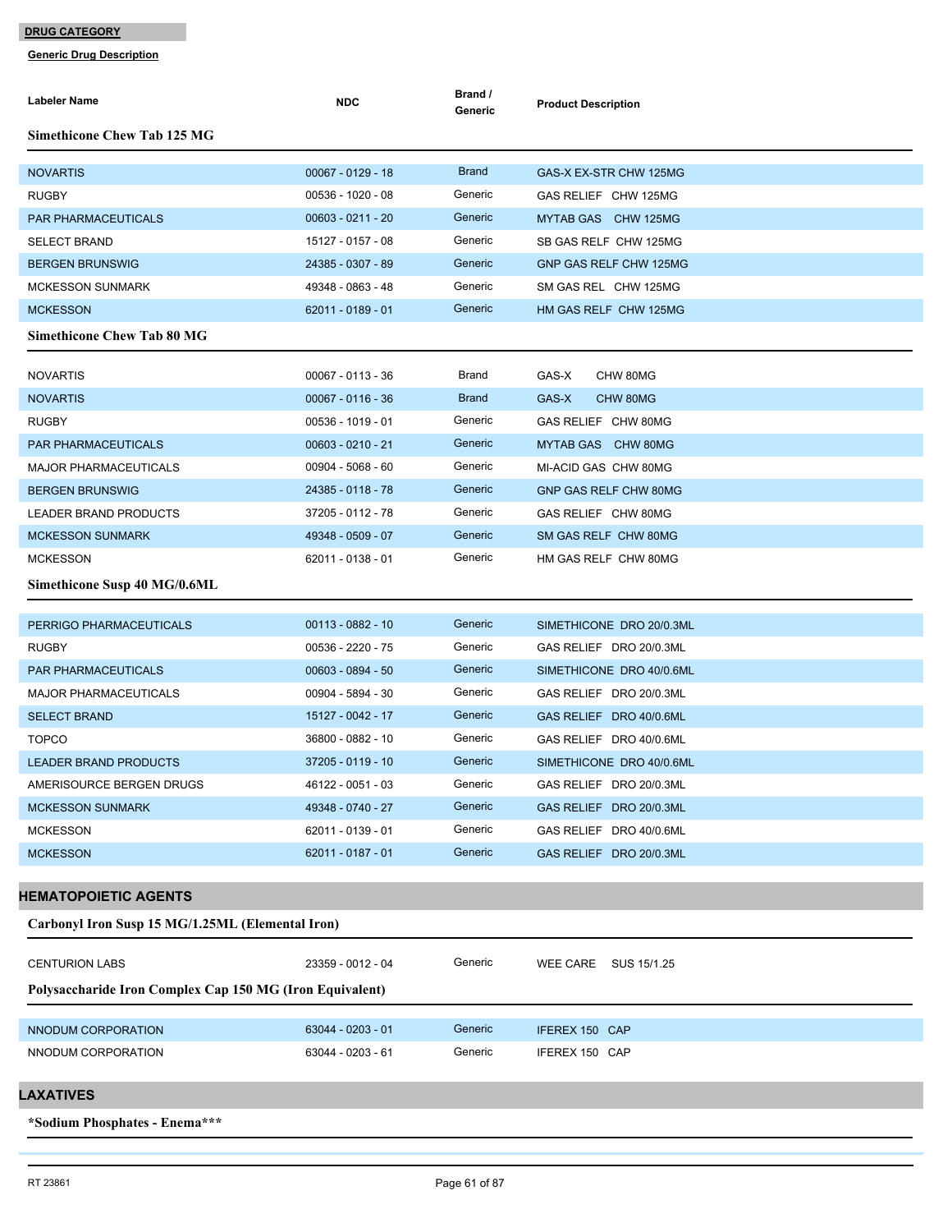**DRUG CATEGORY**

**Generic Drug Description**

| Labeler Name | NDC | Brand / Generic | Product Description |
|---|---|---|---|

### Simethicone Chew Tab 125 MG

| Labeler Name | NDC | Brand / Generic | Product Description |
|---|---|---|---|
| NOVARTIS | 00067 - 0129 - 18 | Brand | GAS-X EX-STR CHW 125MG |
| RUGBY | 00536 - 1020 - 08 | Generic | GAS RELIEF CHW 125MG |
| PAR PHARMACEUTICALS | 00603 - 0211 - 20 | Generic | MYTAB GAS CHW 125MG |
| SELECT BRAND | 15127 - 0157 - 08 | Generic | SB GAS RELF CHW 125MG |
| BERGEN BRUNSWIG | 24385 - 0307 - 89 | Generic | GNP GAS RELF CHW 125MG |
| MCKESSON SUNMARK | 49348 - 0863 - 48 | Generic | SM GAS REL CHW 125MG |
| MCKESSON | 62011 - 0189 - 01 | Generic | HM GAS RELF CHW 125MG |

### Simethicone Chew Tab 80 MG

| Labeler Name | NDC | Brand / Generic | Product Description |
|---|---|---|---|
| NOVARTIS | 00067 - 0113 - 36 | Brand | GAS-X CHW 80MG |
| NOVARTIS | 00067 - 0116 - 36 | Brand | GAS-X CHW 80MG |
| RUGBY | 00536 - 1019 - 01 | Generic | GAS RELIEF CHW 80MG |
| PAR PHARMACEUTICALS | 00603 - 0210 - 21 | Generic | MYTAB GAS CHW 80MG |
| MAJOR PHARMACEUTICALS | 00904 - 5068 - 60 | Generic | MI-ACID GAS CHW 80MG |
| BERGEN BRUNSWIG | 24385 - 0118 - 78 | Generic | GNP GAS RELF CHW 80MG |
| LEADER BRAND PRODUCTS | 37205 - 0112 - 78 | Generic | GAS RELIEF CHW 80MG |
| MCKESSON SUNMARK | 49348 - 0509 - 07 | Generic | SM GAS RELF CHW 80MG |
| MCKESSON | 62011 - 0138 - 01 | Generic | HM GAS RELF CHW 80MG |

### Simethicone Susp 40 MG/0.6ML

| Labeler Name | NDC | Brand / Generic | Product Description |
|---|---|---|---|
| PERRIGO PHARMACEUTICALS | 00113 - 0882 - 10 | Generic | SIMETHICONE DRO 20/0.3ML |
| RUGBY | 00536 - 2220 - 75 | Generic | GAS RELIEF DRO 20/0.3ML |
| PAR PHARMACEUTICALS | 00603 - 0894 - 50 | Generic | SIMETHICONE DRO 40/0.6ML |
| MAJOR PHARMACEUTICALS | 00904 - 5894 - 30 | Generic | GAS RELIEF DRO 20/0.3ML |
| SELECT BRAND | 15127 - 0042 - 17 | Generic | GAS RELIEF DRO 40/0.6ML |
| TOPCO | 36800 - 0882 - 10 | Generic | GAS RELIEF DRO 40/0.6ML |
| LEADER BRAND PRODUCTS | 37205 - 0119 - 10 | Generic | SIMETHICONE DRO 40/0.6ML |
| AMERISOURCE BERGEN DRUGS | 46122 - 0051 - 03 | Generic | GAS RELIEF DRO 20/0.3ML |
| MCKESSON SUNMARK | 49348 - 0740 - 27 | Generic | GAS RELIEF DRO 20/0.3ML |
| MCKESSON | 62011 - 0139 - 01 | Generic | GAS RELIEF DRO 40/0.6ML |
| MCKESSON | 62011 - 0187 - 01 | Generic | GAS RELIEF DRO 20/0.3ML |

## HEMATOPOIETIC AGENTS

### Carbonyl Iron Susp 15 MG/1.25ML (Elemental Iron)

| Labeler Name | NDC | Brand / Generic | Product Description |
|---|---|---|---|
| CENTURION LABS | 23359 - 0012 - 04 | Generic | WEE CARE SUS 15/1.25 |

### Polysaccharide Iron Complex Cap 150 MG (Iron Equivalent)

| Labeler Name | NDC | Brand / Generic | Product Description |
|---|---|---|---|
| NNODUM CORPORATION | 63044 - 0203 - 01 | Generic | IFEREX 150 CAP |
| NNODUM CORPORATION | 63044 - 0203 - 61 | Generic | IFEREX 150 CAP |

## LAXATIVES

### *Sodium Phosphates - Enema***

RT 23861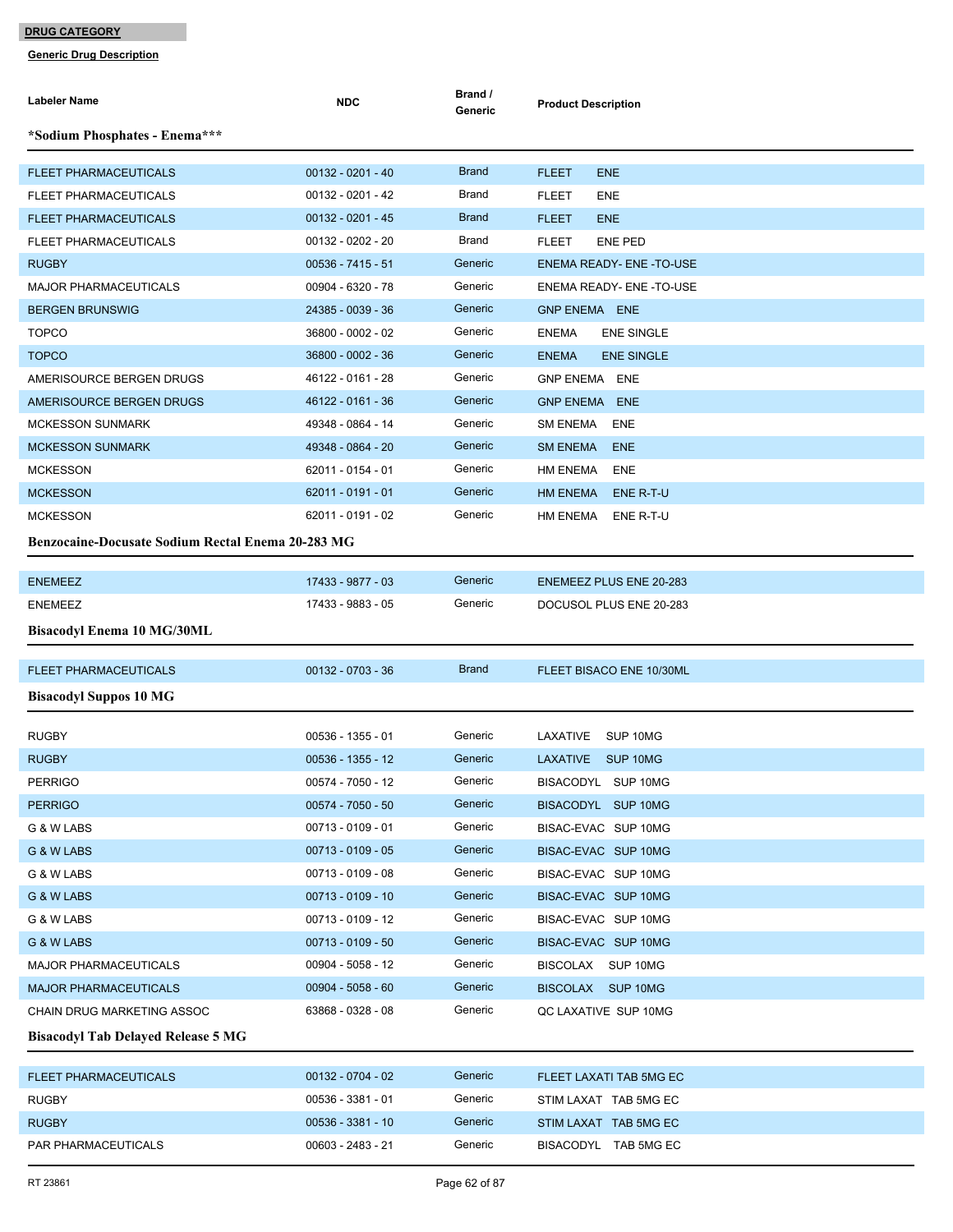**DRUG CATEGORY**

**Generic Drug Description**

| Labeler Name | NDC | Brand / Generic | Product Description |
|---|---|---|---|

### *Sodium Phosphates - Enema***

| Labeler Name | NDC | Brand / Generic | Product Description |
|---|---|---|---|
| FLEET PHARMACEUTICALS | 00132 - 0201 - 40 | Brand | FLEET ENE |
| FLEET PHARMACEUTICALS | 00132 - 0201 - 42 | Brand | FLEET ENE |
| FLEET PHARMACEUTICALS | 00132 - 0201 - 45 | Brand | FLEET ENE |
| FLEET PHARMACEUTICALS | 00132 - 0202 - 20 | Brand | FLEET ENE PED |
| RUGBY | 00536 - 7415 - 51 | Generic | ENEMA READY- ENE -TO-USE |
| MAJOR PHARMACEUTICALS | 00904 - 6320 - 78 | Generic | ENEMA READY- ENE -TO-USE |
| BERGEN BRUNSWIG | 24385 - 0039 - 36 | Generic | GNP ENEMA ENE |
| TOPCO | 36800 - 0002 - 02 | Generic | ENEMA ENE SINGLE |
| TOPCO | 36800 - 0002 - 36 | Generic | ENEMA ENE SINGLE |
| AMERISOURCE BERGEN DRUGS | 46122 - 0161 - 28 | Generic | GNP ENEMA ENE |
| AMERISOURCE BERGEN DRUGS | 46122 - 0161 - 36 | Generic | GNP ENEMA ENE |
| MCKESSON SUNMARK | 49348 - 0864 - 14 | Generic | SM ENEMA ENE |
| MCKESSON SUNMARK | 49348 - 0864 - 20 | Generic | SM ENEMA ENE |
| MCKESSON | 62011 - 0154 - 01 | Generic | HM ENEMA ENE |
| MCKESSON | 62011 - 0191 - 01 | Generic | HM ENEMA ENE R-T-U |
| MCKESSON | 62011 - 0191 - 02 | Generic | HM ENEMA ENE R-T-U |

### Benzocaine-Docusate Sodium Rectal Enema 20-283 MG

| Labeler Name | NDC | Brand / Generic | Product Description |
|---|---|---|---|
| ENEMEEZ | 17433 - 9877 - 03 | Generic | ENEMEEZ PLUS ENE 20-283 |
| ENEMEEZ | 17433 - 9883 - 05 | Generic | DOCUSOL PLUS ENE 20-283 |

### Bisacodyl Enema 10 MG/30ML

| Labeler Name | NDC | Brand / Generic | Product Description |
|---|---|---|---|
| FLEET PHARMACEUTICALS | 00132 - 0703 - 36 | Brand | FLEET BISACO ENE 10/30ML |

### Bisacodyl Suppos 10 MG

| Labeler Name | NDC | Brand / Generic | Product Description |
|---|---|---|---|
| RUGBY | 00536 - 1355 - 01 | Generic | LAXATIVE SUP 10MG |
| RUGBY | 00536 - 1355 - 12 | Generic | LAXATIVE SUP 10MG |
| PERRIGO | 00574 - 7050 - 12 | Generic | BISACODYL SUP 10MG |
| PERRIGO | 00574 - 7050 - 50 | Generic | BISACODYL SUP 10MG |
| G & W LABS | 00713 - 0109 - 01 | Generic | BISAC-EVAC SUP 10MG |
| G & W LABS | 00713 - 0109 - 05 | Generic | BISAC-EVAC SUP 10MG |
| G & W LABS | 00713 - 0109 - 08 | Generic | BISAC-EVAC SUP 10MG |
| G & W LABS | 00713 - 0109 - 10 | Generic | BISAC-EVAC SUP 10MG |
| G & W LABS | 00713 - 0109 - 12 | Generic | BISAC-EVAC SUP 10MG |
| G & W LABS | 00713 - 0109 - 50 | Generic | BISAC-EVAC SUP 10MG |
| MAJOR PHARMACEUTICALS | 00904 - 5058 - 12 | Generic | BISCOLAX SUP 10MG |
| MAJOR PHARMACEUTICALS | 00904 - 5058 - 60 | Generic | BISCOLAX SUP 10MG |
| CHAIN DRUG MARKETING ASSOC | 63868 - 0328 - 08 | Generic | QC LAXATIVE SUP 10MG |

### Bisacodyl Tab Delayed Release 5 MG

| Labeler Name | NDC | Brand / Generic | Product Description |
|---|---|---|---|
| FLEET PHARMACEUTICALS | 00132 - 0704 - 02 | Generic | FLEET LAXATI TAB 5MG EC |
| RUGBY | 00536 - 3381 - 01 | Generic | STIM LAXAT TAB 5MG EC |
| RUGBY | 00536 - 3381 - 10 | Generic | STIM LAXAT TAB 5MG EC |
| PAR PHARMACEUTICALS | 00603 - 2483 - 21 | Generic | BISACODYL TAB 5MG EC |

RT 23861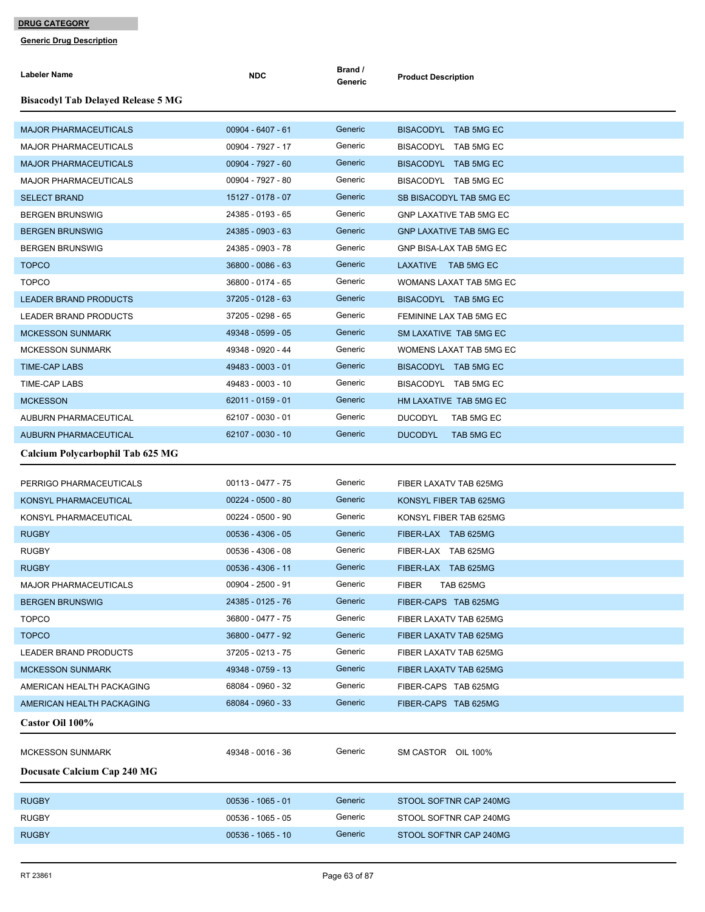**DRUG CATEGORY**

**Generic Drug Description**

| Labeler Name | NDC | Brand / Generic | Product Description |
|---|---|---|---|

### Bisacodyl Tab Delayed Release 5 MG

| Labeler Name | NDC | Brand / Generic | Product Description |
|---|---|---|---|
| MAJOR PHARMACEUTICALS | 00904 - 6407 - 61 | Generic | BISACODYL TAB 5MG EC |
| MAJOR PHARMACEUTICALS | 00904 - 7927 - 17 | Generic | BISACODYL TAB 5MG EC |
| MAJOR PHARMACEUTICALS | 00904 - 7927 - 60 | Generic | BISACODYL TAB 5MG EC |
| MAJOR PHARMACEUTICALS | 00904 - 7927 - 80 | Generic | BISACODYL TAB 5MG EC |
| SELECT BRAND | 15127 - 0178 - 07 | Generic | SB BISACODYL TAB 5MG EC |
| BERGEN BRUNSWIG | 24385 - 0193 - 65 | Generic | GNP LAXATIVE TAB 5MG EC |
| BERGEN BRUNSWIG | 24385 - 0903 - 63 | Generic | GNP LAXATIVE TAB 5MG EC |
| BERGEN BRUNSWIG | 24385 - 0903 - 78 | Generic | GNP BISA-LAX TAB 5MG EC |
| TOPCO | 36800 - 0086 - 63 | Generic | LAXATIVE TAB 5MG EC |
| TOPCO | 36800 - 0174 - 65 | Generic | WOMANS LAXAT TAB 5MG EC |
| LEADER BRAND PRODUCTS | 37205 - 0128 - 63 | Generic | BISACODYL TAB 5MG EC |
| LEADER BRAND PRODUCTS | 37205 - 0298 - 65 | Generic | FEMININE LAX TAB 5MG EC |
| MCKESSON SUNMARK | 49348 - 0599 - 05 | Generic | SM LAXATIVE TAB 5MG EC |
| MCKESSON SUNMARK | 49348 - 0920 - 44 | Generic | WOMENS LAXAT TAB 5MG EC |
| TIME-CAP LABS | 49483 - 0003 - 01 | Generic | BISACODYL TAB 5MG EC |
| TIME-CAP LABS | 49483 - 0003 - 10 | Generic | BISACODYL TAB 5MG EC |
| MCKESSON | 62011 - 0159 - 01 | Generic | HM LAXATIVE TAB 5MG EC |
| AUBURN PHARMACEUTICAL | 62107 - 0030 - 01 | Generic | DUCODYL TAB 5MG EC |
| AUBURN PHARMACEUTICAL | 62107 - 0030 - 10 | Generic | DUCODYL TAB 5MG EC |

### Calcium Polycarbophil Tab 625 MG

| Labeler Name | NDC | Brand / Generic | Product Description |
|---|---|---|---|
| PERRIGO PHARMACEUTICALS | 00113 - 0477 - 75 | Generic | FIBER LAXATV TAB 625MG |
| KONSYL PHARMACEUTICAL | 00224 - 0500 - 80 | Generic | KONSYL FIBER TAB 625MG |
| KONSYL PHARMACEUTICAL | 00224 - 0500 - 90 | Generic | KONSYL FIBER TAB 625MG |
| RUGBY | 00536 - 4306 - 05 | Generic | FIBER-LAX TAB 625MG |
| RUGBY | 00536 - 4306 - 08 | Generic | FIBER-LAX TAB 625MG |
| RUGBY | 00536 - 4306 - 11 | Generic | FIBER-LAX TAB 625MG |
| MAJOR PHARMACEUTICALS | 00904 - 2500 - 91 | Generic | FIBER TAB 625MG |
| BERGEN BRUNSWIG | 24385 - 0125 - 76 | Generic | FIBER-CAPS TAB 625MG |
| TOPCO | 36800 - 0477 - 75 | Generic | FIBER LAXATV TAB 625MG |
| TOPCO | 36800 - 0477 - 92 | Generic | FIBER LAXATV TAB 625MG |
| LEADER BRAND PRODUCTS | 37205 - 0213 - 75 | Generic | FIBER LAXATV TAB 625MG |
| MCKESSON SUNMARK | 49348 - 0759 - 13 | Generic | FIBER LAXATV TAB 625MG |
| AMERICAN HEALTH PACKAGING | 68084 - 0960 - 32 | Generic | FIBER-CAPS TAB 625MG |
| AMERICAN HEALTH PACKAGING | 68084 - 0960 - 33 | Generic | FIBER-CAPS TAB 625MG |

### Castor Oil 100%

| Labeler Name | NDC | Brand / Generic | Product Description |
|---|---|---|---|
| MCKESSON SUNMARK | 49348 - 0016 - 36 | Generic | SM CASTOR OIL 100% |

### Docusate Calcium Cap 240 MG

| Labeler Name | NDC | Brand / Generic | Product Description |
|---|---|---|---|
| RUGBY | 00536 - 1065 - 01 | Generic | STOOL SOFTNR CAP 240MG |
| RUGBY | 00536 - 1065 - 05 | Generic | STOOL SOFTNR CAP 240MG |
| RUGBY | 00536 - 1065 - 10 | Generic | STOOL SOFTNR CAP 240MG |

RT 23861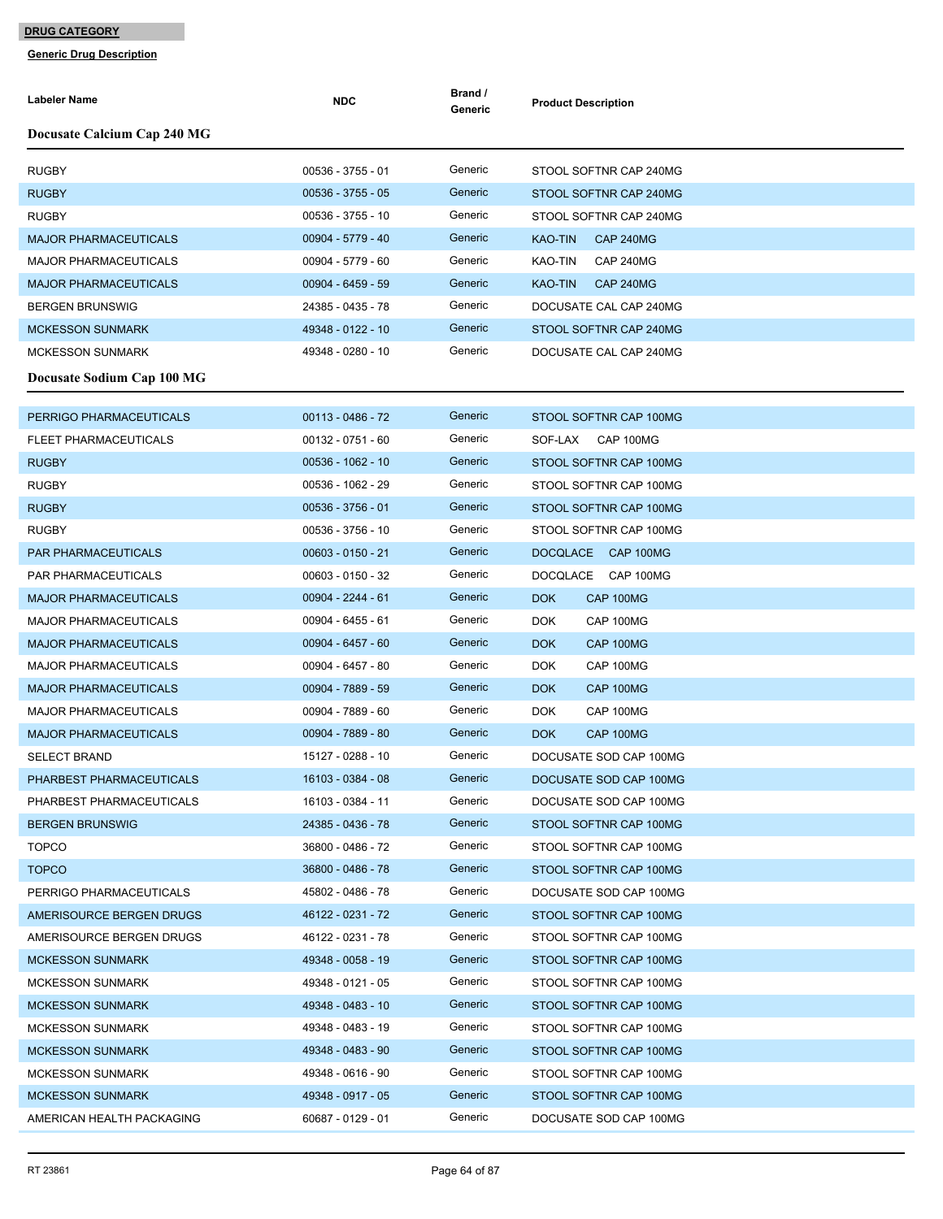**DRUG CATEGORY**

**Generic Drug Description**

| Labeler Name | NDC | Brand / Generic | Product Description |
|---|---|---|---|
| **Docusate Calcium Cap 240 MG** | | | |
| RUGBY | 00536 - 3755 - 01 | Generic | STOOL SOFTNR CAP 240MG |
| RUGBY | 00536 - 3755 - 05 | Generic | STOOL SOFTNR CAP 240MG |
| RUGBY | 00536 - 3755 - 10 | Generic | STOOL SOFTNR CAP 240MG |
| MAJOR PHARMACEUTICALS | 00904 - 5779 - 40 | Generic | KAO-TIN CAP 240MG |
| MAJOR PHARMACEUTICALS | 00904 - 5779 - 60 | Generic | KAO-TIN CAP 240MG |
| MAJOR PHARMACEUTICALS | 00904 - 6459 - 59 | Generic | KAO-TIN CAP 240MG |
| BERGEN BRUNSWIG | 24385 - 0435 - 78 | Generic | DOCUSATE CAL CAP 240MG |
| MCKESSON SUNMARK | 49348 - 0122 - 10 | Generic | STOOL SOFTNR CAP 240MG |
| MCKESSON SUNMARK | 49348 - 0280 - 10 | Generic | DOCUSATE CAL CAP 240MG |
| **Docusate Sodium Cap 100 MG** | | | |
| PERRIGO PHARMACEUTICALS | 00113 - 0486 - 72 | Generic | STOOL SOFTNR CAP 100MG |
| FLEET PHARMACEUTICALS | 00132 - 0751 - 60 | Generic | SOF-LAX CAP 100MG |
| RUGBY | 00536 - 1062 - 10 | Generic | STOOL SOFTNR CAP 100MG |
| RUGBY | 00536 - 1062 - 29 | Generic | STOOL SOFTNR CAP 100MG |
| RUGBY | 00536 - 3756 - 01 | Generic | STOOL SOFTNR CAP 100MG |
| RUGBY | 00536 - 3756 - 10 | Generic | STOOL SOFTNR CAP 100MG |
| PAR PHARMACEUTICALS | 00603 - 0150 - 21 | Generic | DOCQLACE CAP 100MG |
| PAR PHARMACEUTICALS | 00603 - 0150 - 32 | Generic | DOCQLACE CAP 100MG |
| MAJOR PHARMACEUTICALS | 00904 - 2244 - 61 | Generic | DOK CAP 100MG |
| MAJOR PHARMACEUTICALS | 00904 - 6455 - 61 | Generic | DOK CAP 100MG |
| MAJOR PHARMACEUTICALS | 00904 - 6457 - 60 | Generic | DOK CAP 100MG |
| MAJOR PHARMACEUTICALS | 00904 - 6457 - 80 | Generic | DOK CAP 100MG |
| MAJOR PHARMACEUTICALS | 00904 - 7889 - 59 | Generic | DOK CAP 100MG |
| MAJOR PHARMACEUTICALS | 00904 - 7889 - 60 | Generic | DOK CAP 100MG |
| MAJOR PHARMACEUTICALS | 00904 - 7889 - 80 | Generic | DOK CAP 100MG |
| SELECT BRAND | 15127 - 0288 - 10 | Generic | DOCUSATE SOD CAP 100MG |
| PHARBEST PHARMACEUTICALS | 16103 - 0384 - 08 | Generic | DOCUSATE SOD CAP 100MG |
| PHARBEST PHARMACEUTICALS | 16103 - 0384 - 11 | Generic | DOCUSATE SOD CAP 100MG |
| BERGEN BRUNSWIG | 24385 - 0436 - 78 | Generic | STOOL SOFTNR CAP 100MG |
| TOPCO | 36800 - 0486 - 72 | Generic | STOOL SOFTNR CAP 100MG |
| TOPCO | 36800 - 0486 - 78 | Generic | STOOL SOFTNR CAP 100MG |
| PERRIGO PHARMACEUTICALS | 45802 - 0486 - 78 | Generic | DOCUSATE SOD CAP 100MG |
| AMERISOURCE BERGEN DRUGS | 46122 - 0231 - 72 | Generic | STOOL SOFTNR CAP 100MG |
| AMERISOURCE BERGEN DRUGS | 46122 - 0231 - 78 | Generic | STOOL SOFTNR CAP 100MG |
| MCKESSON SUNMARK | 49348 - 0058 - 19 | Generic | STOOL SOFTNR CAP 100MG |
| MCKESSON SUNMARK | 49348 - 0121 - 05 | Generic | STOOL SOFTNR CAP 100MG |
| MCKESSON SUNMARK | 49348 - 0483 - 10 | Generic | STOOL SOFTNR CAP 100MG |
| MCKESSON SUNMARK | 49348 - 0483 - 19 | Generic | STOOL SOFTNR CAP 100MG |
| MCKESSON SUNMARK | 49348 - 0483 - 90 | Generic | STOOL SOFTNR CAP 100MG |
| MCKESSON SUNMARK | 49348 - 0616 - 90 | Generic | STOOL SOFTNR CAP 100MG |
| MCKESSON SUNMARK | 49348 - 0917 - 05 | Generic | STOOL SOFTNR CAP 100MG |
| AMERICAN HEALTH PACKAGING | 60687 - 0129 - 01 | Generic | DOCUSATE SOD CAP 100MG |

RT 23861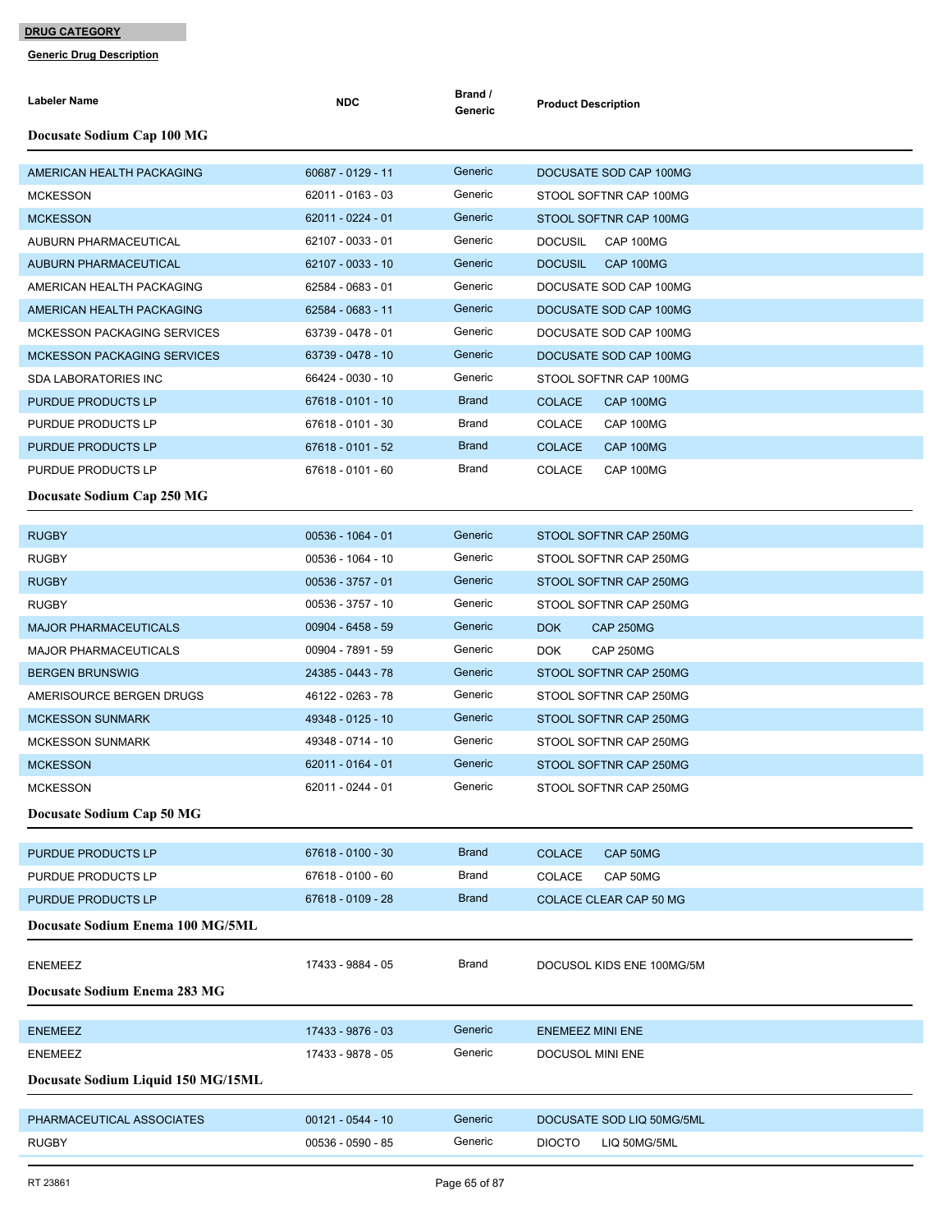**DRUG CATEGORY**

**Generic Drug Description**

| Labeler Name | NDC | Brand / Generic | Product Description |
|---|---|---|---|
| **Docusate Sodium Cap 100 MG** | | | |
| AMERICAN HEALTH PACKAGING | 60687 - 0129 - 11 | Generic | DOCUSATE SOD CAP 100MG |
| MCKESSON | 62011 - 0163 - 03 | Generic | STOOL SOFTNR CAP 100MG |
| MCKESSON | 62011 - 0224 - 01 | Generic | STOOL SOFTNR CAP 100MG |
| AUBURN PHARMACEUTICAL | 62107 - 0033 - 01 | Generic | DOCUSIL CAP 100MG |
| AUBURN PHARMACEUTICAL | 62107 - 0033 - 10 | Generic | DOCUSIL CAP 100MG |
| AMERICAN HEALTH PACKAGING | 62584 - 0683 - 01 | Generic | DOCUSATE SOD CAP 100MG |
| AMERICAN HEALTH PACKAGING | 62584 - 0683 - 11 | Generic | DOCUSATE SOD CAP 100MG |
| MCKESSON PACKAGING SERVICES | 63739 - 0478 - 01 | Generic | DOCUSATE SOD CAP 100MG |
| MCKESSON PACKAGING SERVICES | 63739 - 0478 - 10 | Generic | DOCUSATE SOD CAP 100MG |
| SDA LABORATORIES INC | 66424 - 0030 - 10 | Generic | STOOL SOFTNR CAP 100MG |
| PURDUE PRODUCTS LP | 67618 - 0101 - 10 | Brand | COLACE CAP 100MG |
| PURDUE PRODUCTS LP | 67618 - 0101 - 30 | Brand | COLACE CAP 100MG |
| PURDUE PRODUCTS LP | 67618 - 0101 - 52 | Brand | COLACE CAP 100MG |
| PURDUE PRODUCTS LP | 67618 - 0101 - 60 | Brand | COLACE CAP 100MG |
| **Docusate Sodium Cap 250 MG** | | | |
| RUGBY | 00536 - 1064 - 01 | Generic | STOOL SOFTNR CAP 250MG |
| RUGBY | 00536 - 1064 - 10 | Generic | STOOL SOFTNR CAP 250MG |
| RUGBY | 00536 - 3757 - 01 | Generic | STOOL SOFTNR CAP 250MG |
| RUGBY | 00536 - 3757 - 10 | Generic | STOOL SOFTNR CAP 250MG |
| MAJOR PHARMACEUTICALS | 00904 - 6458 - 59 | Generic | DOK CAP 250MG |
| MAJOR PHARMACEUTICALS | 00904 - 7891 - 59 | Generic | DOK CAP 250MG |
| BERGEN BRUNSWIG | 24385 - 0443 - 78 | Generic | STOOL SOFTNR CAP 250MG |
| AMERISOURCE BERGEN DRUGS | 46122 - 0263 - 78 | Generic | STOOL SOFTNR CAP 250MG |
| MCKESSON SUNMARK | 49348 - 0125 - 10 | Generic | STOOL SOFTNR CAP 250MG |
| MCKESSON SUNMARK | 49348 - 0714 - 10 | Generic | STOOL SOFTNR CAP 250MG |
| MCKESSON | 62011 - 0164 - 01 | Generic | STOOL SOFTNR CAP 250MG |
| MCKESSON | 62011 - 0244 - 01 | Generic | STOOL SOFTNR CAP 250MG |
| **Docusate Sodium Cap 50 MG** | | | |
| PURDUE PRODUCTS LP | 67618 - 0100 - 30 | Brand | COLACE CAP 50MG |
| PURDUE PRODUCTS LP | 67618 - 0100 - 60 | Brand | COLACE CAP 50MG |
| PURDUE PRODUCTS LP | 67618 - 0109 - 28 | Brand | COLACE CLEAR CAP 50 MG |
| **Docusate Sodium Enema 100 MG/5ML** | | | |
| ENEMEEZ | 17433 - 9884 - 05 | Brand | DOCUSOL KIDS ENE 100MG/5M |
| **Docusate Sodium Enema 283 MG** | | | |
| ENEMEEZ | 17433 - 9876 - 03 | Generic | ENEMEEZ MINI ENE |
| ENEMEEZ | 17433 - 9878 - 05 | Generic | DOCUSOL MINI ENE |
| **Docusate Sodium Liquid 150 MG/15ML** | | | |
| PHARMACEUTICAL ASSOCIATES | 00121 - 0544 - 10 | Generic | DOCUSATE SOD LIQ 50MG/5ML |
| RUGBY | 00536 - 0590 - 85 | Generic | DIOCTO LIQ 50MG/5ML |

RT 23861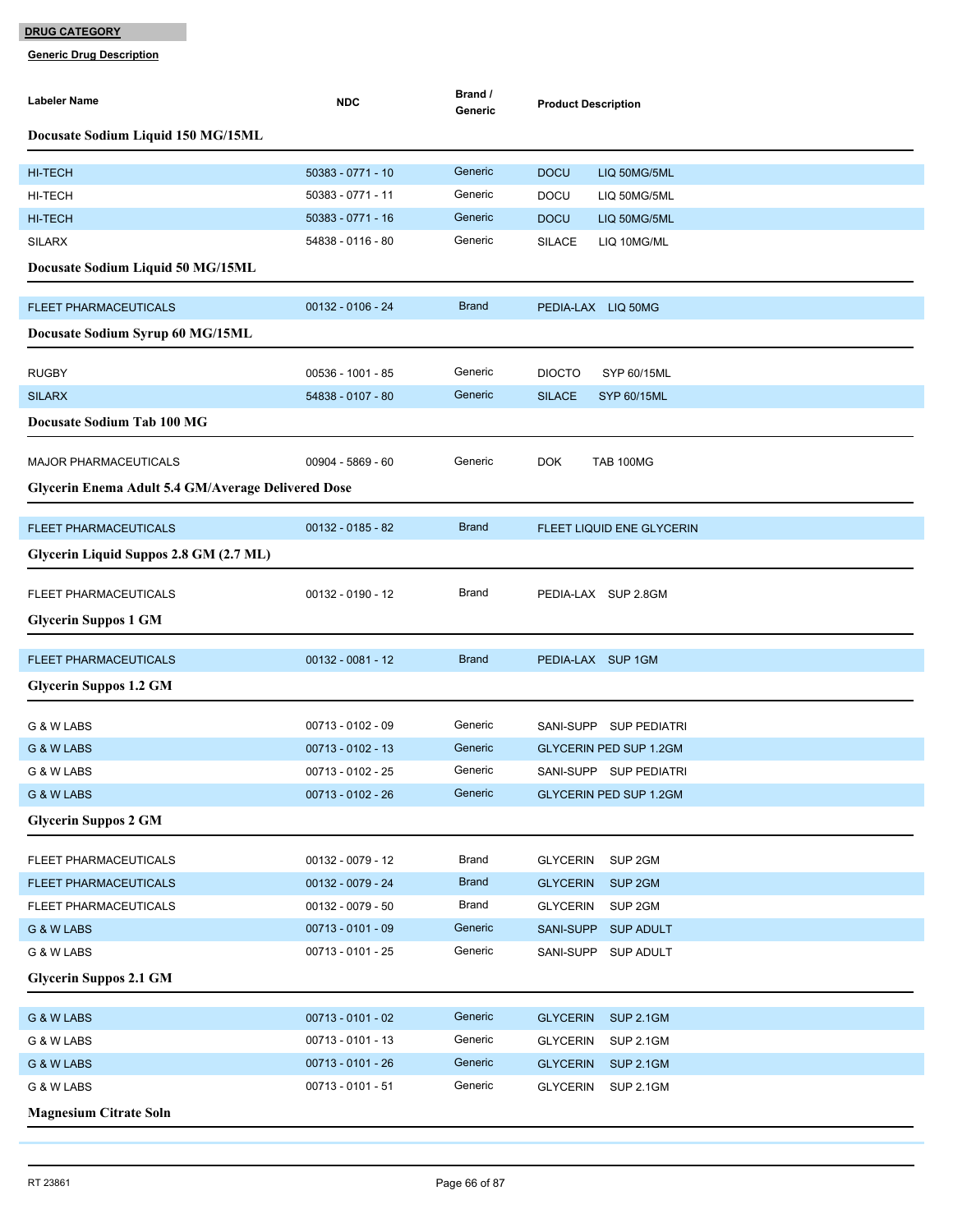**DRUG CATEGORY**

**Generic Drug Description**

| Labeler Name | NDC | Brand / Generic | Product Description |
|---|---|---|---|
| **Docusate Sodium Liquid 150 MG/15ML** | | | |
| HI-TECH | 50383 - 0771 - 10 | Generic | DOCU LIQ 50MG/5ML |
| HI-TECH | 50383 - 0771 - 11 | Generic | DOCU LIQ 50MG/5ML |
| HI-TECH | 50383 - 0771 - 16 | Generic | DOCU LIQ 50MG/5ML |
| SILARX | 54838 - 0116 - 80 | Generic | SILACE LIQ 10MG/ML |
| **Docusate Sodium Liquid 50 MG/15ML** | | | |
| FLEET PHARMACEUTICALS | 00132 - 0106 - 24 | Brand | PEDIA-LAX LIQ 50MG |
| **Docusate Sodium Syrup 60 MG/15ML** | | | |
| RUGBY | 00536 - 1001 - 85 | Generic | DIOCTO SYP 60/15ML |
| SILARX | 54838 - 0107 - 80 | Generic | SILACE SYP 60/15ML |
| **Docusate Sodium Tab 100 MG** | | | |
| MAJOR PHARMACEUTICALS | 00904 - 5869 - 60 | Generic | DOK TAB 100MG |
| **Glycerin Enema Adult 5.4 GM/Average Delivered Dose** | | | |
| FLEET PHARMACEUTICALS | 00132 - 0185 - 82 | Brand | FLEET LIQUID ENE GLYCERIN |
| **Glycerin Liquid Suppos 2.8 GM (2.7 ML)** | | | |
| FLEET PHARMACEUTICALS | 00132 - 0190 - 12 | Brand | PEDIA-LAX SUP 2.8GM |
| **Glycerin Suppos 1 GM** | | | |
| FLEET PHARMACEUTICALS | 00132 - 0081 - 12 | Brand | PEDIA-LAX SUP 1GM |
| **Glycerin Suppos 1.2 GM** | | | |
| G & W LABS | 00713 - 0102 - 09 | Generic | SANI-SUPP SUP PEDIATRI |
| G & W LABS | 00713 - 0102 - 13 | Generic | GLYCERIN PED SUP 1.2GM |
| G & W LABS | 00713 - 0102 - 25 | Generic | SANI-SUPP SUP PEDIATRI |
| G & W LABS | 00713 - 0102 - 26 | Generic | GLYCERIN PED SUP 1.2GM |
| **Glycerin Suppos 2 GM** | | | |
| FLEET PHARMACEUTICALS | 00132 - 0079 - 12 | Brand | GLYCERIN SUP 2GM |
| FLEET PHARMACEUTICALS | 00132 - 0079 - 24 | Brand | GLYCERIN SUP 2GM |
| FLEET PHARMACEUTICALS | 00132 - 0079 - 50 | Brand | GLYCERIN SUP 2GM |
| G & W LABS | 00713 - 0101 - 09 | Generic | SANI-SUPP SUP ADULT |
| G & W LABS | 00713 - 0101 - 25 | Generic | SANI-SUPP SUP ADULT |
| **Glycerin Suppos 2.1 GM** | | | |
| G & W LABS | 00713 - 0101 - 02 | Generic | GLYCERIN SUP 2.1GM |
| G & W LABS | 00713 - 0101 - 13 | Generic | GLYCERIN SUP 2.1GM |
| G & W LABS | 00713 - 0101 - 26 | Generic | GLYCERIN SUP 2.1GM |
| G & W LABS | 00713 - 0101 - 51 | Generic | GLYCERIN SUP 2.1GM |
| **Magnesium Citrate Soln** | | | |

RT 23861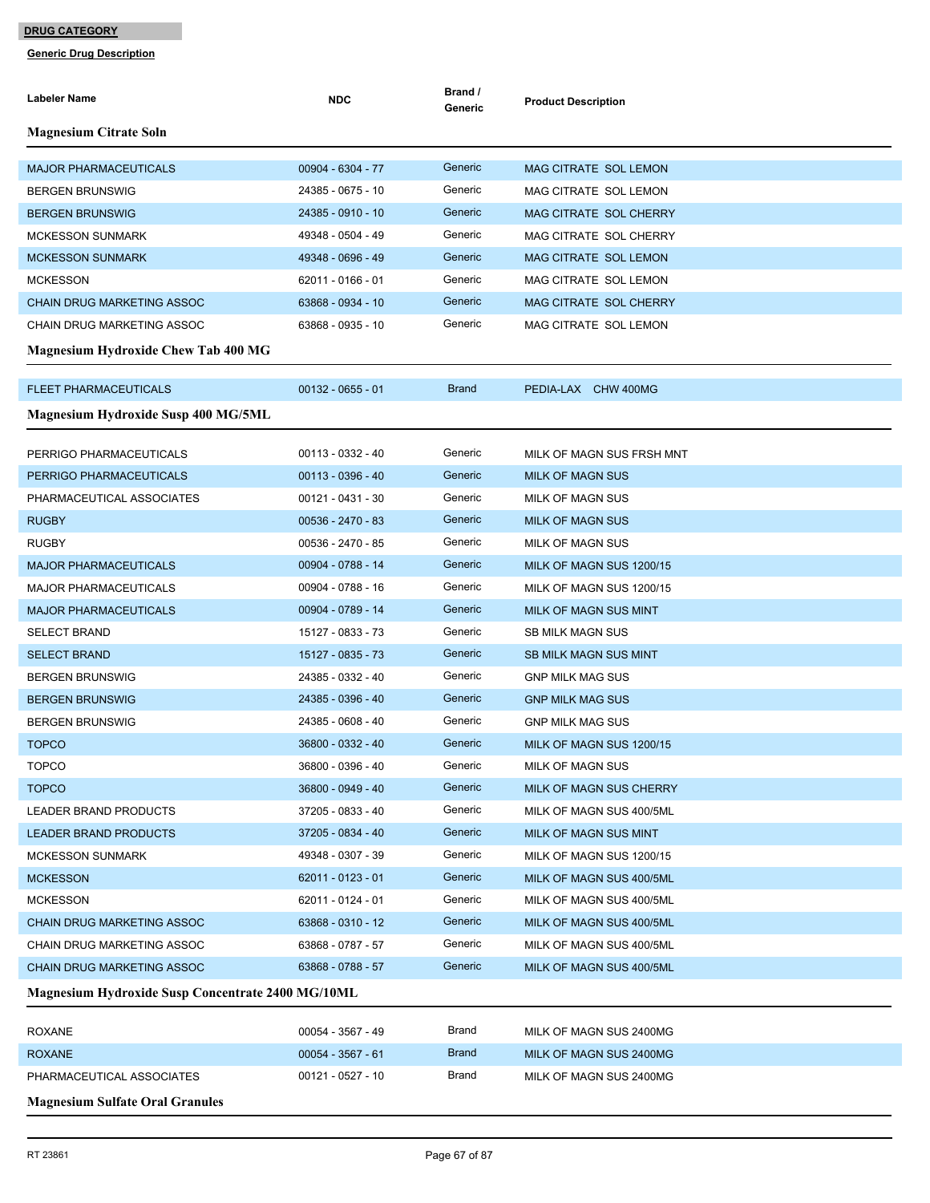**DRUG CATEGORY**

**Generic Drug Description**

| Labeler Name | NDC | Brand / Generic | Product Description |
|---|---|---|---|
| **Magnesium Citrate Soln** | | | |
| MAJOR PHARMACEUTICALS | 00904 - 6304 - 77 | Generic | MAG CITRATE SOL LEMON |
| BERGEN BRUNSWIG | 24385 - 0675 - 10 | Generic | MAG CITRATE SOL LEMON |
| BERGEN BRUNSWIG | 24385 - 0910 - 10 | Generic | MAG CITRATE SOL CHERRY |
| MCKESSON SUNMARK | 49348 - 0504 - 49 | Generic | MAG CITRATE SOL CHERRY |
| MCKESSON SUNMARK | 49348 - 0696 - 49 | Generic | MAG CITRATE SOL LEMON |
| MCKESSON | 62011 - 0166 - 01 | Generic | MAG CITRATE SOL LEMON |
| CHAIN DRUG MARKETING ASSOC | 63868 - 0934 - 10 | Generic | MAG CITRATE SOL CHERRY |
| CHAIN DRUG MARKETING ASSOC | 63868 - 0935 - 10 | Generic | MAG CITRATE SOL LEMON |
| **Magnesium Hydroxide Chew Tab 400 MG** | | | |
| FLEET PHARMACEUTICALS | 00132 - 0655 - 01 | Brand | PEDIA-LAX CHW 400MG |
| **Magnesium Hydroxide Susp 400 MG/5ML** | | | |
| PERRIGO PHARMACEUTICALS | 00113 - 0332 - 40 | Generic | MILK OF MAGN SUS FRSH MNT |
| PERRIGO PHARMACEUTICALS | 00113 - 0396 - 40 | Generic | MILK OF MAGN SUS |
| PHARMACEUTICAL ASSOCIATES | 00121 - 0431 - 30 | Generic | MILK OF MAGN SUS |
| RUGBY | 00536 - 2470 - 83 | Generic | MILK OF MAGN SUS |
| RUGBY | 00536 - 2470 - 85 | Generic | MILK OF MAGN SUS |
| MAJOR PHARMACEUTICALS | 00904 - 0788 - 14 | Generic | MILK OF MAGN SUS 1200/15 |
| MAJOR PHARMACEUTICALS | 00904 - 0788 - 16 | Generic | MILK OF MAGN SUS 1200/15 |
| MAJOR PHARMACEUTICALS | 00904 - 0789 - 14 | Generic | MILK OF MAGN SUS MINT |
| SELECT BRAND | 15127 - 0833 - 73 | Generic | SB MILK MAGN SUS |
| SELECT BRAND | 15127 - 0835 - 73 | Generic | SB MILK MAGN SUS MINT |
| BERGEN BRUNSWIG | 24385 - 0332 - 40 | Generic | GNP MILK MAG SUS |
| BERGEN BRUNSWIG | 24385 - 0396 - 40 | Generic | GNP MILK MAG SUS |
| BERGEN BRUNSWIG | 24385 - 0608 - 40 | Generic | GNP MILK MAG SUS |
| TOPCO | 36800 - 0332 - 40 | Generic | MILK OF MAGN SUS 1200/15 |
| TOPCO | 36800 - 0396 - 40 | Generic | MILK OF MAGN SUS |
| TOPCO | 36800 - 0949 - 40 | Generic | MILK OF MAGN SUS CHERRY |
| LEADER BRAND PRODUCTS | 37205 - 0833 - 40 | Generic | MILK OF MAGN SUS 400/5ML |
| LEADER BRAND PRODUCTS | 37205 - 0834 - 40 | Generic | MILK OF MAGN SUS MINT |
| MCKESSON SUNMARK | 49348 - 0307 - 39 | Generic | MILK OF MAGN SUS 1200/15 |
| MCKESSON | 62011 - 0123 - 01 | Generic | MILK OF MAGN SUS 400/5ML |
| MCKESSON | 62011 - 0124 - 01 | Generic | MILK OF MAGN SUS 400/5ML |
| CHAIN DRUG MARKETING ASSOC | 63868 - 0310 - 12 | Generic | MILK OF MAGN SUS 400/5ML |
| CHAIN DRUG MARKETING ASSOC | 63868 - 0787 - 57 | Generic | MILK OF MAGN SUS 400/5ML |
| CHAIN DRUG MARKETING ASSOC | 63868 - 0788 - 57 | Generic | MILK OF MAGN SUS 400/5ML |
| **Magnesium Hydroxide Susp Concentrate 2400 MG/10ML** | | | |
| ROXANE | 00054 - 3567 - 49 | Brand | MILK OF MAGN SUS 2400MG |
| ROXANE | 00054 - 3567 - 61 | Brand | MILK OF MAGN SUS 2400MG |
| PHARMACEUTICAL ASSOCIATES | 00121 - 0527 - 10 | Brand | MILK OF MAGN SUS 2400MG |
| **Magnesium Sulfate Oral Granules** | | | |

RT 23861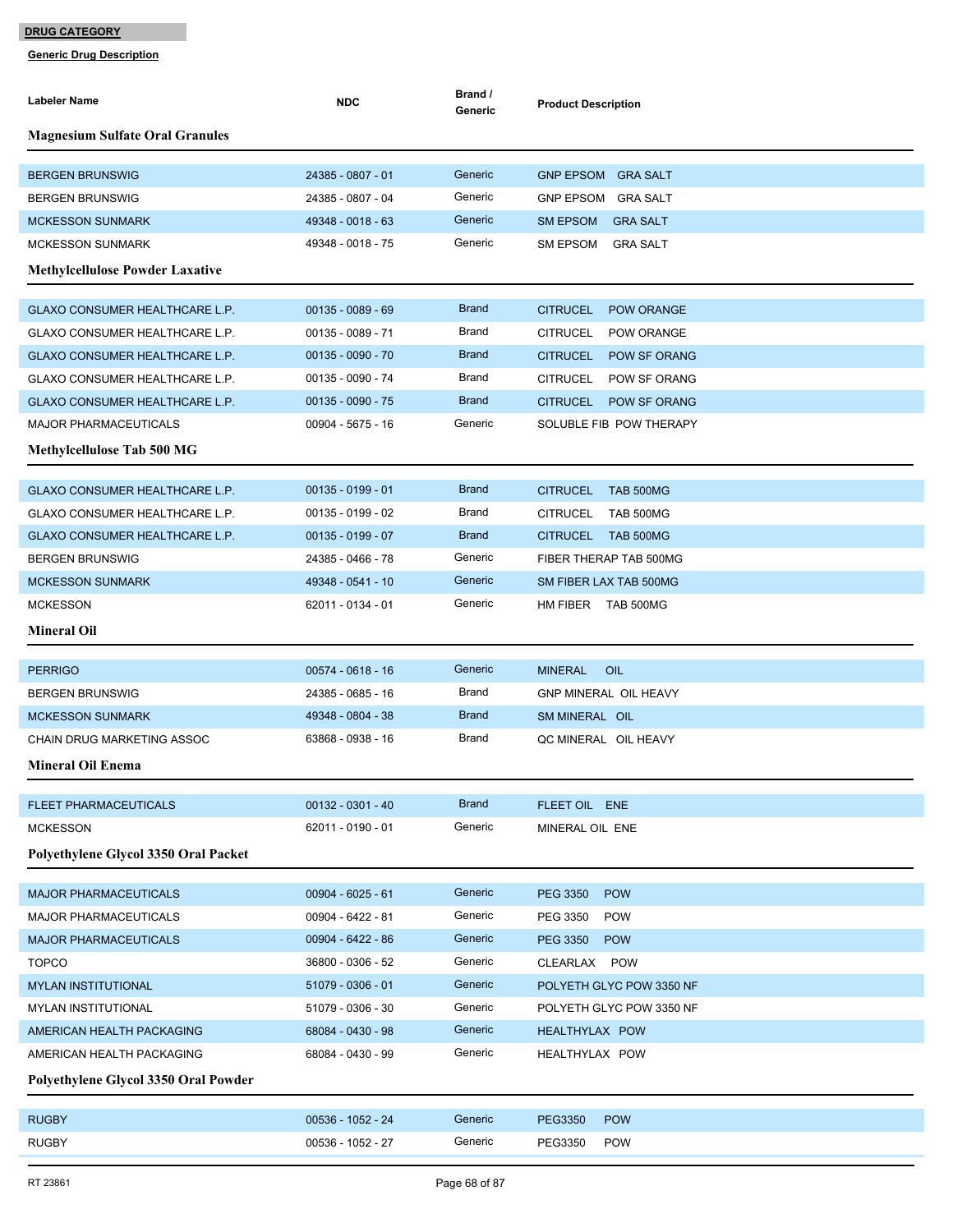**DRUG CATEGORY**

**Generic Drug Description**

| Labeler Name | NDC | Brand / Generic | Product Description |
|---|---|---|---|
| **Magnesium Sulfate Oral Granules** | | | |
| BERGEN BRUNSWIG | 24385 - 0807 - 01 | Generic | GNP EPSOM GRA SALT |
| BERGEN BRUNSWIG | 24385 - 0807 - 04 | Generic | GNP EPSOM GRA SALT |
| MCKESSON SUNMARK | 49348 - 0018 - 63 | Generic | SM EPSOM GRA SALT |
| MCKESSON SUNMARK | 49348 - 0018 - 75 | Generic | SM EPSOM GRA SALT |
| **Methylcellulose Powder Laxative** | | | |
| GLAXO CONSUMER HEALTHCARE L.P. | 00135 - 0089 - 69 | Brand | CITRUCEL POW ORANGE |
| GLAXO CONSUMER HEALTHCARE L.P. | 00135 - 0089 - 71 | Brand | CITRUCEL POW ORANGE |
| GLAXO CONSUMER HEALTHCARE L.P. | 00135 - 0090 - 70 | Brand | CITRUCEL POW SF ORANG |
| GLAXO CONSUMER HEALTHCARE L.P. | 00135 - 0090 - 74 | Brand | CITRUCEL POW SF ORANG |
| GLAXO CONSUMER HEALTHCARE L.P. | 00135 - 0090 - 75 | Brand | CITRUCEL POW SF ORANG |
| MAJOR PHARMACEUTICALS | 00904 - 5675 - 16 | Generic | SOLUBLE FIB POW THERAPY |
| **Methylcellulose Tab 500 MG** | | | |
| GLAXO CONSUMER HEALTHCARE L.P. | 00135 - 0199 - 01 | Brand | CITRUCEL TAB 500MG |
| GLAXO CONSUMER HEALTHCARE L.P. | 00135 - 0199 - 02 | Brand | CITRUCEL TAB 500MG |
| GLAXO CONSUMER HEALTHCARE L.P. | 00135 - 0199 - 07 | Brand | CITRUCEL TAB 500MG |
| BERGEN BRUNSWIG | 24385 - 0466 - 78 | Generic | FIBER THERAP TAB 500MG |
| MCKESSON SUNMARK | 49348 - 0541 - 10 | Generic | SM FIBER LAX TAB 500MG |
| MCKESSON | 62011 - 0134 - 01 | Generic | HM FIBER TAB 500MG |
| **Mineral Oil** | | | |
| PERRIGO | 00574 - 0618 - 16 | Generic | MINERAL OIL |
| BERGEN BRUNSWIG | 24385 - 0685 - 16 | Brand | GNP MINERAL OIL HEAVY |
| MCKESSON SUNMARK | 49348 - 0804 - 38 | Brand | SM MINERAL OIL |
| CHAIN DRUG MARKETING ASSOC | 63868 - 0938 - 16 | Brand | QC MINERAL OIL HEAVY |
| **Mineral Oil Enema** | | | |
| FLEET PHARMACEUTICALS | 00132 - 0301 - 40 | Brand | FLEET OIL ENE |
| MCKESSON | 62011 - 0190 - 01 | Generic | MINERAL OIL ENE |
| **Polyethylene Glycol 3350 Oral Packet** | | | |
| MAJOR PHARMACEUTICALS | 00904 - 6025 - 61 | Generic | PEG 3350 POW |
| MAJOR PHARMACEUTICALS | 00904 - 6422 - 81 | Generic | PEG 3350 POW |
| MAJOR PHARMACEUTICALS | 00904 - 6422 - 86 | Generic | PEG 3350 POW |
| TOPCO | 36800 - 0306 - 52 | Generic | CLEARLAX POW |
| MYLAN INSTITUTIONAL | 51079 - 0306 - 01 | Generic | POLYETH GLYC POW 3350 NF |
| MYLAN INSTITUTIONAL | 51079 - 0306 - 30 | Generic | POLYETH GLYC POW 3350 NF |
| AMERICAN HEALTH PACKAGING | 68084 - 0430 - 98 | Generic | HEALTHYLAX POW |
| AMERICAN HEALTH PACKAGING | 68084 - 0430 - 99 | Generic | HEALTHYLAX POW |
| **Polyethylene Glycol 3350 Oral Powder** | | | |
| RUGBY | 00536 - 1052 - 24 | Generic | PEG3350 POW |
| RUGBY | 00536 - 1052 - 27 | Generic | PEG3350 POW |

RT 23861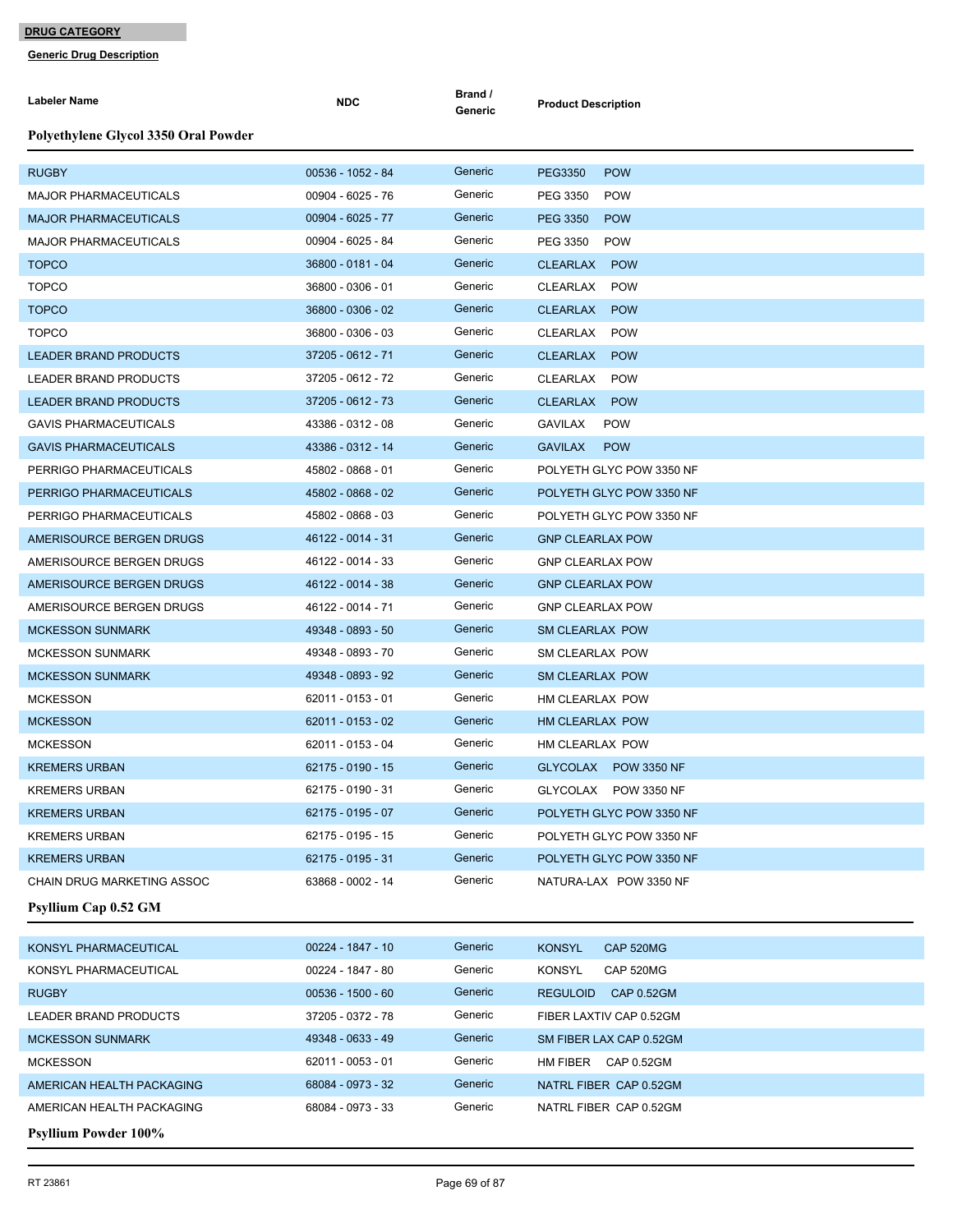**DRUG CATEGORY**

**Generic Drug Description**

| Labeler Name | NDC | Brand / Generic | Product Description |
|---|---|---|---|
| **Polyethylene Glycol 3350 Oral Powder** | | | |
| RUGBY | 00536 - 1052 - 84 | Generic | PEG3350 POW |
| MAJOR PHARMACEUTICALS | 00904 - 6025 - 76 | Generic | PEG 3350 POW |
| MAJOR PHARMACEUTICALS | 00904 - 6025 - 77 | Generic | PEG 3350 POW |
| MAJOR PHARMACEUTICALS | 00904 - 6025 - 84 | Generic | PEG 3350 POW |
| TOPCO | 36800 - 0181 - 04 | Generic | CLEARLAX POW |
| TOPCO | 36800 - 0306 - 01 | Generic | CLEARLAX POW |
| TOPCO | 36800 - 0306 - 02 | Generic | CLEARLAX POW |
| TOPCO | 36800 - 0306 - 03 | Generic | CLEARLAX POW |
| LEADER BRAND PRODUCTS | 37205 - 0612 - 71 | Generic | CLEARLAX POW |
| LEADER BRAND PRODUCTS | 37205 - 0612 - 72 | Generic | CLEARLAX POW |
| LEADER BRAND PRODUCTS | 37205 - 0612 - 73 | Generic | CLEARLAX POW |
| GAVIS PHARMACEUTICALS | 43386 - 0312 - 08 | Generic | GAVILAX POW |
| GAVIS PHARMACEUTICALS | 43386 - 0312 - 14 | Generic | GAVILAX POW |
| PERRIGO PHARMACEUTICALS | 45802 - 0868 - 01 | Generic | POLYETH GLYC POW 3350 NF |
| PERRIGO PHARMACEUTICALS | 45802 - 0868 - 02 | Generic | POLYETH GLYC POW 3350 NF |
| PERRIGO PHARMACEUTICALS | 45802 - 0868 - 03 | Generic | POLYETH GLYC POW 3350 NF |
| AMERISOURCE BERGEN DRUGS | 46122 - 0014 - 31 | Generic | GNP CLEARLAX POW |
| AMERISOURCE BERGEN DRUGS | 46122 - 0014 - 33 | Generic | GNP CLEARLAX POW |
| AMERISOURCE BERGEN DRUGS | 46122 - 0014 - 38 | Generic | GNP CLEARLAX POW |
| AMERISOURCE BERGEN DRUGS | 46122 - 0014 - 71 | Generic | GNP CLEARLAX POW |
| MCKESSON SUNMARK | 49348 - 0893 - 50 | Generic | SM CLEARLAX POW |
| MCKESSON SUNMARK | 49348 - 0893 - 70 | Generic | SM CLEARLAX POW |
| MCKESSON SUNMARK | 49348 - 0893 - 92 | Generic | SM CLEARLAX POW |
| MCKESSON | 62011 - 0153 - 01 | Generic | HM CLEARLAX POW |
| MCKESSON | 62011 - 0153 - 02 | Generic | HM CLEARLAX POW |
| MCKESSON | 62011 - 0153 - 04 | Generic | HM CLEARLAX POW |
| KREMERS URBAN | 62175 - 0190 - 15 | Generic | GLYCOLAX POW 3350 NF |
| KREMERS URBAN | 62175 - 0190 - 31 | Generic | GLYCOLAX POW 3350 NF |
| KREMERS URBAN | 62175 - 0195 - 07 | Generic | POLYETH GLYC POW 3350 NF |
| KREMERS URBAN | 62175 - 0195 - 15 | Generic | POLYETH GLYC POW 3350 NF |
| KREMERS URBAN | 62175 - 0195 - 31 | Generic | POLYETH GLYC POW 3350 NF |
| CHAIN DRUG MARKETING ASSOC | 63868 - 0002 - 14 | Generic | NATURA-LAX POW 3350 NF |
| **Psyllium Cap 0.52 GM** | | | |
| KONSYL PHARMACEUTICAL | 00224 - 1847 - 10 | Generic | KONSYL CAP 520MG |
| KONSYL PHARMACEUTICAL | 00224 - 1847 - 80 | Generic | KONSYL CAP 520MG |
| RUGBY | 00536 - 1500 - 60 | Generic | REGULOID CAP 0.52GM |
| LEADER BRAND PRODUCTS | 37205 - 0372 - 78 | Generic | FIBER LAXTIV CAP 0.52GM |
| MCKESSON SUNMARK | 49348 - 0633 - 49 | Generic | SM FIBER LAX CAP 0.52GM |
| MCKESSON | 62011 - 0053 - 01 | Generic | HM FIBER CAP 0.52GM |
| AMERICAN HEALTH PACKAGING | 68084 - 0973 - 32 | Generic | NATRL FIBER CAP 0.52GM |
| AMERICAN HEALTH PACKAGING | 68084 - 0973 - 33 | Generic | NATRL FIBER CAP 0.52GM |
| **Psyllium Powder 100%** | | | |

RT 23861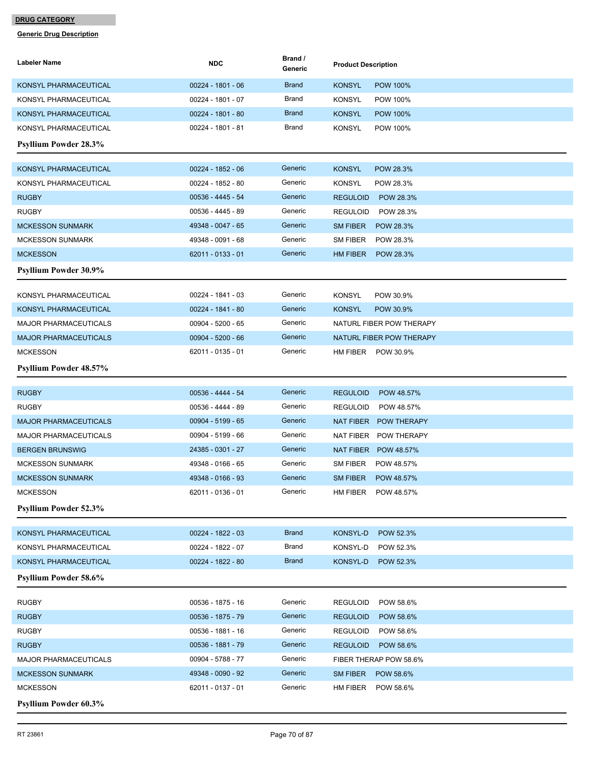**DRUG CATEGORY**

**Generic Drug Description**

| Labeler Name | NDC | Brand / Generic | Product Description |
|---|---|---|---|
| KONSYL PHARMACEUTICAL | 00224 - 1801 - 06 | Brand | KONSYL POW 100% |
| KONSYL PHARMACEUTICAL | 00224 - 1801 - 07 | Brand | KONSYL POW 100% |
| KONSYL PHARMACEUTICAL | 00224 - 1801 - 80 | Brand | KONSYL POW 100% |
| KONSYL PHARMACEUTICAL | 00224 - 1801 - 81 | Brand | KONSYL POW 100% |

**Psyllium Powder 28.3%**

| Labeler Name | NDC | Brand / Generic | Product Description |
|---|---|---|---|
| KONSYL PHARMACEUTICAL | 00224 - 1852 - 06 | Generic | KONSYL POW 28.3% |
| KONSYL PHARMACEUTICAL | 00224 - 1852 - 80 | Generic | KONSYL POW 28.3% |
| RUGBY | 00536 - 4445 - 54 | Generic | REGULOID POW 28.3% |
| RUGBY | 00536 - 4445 - 89 | Generic | REGULOID POW 28.3% |
| MCKESSON SUNMARK | 49348 - 0047 - 65 | Generic | SM FIBER POW 28.3% |
| MCKESSON SUNMARK | 49348 - 0091 - 68 | Generic | SM FIBER POW 28.3% |
| MCKESSON | 62011 - 0133 - 01 | Generic | HM FIBER POW 28.3% |

**Psyllium Powder 30.9%**

| Labeler Name | NDC | Brand / Generic | Product Description |
|---|---|---|---|
| KONSYL PHARMACEUTICAL | 00224 - 1841 - 03 | Generic | KONSYL POW 30.9% |
| KONSYL PHARMACEUTICAL | 00224 - 1841 - 80 | Generic | KONSYL POW 30.9% |
| MAJOR PHARMACEUTICALS | 00904 - 5200 - 65 | Generic | NATURL FIBER POW THERAPY |
| MAJOR PHARMACEUTICALS | 00904 - 5200 - 66 | Generic | NATURL FIBER POW THERAPY |
| MCKESSON | 62011 - 0135 - 01 | Generic | HM FIBER POW 30.9% |

**Psyllium Powder 48.57%**

| Labeler Name | NDC | Brand / Generic | Product Description |
|---|---|---|---|
| RUGBY | 00536 - 4444 - 54 | Generic | REGULOID POW 48.57% |
| RUGBY | 00536 - 4444 - 89 | Generic | REGULOID POW 48.57% |
| MAJOR PHARMACEUTICALS | 00904 - 5199 - 65 | Generic | NAT FIBER POW THERAPY |
| MAJOR PHARMACEUTICALS | 00904 - 5199 - 66 | Generic | NAT FIBER POW THERAPY |
| BERGEN BRUNSWIG | 24385 - 0301 - 27 | Generic | NAT FIBER POW 48.57% |
| MCKESSON SUNMARK | 49348 - 0166 - 65 | Generic | SM FIBER POW 48.57% |
| MCKESSON SUNMARK | 49348 - 0166 - 93 | Generic | SM FIBER POW 48.57% |
| MCKESSON | 62011 - 0136 - 01 | Generic | HM FIBER POW 48.57% |

**Psyllium Powder 52.3%**

| Labeler Name | NDC | Brand / Generic | Product Description |
|---|---|---|---|
| KONSYL PHARMACEUTICAL | 00224 - 1822 - 03 | Brand | KONSYL-D POW 52.3% |
| KONSYL PHARMACEUTICAL | 00224 - 1822 - 07 | Brand | KONSYL-D POW 52.3% |
| KONSYL PHARMACEUTICAL | 00224 - 1822 - 80 | Brand | KONSYL-D POW 52.3% |

**Psyllium Powder 58.6%**

| Labeler Name | NDC | Brand / Generic | Product Description |
|---|---|---|---|
| RUGBY | 00536 - 1875 - 16 | Generic | REGULOID POW 58.6% |
| RUGBY | 00536 - 1875 - 79 | Generic | REGULOID POW 58.6% |
| RUGBY | 00536 - 1881 - 16 | Generic | REGULOID POW 58.6% |
| RUGBY | 00536 - 1881 - 79 | Generic | REGULOID POW 58.6% |
| MAJOR PHARMACEUTICALS | 00904 - 5788 - 77 | Generic | FIBER THERAP POW 58.6% |
| MCKESSON SUNMARK | 49348 - 0090 - 92 | Generic | SM FIBER POW 58.6% |
| MCKESSON | 62011 - 0137 - 01 | Generic | HM FIBER POW 58.6% |

**Psyllium Powder 60.3%**

RT 23861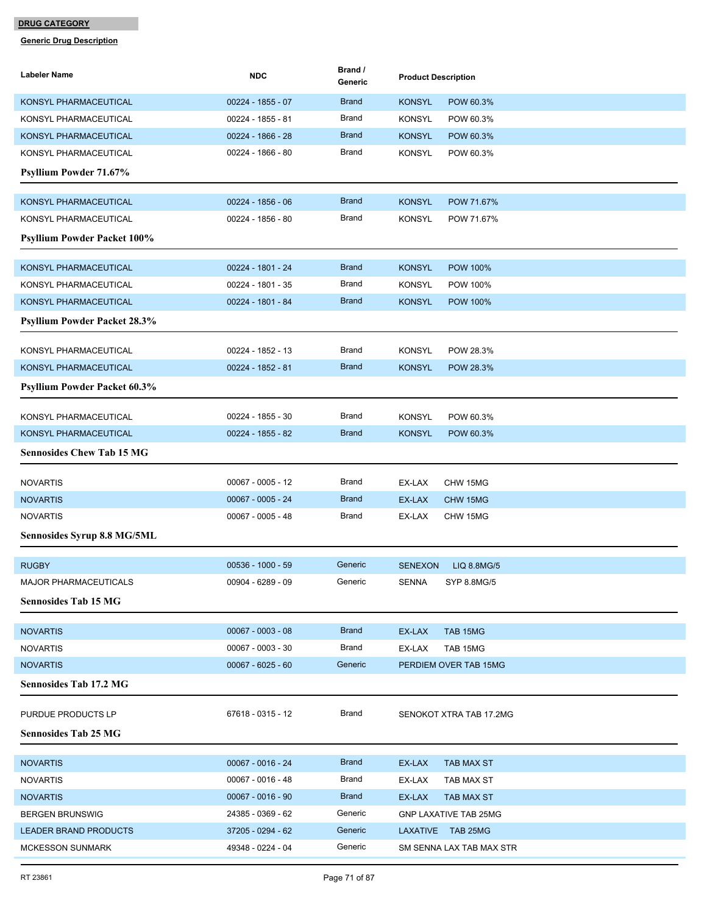**DRUG CATEGORY**

**Generic Drug Description**

| Labeler Name | NDC | Brand / Generic | Product Description |
|---|---|---|---|
| KONSYL PHARMACEUTICAL | 00224 - 1855 - 07 | Brand | KONSYL POW 60.3% |
| KONSYL PHARMACEUTICAL | 00224 - 1855 - 81 | Brand | KONSYL POW 60.3% |
| KONSYL PHARMACEUTICAL | 00224 - 1866 - 28 | Brand | KONSYL POW 60.3% |
| KONSYL PHARMACEUTICAL | 00224 - 1866 - 80 | Brand | KONSYL POW 60.3% |

**Psyllium Powder 71.67%**

| Labeler Name | NDC | Brand / Generic | Product Description |
|---|---|---|---|
| KONSYL PHARMACEUTICAL | 00224 - 1856 - 06 | Brand | KONSYL POW 71.67% |
| KONSYL PHARMACEUTICAL | 00224 - 1856 - 80 | Brand | KONSYL POW 71.67% |

**Psyllium Powder Packet 100%**

| Labeler Name | NDC | Brand / Generic | Product Description |
|---|---|---|---|
| KONSYL PHARMACEUTICAL | 00224 - 1801 - 24 | Brand | KONSYL POW 100% |
| KONSYL PHARMACEUTICAL | 00224 - 1801 - 35 | Brand | KONSYL POW 100% |
| KONSYL PHARMACEUTICAL | 00224 - 1801 - 84 | Brand | KONSYL POW 100% |

**Psyllium Powder Packet 28.3%**

| Labeler Name | NDC | Brand / Generic | Product Description |
|---|---|---|---|
| KONSYL PHARMACEUTICAL | 00224 - 1852 - 13 | Brand | KONSYL POW 28.3% |
| KONSYL PHARMACEUTICAL | 00224 - 1852 - 81 | Brand | KONSYL POW 28.3% |

**Psyllium Powder Packet 60.3%**

| Labeler Name | NDC | Brand / Generic | Product Description |
|---|---|---|---|
| KONSYL PHARMACEUTICAL | 00224 - 1855 - 30 | Brand | KONSYL POW 60.3% |
| KONSYL PHARMACEUTICAL | 00224 - 1855 - 82 | Brand | KONSYL POW 60.3% |

**Sennosides Chew Tab 15 MG**

| Labeler Name | NDC | Brand / Generic | Product Description |
|---|---|---|---|
| NOVARTIS | 00067 - 0005 - 12 | Brand | EX-LAX CHW 15MG |
| NOVARTIS | 00067 - 0005 - 24 | Brand | EX-LAX CHW 15MG |
| NOVARTIS | 00067 - 0005 - 48 | Brand | EX-LAX CHW 15MG |

**Sennosides Syrup 8.8 MG/5ML**

| Labeler Name | NDC | Brand / Generic | Product Description |
|---|---|---|---|
| RUGBY | 00536 - 1000 - 59 | Generic | SENEXON LIQ 8.8MG/5 |
| MAJOR PHARMACEUTICALS | 00904 - 6289 - 09 | Generic | SENNA SYP 8.8MG/5 |

**Sennosides Tab 15 MG**

| Labeler Name | NDC | Brand / Generic | Product Description |
|---|---|---|---|
| NOVARTIS | 00067 - 0003 - 08 | Brand | EX-LAX TAB 15MG |
| NOVARTIS | 00067 - 0003 - 30 | Brand | EX-LAX TAB 15MG |
| NOVARTIS | 00067 - 6025 - 60 | Generic | PERDIEM OVER TAB 15MG |

**Sennosides Tab 17.2 MG**

| Labeler Name | NDC | Brand / Generic | Product Description |
|---|---|---|---|
| PURDUE PRODUCTS LP | 67618 - 0315 - 12 | Brand | SENOKOT XTRA TAB 17.2MG |

**Sennosides Tab 25 MG**

| Labeler Name | NDC | Brand / Generic | Product Description |
|---|---|---|---|
| NOVARTIS | 00067 - 0016 - 24 | Brand | EX-LAX TAB MAX ST |
| NOVARTIS | 00067 - 0016 - 48 | Brand | EX-LAX TAB MAX ST |
| NOVARTIS | 00067 - 0016 - 90 | Brand | EX-LAX TAB MAX ST |
| BERGEN BRUNSWIG | 24385 - 0369 - 62 | Generic | GNP LAXATIVE TAB 25MG |
| LEADER BRAND PRODUCTS | 37205 - 0294 - 62 | Generic | LAXATIVE TAB 25MG |
| MCKESSON SUNMARK | 49348 - 0224 - 04 | Generic | SM SENNA LAX TAB MAX STR |

RT 23861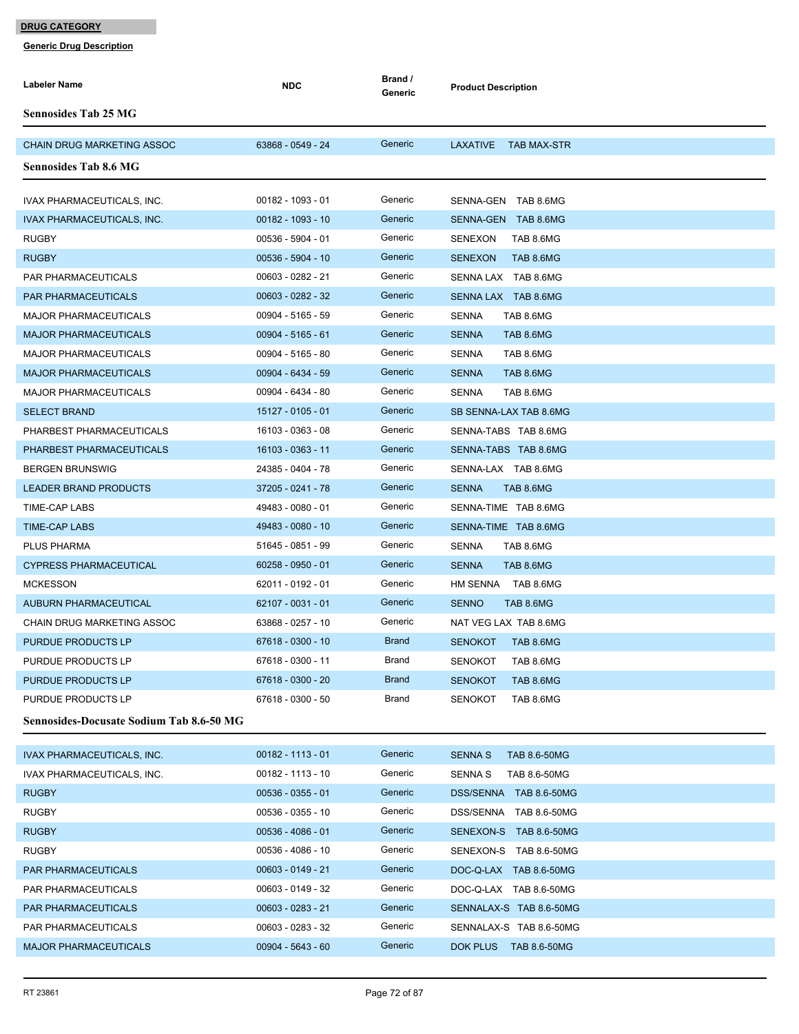**DRUG CATEGORY**

**Generic Drug Description**

| Labeler Name | NDC | Brand / Generic | Product Description |
|---|---|---|---|

### Sennosides Tab 25 MG

| Labeler Name | NDC | Brand / Generic | Product Description |
|---|---|---|---|
| CHAIN DRUG MARKETING ASSOC | 63868 - 0549 - 24 | Generic | LAXATIVE TAB MAX-STR |

### Sennosides Tab 8.6 MG

| Labeler Name | NDC | Brand / Generic | Product Description |
|---|---|---|---|
| IVAX PHARMACEUTICALS, INC. | 00182 - 1093 - 01 | Generic | SENNA-GEN TAB 8.6MG |
| IVAX PHARMACEUTICALS, INC. | 00182 - 1093 - 10 | Generic | SENNA-GEN TAB 8.6MG |
| RUGBY | 00536 - 5904 - 01 | Generic | SENEXON TAB 8.6MG |
| RUGBY | 00536 - 5904 - 10 | Generic | SENEXON TAB 8.6MG |
| PAR PHARMACEUTICALS | 00603 - 0282 - 21 | Generic | SENNA LAX TAB 8.6MG |
| PAR PHARMACEUTICALS | 00603 - 0282 - 32 | Generic | SENNA LAX TAB 8.6MG |
| MAJOR PHARMACEUTICALS | 00904 - 5165 - 59 | Generic | SENNA TAB 8.6MG |
| MAJOR PHARMACEUTICALS | 00904 - 5165 - 61 | Generic | SENNA TAB 8.6MG |
| MAJOR PHARMACEUTICALS | 00904 - 5165 - 80 | Generic | SENNA TAB 8.6MG |
| MAJOR PHARMACEUTICALS | 00904 - 6434 - 59 | Generic | SENNA TAB 8.6MG |
| MAJOR PHARMACEUTICALS | 00904 - 6434 - 80 | Generic | SENNA TAB 8.6MG |
| SELECT BRAND | 15127 - 0105 - 01 | Generic | SB SENNA-LAX TAB 8.6MG |
| PHARBEST PHARMACEUTICALS | 16103 - 0363 - 08 | Generic | SENNA-TABS TAB 8.6MG |
| PHARBEST PHARMACEUTICALS | 16103 - 0363 - 11 | Generic | SENNA-TABS TAB 8.6MG |
| BERGEN BRUNSWIG | 24385 - 0404 - 78 | Generic | SENNA-LAX TAB 8.6MG |
| LEADER BRAND PRODUCTS | 37205 - 0241 - 78 | Generic | SENNA TAB 8.6MG |
| TIME-CAP LABS | 49483 - 0080 - 01 | Generic | SENNA-TIME TAB 8.6MG |
| TIME-CAP LABS | 49483 - 0080 - 10 | Generic | SENNA-TIME TAB 8.6MG |
| PLUS PHARMA | 51645 - 0851 - 99 | Generic | SENNA TAB 8.6MG |
| CYPRESS PHARMACEUTICAL | 60258 - 0950 - 01 | Generic | SENNA TAB 8.6MG |
| MCKESSON | 62011 - 0192 - 01 | Generic | HM SENNA TAB 8.6MG |
| AUBURN PHARMACEUTICAL | 62107 - 0031 - 01 | Generic | SENNO TAB 8.6MG |
| CHAIN DRUG MARKETING ASSOC | 63868 - 0257 - 10 | Generic | NAT VEG LAX TAB 8.6MG |
| PURDUE PRODUCTS LP | 67618 - 0300 - 10 | Brand | SENOKOT TAB 8.6MG |
| PURDUE PRODUCTS LP | 67618 - 0300 - 11 | Brand | SENOKOT TAB 8.6MG |
| PURDUE PRODUCTS LP | 67618 - 0300 - 20 | Brand | SENOKOT TAB 8.6MG |
| PURDUE PRODUCTS LP | 67618 - 0300 - 50 | Brand | SENOKOT TAB 8.6MG |

### Sennosides-Docusate Sodium Tab 8.6-50 MG

| Labeler Name | NDC | Brand / Generic | Product Description |
|---|---|---|---|
| IVAX PHARMACEUTICALS, INC. | 00182 - 1113 - 01 | Generic | SENNA S TAB 8.6-50MG |
| IVAX PHARMACEUTICALS, INC. | 00182 - 1113 - 10 | Generic | SENNA S TAB 8.6-50MG |
| RUGBY | 00536 - 0355 - 01 | Generic | DSS/SENNA TAB 8.6-50MG |
| RUGBY | 00536 - 0355 - 10 | Generic | DSS/SENNA TAB 8.6-50MG |
| RUGBY | 00536 - 4086 - 01 | Generic | SENEXON-S TAB 8.6-50MG |
| RUGBY | 00536 - 4086 - 10 | Generic | SENEXON-S TAB 8.6-50MG |
| PAR PHARMACEUTICALS | 00603 - 0149 - 21 | Generic | DOC-Q-LAX TAB 8.6-50MG |
| PAR PHARMACEUTICALS | 00603 - 0149 - 32 | Generic | DOC-Q-LAX TAB 8.6-50MG |
| PAR PHARMACEUTICALS | 00603 - 0283 - 21 | Generic | SENNALAX-S TAB 8.6-50MG |
| PAR PHARMACEUTICALS | 00603 - 0283 - 32 | Generic | SENNALAX-S TAB 8.6-50MG |
| MAJOR PHARMACEUTICALS | 00904 - 5643 - 60 | Generic | DOK PLUS TAB 8.6-50MG |

RT 23861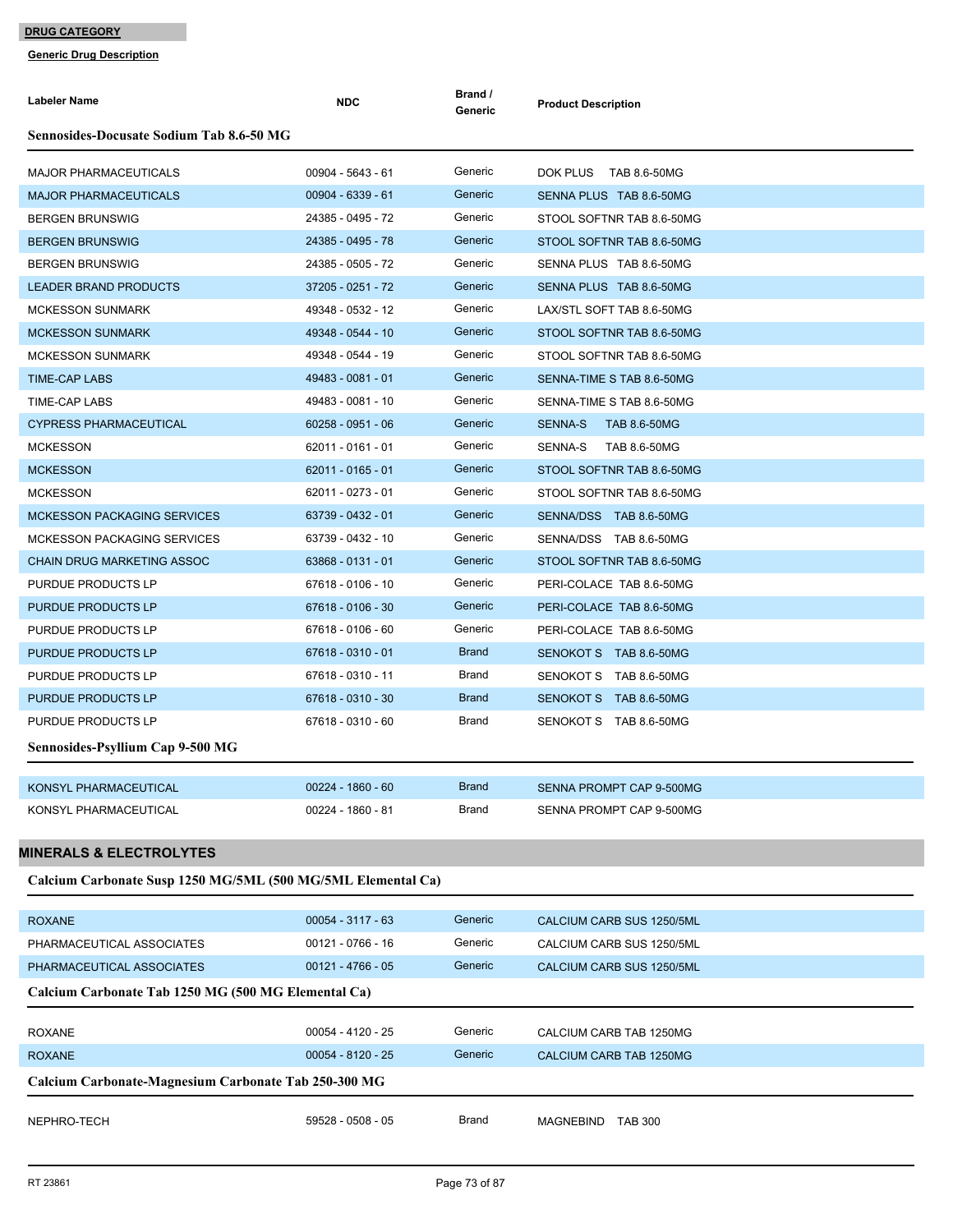**DRUG CATEGORY**

**Generic Drug Description**

| Labeler Name | NDC | Brand / Generic | Product Description |
|---|---|---|---|
| **Sennosides-Docusate Sodium Tab 8.6-50 MG** | | | |
| MAJOR PHARMACEUTICALS | 00904 - 5643 - 61 | Generic | DOK PLUS TAB 8.6-50MG |
| MAJOR PHARMACEUTICALS | 00904 - 6339 - 61 | Generic | SENNA PLUS TAB 8.6-50MG |
| BERGEN BRUNSWIG | 24385 - 0495 - 72 | Generic | STOOL SOFTNR TAB 8.6-50MG |
| BERGEN BRUNSWIG | 24385 - 0495 - 78 | Generic | STOOL SOFTNR TAB 8.6-50MG |
| BERGEN BRUNSWIG | 24385 - 0505 - 72 | Generic | SENNA PLUS TAB 8.6-50MG |
| LEADER BRAND PRODUCTS | 37205 - 0251 - 72 | Generic | SENNA PLUS TAB 8.6-50MG |
| MCKESSON SUNMARK | 49348 - 0532 - 12 | Generic | LAX/STL SOFT TAB 8.6-50MG |
| MCKESSON SUNMARK | 49348 - 0544 - 10 | Generic | STOOL SOFTNR TAB 8.6-50MG |
| MCKESSON SUNMARK | 49348 - 0544 - 19 | Generic | STOOL SOFTNR TAB 8.6-50MG |
| TIME-CAP LABS | 49483 - 0081 - 01 | Generic | SENNA-TIME S TAB 8.6-50MG |
| TIME-CAP LABS | 49483 - 0081 - 10 | Generic | SENNA-TIME S TAB 8.6-50MG |
| CYPRESS PHARMACEUTICAL | 60258 - 0951 - 06 | Generic | SENNA-S TAB 8.6-50MG |
| MCKESSON | 62011 - 0161 - 01 | Generic | SENNA-S TAB 8.6-50MG |
| MCKESSON | 62011 - 0165 - 01 | Generic | STOOL SOFTNR TAB 8.6-50MG |
| MCKESSON | 62011 - 0273 - 01 | Generic | STOOL SOFTNR TAB 8.6-50MG |
| MCKESSON PACKAGING SERVICES | 63739 - 0432 - 01 | Generic | SENNA/DSS TAB 8.6-50MG |
| MCKESSON PACKAGING SERVICES | 63739 - 0432 - 10 | Generic | SENNA/DSS TAB 8.6-50MG |
| CHAIN DRUG MARKETING ASSOC | 63868 - 0131 - 01 | Generic | STOOL SOFTNR TAB 8.6-50MG |
| PURDUE PRODUCTS LP | 67618 - 0106 - 10 | Generic | PERI-COLACE TAB 8.6-50MG |
| PURDUE PRODUCTS LP | 67618 - 0106 - 30 | Generic | PERI-COLACE TAB 8.6-50MG |
| PURDUE PRODUCTS LP | 67618 - 0106 - 60 | Generic | PERI-COLACE TAB 8.6-50MG |
| PURDUE PRODUCTS LP | 67618 - 0310 - 01 | Brand | SENOKOT S TAB 8.6-50MG |
| PURDUE PRODUCTS LP | 67618 - 0310 - 11 | Brand | SENOKOT S TAB 8.6-50MG |
| PURDUE PRODUCTS LP | 67618 - 0310 - 30 | Brand | SENOKOT S TAB 8.6-50MG |
| PURDUE PRODUCTS LP | 67618 - 0310 - 60 | Brand | SENOKOT S TAB 8.6-50MG |
| **Sennosides-Psyllium Cap 9-500 MG** | | | |
| KONSYL PHARMACEUTICAL | 00224 - 1860 - 60 | Brand | SENNA PROMPT CAP 9-500MG |
| KONSYL PHARMACEUTICAL | 00224 - 1860 - 81 | Brand | SENNA PROMPT CAP 9-500MG |

## MINERALS & ELECTROLYTES

| Labeler Name | NDC | Brand / Generic | Product Description |
|---|---|---|---|
| **Calcium Carbonate Susp 1250 MG/5ML (500 MG/5ML Elemental Ca)** | | | |
| ROXANE | 00054 - 3117 - 63 | Generic | CALCIUM CARB SUS 1250/5ML |
| PHARMACEUTICAL ASSOCIATES | 00121 - 0766 - 16 | Generic | CALCIUM CARB SUS 1250/5ML |
| PHARMACEUTICAL ASSOCIATES | 00121 - 4766 - 05 | Generic | CALCIUM CARB SUS 1250/5ML |
| **Calcium Carbonate Tab 1250 MG (500 MG Elemental Ca)** | | | |
| ROXANE | 00054 - 4120 - 25 | Generic | CALCIUM CARB TAB 1250MG |
| ROXANE | 00054 - 8120 - 25 | Generic | CALCIUM CARB TAB 1250MG |
| **Calcium Carbonate-Magnesium Carbonate Tab 250-300 MG** | | | |
| NEPHRO-TECH | 59528 - 0508 - 05 | Brand | MAGNEBIND TAB 300 |

RT 23861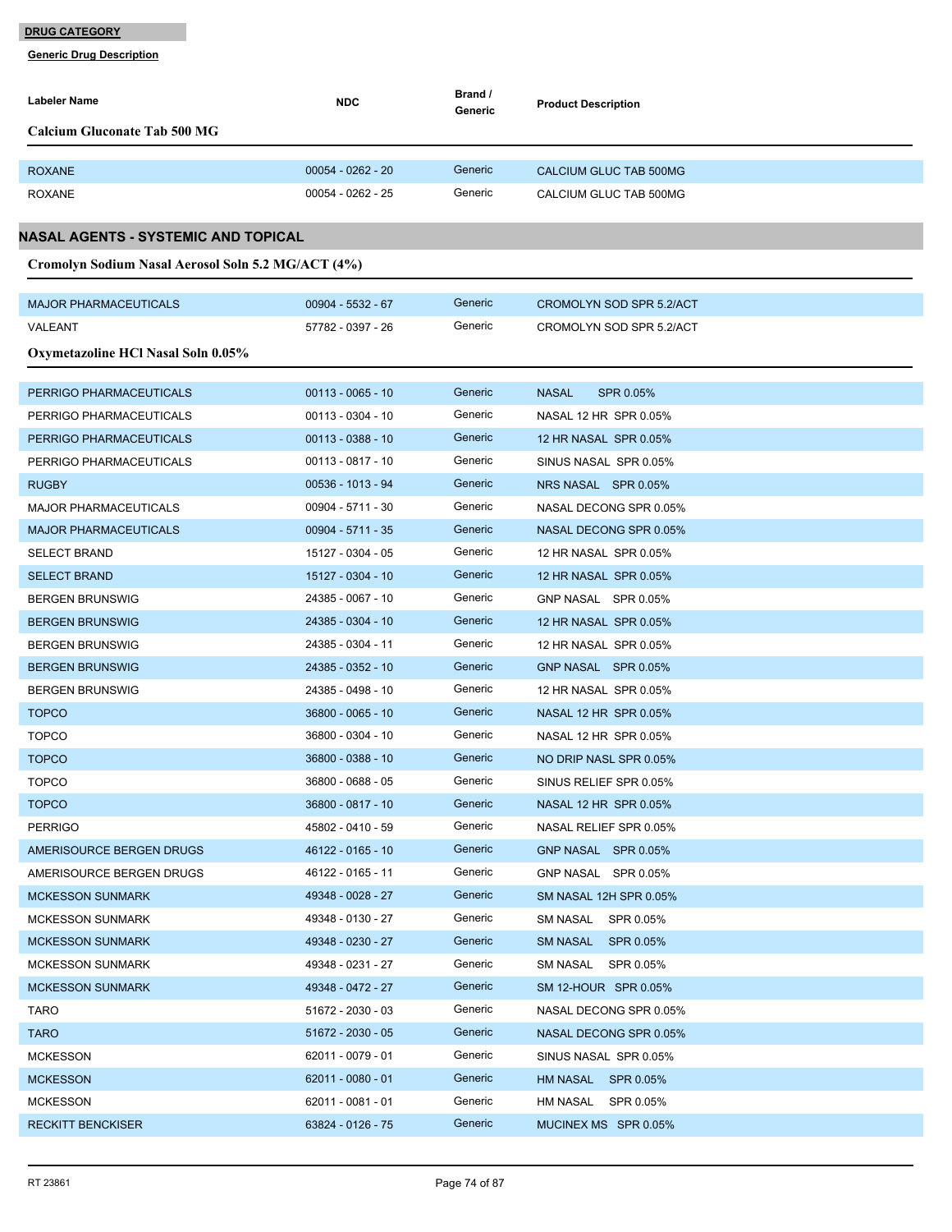**DRUG CATEGORY**

**Generic Drug Description**

| Labeler Name | NDC | Brand / Generic | Product Description |
|---|---|---|---|
| **Calcium Gluconate Tab 500 MG** | | | |
| ROXANE | 00054 - 0262 - 20 | Generic | CALCIUM GLUC TAB 500MG |
| ROXANE | 00054 - 0262 - 25 | Generic | CALCIUM GLUC TAB 500MG |

## NASAL AGENTS - SYSTEMIC AND TOPICAL

**Cromolyn Sodium Nasal Aerosol Soln 5.2 MG/ACT (4%)**

| Labeler Name | NDC | Brand / Generic | Product Description |
|---|---|---|---|
| MAJOR PHARMACEUTICALS | 00904 - 5532 - 67 | Generic | CROMOLYN SOD SPR 5.2/ACT |
| VALEANT | 57782 - 0397 - 26 | Generic | CROMOLYN SOD SPR 5.2/ACT |

**Oxymetazoline HCl Nasal Soln 0.05%**

| Labeler Name | NDC | Brand / Generic | Product Description |
|---|---|---|---|
| PERRIGO PHARMACEUTICALS | 00113 - 0065 - 10 | Generic | NASAL SPR 0.05% |
| PERRIGO PHARMACEUTICALS | 00113 - 0304 - 10 | Generic | NASAL 12 HR SPR 0.05% |
| PERRIGO PHARMACEUTICALS | 00113 - 0388 - 10 | Generic | 12 HR NASAL SPR 0.05% |
| PERRIGO PHARMACEUTICALS | 00113 - 0817 - 10 | Generic | SINUS NASAL SPR 0.05% |
| RUGBY | 00536 - 1013 - 94 | Generic | NRS NASAL SPR 0.05% |
| MAJOR PHARMACEUTICALS | 00904 - 5711 - 30 | Generic | NASAL DECONG SPR 0.05% |
| MAJOR PHARMACEUTICALS | 00904 - 5711 - 35 | Generic | NASAL DECONG SPR 0.05% |
| SELECT BRAND | 15127 - 0304 - 05 | Generic | 12 HR NASAL SPR 0.05% |
| SELECT BRAND | 15127 - 0304 - 10 | Generic | 12 HR NASAL SPR 0.05% |
| BERGEN BRUNSWIG | 24385 - 0067 - 10 | Generic | GNP NASAL SPR 0.05% |
| BERGEN BRUNSWIG | 24385 - 0304 - 10 | Generic | 12 HR NASAL SPR 0.05% |
| BERGEN BRUNSWIG | 24385 - 0304 - 11 | Generic | 12 HR NASAL SPR 0.05% |
| BERGEN BRUNSWIG | 24385 - 0352 - 10 | Generic | GNP NASAL SPR 0.05% |
| BERGEN BRUNSWIG | 24385 - 0498 - 10 | Generic | 12 HR NASAL SPR 0.05% |
| TOPCO | 36800 - 0065 - 10 | Generic | NASAL 12 HR SPR 0.05% |
| TOPCO | 36800 - 0304 - 10 | Generic | NASAL 12 HR SPR 0.05% |
| TOPCO | 36800 - 0388 - 10 | Generic | NO DRIP NASL SPR 0.05% |
| TOPCO | 36800 - 0688 - 05 | Generic | SINUS RELIEF SPR 0.05% |
| TOPCO | 36800 - 0817 - 10 | Generic | NASAL 12 HR SPR 0.05% |
| PERRIGO | 45802 - 0410 - 59 | Generic | NASAL RELIEF SPR 0.05% |
| AMERISOURCE BERGEN DRUGS | 46122 - 0165 - 10 | Generic | GNP NASAL SPR 0.05% |
| AMERISOURCE BERGEN DRUGS | 46122 - 0165 - 11 | Generic | GNP NASAL SPR 0.05% |
| MCKESSON SUNMARK | 49348 - 0028 - 27 | Generic | SM NASAL 12H SPR 0.05% |
| MCKESSON SUNMARK | 49348 - 0130 - 27 | Generic | SM NASAL SPR 0.05% |
| MCKESSON SUNMARK | 49348 - 0230 - 27 | Generic | SM NASAL SPR 0.05% |
| MCKESSON SUNMARK | 49348 - 0231 - 27 | Generic | SM NASAL SPR 0.05% |
| MCKESSON SUNMARK | 49348 - 0472 - 27 | Generic | SM 12-HOUR SPR 0.05% |
| TARO | 51672 - 2030 - 03 | Generic | NASAL DECONG SPR 0.05% |
| TARO | 51672 - 2030 - 05 | Generic | NASAL DECONG SPR 0.05% |
| MCKESSON | 62011 - 0079 - 01 | Generic | SINUS NASAL SPR 0.05% |
| MCKESSON | 62011 - 0080 - 01 | Generic | HM NASAL SPR 0.05% |
| MCKESSON | 62011 - 0081 - 01 | Generic | HM NASAL SPR 0.05% |
| RECKITT BENCKISER | 63824 - 0126 - 75 | Generic | MUCINEX MS SPR 0.05% |

RT 23861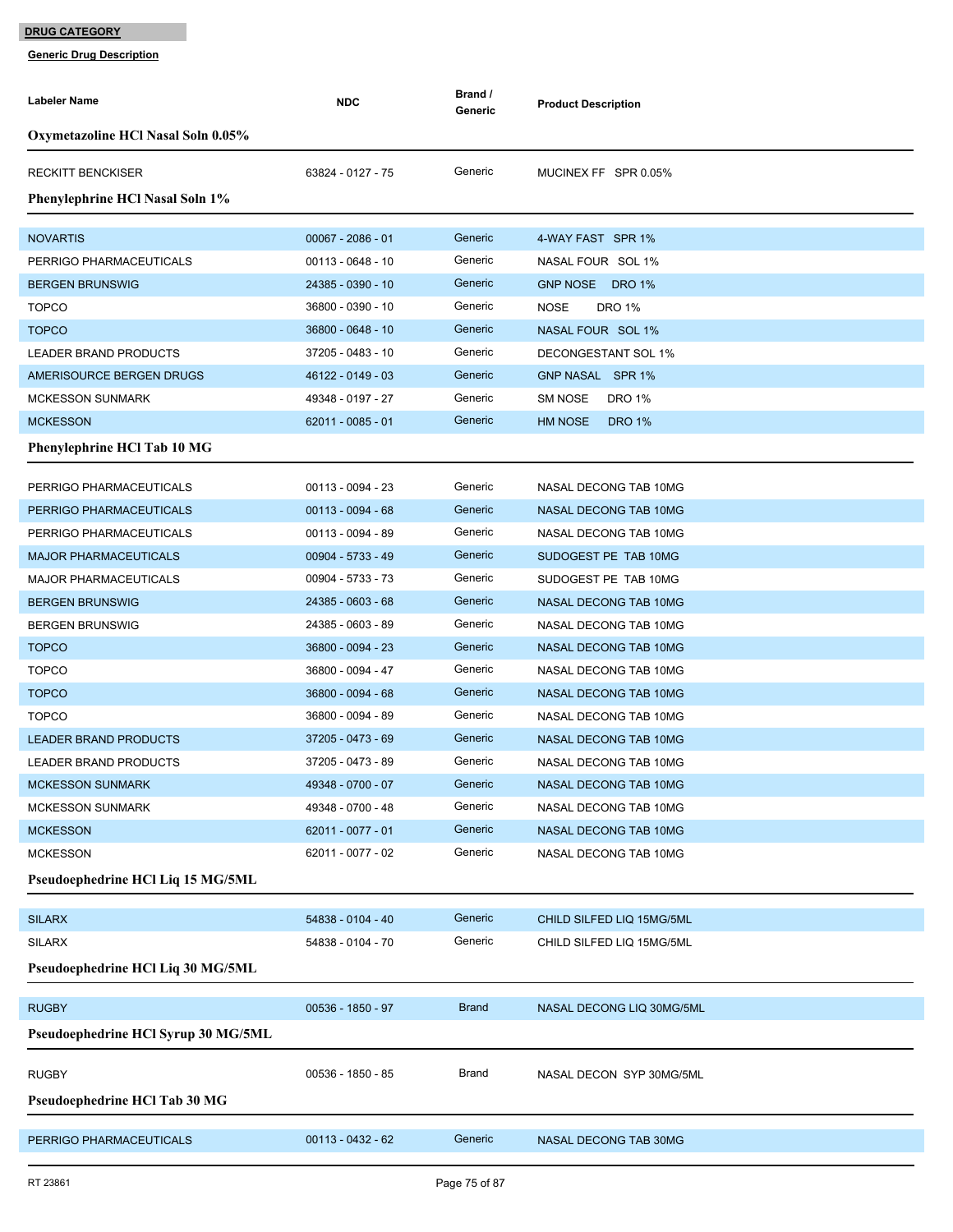**DRUG CATEGORY**

**Generic Drug Description**

| Labeler Name | NDC | Brand / Generic | Product Description |
|---|---|---|---|
| **Oxymetazoline HCl Nasal Soln 0.05%** | | | |
| RECKITT BENCKISER | 63824 - 0127 - 75 | Generic | MUCINEX FF SPR 0.05% |
| **Phenylephrine HCl Nasal Soln 1%** | | | |
| NOVARTIS | 00067 - 2086 - 01 | Generic | 4-WAY FAST SPR 1% |
| PERRIGO PHARMACEUTICALS | 00113 - 0648 - 10 | Generic | NASAL FOUR SOL 1% |
| BERGEN BRUNSWIG | 24385 - 0390 - 10 | Generic | GNP NOSE DRO 1% |
| TOPCO | 36800 - 0390 - 10 | Generic | NOSE DRO 1% |
| TOPCO | 36800 - 0648 - 10 | Generic | NASAL FOUR SOL 1% |
| LEADER BRAND PRODUCTS | 37205 - 0483 - 10 | Generic | DECONGESTANT SOL 1% |
| AMERISOURCE BERGEN DRUGS | 46122 - 0149 - 03 | Generic | GNP NASAL SPR 1% |
| MCKESSON SUNMARK | 49348 - 0197 - 27 | Generic | SM NOSE DRO 1% |
| MCKESSON | 62011 - 0085 - 01 | Generic | HM NOSE DRO 1% |
| **Phenylephrine HCl Tab 10 MG** | | | |
| PERRIGO PHARMACEUTICALS | 00113 - 0094 - 23 | Generic | NASAL DECONG TAB 10MG |
| PERRIGO PHARMACEUTICALS | 00113 - 0094 - 68 | Generic | NASAL DECONG TAB 10MG |
| PERRIGO PHARMACEUTICALS | 00113 - 0094 - 89 | Generic | NASAL DECONG TAB 10MG |
| MAJOR PHARMACEUTICALS | 00904 - 5733 - 49 | Generic | SUDOGEST PE TAB 10MG |
| MAJOR PHARMACEUTICALS | 00904 - 5733 - 73 | Generic | SUDOGEST PE TAB 10MG |
| BERGEN BRUNSWIG | 24385 - 0603 - 68 | Generic | NASAL DECONG TAB 10MG |
| BERGEN BRUNSWIG | 24385 - 0603 - 89 | Generic | NASAL DECONG TAB 10MG |
| TOPCO | 36800 - 0094 - 23 | Generic | NASAL DECONG TAB 10MG |
| TOPCO | 36800 - 0094 - 47 | Generic | NASAL DECONG TAB 10MG |
| TOPCO | 36800 - 0094 - 68 | Generic | NASAL DECONG TAB 10MG |
| TOPCO | 36800 - 0094 - 89 | Generic | NASAL DECONG TAB 10MG |
| LEADER BRAND PRODUCTS | 37205 - 0473 - 69 | Generic | NASAL DECONG TAB 10MG |
| LEADER BRAND PRODUCTS | 37205 - 0473 - 89 | Generic | NASAL DECONG TAB 10MG |
| MCKESSON SUNMARK | 49348 - 0700 - 07 | Generic | NASAL DECONG TAB 10MG |
| MCKESSON SUNMARK | 49348 - 0700 - 48 | Generic | NASAL DECONG TAB 10MG |
| MCKESSON | 62011 - 0077 - 01 | Generic | NASAL DECONG TAB 10MG |
| MCKESSON | 62011 - 0077 - 02 | Generic | NASAL DECONG TAB 10MG |
| **Pseudoephedrine HCl Liq 15 MG/5ML** | | | |
| SILARX | 54838 - 0104 - 40 | Generic | CHILD SILFED LIQ 15MG/5ML |
| SILARX | 54838 - 0104 - 70 | Generic | CHILD SILFED LIQ 15MG/5ML |
| **Pseudoephedrine HCl Liq 30 MG/5ML** | | | |
| RUGBY | 00536 - 1850 - 97 | Brand | NASAL DECONG LIQ 30MG/5ML |
| **Pseudoephedrine HCl Syrup 30 MG/5ML** | | | |
| RUGBY | 00536 - 1850 - 85 | Brand | NASAL DECON SYP 30MG/5ML |
| **Pseudoephedrine HCl Tab 30 MG** | | | |
| PERRIGO PHARMACEUTICALS | 00113 - 0432 - 62 | Generic | NASAL DECONG TAB 30MG |

RT 23861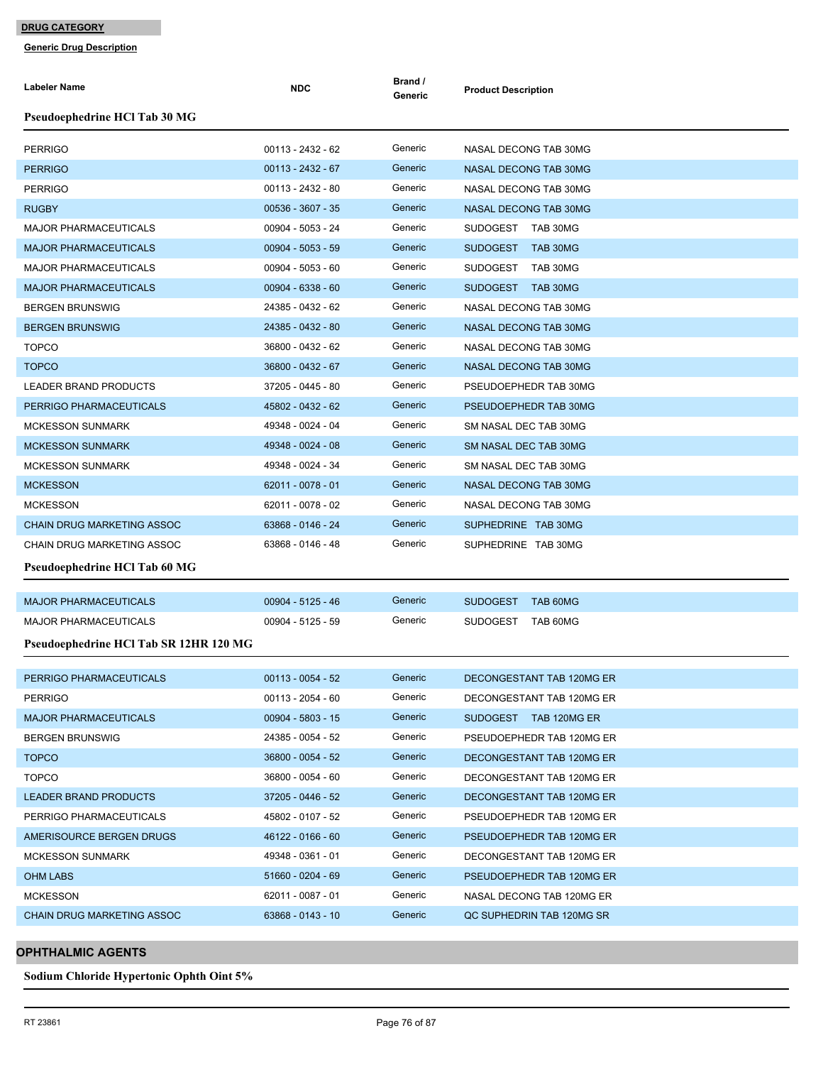**DRUG CATEGORY**

**Generic Drug Description**

| Labeler Name | NDC | Brand / Generic | Product Description |
|---|---|---|---|
| **Pseudoephedrine HCl Tab 30 MG** | | | |
| PERRIGO | 00113 - 2432 - 62 | Generic | NASAL DECONG TAB 30MG |
| PERRIGO | 00113 - 2432 - 67 | Generic | NASAL DECONG TAB 30MG |
| PERRIGO | 00113 - 2432 - 80 | Generic | NASAL DECONG TAB 30MG |
| RUGBY | 00536 - 3607 - 35 | Generic | NASAL DECONG TAB 30MG |
| MAJOR PHARMACEUTICALS | 00904 - 5053 - 24 | Generic | SUDOGEST TAB 30MG |
| MAJOR PHARMACEUTICALS | 00904 - 5053 - 59 | Generic | SUDOGEST TAB 30MG |
| MAJOR PHARMACEUTICALS | 00904 - 5053 - 60 | Generic | SUDOGEST TAB 30MG |
| MAJOR PHARMACEUTICALS | 00904 - 6338 - 60 | Generic | SUDOGEST TAB 30MG |
| BERGEN BRUNSWIG | 24385 - 0432 - 62 | Generic | NASAL DECONG TAB 30MG |
| BERGEN BRUNSWIG | 24385 - 0432 - 80 | Generic | NASAL DECONG TAB 30MG |
| TOPCO | 36800 - 0432 - 62 | Generic | NASAL DECONG TAB 30MG |
| TOPCO | 36800 - 0432 - 67 | Generic | NASAL DECONG TAB 30MG |
| LEADER BRAND PRODUCTS | 37205 - 0445 - 80 | Generic | PSEUDOEPHEDR TAB 30MG |
| PERRIGO PHARMACEUTICALS | 45802 - 0432 - 62 | Generic | PSEUDOEPHEDR TAB 30MG |
| MCKESSON SUNMARK | 49348 - 0024 - 04 | Generic | SM NASAL DEC TAB 30MG |
| MCKESSON SUNMARK | 49348 - 0024 - 08 | Generic | SM NASAL DEC TAB 30MG |
| MCKESSON SUNMARK | 49348 - 0024 - 34 | Generic | SM NASAL DEC TAB 30MG |
| MCKESSON | 62011 - 0078 - 01 | Generic | NASAL DECONG TAB 30MG |
| MCKESSON | 62011 - 0078 - 02 | Generic | NASAL DECONG TAB 30MG |
| CHAIN DRUG MARKETING ASSOC | 63868 - 0146 - 24 | Generic | SUPHEDRINE TAB 30MG |
| CHAIN DRUG MARKETING ASSOC | 63868 - 0146 - 48 | Generic | SUPHEDRINE TAB 30MG |
| **Pseudoephedrine HCl Tab 60 MG** | | | |
| MAJOR PHARMACEUTICALS | 00904 - 5125 - 46 | Generic | SUDOGEST TAB 60MG |
| MAJOR PHARMACEUTICALS | 00904 - 5125 - 59 | Generic | SUDOGEST TAB 60MG |
| **Pseudoephedrine HCl Tab SR 12HR 120 MG** | | | |
| PERRIGO PHARMACEUTICALS | 00113 - 0054 - 52 | Generic | DECONGESTANT TAB 120MG ER |
| PERRIGO | 00113 - 2054 - 60 | Generic | DECONGESTANT TAB 120MG ER |
| MAJOR PHARMACEUTICALS | 00904 - 5803 - 15 | Generic | SUDOGEST TAB 120MG ER |
| BERGEN BRUNSWIG | 24385 - 0054 - 52 | Generic | PSEUDOEPHEDR TAB 120MG ER |
| TOPCO | 36800 - 0054 - 52 | Generic | DECONGESTANT TAB 120MG ER |
| TOPCO | 36800 - 0054 - 60 | Generic | DECONGESTANT TAB 120MG ER |
| LEADER BRAND PRODUCTS | 37205 - 0446 - 52 | Generic | DECONGESTANT TAB 120MG ER |
| PERRIGO PHARMACEUTICALS | 45802 - 0107 - 52 | Generic | PSEUDOEPHEDR TAB 120MG ER |
| AMERISOURCE BERGEN DRUGS | 46122 - 0166 - 60 | Generic | PSEUDOEPHEDR TAB 120MG ER |
| MCKESSON SUNMARK | 49348 - 0361 - 01 | Generic | DECONGESTANT TAB 120MG ER |
| OHM LABS | 51660 - 0204 - 69 | Generic | PSEUDOEPHEDR TAB 120MG ER |
| MCKESSON | 62011 - 0087 - 01 | Generic | NASAL DECONG TAB 120MG ER |
| CHAIN DRUG MARKETING ASSOC | 63868 - 0143 - 10 | Generic | QC SUPHEDRIN TAB 120MG SR |

## OPHTHALMIC AGENTS

**Sodium Chloride Hypertonic Ophth Oint 5%**

RT 23861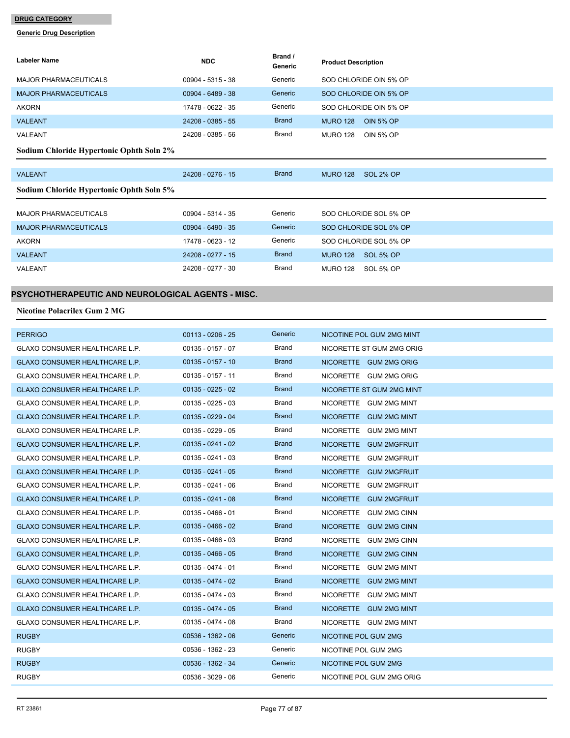**DRUG CATEGORY**

**Generic Drug Description**

| Labeler Name | NDC | Brand / Generic | Product Description |
|---|---|---|---|
| MAJOR PHARMACEUTICALS | 00904 - 5315 - 38 | Generic | SOD CHLORIDE OIN 5% OP |
| MAJOR PHARMACEUTICALS | 00904 - 6489 - 38 | Generic | SOD CHLORIDE OIN 5% OP |
| AKORN | 17478 - 0622 - 35 | Generic | SOD CHLORIDE OIN 5% OP |
| VALEANT | 24208 - 0385 - 55 | Brand | MURO 128 OIN 5% OP |
| VALEANT | 24208 - 0385 - 56 | Brand | MURO 128 OIN 5% OP |

### Sodium Chloride Hypertonic Ophth Soln 2%

| Labeler Name | NDC | Brand / Generic | Product Description |
|---|---|---|---|
| VALEANT | 24208 - 0276 - 15 | Brand | MURO 128 SOL 2% OP |

### Sodium Chloride Hypertonic Ophth Soln 5%

| Labeler Name | NDC | Brand / Generic | Product Description |
|---|---|---|---|
| MAJOR PHARMACEUTICALS | 00904 - 5314 - 35 | Generic | SOD CHLORIDE SOL 5% OP |
| MAJOR PHARMACEUTICALS | 00904 - 6490 - 35 | Generic | SOD CHLORIDE SOL 5% OP |
| AKORN | 17478 - 0623 - 12 | Generic | SOD CHLORIDE SOL 5% OP |
| VALEANT | 24208 - 0277 - 15 | Brand | MURO 128 SOL 5% OP |
| VALEANT | 24208 - 0277 - 30 | Brand | MURO 128 SOL 5% OP |

## PSYCHOTHERAPEUTIC AND NEUROLOGICAL AGENTS - MISC.

### Nicotine Polacrilex Gum 2 MG

| Labeler Name | NDC | Brand / Generic | Product Description |
|---|---|---|---|
| PERRIGO | 00113 - 0206 - 25 | Generic | NICOTINE POL GUM 2MG MINT |
| GLAXO CONSUMER HEALTHCARE L.P. | 00135 - 0157 - 07 | Brand | NICORETTE ST GUM 2MG ORIG |
| GLAXO CONSUMER HEALTHCARE L.P. | 00135 - 0157 - 10 | Brand | NICORETTE GUM 2MG ORIG |
| GLAXO CONSUMER HEALTHCARE L.P. | 00135 - 0157 - 11 | Brand | NICORETTE GUM 2MG ORIG |
| GLAXO CONSUMER HEALTHCARE L.P. | 00135 - 0225 - 02 | Brand | NICORETTE ST GUM 2MG MINT |
| GLAXO CONSUMER HEALTHCARE L.P. | 00135 - 0225 - 03 | Brand | NICORETTE GUM 2MG MINT |
| GLAXO CONSUMER HEALTHCARE L.P. | 00135 - 0229 - 04 | Brand | NICORETTE GUM 2MG MINT |
| GLAXO CONSUMER HEALTHCARE L.P. | 00135 - 0229 - 05 | Brand | NICORETTE GUM 2MG MINT |
| GLAXO CONSUMER HEALTHCARE L.P. | 00135 - 0241 - 02 | Brand | NICORETTE GUM 2MGFRUIT |
| GLAXO CONSUMER HEALTHCARE L.P. | 00135 - 0241 - 03 | Brand | NICORETTE GUM 2MGFRUIT |
| GLAXO CONSUMER HEALTHCARE L.P. | 00135 - 0241 - 05 | Brand | NICORETTE GUM 2MGFRUIT |
| GLAXO CONSUMER HEALTHCARE L.P. | 00135 - 0241 - 06 | Brand | NICORETTE GUM 2MGFRUIT |
| GLAXO CONSUMER HEALTHCARE L.P. | 00135 - 0241 - 08 | Brand | NICORETTE GUM 2MGFRUIT |
| GLAXO CONSUMER HEALTHCARE L.P. | 00135 - 0466 - 01 | Brand | NICORETTE GUM 2MG CINN |
| GLAXO CONSUMER HEALTHCARE L.P. | 00135 - 0466 - 02 | Brand | NICORETTE GUM 2MG CINN |
| GLAXO CONSUMER HEALTHCARE L.P. | 00135 - 0466 - 03 | Brand | NICORETTE GUM 2MG CINN |
| GLAXO CONSUMER HEALTHCARE L.P. | 00135 - 0466 - 05 | Brand | NICORETTE GUM 2MG CINN |
| GLAXO CONSUMER HEALTHCARE L.P. | 00135 - 0474 - 01 | Brand | NICORETTE GUM 2MG MINT |
| GLAXO CONSUMER HEALTHCARE L.P. | 00135 - 0474 - 02 | Brand | NICORETTE GUM 2MG MINT |
| GLAXO CONSUMER HEALTHCARE L.P. | 00135 - 0474 - 03 | Brand | NICORETTE GUM 2MG MINT |
| GLAXO CONSUMER HEALTHCARE L.P. | 00135 - 0474 - 05 | Brand | NICORETTE GUM 2MG MINT |
| GLAXO CONSUMER HEALTHCARE L.P. | 00135 - 0474 - 08 | Brand | NICORETTE GUM 2MG MINT |
| RUGBY | 00536 - 1362 - 06 | Generic | NICOTINE POL GUM 2MG |
| RUGBY | 00536 - 1362 - 23 | Generic | NICOTINE POL GUM 2MG |
| RUGBY | 00536 - 1362 - 34 | Generic | NICOTINE POL GUM 2MG |
| RUGBY | 00536 - 3029 - 06 | Generic | NICOTINE POL GUM 2MG ORIG |

RT 23861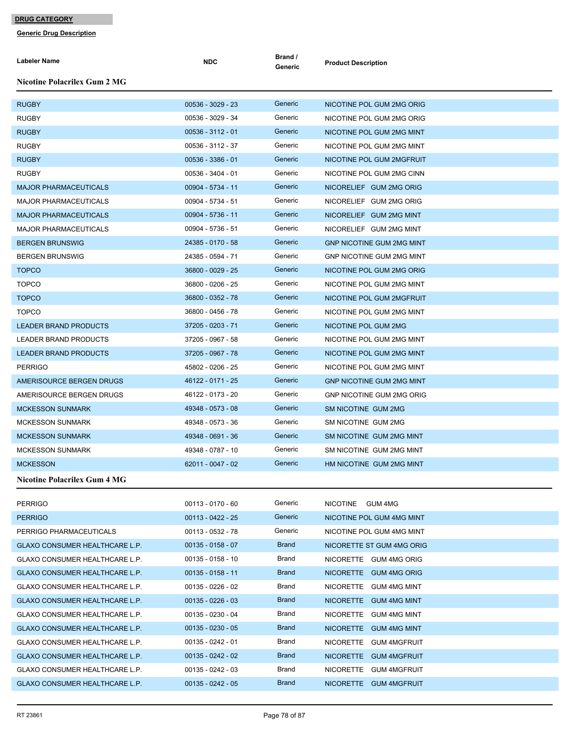**DRUG CATEGORY**

**Generic Drug Description**

| Labeler Name | NDC | Brand / Generic | Product Description |
|---|---|---|---|
| **Nicotine Polacrilex Gum 2 MG** | | | |
| RUGBY | 00536 - 3029 - 23 | Generic | NICOTINE POL GUM 2MG ORIG |
| RUGBY | 00536 - 3029 - 34 | Generic | NICOTINE POL GUM 2MG ORIG |
| RUGBY | 00536 - 3112 - 01 | Generic | NICOTINE POL GUM 2MG MINT |
| RUGBY | 00536 - 3112 - 37 | Generic | NICOTINE POL GUM 2MG MINT |
| RUGBY | 00536 - 3386 - 01 | Generic | NICOTINE POL GUM 2MGFRUIT |
| RUGBY | 00536 - 3404 - 01 | Generic | NICOTINE POL GUM 2MG CINN |
| MAJOR PHARMACEUTICALS | 00904 - 5734 - 11 | Generic | NICORELIEF GUM 2MG ORIG |
| MAJOR PHARMACEUTICALS | 00904 - 5734 - 51 | Generic | NICORELIEF GUM 2MG ORIG |
| MAJOR PHARMACEUTICALS | 00904 - 5736 - 11 | Generic | NICORELIEF GUM 2MG MINT |
| MAJOR PHARMACEUTICALS | 00904 - 5736 - 51 | Generic | NICORELIEF GUM 2MG MINT |
| BERGEN BRUNSWIG | 24385 - 0170 - 58 | Generic | GNP NICOTINE GUM 2MG MINT |
| BERGEN BRUNSWIG | 24385 - 0594 - 71 | Generic | GNP NICOTINE GUM 2MG MINT |
| TOPCO | 36800 - 0029 - 25 | Generic | NICOTINE POL GUM 2MG ORIG |
| TOPCO | 36800 - 0206 - 25 | Generic | NICOTINE POL GUM 2MG MINT |
| TOPCO | 36800 - 0352 - 78 | Generic | NICOTINE POL GUM 2MGFRUIT |
| TOPCO | 36800 - 0456 - 78 | Generic | NICOTINE POL GUM 2MG MINT |
| LEADER BRAND PRODUCTS | 37205 - 0203 - 71 | Generic | NICOTINE POL GUM 2MG |
| LEADER BRAND PRODUCTS | 37205 - 0967 - 58 | Generic | NICOTINE POL GUM 2MG MINT |
| LEADER BRAND PRODUCTS | 37205 - 0967 - 78 | Generic | NICOTINE POL GUM 2MG MINT |
| PERRIGO | 45802 - 0206 - 25 | Generic | NICOTINE POL GUM 2MG MINT |
| AMERISOURCE BERGEN DRUGS | 46122 - 0171 - 25 | Generic | GNP NICOTINE GUM 2MG MINT |
| AMERISOURCE BERGEN DRUGS | 46122 - 0173 - 20 | Generic | GNP NICOTINE GUM 2MG ORIG |
| MCKESSON SUNMARK | 49348 - 0573 - 08 | Generic | SM NICOTINE GUM 2MG |
| MCKESSON SUNMARK | 49348 - 0573 - 36 | Generic | SM NICOTINE GUM 2MG |
| MCKESSON SUNMARK | 49348 - 0691 - 36 | Generic | SM NICOTINE GUM 2MG MINT |
| MCKESSON SUNMARK | 49348 - 0787 - 10 | Generic | SM NICOTINE GUM 2MG MINT |
| MCKESSON | 62011 - 0047 - 02 | Generic | HM NICOTINE GUM 2MG MINT |
| **Nicotine Polacrilex Gum 4 MG** | | | |
| PERRIGO | 00113 - 0170 - 60 | Generic | NICOTINE GUM 4MG |
| PERRIGO | 00113 - 0422 - 25 | Generic | NICOTINE POL GUM 4MG MINT |
| PERRIGO PHARMACEUTICALS | 00113 - 0532 - 78 | Generic | NICOTINE POL GUM 4MG MINT |
| GLAXO CONSUMER HEALTHCARE L.P. | 00135 - 0158 - 07 | Brand | NICORETTE ST GUM 4MG ORIG |
| GLAXO CONSUMER HEALTHCARE L.P. | 00135 - 0158 - 10 | Brand | NICORETTE GUM 4MG ORIG |
| GLAXO CONSUMER HEALTHCARE L.P. | 00135 - 0158 - 11 | Brand | NICORETTE GUM 4MG ORIG |
| GLAXO CONSUMER HEALTHCARE L.P. | 00135 - 0226 - 02 | Brand | NICORETTE GUM 4MG MINT |
| GLAXO CONSUMER HEALTHCARE L.P. | 00135 - 0226 - 03 | Brand | NICORETTE GUM 4MG MINT |
| GLAXO CONSUMER HEALTHCARE L.P. | 00135 - 0230 - 04 | Brand | NICORETTE GUM 4MG MINT |
| GLAXO CONSUMER HEALTHCARE L.P. | 00135 - 0230 - 05 | Brand | NICORETTE GUM 4MG MINT |
| GLAXO CONSUMER HEALTHCARE L.P. | 00135 - 0242 - 01 | Brand | NICORETTE GUM 4MGFRUIT |
| GLAXO CONSUMER HEALTHCARE L.P. | 00135 - 0242 - 02 | Brand | NICORETTE GUM 4MGFRUIT |
| GLAXO CONSUMER HEALTHCARE L.P. | 00135 - 0242 - 03 | Brand | NICORETTE GUM 4MGFRUIT |
| GLAXO CONSUMER HEALTHCARE L.P. | 00135 - 0242 - 05 | Brand | NICORETTE GUM 4MGFRUIT |

RT 23861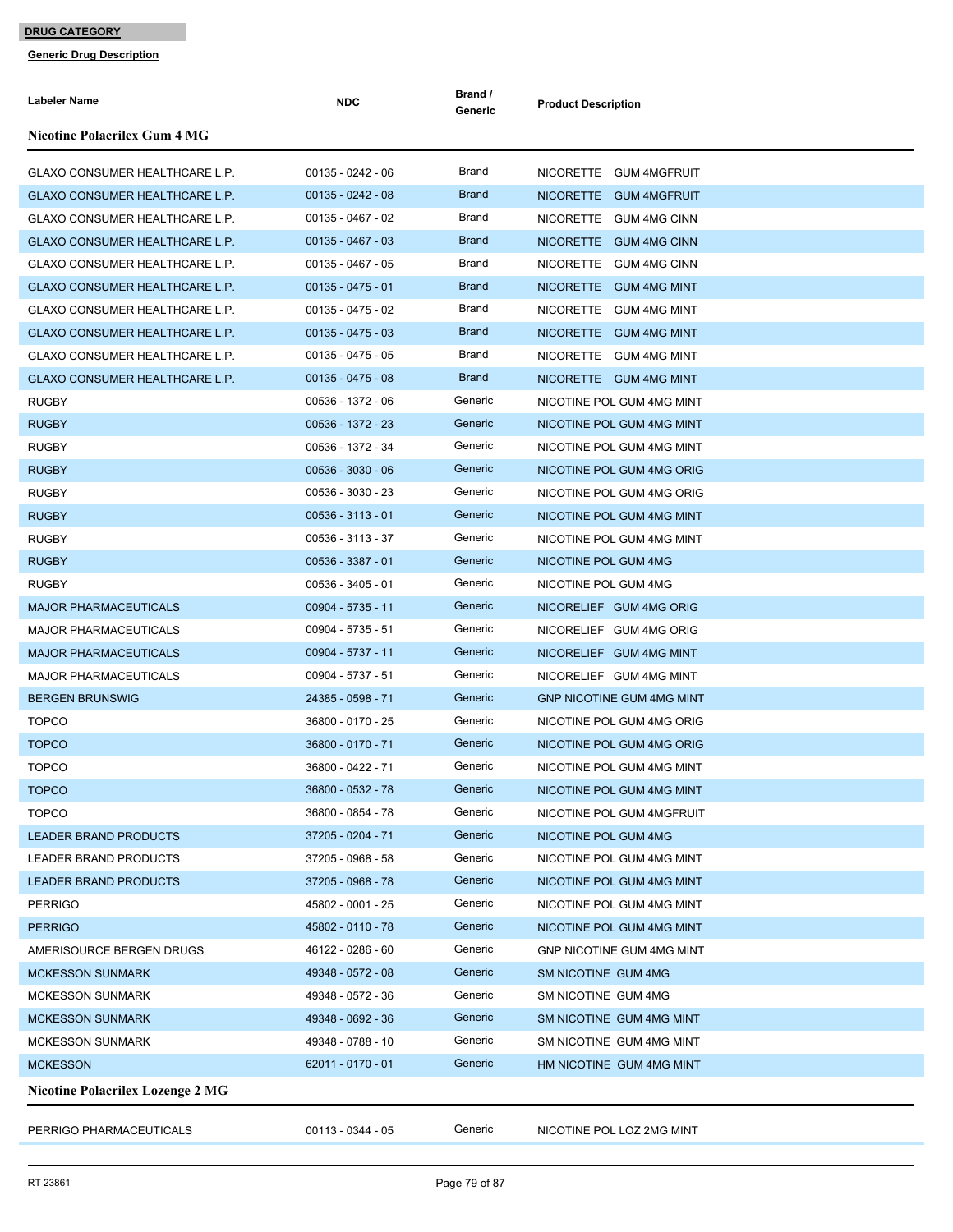**DRUG CATEGORY**

**Generic Drug Description**

| Labeler Name | NDC | Brand / Generic | Product Description |
|---|---|---|---|
| **Nicotine Polacrilex Gum 4 MG** | | | |
| GLAXO CONSUMER HEALTHCARE L.P. | 00135 - 0242 - 06 | Brand | NICORETTE GUM 4MGFRUIT |
| GLAXO CONSUMER HEALTHCARE L.P. | 00135 - 0242 - 08 | Brand | NICORETTE GUM 4MGFRUIT |
| GLAXO CONSUMER HEALTHCARE L.P. | 00135 - 0467 - 02 | Brand | NICORETTE GUM 4MG CINN |
| GLAXO CONSUMER HEALTHCARE L.P. | 00135 - 0467 - 03 | Brand | NICORETTE GUM 4MG CINN |
| GLAXO CONSUMER HEALTHCARE L.P. | 00135 - 0467 - 05 | Brand | NICORETTE GUM 4MG CINN |
| GLAXO CONSUMER HEALTHCARE L.P. | 00135 - 0475 - 01 | Brand | NICORETTE GUM 4MG MINT |
| GLAXO CONSUMER HEALTHCARE L.P. | 00135 - 0475 - 02 | Brand | NICORETTE GUM 4MG MINT |
| GLAXO CONSUMER HEALTHCARE L.P. | 00135 - 0475 - 03 | Brand | NICORETTE GUM 4MG MINT |
| GLAXO CONSUMER HEALTHCARE L.P. | 00135 - 0475 - 05 | Brand | NICORETTE GUM 4MG MINT |
| GLAXO CONSUMER HEALTHCARE L.P. | 00135 - 0475 - 08 | Brand | NICORETTE GUM 4MG MINT |
| RUGBY | 00536 - 1372 - 06 | Generic | NICOTINE POL GUM 4MG MINT |
| RUGBY | 00536 - 1372 - 23 | Generic | NICOTINE POL GUM 4MG MINT |
| RUGBY | 00536 - 1372 - 34 | Generic | NICOTINE POL GUM 4MG MINT |
| RUGBY | 00536 - 3030 - 06 | Generic | NICOTINE POL GUM 4MG ORIG |
| RUGBY | 00536 - 3030 - 23 | Generic | NICOTINE POL GUM 4MG ORIG |
| RUGBY | 00536 - 3113 - 01 | Generic | NICOTINE POL GUM 4MG MINT |
| RUGBY | 00536 - 3113 - 37 | Generic | NICOTINE POL GUM 4MG MINT |
| RUGBY | 00536 - 3387 - 01 | Generic | NICOTINE POL GUM 4MG |
| RUGBY | 00536 - 3405 - 01 | Generic | NICOTINE POL GUM 4MG |
| MAJOR PHARMACEUTICALS | 00904 - 5735 - 11 | Generic | NICORELIEF GUM 4MG ORIG |
| MAJOR PHARMACEUTICALS | 00904 - 5735 - 51 | Generic | NICORELIEF GUM 4MG ORIG |
| MAJOR PHARMACEUTICALS | 00904 - 5737 - 11 | Generic | NICORELIEF GUM 4MG MINT |
| MAJOR PHARMACEUTICALS | 00904 - 5737 - 51 | Generic | NICORELIEF GUM 4MG MINT |
| BERGEN BRUNSWIG | 24385 - 0598 - 71 | Generic | GNP NICOTINE GUM 4MG MINT |
| TOPCO | 36800 - 0170 - 25 | Generic | NICOTINE POL GUM 4MG ORIG |
| TOPCO | 36800 - 0170 - 71 | Generic | NICOTINE POL GUM 4MG ORIG |
| TOPCO | 36800 - 0422 - 71 | Generic | NICOTINE POL GUM 4MG MINT |
| TOPCO | 36800 - 0532 - 78 | Generic | NICOTINE POL GUM 4MG MINT |
| TOPCO | 36800 - 0854 - 78 | Generic | NICOTINE POL GUM 4MGFRUIT |
| LEADER BRAND PRODUCTS | 37205 - 0204 - 71 | Generic | NICOTINE POL GUM 4MG |
| LEADER BRAND PRODUCTS | 37205 - 0968 - 58 | Generic | NICOTINE POL GUM 4MG MINT |
| LEADER BRAND PRODUCTS | 37205 - 0968 - 78 | Generic | NICOTINE POL GUM 4MG MINT |
| PERRIGO | 45802 - 0001 - 25 | Generic | NICOTINE POL GUM 4MG MINT |
| PERRIGO | 45802 - 0110 - 78 | Generic | NICOTINE POL GUM 4MG MINT |
| AMERISOURCE BERGEN DRUGS | 46122 - 0286 - 60 | Generic | GNP NICOTINE GUM 4MG MINT |
| MCKESSON SUNMARK | 49348 - 0572 - 08 | Generic | SM NICOTINE GUM 4MG |
| MCKESSON SUNMARK | 49348 - 0572 - 36 | Generic | SM NICOTINE GUM 4MG |
| MCKESSON SUNMARK | 49348 - 0692 - 36 | Generic | SM NICOTINE GUM 4MG MINT |
| MCKESSON SUNMARK | 49348 - 0788 - 10 | Generic | SM NICOTINE GUM 4MG MINT |
| MCKESSON | 62011 - 0170 - 01 | Generic | HM NICOTINE GUM 4MG MINT |
| **Nicotine Polacrilex Lozenge 2 MG** | | | |
| PERRIGO PHARMACEUTICALS | 00113 - 0344 - 05 | Generic | NICOTINE POL LOZ 2MG MINT |

RT 23861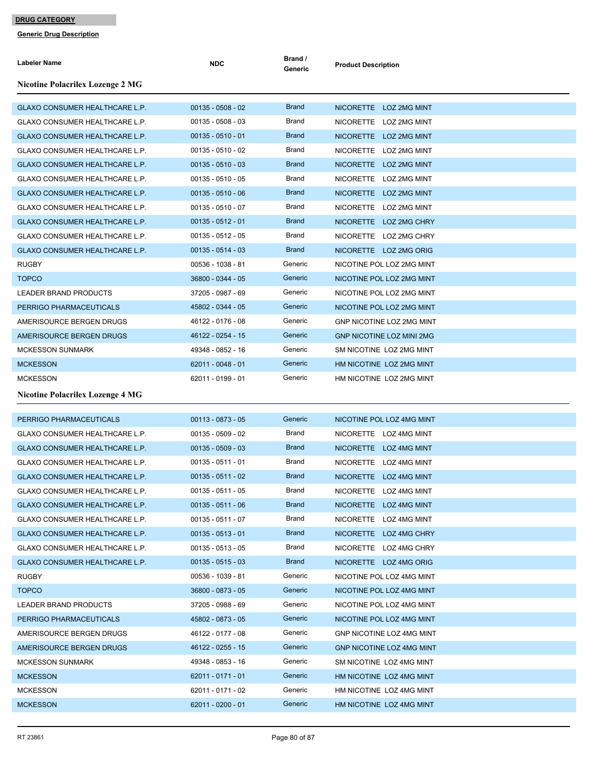**DRUG CATEGORY**

**Generic Drug Description**

| Labeler Name | NDC | Brand / Generic | Product Description |
|---|---|---|---|
| **Nicotine Polacrilex Lozenge 2 MG** | | | |
| GLAXO CONSUMER HEALTHCARE L.P. | 00135 - 0508 - 02 | Brand | NICORETTE LOZ 2MG MINT |
| GLAXO CONSUMER HEALTHCARE L.P. | 00135 - 0508 - 03 | Brand | NICORETTE LOZ 2MG MINT |
| GLAXO CONSUMER HEALTHCARE L.P. | 00135 - 0510 - 01 | Brand | NICORETTE LOZ 2MG MINT |
| GLAXO CONSUMER HEALTHCARE L.P. | 00135 - 0510 - 02 | Brand | NICORETTE LOZ 2MG MINT |
| GLAXO CONSUMER HEALTHCARE L.P. | 00135 - 0510 - 03 | Brand | NICORETTE LOZ 2MG MINT |
| GLAXO CONSUMER HEALTHCARE L.P. | 00135 - 0510 - 05 | Brand | NICORETTE LOZ 2MG MINT |
| GLAXO CONSUMER HEALTHCARE L.P. | 00135 - 0510 - 06 | Brand | NICORETTE LOZ 2MG MINT |
| GLAXO CONSUMER HEALTHCARE L.P. | 00135 - 0510 - 07 | Brand | NICORETTE LOZ 2MG MINT |
| GLAXO CONSUMER HEALTHCARE L.P. | 00135 - 0512 - 01 | Brand | NICORETTE LOZ 2MG CHRY |
| GLAXO CONSUMER HEALTHCARE L.P. | 00135 - 0512 - 05 | Brand | NICORETTE LOZ 2MG CHRY |
| GLAXO CONSUMER HEALTHCARE L.P. | 00135 - 0514 - 03 | Brand | NICORETTE LOZ 2MG ORIG |
| RUGBY | 00536 - 1038 - 81 | Generic | NICOTINE POL LOZ 2MG MINT |
| TOPCO | 36800 - 0344 - 05 | Generic | NICOTINE POL LOZ 2MG MINT |
| LEADER BRAND PRODUCTS | 37205 - 0987 - 69 | Generic | NICOTINE POL LOZ 2MG MINT |
| PERRIGO PHARMACEUTICALS | 45802 - 0344 - 05 | Generic | NICOTINE POL LOZ 2MG MINT |
| AMERISOURCE BERGEN DRUGS | 46122 - 0176 - 08 | Generic | GNP NICOTINE LOZ 2MG MINT |
| AMERISOURCE BERGEN DRUGS | 46122 - 0254 - 15 | Generic | GNP NICOTINE LOZ MINI 2MG |
| MCKESSON SUNMARK | 49348 - 0852 - 16 | Generic | SM NICOTINE LOZ 2MG MINT |
| MCKESSON | 62011 - 0048 - 01 | Generic | HM NICOTINE LOZ 2MG MINT |
| MCKESSON | 62011 - 0199 - 01 | Generic | HM NICOTINE LOZ 2MG MINT |
| **Nicotine Polacrilex Lozenge 4 MG** | | | |
| PERRIGO PHARMACEUTICALS | 00113 - 0873 - 05 | Generic | NICOTINE POL LOZ 4MG MINT |
| GLAXO CONSUMER HEALTHCARE L.P. | 00135 - 0509 - 02 | Brand | NICORETTE LOZ 4MG MINT |
| GLAXO CONSUMER HEALTHCARE L.P. | 00135 - 0509 - 03 | Brand | NICORETTE LOZ 4MG MINT |
| GLAXO CONSUMER HEALTHCARE L.P. | 00135 - 0511 - 01 | Brand | NICORETTE LOZ 4MG MINT |
| GLAXO CONSUMER HEALTHCARE L.P. | 00135 - 0511 - 02 | Brand | NICORETTE LOZ 4MG MINT |
| GLAXO CONSUMER HEALTHCARE L.P. | 00135 - 0511 - 05 | Brand | NICORETTE LOZ 4MG MINT |
| GLAXO CONSUMER HEALTHCARE L.P. | 00135 - 0511 - 06 | Brand | NICORETTE LOZ 4MG MINT |
| GLAXO CONSUMER HEALTHCARE L.P. | 00135 - 0511 - 07 | Brand | NICORETTE LOZ 4MG MINT |
| GLAXO CONSUMER HEALTHCARE L.P. | 00135 - 0513 - 01 | Brand | NICORETTE LOZ 4MG CHRY |
| GLAXO CONSUMER HEALTHCARE L.P. | 00135 - 0513 - 05 | Brand | NICORETTE LOZ 4MG CHRY |
| GLAXO CONSUMER HEALTHCARE L.P. | 00135 - 0515 - 03 | Brand | NICORETTE LOZ 4MG ORIG |
| RUGBY | 00536 - 1039 - 81 | Generic | NICOTINE POL LOZ 4MG MINT |
| TOPCO | 36800 - 0873 - 05 | Generic | NICOTINE POL LOZ 4MG MINT |
| LEADER BRAND PRODUCTS | 37205 - 0988 - 69 | Generic | NICOTINE POL LOZ 4MG MINT |
| PERRIGO PHARMACEUTICALS | 45802 - 0873 - 05 | Generic | NICOTINE POL LOZ 4MG MINT |
| AMERISOURCE BERGEN DRUGS | 46122 - 0177 - 08 | Generic | GNP NICOTINE LOZ 4MG MINT |
| AMERISOURCE BERGEN DRUGS | 46122 - 0255 - 15 | Generic | GNP NICOTINE LOZ 4MG MINT |
| MCKESSON SUNMARK | 49348 - 0853 - 16 | Generic | SM NICOTINE LOZ 4MG MINT |
| MCKESSON | 62011 - 0171 - 01 | Generic | HM NICOTINE LOZ 4MG MINT |
| MCKESSON | 62011 - 0171 - 02 | Generic | HM NICOTINE LOZ 4MG MINT |
| MCKESSON | 62011 - 0200 - 01 | Generic | HM NICOTINE LOZ 4MG MINT |

RT 23861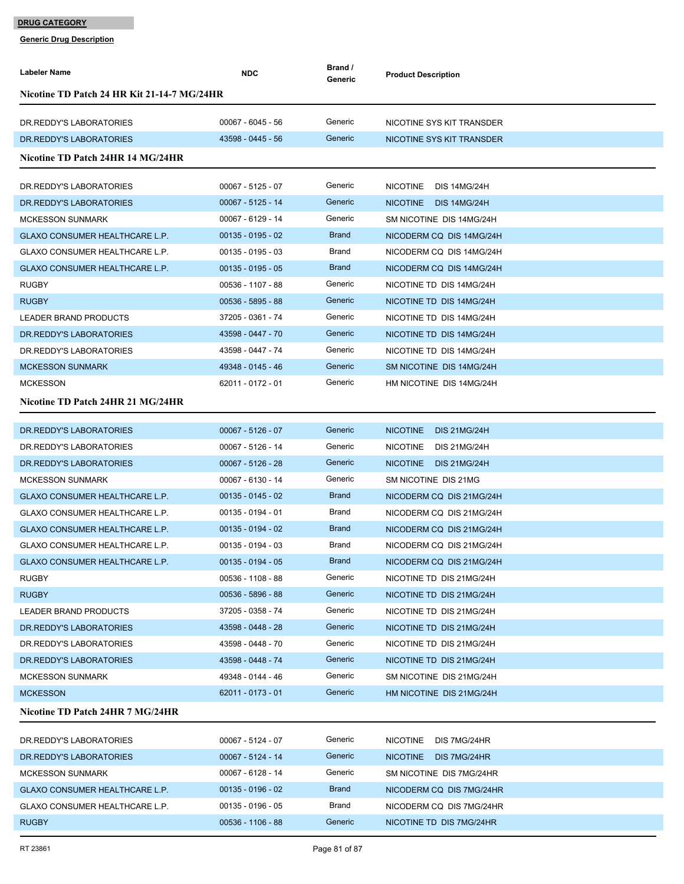**DRUG CATEGORY**

**Generic Drug Description**

| Labeler Name | NDC | Brand / Generic | Product Description |
|---|---|---|---|
| **Nicotine TD Patch 24 HR Kit 21-14-7 MG/24HR** | | | |
| DR.REDDY'S LABORATORIES | 00067 - 6045 - 56 | Generic | NICOTINE SYS KIT TRANSDER |
| DR.REDDY'S LABORATORIES | 43598 - 0445 - 56 | Generic | NICOTINE SYS KIT TRANSDER |
| **Nicotine TD Patch 24HR 14 MG/24HR** | | | |
| DR.REDDY'S LABORATORIES | 00067 - 5125 - 07 | Generic | NICOTINE DIS 14MG/24H |
| DR.REDDY'S LABORATORIES | 00067 - 5125 - 14 | Generic | NICOTINE DIS 14MG/24H |
| MCKESSON SUNMARK | 00067 - 6129 - 14 | Generic | SM NICOTINE DIS 14MG/24H |
| GLAXO CONSUMER HEALTHCARE L.P. | 00135 - 0195 - 02 | Brand | NICODERM CQ DIS 14MG/24H |
| GLAXO CONSUMER HEALTHCARE L.P. | 00135 - 0195 - 03 | Brand | NICODERM CQ DIS 14MG/24H |
| GLAXO CONSUMER HEALTHCARE L.P. | 00135 - 0195 - 05 | Brand | NICODERM CQ DIS 14MG/24H |
| RUGBY | 00536 - 1107 - 88 | Generic | NICOTINE TD DIS 14MG/24H |
| RUGBY | 00536 - 5895 - 88 | Generic | NICOTINE TD DIS 14MG/24H |
| LEADER BRAND PRODUCTS | 37205 - 0361 - 74 | Generic | NICOTINE TD DIS 14MG/24H |
| DR.REDDY'S LABORATORIES | 43598 - 0447 - 70 | Generic | NICOTINE TD DIS 14MG/24H |
| DR.REDDY'S LABORATORIES | 43598 - 0447 - 74 | Generic | NICOTINE TD DIS 14MG/24H |
| MCKESSON SUNMARK | 49348 - 0145 - 46 | Generic | SM NICOTINE DIS 14MG/24H |
| MCKESSON | 62011 - 0172 - 01 | Generic | HM NICOTINE DIS 14MG/24H |
| **Nicotine TD Patch 24HR 21 MG/24HR** | | | |
| DR.REDDY'S LABORATORIES | 00067 - 5126 - 07 | Generic | NICOTINE DIS 21MG/24H |
| DR.REDDY'S LABORATORIES | 00067 - 5126 - 14 | Generic | NICOTINE DIS 21MG/24H |
| DR.REDDY'S LABORATORIES | 00067 - 5126 - 28 | Generic | NICOTINE DIS 21MG/24H |
| MCKESSON SUNMARK | 00067 - 6130 - 14 | Generic | SM NICOTINE DIS 21MG |
| GLAXO CONSUMER HEALTHCARE L.P. | 00135 - 0145 - 02 | Brand | NICODERM CQ DIS 21MG/24H |
| GLAXO CONSUMER HEALTHCARE L.P. | 00135 - 0194 - 01 | Brand | NICODERM CQ DIS 21MG/24H |
| GLAXO CONSUMER HEALTHCARE L.P. | 00135 - 0194 - 02 | Brand | NICODERM CQ DIS 21MG/24H |
| GLAXO CONSUMER HEALTHCARE L.P. | 00135 - 0194 - 03 | Brand | NICODERM CQ DIS 21MG/24H |
| GLAXO CONSUMER HEALTHCARE L.P. | 00135 - 0194 - 05 | Brand | NICODERM CQ DIS 21MG/24H |
| RUGBY | 00536 - 1108 - 88 | Generic | NICOTINE TD DIS 21MG/24H |
| RUGBY | 00536 - 5896 - 88 | Generic | NICOTINE TD DIS 21MG/24H |
| LEADER BRAND PRODUCTS | 37205 - 0358 - 74 | Generic | NICOTINE TD DIS 21MG/24H |
| DR.REDDY'S LABORATORIES | 43598 - 0448 - 28 | Generic | NICOTINE TD DIS 21MG/24H |
| DR.REDDY'S LABORATORIES | 43598 - 0448 - 70 | Generic | NICOTINE TD DIS 21MG/24H |
| DR.REDDY'S LABORATORIES | 43598 - 0448 - 74 | Generic | NICOTINE TD DIS 21MG/24H |
| MCKESSON SUNMARK | 49348 - 0144 - 46 | Generic | SM NICOTINE DIS 21MG/24H |
| MCKESSON | 62011 - 0173 - 01 | Generic | HM NICOTINE DIS 21MG/24H |
| **Nicotine TD Patch 24HR 7 MG/24HR** | | | |
| DR.REDDY'S LABORATORIES | 00067 - 5124 - 07 | Generic | NICOTINE DIS 7MG/24HR |
| DR.REDDY'S LABORATORIES | 00067 - 5124 - 14 | Generic | NICOTINE DIS 7MG/24HR |
| MCKESSON SUNMARK | 00067 - 6128 - 14 | Generic | SM NICOTINE DIS 7MG/24HR |
| GLAXO CONSUMER HEALTHCARE L.P. | 00135 - 0196 - 02 | Brand | NICODERM CQ DIS 7MG/24HR |
| GLAXO CONSUMER HEALTHCARE L.P. | 00135 - 0196 - 05 | Brand | NICODERM CQ DIS 7MG/24HR |
| RUGBY | 00536 - 1106 - 88 | Generic | NICOTINE TD DIS 7MG/24HR |

RT 23861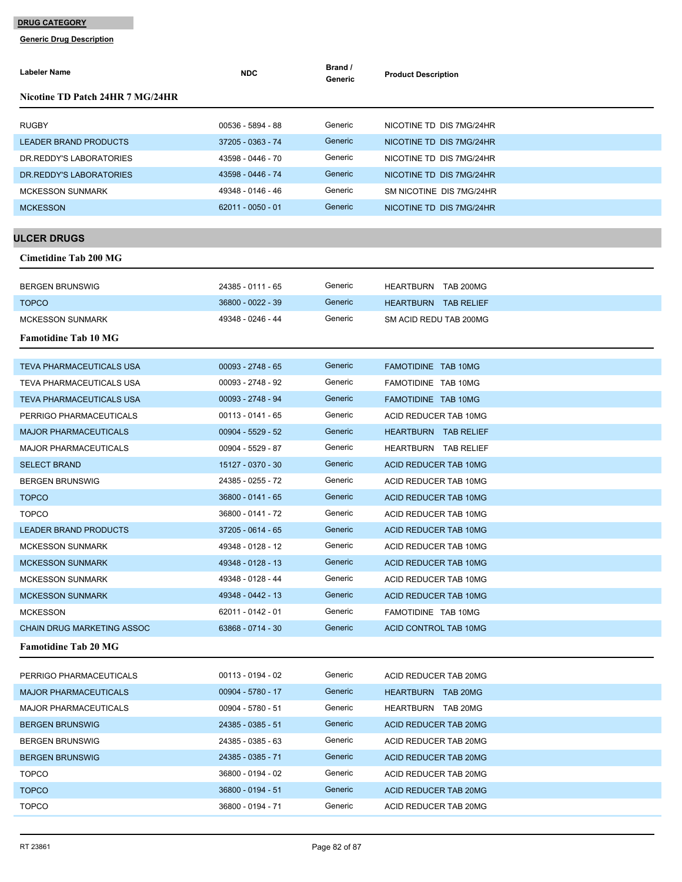**DRUG CATEGORY**

**Generic Drug Description**

| Labeler Name | NDC | Brand / Generic | Product Description |
|---|---|---|---|

### Nicotine TD Patch 24HR 7 MG/24HR

| Labeler Name | NDC | Brand / Generic | Product Description |
|---|---|---|---|
| RUGBY | 00536 - 5894 - 88 | Generic | NICOTINE TD DIS 7MG/24HR |
| LEADER BRAND PRODUCTS | 37205 - 0363 - 74 | Generic | NICOTINE TD DIS 7MG/24HR |
| DR.REDDY'S LABORATORIES | 43598 - 0446 - 70 | Generic | NICOTINE TD DIS 7MG/24HR |
| DR.REDDY'S LABORATORIES | 43598 - 0446 - 74 | Generic | NICOTINE TD DIS 7MG/24HR |
| MCKESSON SUNMARK | 49348 - 0146 - 46 | Generic | SM NICOTINE DIS 7MG/24HR |
| MCKESSON | 62011 - 0050 - 01 | Generic | NICOTINE TD DIS 7MG/24HR |

## ULCER DRUGS

### Cimetidine Tab 200 MG

| Labeler Name | NDC | Brand / Generic | Product Description |
|---|---|---|---|
| BERGEN BRUNSWIG | 24385 - 0111 - 65 | Generic | HEARTBURN TAB 200MG |
| TOPCO | 36800 - 0022 - 39 | Generic | HEARTBURN TAB RELIEF |
| MCKESSON SUNMARK | 49348 - 0246 - 44 | Generic | SM ACID REDU TAB 200MG |

### Famotidine Tab 10 MG

| Labeler Name | NDC | Brand / Generic | Product Description |
|---|---|---|---|
| TEVA PHARMACEUTICALS USA | 00093 - 2748 - 65 | Generic | FAMOTIDINE TAB 10MG |
| TEVA PHARMACEUTICALS USA | 00093 - 2748 - 92 | Generic | FAMOTIDINE TAB 10MG |
| TEVA PHARMACEUTICALS USA | 00093 - 2748 - 94 | Generic | FAMOTIDINE TAB 10MG |
| PERRIGO PHARMACEUTICALS | 00113 - 0141 - 65 | Generic | ACID REDUCER TAB 10MG |
| MAJOR PHARMACEUTICALS | 00904 - 5529 - 52 | Generic | HEARTBURN TAB RELIEF |
| MAJOR PHARMACEUTICALS | 00904 - 5529 - 87 | Generic | HEARTBURN TAB RELIEF |
| SELECT BRAND | 15127 - 0370 - 30 | Generic | ACID REDUCER TAB 10MG |
| BERGEN BRUNSWIG | 24385 - 0255 - 72 | Generic | ACID REDUCER TAB 10MG |
| TOPCO | 36800 - 0141 - 65 | Generic | ACID REDUCER TAB 10MG |
| TOPCO | 36800 - 0141 - 72 | Generic | ACID REDUCER TAB 10MG |
| LEADER BRAND PRODUCTS | 37205 - 0614 - 65 | Generic | ACID REDUCER TAB 10MG |
| MCKESSON SUNMARK | 49348 - 0128 - 12 | Generic | ACID REDUCER TAB 10MG |
| MCKESSON SUNMARK | 49348 - 0128 - 13 | Generic | ACID REDUCER TAB 10MG |
| MCKESSON SUNMARK | 49348 - 0128 - 44 | Generic | ACID REDUCER TAB 10MG |
| MCKESSON SUNMARK | 49348 - 0442 - 13 | Generic | ACID REDUCER TAB 10MG |
| MCKESSON | 62011 - 0142 - 01 | Generic | FAMOTIDINE TAB 10MG |
| CHAIN DRUG MARKETING ASSOC | 63868 - 0714 - 30 | Generic | ACID CONTROL TAB 10MG |

### Famotidine Tab 20 MG

| Labeler Name | NDC | Brand / Generic | Product Description |
|---|---|---|---|
| PERRIGO PHARMACEUTICALS | 00113 - 0194 - 02 | Generic | ACID REDUCER TAB 20MG |
| MAJOR PHARMACEUTICALS | 00904 - 5780 - 17 | Generic | HEARTBURN TAB 20MG |
| MAJOR PHARMACEUTICALS | 00904 - 5780 - 51 | Generic | HEARTBURN TAB 20MG |
| BERGEN BRUNSWIG | 24385 - 0385 - 51 | Generic | ACID REDUCER TAB 20MG |
| BERGEN BRUNSWIG | 24385 - 0385 - 63 | Generic | ACID REDUCER TAB 20MG |
| BERGEN BRUNSWIG | 24385 - 0385 - 71 | Generic | ACID REDUCER TAB 20MG |
| TOPCO | 36800 - 0194 - 02 | Generic | ACID REDUCER TAB 20MG |
| TOPCO | 36800 - 0194 - 51 | Generic | ACID REDUCER TAB 20MG |
| TOPCO | 36800 - 0194 - 71 | Generic | ACID REDUCER TAB 20MG |

RT 23861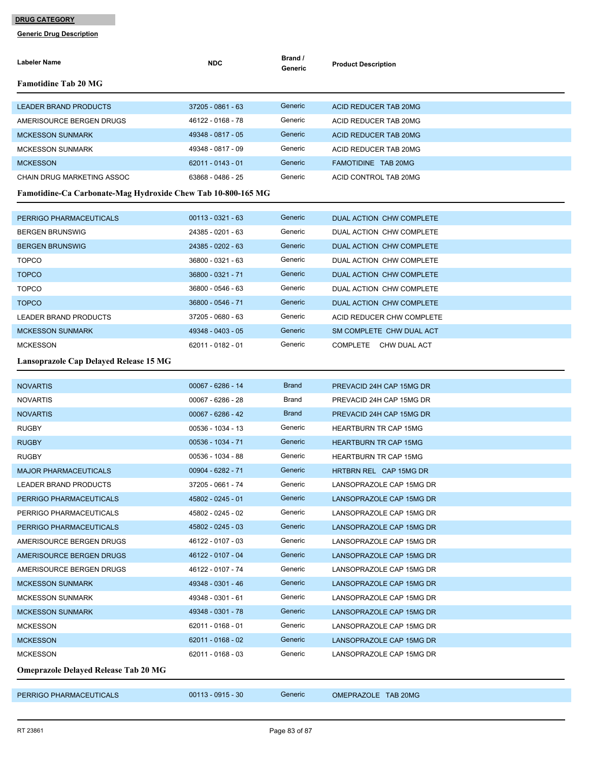**DRUG CATEGORY**

**Generic Drug Description**

| Labeler Name | NDC | Brand / Generic | Product Description |
|---|---|---|---|

### Famotidine Tab 20 MG

| Labeler Name | NDC | Brand / Generic | Product Description |
|---|---|---|---|
| LEADER BRAND PRODUCTS | 37205 - 0861 - 63 | Generic | ACID REDUCER TAB 20MG |
| AMERISOURCE BERGEN DRUGS | 46122 - 0168 - 78 | Generic | ACID REDUCER TAB 20MG |
| MCKESSON SUNMARK | 49348 - 0817 - 05 | Generic | ACID REDUCER TAB 20MG |
| MCKESSON SUNMARK | 49348 - 0817 - 09 | Generic | ACID REDUCER TAB 20MG |
| MCKESSON | 62011 - 0143 - 01 | Generic | FAMOTIDINE TAB 20MG |
| CHAIN DRUG MARKETING ASSOC | 63868 - 0486 - 25 | Generic | ACID CONTROL TAB 20MG |

### Famotidine-Ca Carbonate-Mag Hydroxide Chew Tab 10-800-165 MG

| Labeler Name | NDC | Brand / Generic | Product Description |
|---|---|---|---|
| PERRIGO PHARMACEUTICALS | 00113 - 0321 - 63 | Generic | DUAL ACTION CHW COMPLETE |
| BERGEN BRUNSWIG | 24385 - 0201 - 63 | Generic | DUAL ACTION CHW COMPLETE |
| BERGEN BRUNSWIG | 24385 - 0202 - 63 | Generic | DUAL ACTION CHW COMPLETE |
| TOPCO | 36800 - 0321 - 63 | Generic | DUAL ACTION CHW COMPLETE |
| TOPCO | 36800 - 0321 - 71 | Generic | DUAL ACTION CHW COMPLETE |
| TOPCO | 36800 - 0546 - 63 | Generic | DUAL ACTION CHW COMPLETE |
| TOPCO | 36800 - 0546 - 71 | Generic | DUAL ACTION CHW COMPLETE |
| LEADER BRAND PRODUCTS | 37205 - 0680 - 63 | Generic | ACID REDUCER CHW COMPLETE |
| MCKESSON SUNMARK | 49348 - 0403 - 05 | Generic | SM COMPLETE CHW DUAL ACT |
| MCKESSON | 62011 - 0182 - 01 | Generic | COMPLETE CHW DUAL ACT |

### Lansoprazole Cap Delayed Release 15 MG

| Labeler Name | NDC | Brand / Generic | Product Description |
|---|---|---|---|
| NOVARTIS | 00067 - 6286 - 14 | Brand | PREVACID 24H CAP 15MG DR |
| NOVARTIS | 00067 - 6286 - 28 | Brand | PREVACID 24H CAP 15MG DR |
| NOVARTIS | 00067 - 6286 - 42 | Brand | PREVACID 24H CAP 15MG DR |
| RUGBY | 00536 - 1034 - 13 | Generic | HEARTBURN TR CAP 15MG |
| RUGBY | 00536 - 1034 - 71 | Generic | HEARTBURN TR CAP 15MG |
| RUGBY | 00536 - 1034 - 88 | Generic | HEARTBURN TR CAP 15MG |
| MAJOR PHARMACEUTICALS | 00904 - 6282 - 71 | Generic | HRTBRN REL CAP 15MG DR |
| LEADER BRAND PRODUCTS | 37205 - 0661 - 74 | Generic | LANSOPRAZOLE CAP 15MG DR |
| PERRIGO PHARMACEUTICALS | 45802 - 0245 - 01 | Generic | LANSOPRAZOLE CAP 15MG DR |
| PERRIGO PHARMACEUTICALS | 45802 - 0245 - 02 | Generic | LANSOPRAZOLE CAP 15MG DR |
| PERRIGO PHARMACEUTICALS | 45802 - 0245 - 03 | Generic | LANSOPRAZOLE CAP 15MG DR |
| AMERISOURCE BERGEN DRUGS | 46122 - 0107 - 03 | Generic | LANSOPRAZOLE CAP 15MG DR |
| AMERISOURCE BERGEN DRUGS | 46122 - 0107 - 04 | Generic | LANSOPRAZOLE CAP 15MG DR |
| AMERISOURCE BERGEN DRUGS | 46122 - 0107 - 74 | Generic | LANSOPRAZOLE CAP 15MG DR |
| MCKESSON SUNMARK | 49348 - 0301 - 46 | Generic | LANSOPRAZOLE CAP 15MG DR |
| MCKESSON SUNMARK | 49348 - 0301 - 61 | Generic | LANSOPRAZOLE CAP 15MG DR |
| MCKESSON SUNMARK | 49348 - 0301 - 78 | Generic | LANSOPRAZOLE CAP 15MG DR |
| MCKESSON | 62011 - 0168 - 01 | Generic | LANSOPRAZOLE CAP 15MG DR |
| MCKESSON | 62011 - 0168 - 02 | Generic | LANSOPRAZOLE CAP 15MG DR |
| MCKESSON | 62011 - 0168 - 03 | Generic | LANSOPRAZOLE CAP 15MG DR |

### Omeprazole Delayed Release Tab 20 MG

| Labeler Name | NDC | Brand / Generic | Product Description |
|---|---|---|---|
| PERRIGO PHARMACEUTICALS | 00113 - 0915 - 30 | Generic | OMEPRAZOLE TAB 20MG |

RT 23861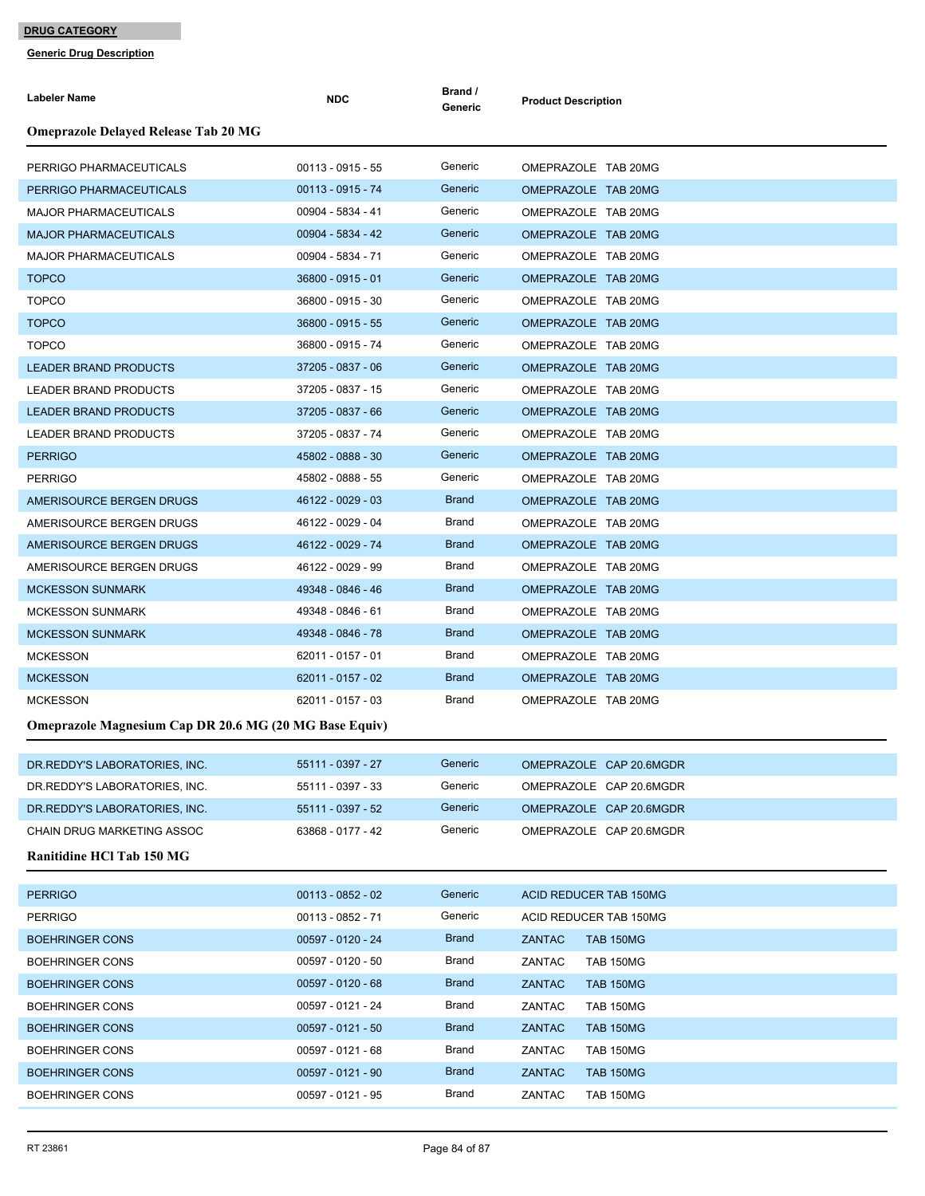**DRUG CATEGORY**

**Generic Drug Description**

| Labeler Name | NDC | Brand / Generic | Product Description |
|---|---|---|---|
| **Omeprazole Delayed Release Tab 20 MG** | | | |
| PERRIGO PHARMACEUTICALS | 00113 - 0915 - 55 | Generic | OMEPRAZOLE TAB 20MG |
| PERRIGO PHARMACEUTICALS | 00113 - 0915 - 74 | Generic | OMEPRAZOLE TAB 20MG |
| MAJOR PHARMACEUTICALS | 00904 - 5834 - 41 | Generic | OMEPRAZOLE TAB 20MG |
| MAJOR PHARMACEUTICALS | 00904 - 5834 - 42 | Generic | OMEPRAZOLE TAB 20MG |
| MAJOR PHARMACEUTICALS | 00904 - 5834 - 71 | Generic | OMEPRAZOLE TAB 20MG |
| TOPCO | 36800 - 0915 - 01 | Generic | OMEPRAZOLE TAB 20MG |
| TOPCO | 36800 - 0915 - 30 | Generic | OMEPRAZOLE TAB 20MG |
| TOPCO | 36800 - 0915 - 55 | Generic | OMEPRAZOLE TAB 20MG |
| TOPCO | 36800 - 0915 - 74 | Generic | OMEPRAZOLE TAB 20MG |
| LEADER BRAND PRODUCTS | 37205 - 0837 - 06 | Generic | OMEPRAZOLE TAB 20MG |
| LEADER BRAND PRODUCTS | 37205 - 0837 - 15 | Generic | OMEPRAZOLE TAB 20MG |
| LEADER BRAND PRODUCTS | 37205 - 0837 - 66 | Generic | OMEPRAZOLE TAB 20MG |
| LEADER BRAND PRODUCTS | 37205 - 0837 - 74 | Generic | OMEPRAZOLE TAB 20MG |
| PERRIGO | 45802 - 0888 - 30 | Generic | OMEPRAZOLE TAB 20MG |
| PERRIGO | 45802 - 0888 - 55 | Generic | OMEPRAZOLE TAB 20MG |
| AMERISOURCE BERGEN DRUGS | 46122 - 0029 - 03 | Brand | OMEPRAZOLE TAB 20MG |
| AMERISOURCE BERGEN DRUGS | 46122 - 0029 - 04 | Brand | OMEPRAZOLE TAB 20MG |
| AMERISOURCE BERGEN DRUGS | 46122 - 0029 - 74 | Brand | OMEPRAZOLE TAB 20MG |
| AMERISOURCE BERGEN DRUGS | 46122 - 0029 - 99 | Brand | OMEPRAZOLE TAB 20MG |
| MCKESSON SUNMARK | 49348 - 0846 - 46 | Brand | OMEPRAZOLE TAB 20MG |
| MCKESSON SUNMARK | 49348 - 0846 - 61 | Brand | OMEPRAZOLE TAB 20MG |
| MCKESSON SUNMARK | 49348 - 0846 - 78 | Brand | OMEPRAZOLE TAB 20MG |
| MCKESSON | 62011 - 0157 - 01 | Brand | OMEPRAZOLE TAB 20MG |
| MCKESSON | 62011 - 0157 - 02 | Brand | OMEPRAZOLE TAB 20MG |
| MCKESSON | 62011 - 0157 - 03 | Brand | OMEPRAZOLE TAB 20MG |
| **Omeprazole Magnesium Cap DR 20.6 MG (20 MG Base Equiv)** | | | |
| DR.REDDY'S LABORATORIES, INC. | 55111 - 0397 - 27 | Generic | OMEPRAZOLE CAP 20.6MGDR |
| DR.REDDY'S LABORATORIES, INC. | 55111 - 0397 - 33 | Generic | OMEPRAZOLE CAP 20.6MGDR |
| DR.REDDY'S LABORATORIES, INC. | 55111 - 0397 - 52 | Generic | OMEPRAZOLE CAP 20.6MGDR |
| CHAIN DRUG MARKETING ASSOC | 63868 - 0177 - 42 | Generic | OMEPRAZOLE CAP 20.6MGDR |
| **Ranitidine HCl Tab 150 MG** | | | |
| PERRIGO | 00113 - 0852 - 02 | Generic | ACID REDUCER TAB 150MG |
| PERRIGO | 00113 - 0852 - 71 | Generic | ACID REDUCER TAB 150MG |
| BOEHRINGER CONS | 00597 - 0120 - 24 | Brand | ZANTAC TAB 150MG |
| BOEHRINGER CONS | 00597 - 0120 - 50 | Brand | ZANTAC TAB 150MG |
| BOEHRINGER CONS | 00597 - 0120 - 68 | Brand | ZANTAC TAB 150MG |
| BOEHRINGER CONS | 00597 - 0121 - 24 | Brand | ZANTAC TAB 150MG |
| BOEHRINGER CONS | 00597 - 0121 - 50 | Brand | ZANTAC TAB 150MG |
| BOEHRINGER CONS | 00597 - 0121 - 68 | Brand | ZANTAC TAB 150MG |
| BOEHRINGER CONS | 00597 - 0121 - 90 | Brand | ZANTAC TAB 150MG |
| BOEHRINGER CONS | 00597 - 0121 - 95 | Brand | ZANTAC TAB 150MG |

RT 23861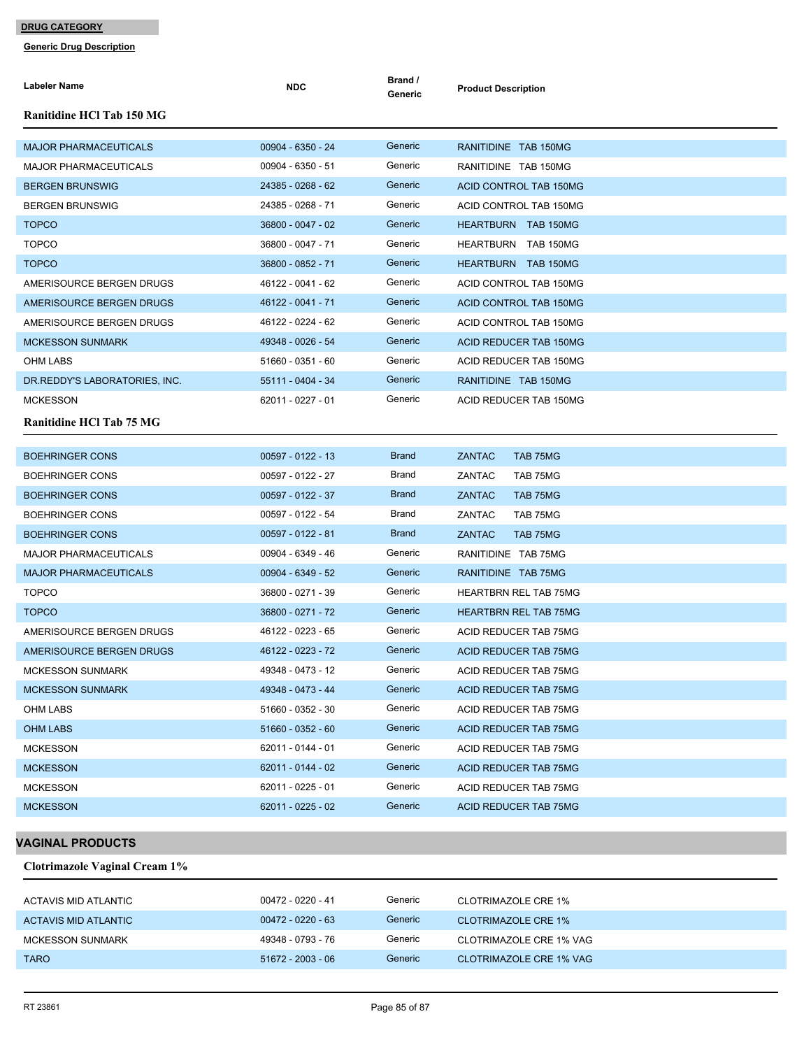**DRUG CATEGORY**

**Generic Drug Description**

| Labeler Name | NDC | Brand / Generic | Product Description |
|---|---|---|---|
| **Ranitidine HCl Tab 150 MG** | | | |
| MAJOR PHARMACEUTICALS | 00904 - 6350 - 24 | Generic | RANITIDINE TAB 150MG |
| MAJOR PHARMACEUTICALS | 00904 - 6350 - 51 | Generic | RANITIDINE TAB 150MG |
| BERGEN BRUNSWIG | 24385 - 0268 - 62 | Generic | ACID CONTROL TAB 150MG |
| BERGEN BRUNSWIG | 24385 - 0268 - 71 | Generic | ACID CONTROL TAB 150MG |
| TOPCO | 36800 - 0047 - 02 | Generic | HEARTBURN TAB 150MG |
| TOPCO | 36800 - 0047 - 71 | Generic | HEARTBURN TAB 150MG |
| TOPCO | 36800 - 0852 - 71 | Generic | HEARTBURN TAB 150MG |
| AMERISOURCE BERGEN DRUGS | 46122 - 0041 - 62 | Generic | ACID CONTROL TAB 150MG |
| AMERISOURCE BERGEN DRUGS | 46122 - 0041 - 71 | Generic | ACID CONTROL TAB 150MG |
| AMERISOURCE BERGEN DRUGS | 46122 - 0224 - 62 | Generic | ACID CONTROL TAB 150MG |
| MCKESSON SUNMARK | 49348 - 0026 - 54 | Generic | ACID REDUCER TAB 150MG |
| OHM LABS | 51660 - 0351 - 60 | Generic | ACID REDUCER TAB 150MG |
| DR.REDDY'S LABORATORIES, INC. | 55111 - 0404 - 34 | Generic | RANITIDINE TAB 150MG |
| MCKESSON | 62011 - 0227 - 01 | Generic | ACID REDUCER TAB 150MG |
| **Ranitidine HCl Tab 75 MG** | | | |
| BOEHRINGER CONS | 00597 - 0122 - 13 | Brand | ZANTAC TAB 75MG |
| BOEHRINGER CONS | 00597 - 0122 - 27 | Brand | ZANTAC TAB 75MG |
| BOEHRINGER CONS | 00597 - 0122 - 37 | Brand | ZANTAC TAB 75MG |
| BOEHRINGER CONS | 00597 - 0122 - 54 | Brand | ZANTAC TAB 75MG |
| BOEHRINGER CONS | 00597 - 0122 - 81 | Brand | ZANTAC TAB 75MG |
| MAJOR PHARMACEUTICALS | 00904 - 6349 - 46 | Generic | RANITIDINE TAB 75MG |
| MAJOR PHARMACEUTICALS | 00904 - 6349 - 52 | Generic | RANITIDINE TAB 75MG |
| TOPCO | 36800 - 0271 - 39 | Generic | HEARTBRN REL TAB 75MG |
| TOPCO | 36800 - 0271 - 72 | Generic | HEARTBRN REL TAB 75MG |
| AMERISOURCE BERGEN DRUGS | 46122 - 0223 - 65 | Generic | ACID REDUCER TAB 75MG |
| AMERISOURCE BERGEN DRUGS | 46122 - 0223 - 72 | Generic | ACID REDUCER TAB 75MG |
| MCKESSON SUNMARK | 49348 - 0473 - 12 | Generic | ACID REDUCER TAB 75MG |
| MCKESSON SUNMARK | 49348 - 0473 - 44 | Generic | ACID REDUCER TAB 75MG |
| OHM LABS | 51660 - 0352 - 30 | Generic | ACID REDUCER TAB 75MG |
| OHM LABS | 51660 - 0352 - 60 | Generic | ACID REDUCER TAB 75MG |
| MCKESSON | 62011 - 0144 - 01 | Generic | ACID REDUCER TAB 75MG |
| MCKESSON | 62011 - 0144 - 02 | Generic | ACID REDUCER TAB 75MG |
| MCKESSON | 62011 - 0225 - 01 | Generic | ACID REDUCER TAB 75MG |
| MCKESSON | 62011 - 0225 - 02 | Generic | ACID REDUCER TAB 75MG |

## VAGINAL PRODUCTS

| Labeler Name | NDC | Brand / Generic | Product Description |
|---|---|---|---|
| **Clotrimazole Vaginal Cream 1%** | | | |
| ACTAVIS MID ATLANTIC | 00472 - 0220 - 41 | Generic | CLOTRIMAZOLE CRE 1% |
| ACTAVIS MID ATLANTIC | 00472 - 0220 - 63 | Generic | CLOTRIMAZOLE CRE 1% |
| MCKESSON SUNMARK | 49348 - 0793 - 76 | Generic | CLOTRIMAZOLE CRE 1% VAG |
| TARO | 51672 - 2003 - 06 | Generic | CLOTRIMAZOLE CRE 1% VAG |

RT 23861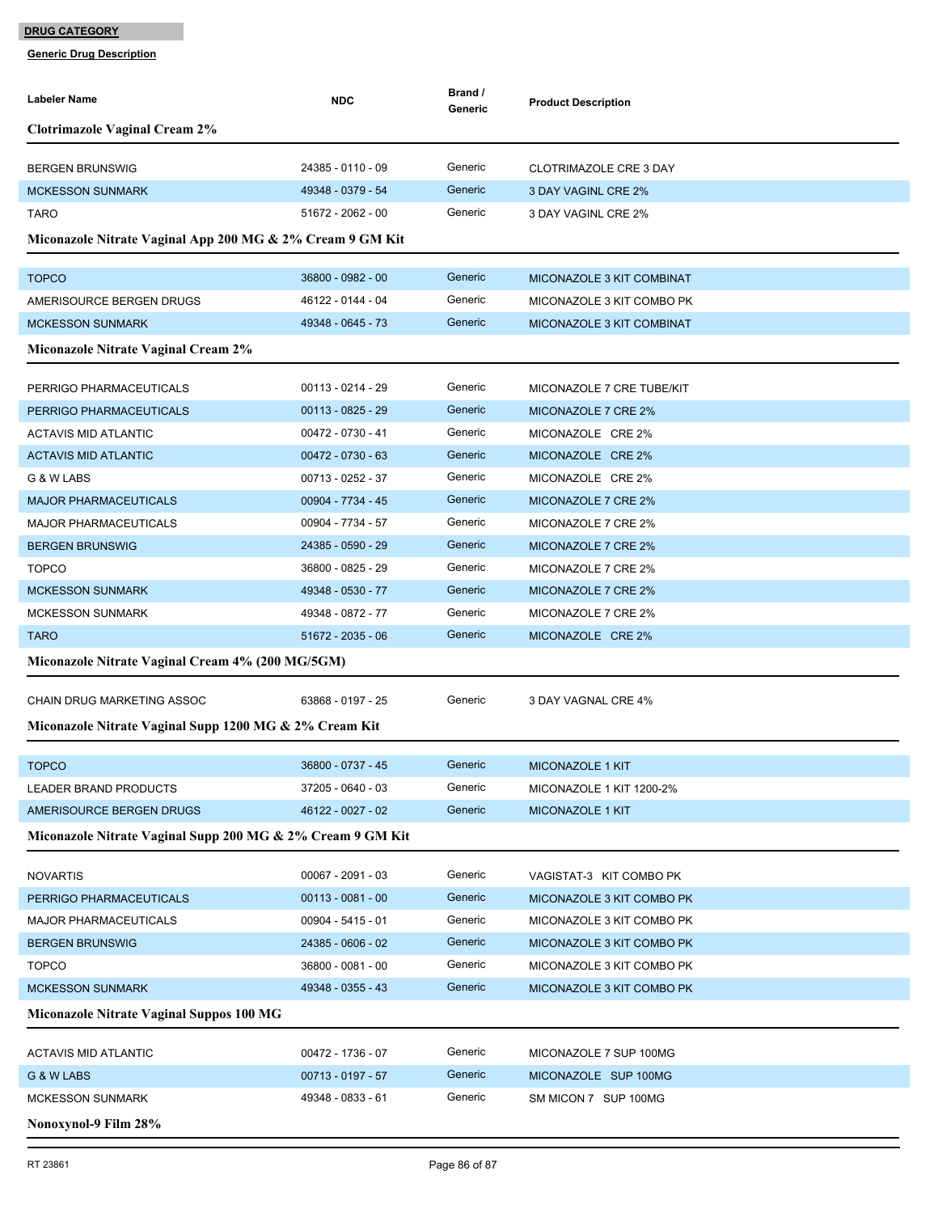**DRUG CATEGORY**

**Generic Drug Description**

| Labeler Name | NDC | Brand / Generic | Product Description |
|---|---|---|---|
| **Clotrimazole Vaginal Cream 2%** | | | |
| BERGEN BRUNSWIG | 24385 - 0110 - 09 | Generic | CLOTRIMAZOLE CRE 3 DAY |
| MCKESSON SUNMARK | 49348 - 0379 - 54 | Generic | 3 DAY VAGINL CRE 2% |
| TARO | 51672 - 2062 - 00 | Generic | 3 DAY VAGINL CRE 2% |
| **Miconazole Nitrate Vaginal App 200 MG & 2% Cream 9 GM Kit** | | | |
| TOPCO | 36800 - 0982 - 00 | Generic | MICONAZOLE 3 KIT COMBINAT |
| AMERISOURCE BERGEN DRUGS | 46122 - 0144 - 04 | Generic | MICONAZOLE 3 KIT COMBO PK |
| MCKESSON SUNMARK | 49348 - 0645 - 73 | Generic | MICONAZOLE 3 KIT COMBINAT |
| **Miconazole Nitrate Vaginal Cream 2%** | | | |
| PERRIGO PHARMACEUTICALS | 00113 - 0214 - 29 | Generic | MICONAZOLE 7 CRE TUBE/KIT |
| PERRIGO PHARMACEUTICALS | 00113 - 0825 - 29 | Generic | MICONAZOLE 7 CRE 2% |
| ACTAVIS MID ATLANTIC | 00472 - 0730 - 41 | Generic | MICONAZOLE CRE 2% |
| ACTAVIS MID ATLANTIC | 00472 - 0730 - 63 | Generic | MICONAZOLE CRE 2% |
| G & W LABS | 00713 - 0252 - 37 | Generic | MICONAZOLE CRE 2% |
| MAJOR PHARMACEUTICALS | 00904 - 7734 - 45 | Generic | MICONAZOLE 7 CRE 2% |
| MAJOR PHARMACEUTICALS | 00904 - 7734 - 57 | Generic | MICONAZOLE 7 CRE 2% |
| BERGEN BRUNSWIG | 24385 - 0590 - 29 | Generic | MICONAZOLE 7 CRE 2% |
| TOPCO | 36800 - 0825 - 29 | Generic | MICONAZOLE 7 CRE 2% |
| MCKESSON SUNMARK | 49348 - 0530 - 77 | Generic | MICONAZOLE 7 CRE 2% |
| MCKESSON SUNMARK | 49348 - 0872 - 77 | Generic | MICONAZOLE 7 CRE 2% |
| TARO | 51672 - 2035 - 06 | Generic | MICONAZOLE CRE 2% |
| **Miconazole Nitrate Vaginal Cream 4% (200 MG/5GM)** | | | |
| CHAIN DRUG MARKETING ASSOC | 63868 - 0197 - 25 | Generic | 3 DAY VAGNAL CRE 4% |
| **Miconazole Nitrate Vaginal Supp 1200 MG & 2% Cream Kit** | | | |
| TOPCO | 36800 - 0737 - 45 | Generic | MICONAZOLE 1 KIT |
| LEADER BRAND PRODUCTS | 37205 - 0640 - 03 | Generic | MICONAZOLE 1 KIT 1200-2% |
| AMERISOURCE BERGEN DRUGS | 46122 - 0027 - 02 | Generic | MICONAZOLE 1 KIT |
| **Miconazole Nitrate Vaginal Supp 200 MG & 2% Cream 9 GM Kit** | | | |
| NOVARTIS | 00067 - 2091 - 03 | Generic | VAGISTAT-3 KIT COMBO PK |
| PERRIGO PHARMACEUTICALS | 00113 - 0081 - 00 | Generic | MICONAZOLE 3 KIT COMBO PK |
| MAJOR PHARMACEUTICALS | 00904 - 5415 - 01 | Generic | MICONAZOLE 3 KIT COMBO PK |
| BERGEN BRUNSWIG | 24385 - 0606 - 02 | Generic | MICONAZOLE 3 KIT COMBO PK |
| TOPCO | 36800 - 0081 - 00 | Generic | MICONAZOLE 3 KIT COMBO PK |
| MCKESSON SUNMARK | 49348 - 0355 - 43 | Generic | MICONAZOLE 3 KIT COMBO PK |
| **Miconazole Nitrate Vaginal Suppos 100 MG** | | | |
| ACTAVIS MID ATLANTIC | 00472 - 1736 - 07 | Generic | MICONAZOLE 7 SUP 100MG |
| G & W LABS | 00713 - 0197 - 57 | Generic | MICONAZOLE SUP 100MG |
| MCKESSON SUNMARK | 49348 - 0833 - 61 | Generic | SM MICON 7 SUP 100MG |
| **Nonoxynol-9 Film 28%** | | | |

RT 23861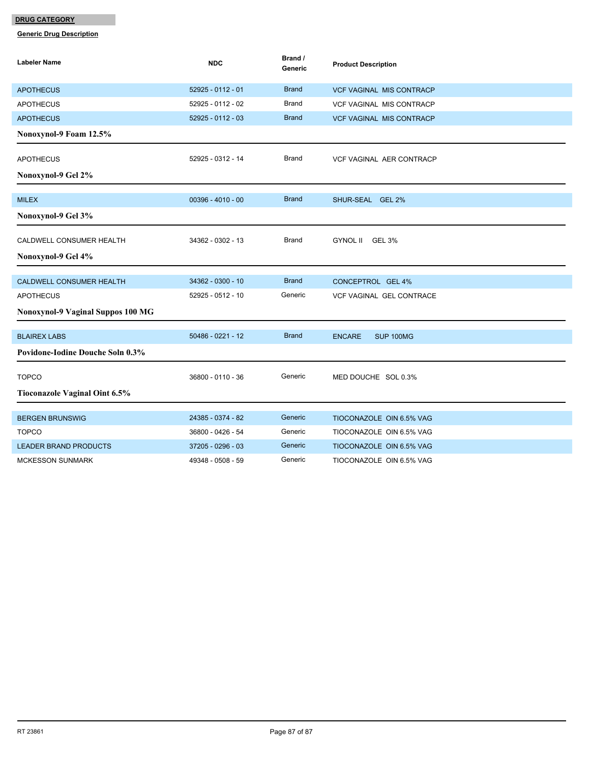**DRUG CATEGORY**

**Generic Drug Description**

| Labeler Name | NDC | Brand / Generic | Product Description |
|---|---|---|---|
| APOTHECUS | 52925 - 0112 - 01 | Brand | VCF VAGINAL MIS CONTRACP |
| APOTHECUS | 52925 - 0112 - 02 | Brand | VCF VAGINAL MIS CONTRACP |
| APOTHECUS | 52925 - 0112 - 03 | Brand | VCF VAGINAL MIS CONTRACP |

**Nonoxynol-9 Foam 12.5%**

| Labeler Name | NDC | Brand / Generic | Product Description |
|---|---|---|---|
| APOTHECUS | 52925 - 0312 - 14 | Brand | VCF VAGINAL AER CONTRACP |

**Nonoxynol-9 Gel 2%**

| Labeler Name | NDC | Brand / Generic | Product Description |
|---|---|---|---|
| MILEX | 00396 - 4010 - 00 | Brand | SHUR-SEAL GEL 2% |

**Nonoxynol-9 Gel 3%**

| Labeler Name | NDC | Brand / Generic | Product Description |
|---|---|---|---|
| CALDWELL CONSUMER HEALTH | 34362 - 0302 - 13 | Brand | GYNOL II GEL 3% |

**Nonoxynol-9 Gel 4%**

| Labeler Name | NDC | Brand / Generic | Product Description |
|---|---|---|---|
| CALDWELL CONSUMER HEALTH | 34362 - 0300 - 10 | Brand | CONCEPTROL GEL 4% |
| APOTHECUS | 52925 - 0512 - 10 | Generic | VCF VAGINAL GEL CONTRACE |

**Nonoxynol-9 Vaginal Suppos 100 MG**

| Labeler Name | NDC | Brand / Generic | Product Description |
|---|---|---|---|
| BLAIREX LABS | 50486 - 0221 - 12 | Brand | ENCARE SUP 100MG |

**Povidone-Iodine Douche Soln 0.3%**

| Labeler Name | NDC | Brand / Generic | Product Description |
|---|---|---|---|
| TOPCO | 36800 - 0110 - 36 | Generic | MED DOUCHE SOL 0.3% |

**Tioconazole Vaginal Oint 6.5%**

| Labeler Name | NDC | Brand / Generic | Product Description |
|---|---|---|---|
| BERGEN BRUNSWIG | 24385 - 0374 - 82 | Generic | TIOCONAZOLE OIN 6.5% VAG |
| TOPCO | 36800 - 0426 - 54 | Generic | TIOCONAZOLE OIN 6.5% VAG |
| LEADER BRAND PRODUCTS | 37205 - 0296 - 03 | Generic | TIOCONAZOLE OIN 6.5% VAG |
| MCKESSON SUNMARK | 49348 - 0508 - 59 | Generic | TIOCONAZOLE OIN 6.5% VAG |

RT 23861